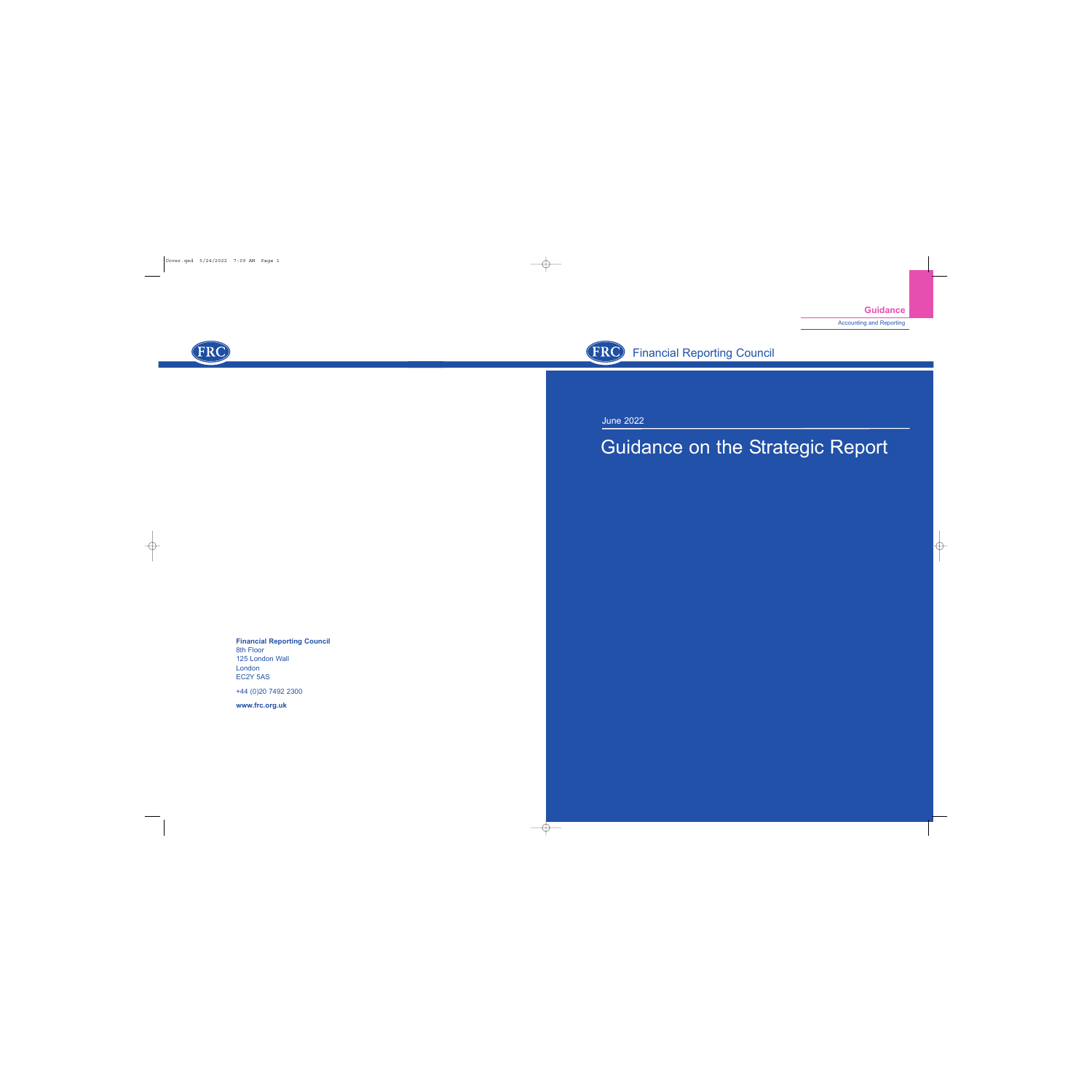Guidance

Accounting and Reporting

Financial Reporting Council

June 2022

# Guidance on the Strategic Report

**Financial Reporting Council**
8th Floor
125 London Wall
London
EC2Y 5AS

+44 (0)20 7492 2300

**www.frc.org.uk**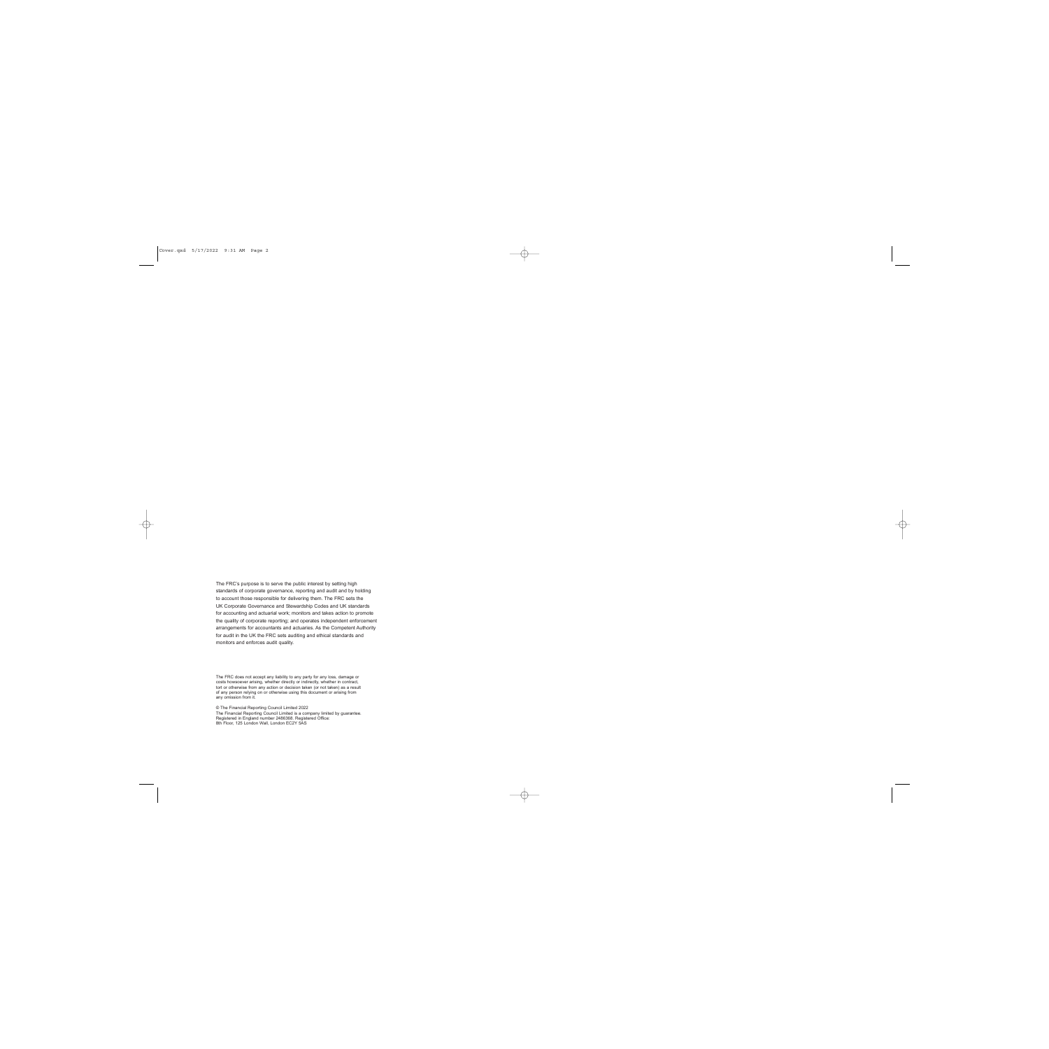The FRC's purpose is to serve the public interest by setting high standards of corporate governance, reporting and audit and by holding to account those responsible for delivering them. The FRC sets the UK Corporate Governance and Stewardship Codes and UK standards for accounting and actuarial work; monitors and takes action to promote the quality of corporate reporting; and operates independent enforcement arrangements for accountants and actuaries. As the Competent Authority for audit in the UK the FRC sets auditing and ethical standards and monitors and enforces audit quality.

The FRC does not accept any liability to any party for any loss, damage or costs howsoever arising, whether directly or indirectly, whether in contract, tort or otherwise from any action or decision taken (or not taken) as a result of any person relying on or otherwise using this document or arising from any omission from it.

© The Financial Reporting Council Limited 2022
The Financial Reporting Council Limited is a company limited by guarantee.
Registered in England number 2486368. Registered Office:
8th Floor, 125 London Wall, London EC2Y 5AS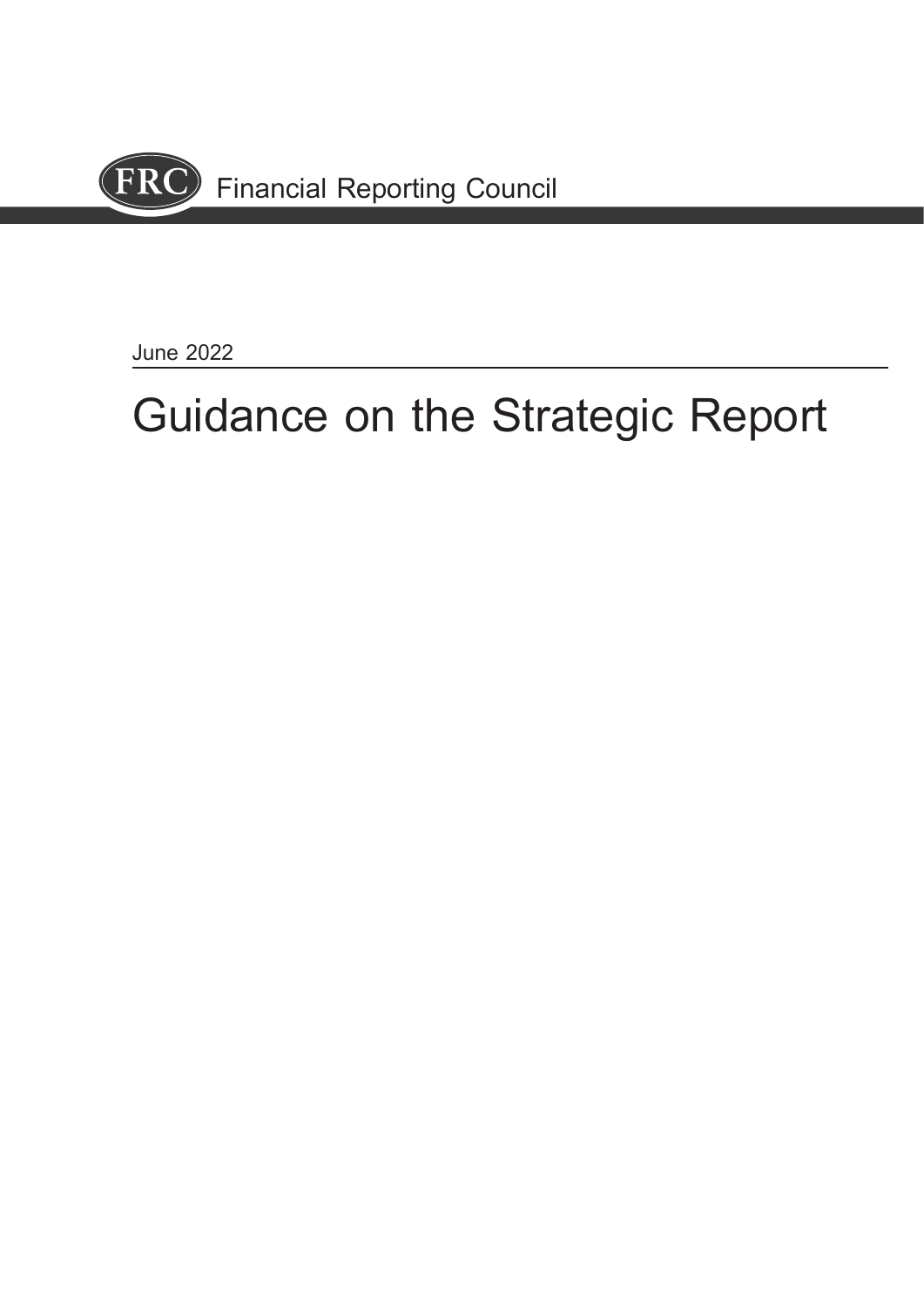FRC Financial Reporting Council

June 2022

# Guidance on the Strategic Report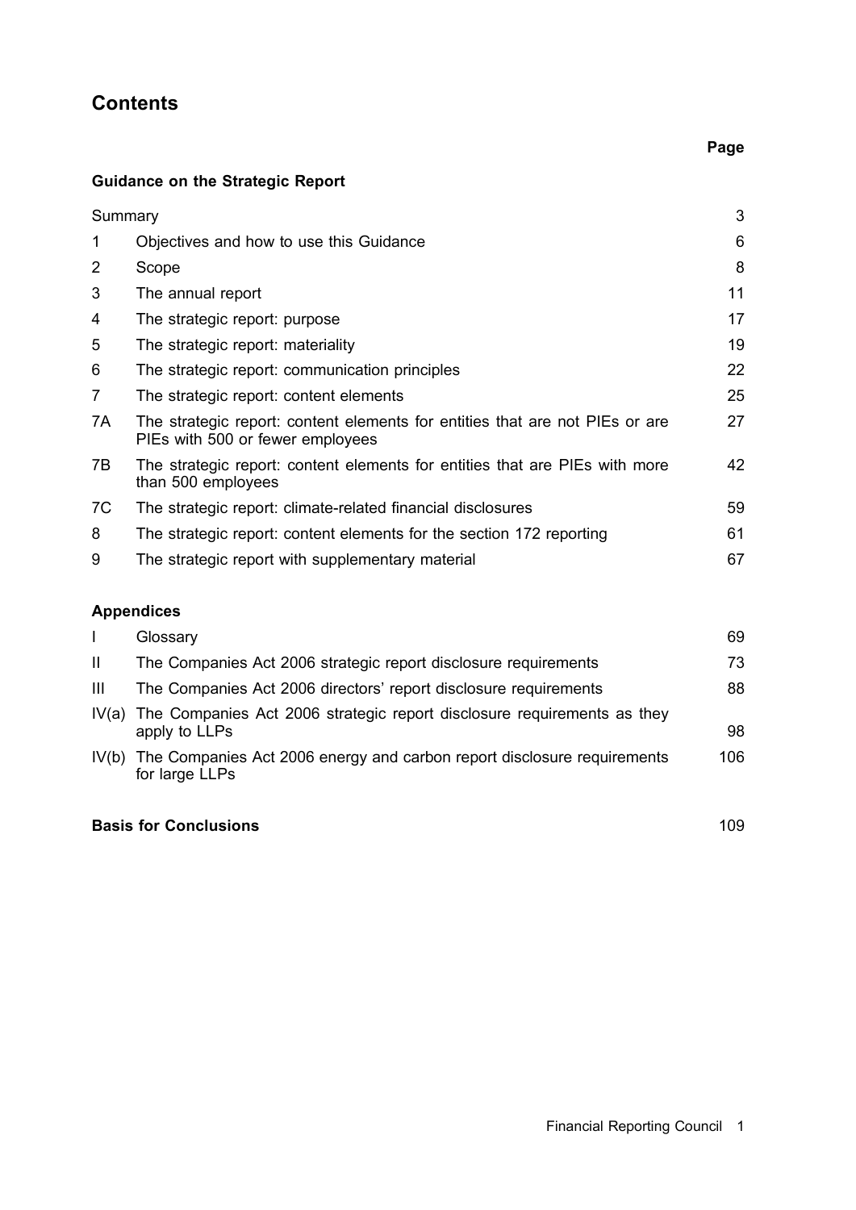# Contents

| | | Page |
|---|---|---|
| **Guidance on the Strategic Report** | | |
| Summary | | 3 |
| 1 | Objectives and how to use this Guidance | 6 |
| 2 | Scope | 8 |
| 3 | The annual report | 11 |
| 4 | The strategic report: purpose | 17 |
| 5 | The strategic report: materiality | 19 |
| 6 | The strategic report: communication principles | 22 |
| 7 | The strategic report: content elements | 25 |
| 7A | The strategic report: content elements for entities that are not PIEs or are PIEs with 500 or fewer employees | 27 |
| 7B | The strategic report: content elements for entities that are PIEs with more than 500 employees | 42 |
| 7C | The strategic report: climate-related financial disclosures | 59 |
| 8 | The strategic report: content elements for the section 172 reporting | 61 |
| 9 | The strategic report with supplementary material | 67 |
| **Appendices** | | |
| I | Glossary | 69 |
| II | The Companies Act 2006 strategic report disclosure requirements | 73 |
| III | The Companies Act 2006 directors' report disclosure requirements | 88 |
| IV(a) | The Companies Act 2006 strategic report disclosure requirements as they apply to LLPs | 98 |
| IV(b) | The Companies Act 2006 energy and carbon report disclosure requirements for large LLPs | 106 |
| **Basis for Conclusions** | | 109 |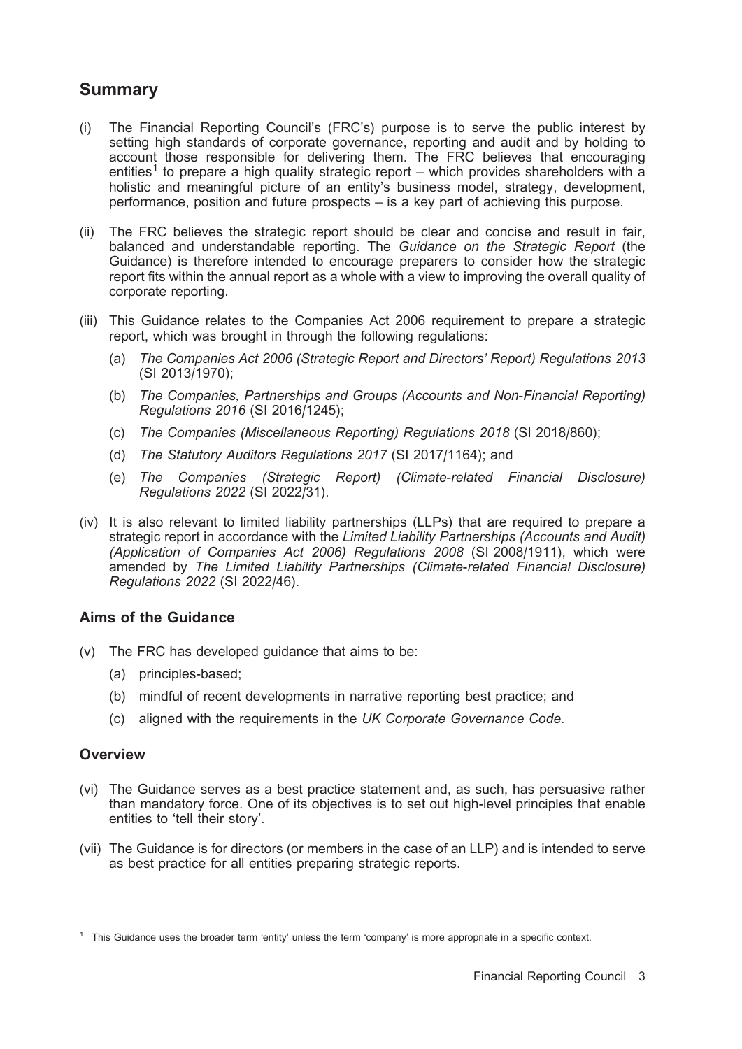## Summary

(i) The Financial Reporting Council's (FRC's) purpose is to serve the public interest by setting high standards of corporate governance, reporting and audit and by holding to account those responsible for delivering them. The FRC believes that encouraging entities[1] to prepare a high quality strategic report – which provides shareholders with a holistic and meaningful picture of an entity's business model, strategy, development, performance, position and future prospects – is a key part of achieving this purpose.

(ii) The FRC believes the strategic report should be clear and concise and result in fair, balanced and understandable reporting. The *Guidance on the Strategic Report* (the Guidance) is therefore intended to encourage preparers to consider how the strategic report fits within the annual report as a whole with a view to improving the overall quality of corporate reporting.

(iii) This Guidance relates to the Companies Act 2006 requirement to prepare a strategic report, which was brought in through the following regulations:

   (a) *The Companies Act 2006 (Strategic Report and Directors' Report) Regulations 2013* (SI 2013/1970);

   (b) *The Companies, Partnerships and Groups (Accounts and Non-Financial Reporting) Regulations 2016* (SI 2016/1245);

   (c) *The Companies (Miscellaneous Reporting) Regulations 2018* (SI 2018/860);

   (d) *The Statutory Auditors Regulations 2017* (SI 2017/1164); and

   (e) *The Companies (Strategic Report) (Climate-related Financial Disclosure) Regulations 2022* (SI 2022/31).

(iv) It is also relevant to limited liability partnerships (LLPs) that are required to prepare a strategic report in accordance with the *Limited Liability Partnerships (Accounts and Audit) (Application of Companies Act 2006) Regulations 2008* (SI 2008/1911), which were amended by *The Limited Liability Partnerships (Climate-related Financial Disclosure) Regulations 2022* (SI 2022/46).

### Aims of the Guidance

(v) The FRC has developed guidance that aims to be:

   (a) principles-based;

   (b) mindful of recent developments in narrative reporting best practice; and

   (c) aligned with the requirements in the *UK Corporate Governance Code*.

### Overview

(vi) The Guidance serves as a best practice statement and, as such, has persuasive rather than mandatory force. One of its objectives is to set out high-level principles that enable entities to 'tell their story'.

(vii) The Guidance is for directors (or members in the case of an LLP) and is intended to serve as best practice for all entities preparing strategic reports.

---

[1] This Guidance uses the broader term 'entity' unless the term 'company' is more appropriate in a specific context.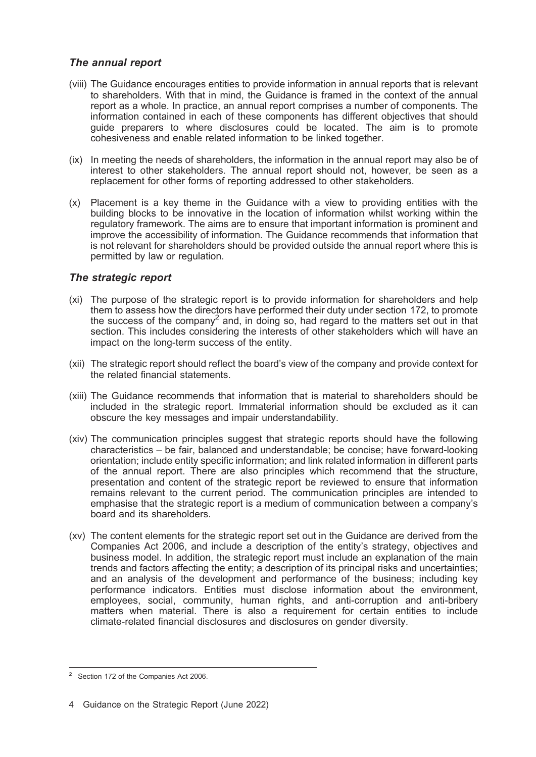### *The annual report*

(viii) The Guidance encourages entities to provide information in annual reports that is relevant to shareholders. With that in mind, the Guidance is framed in the context of the annual report as a whole. In practice, an annual report comprises a number of components. The information contained in each of these components has different objectives that should guide preparers to where disclosures could be located. The aim is to promote cohesiveness and enable related information to be linked together.

(ix) In meeting the needs of shareholders, the information in the annual report may also be of interest to other stakeholders. The annual report should not, however, be seen as a replacement for other forms of reporting addressed to other stakeholders.

(x) Placement is a key theme in the Guidance with a view to providing entities with the building blocks to be innovative in the location of information whilst working within the regulatory framework. The aims are to ensure that important information is prominent and improve the accessibility of information. The Guidance recommends that information that is not relevant for shareholders should be provided outside the annual report where this is permitted by law or regulation.

### *The strategic report*

(xi) The purpose of the strategic report is to provide information for shareholders and help them to assess how the directors have performed their duty under section 172, to promote the success of the company[2] and, in doing so, had regard to the matters set out in that section. This includes considering the interests of other stakeholders which will have an impact on the long-term success of the entity.

(xii) The strategic report should reflect the board's view of the company and provide context for the related financial statements.

(xiii) The Guidance recommends that information that is material to shareholders should be included in the strategic report. Immaterial information should be excluded as it can obscure the key messages and impair understandability.

(xiv) The communication principles suggest that strategic reports should have the following characteristics – be fair, balanced and understandable; be concise; have forward-looking orientation; include entity specific information; and link related information in different parts of the annual report. There are also principles which recommend that the structure, presentation and content of the strategic report be reviewed to ensure that information remains relevant to the current period. The communication principles are intended to emphasise that the strategic report is a medium of communication between a company's board and its shareholders.

(xv) The content elements for the strategic report set out in the Guidance are derived from the Companies Act 2006, and include a description of the entity's strategy, objectives and business model. In addition, the strategic report must include an explanation of the main trends and factors affecting the entity; a description of its principal risks and uncertainties; and an analysis of the development and performance of the business; including key performance indicators. Entities must disclose information about the environment, employees, social, community, human rights, and anti-corruption and anti-bribery matters when material. There is also a requirement for certain entities to include climate-related financial disclosures and disclosures on gender diversity.

---

[2] Section 172 of the Companies Act 2006.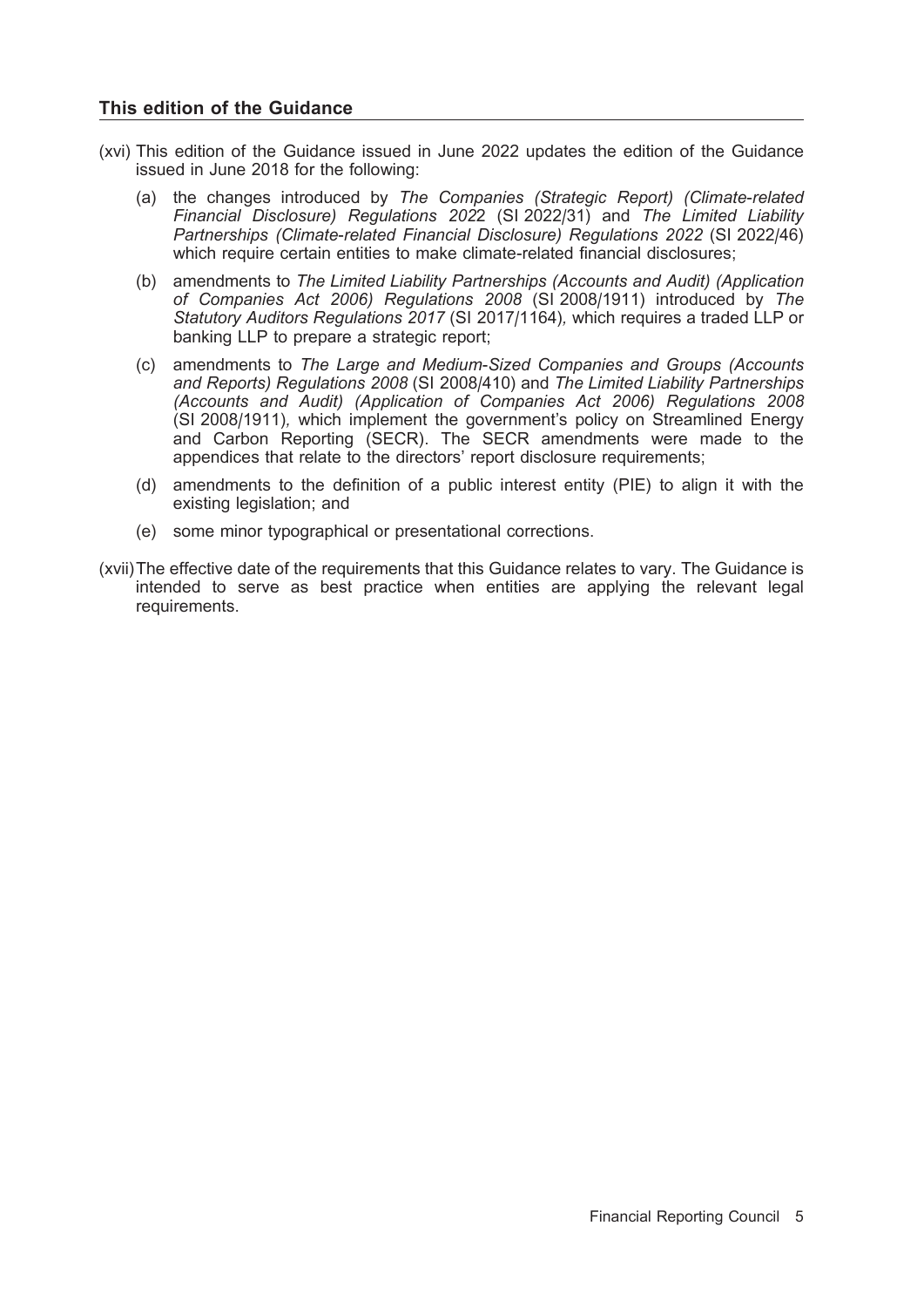## This edition of the Guidance

(xvi) This edition of the Guidance issued in June 2022 updates the edition of the Guidance issued in June 2018 for the following:

(a) the changes introduced by *The Companies (Strategic Report) (Climate-related Financial Disclosure) Regulations 202*2 (SI 2022/31) and *The Limited Liability Partnerships (Climate-related Financial Disclosure) Regulations 2022* (SI 2022/46) which require certain entities to make climate-related financial disclosures;

(b) amendments to *The Limited Liability Partnerships (Accounts and Audit) (Application of Companies Act 2006) Regulations 2008* (SI 2008/1911) introduced by *The Statutory Auditors Regulations 2017* (SI 2017/1164), which requires a traded LLP or banking LLP to prepare a strategic report;

(c) amendments to *The Large and Medium-Sized Companies and Groups (Accounts and Reports) Regulations 2008* (SI 2008/410) and *The Limited Liability Partnerships (Accounts and Audit) (Application of Companies Act 2006) Regulations 2008* (SI 2008/1911), which implement the government's policy on Streamlined Energy and Carbon Reporting (SECR). The SECR amendments were made to the appendices that relate to the directors' report disclosure requirements;

(d) amendments to the definition of a public interest entity (PIE) to align it with the existing legislation; and

(e) some minor typographical or presentational corrections.

(xvii) The effective date of the requirements that this Guidance relates to vary. The Guidance is intended to serve as best practice when entities are applying the relevant legal requirements.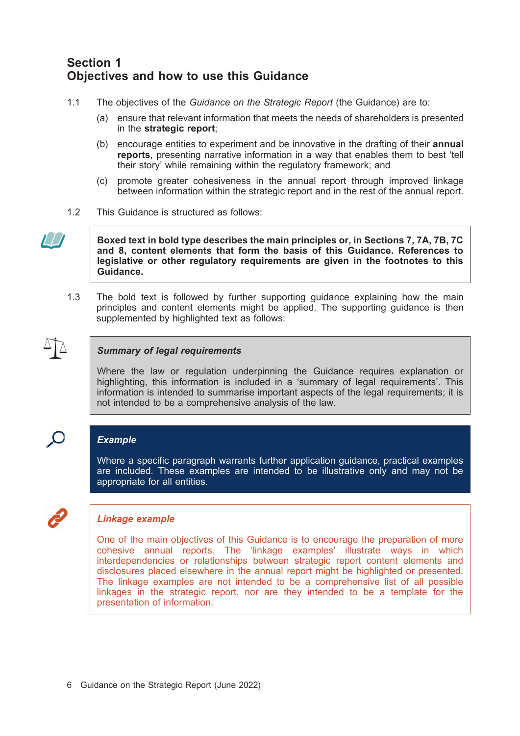## Section 1
## Objectives and how to use this Guidance

1.1 The objectives of the *Guidance on the Strategic Report* (the Guidance) are to:

(a) ensure that relevant information that meets the needs of shareholders is presented in the **strategic report**;

(b) encourage entities to experiment and be innovative in the drafting of their **annual reports**, presenting narrative information in a way that enables them to best 'tell their story' while remaining within the regulatory framework; and

(c) promote greater cohesiveness in the annual report through improved linkage between information within the strategic report and in the rest of the annual report.

1.2 This Guidance is structured as follows:

> **Boxed text in bold type describes the main principles or, in Sections 7, 7A, 7B, 7C and 8, content elements that form the basis of this Guidance. References to legislative or other regulatory requirements are given in the footnotes to this Guidance.**

1.3 The bold text is followed by further supporting guidance explaining how the main principles and content elements might be applied. The supporting guidance is then supplemented by highlighted text as follows:

> ***Summary of legal requirements***
>
> Where the law or regulation underpinning the Guidance requires explanation or highlighting, this information is included in a 'summary of legal requirements'. This information is intended to summarise important aspects of the legal requirements; it is not intended to be a comprehensive analysis of the law.

> ***Example***
>
> Where a specific paragraph warrants further application guidance, practical examples are included. These examples are intended to be illustrative only and may not be appropriate for all entities.

> ***Linkage example***
>
> One of the main objectives of this Guidance is to encourage the preparation of more cohesive annual reports. The 'linkage examples' illustrate ways in which interdependencies or relationships between strategic report content elements and disclosures placed elsewhere in the annual report might be highlighted or presented. The linkage examples are not intended to be a comprehensive list of all possible linkages in the strategic report, nor are they intended to be a template for the presentation of information.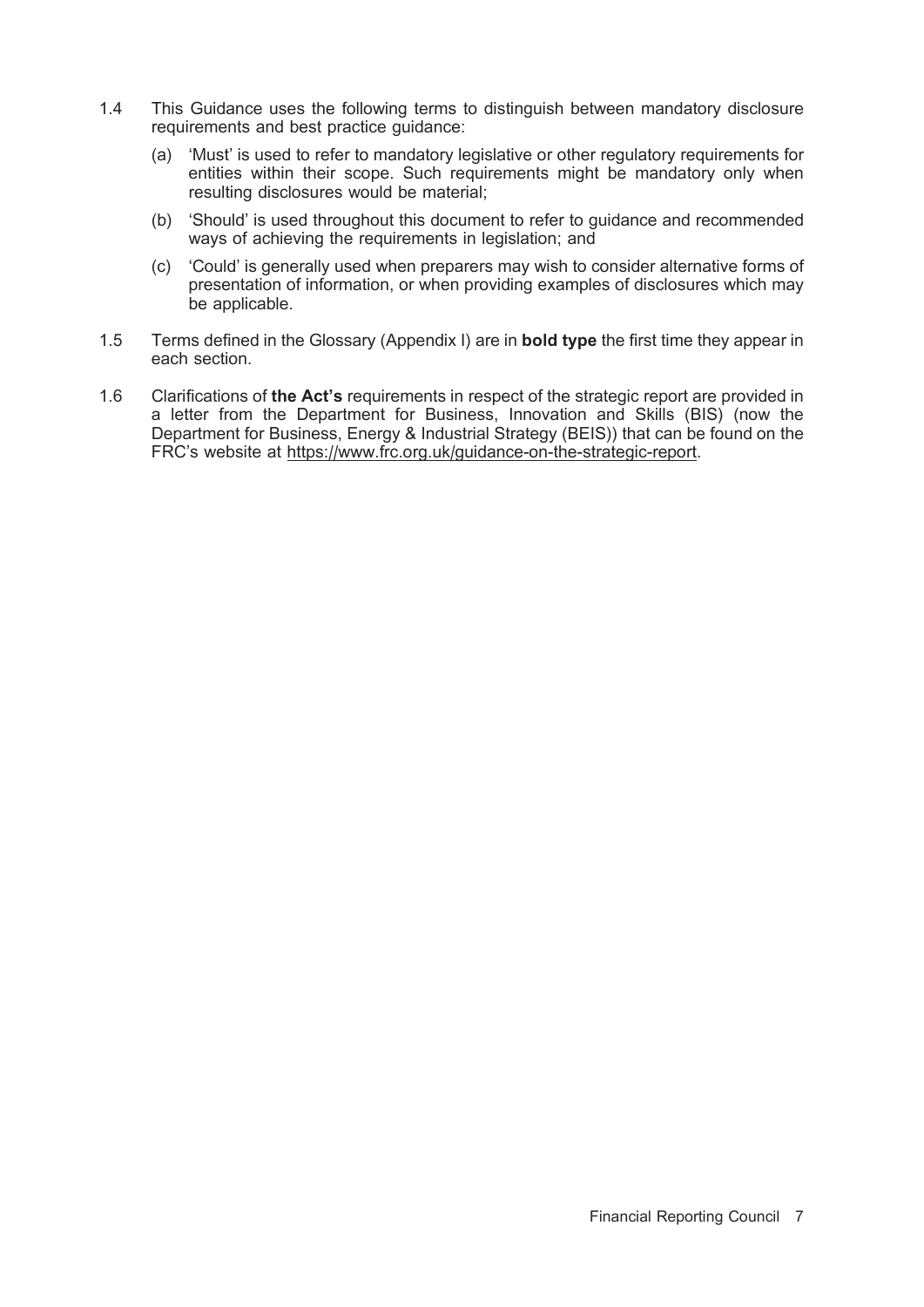1.4 This Guidance uses the following terms to distinguish between mandatory disclosure requirements and best practice guidance:

(a) 'Must' is used to refer to mandatory legislative or other regulatory requirements for entities within their scope. Such requirements might be mandatory only when resulting disclosures would be material;

(b) 'Should' is used throughout this document to refer to guidance and recommended ways of achieving the requirements in legislation; and

(c) 'Could' is generally used when preparers may wish to consider alternative forms of presentation of information, or when providing examples of disclosures which may be applicable.

1.5 Terms defined in the Glossary (Appendix I) are in **bold type** the first time they appear in each section.

1.6 Clarifications of **the Act's** requirements in respect of the strategic report are provided in a letter from the Department for Business, Innovation and Skills (BIS) (now the Department for Business, Energy & Industrial Strategy (BEIS)) that can be found on the FRC's website at https://www.frc.org.uk/guidance-on-the-strategic-report.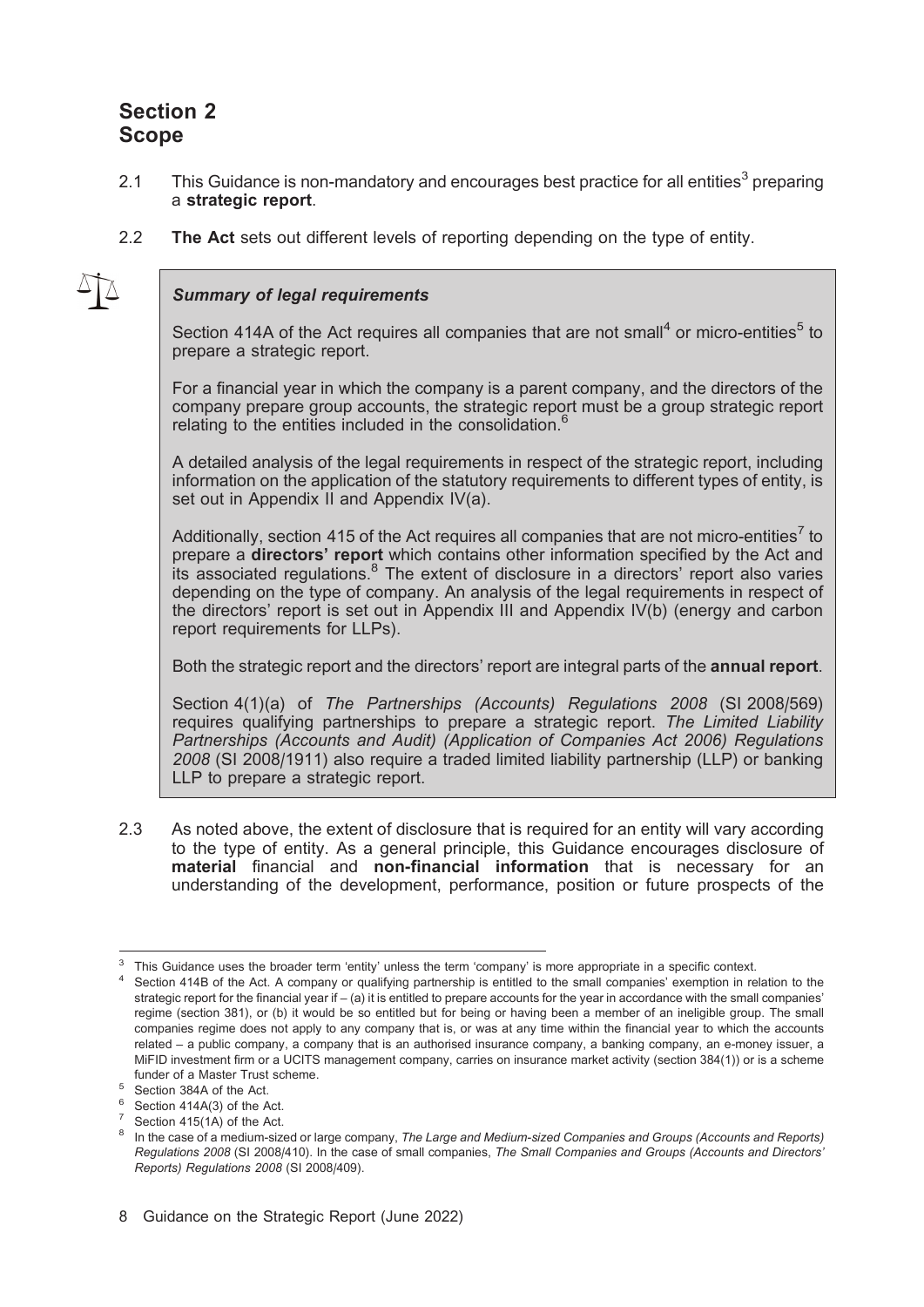# Section 2
## Scope

2.1 This Guidance is non-mandatory and encourages best practice for all entities[3] preparing a **strategic report**.

2.2 **The Act** sets out different levels of reporting depending on the type of entity.

> ***Summary of legal requirements***
>
> Section 414A of the Act requires all companies that are not small[4] or micro-entities[5] to prepare a strategic report.
>
> For a financial year in which the company is a parent company, and the directors of the company prepare group accounts, the strategic report must be a group strategic report relating to the entities included in the consolidation.[6]
>
> A detailed analysis of the legal requirements in respect of the strategic report, including information on the application of the statutory requirements to different types of entity, is set out in Appendix II and Appendix IV(a).
>
> Additionally, section 415 of the Act requires all companies that are not micro-entities[7] to prepare a **directors' report** which contains other information specified by the Act and its associated regulations.[8] The extent of disclosure in a directors' report also varies depending on the type of company. An analysis of the legal requirements in respect of the directors' report is set out in Appendix III and Appendix IV(b) (energy and carbon report requirements for LLPs).
>
> Both the strategic report and the directors' report are integral parts of the **annual report**.
>
> Section 4(1)(a) of *The Partnerships (Accounts) Regulations 2008* (SI 2008/569) requires qualifying partnerships to prepare a strategic report. *The Limited Liability Partnerships (Accounts and Audit) (Application of Companies Act 2006) Regulations 2008* (SI 2008/1911) also require a traded limited liability partnership (LLP) or banking LLP to prepare a strategic report.

2.3 As noted above, the extent of disclosure that is required for an entity will vary according to the type of entity. As a general principle, this Guidance encourages disclosure of **material** financial and **non-financial information** that is necessary for an understanding of the development, performance, position or future prospects of the

---

[3] This Guidance uses the broader term 'entity' unless the term 'company' is more appropriate in a specific context.

[4] Section 414B of the Act. A company or qualifying partnership is entitled to the small companies' exemption in relation to the strategic report for the financial year if – (a) it is entitled to prepare accounts for the year in accordance with the small companies' regime (section 381), or (b) it would be so entitled but for being or having been a member of an ineligible group. The small companies regime does not apply to any company that is, or was at any time within the financial year to which the accounts related – a public company, a company that is an authorised insurance company, a banking company, an e-money issuer, a MiFID investment firm or a UCITS management company, carries on insurance market activity (section 384(1)) or is a scheme funder of a Master Trust scheme.

[5] Section 384A of the Act.

[6] Section 414A(3) of the Act.

[7] Section 415(1A) of the Act.

[8] In the case of a medium-sized or large company, *The Large and Medium-sized Companies and Groups (Accounts and Reports) Regulations 2008* (SI 2008/410). In the case of small companies, *The Small Companies and Groups (Accounts and Directors' Reports) Regulations 2008* (SI 2008/409).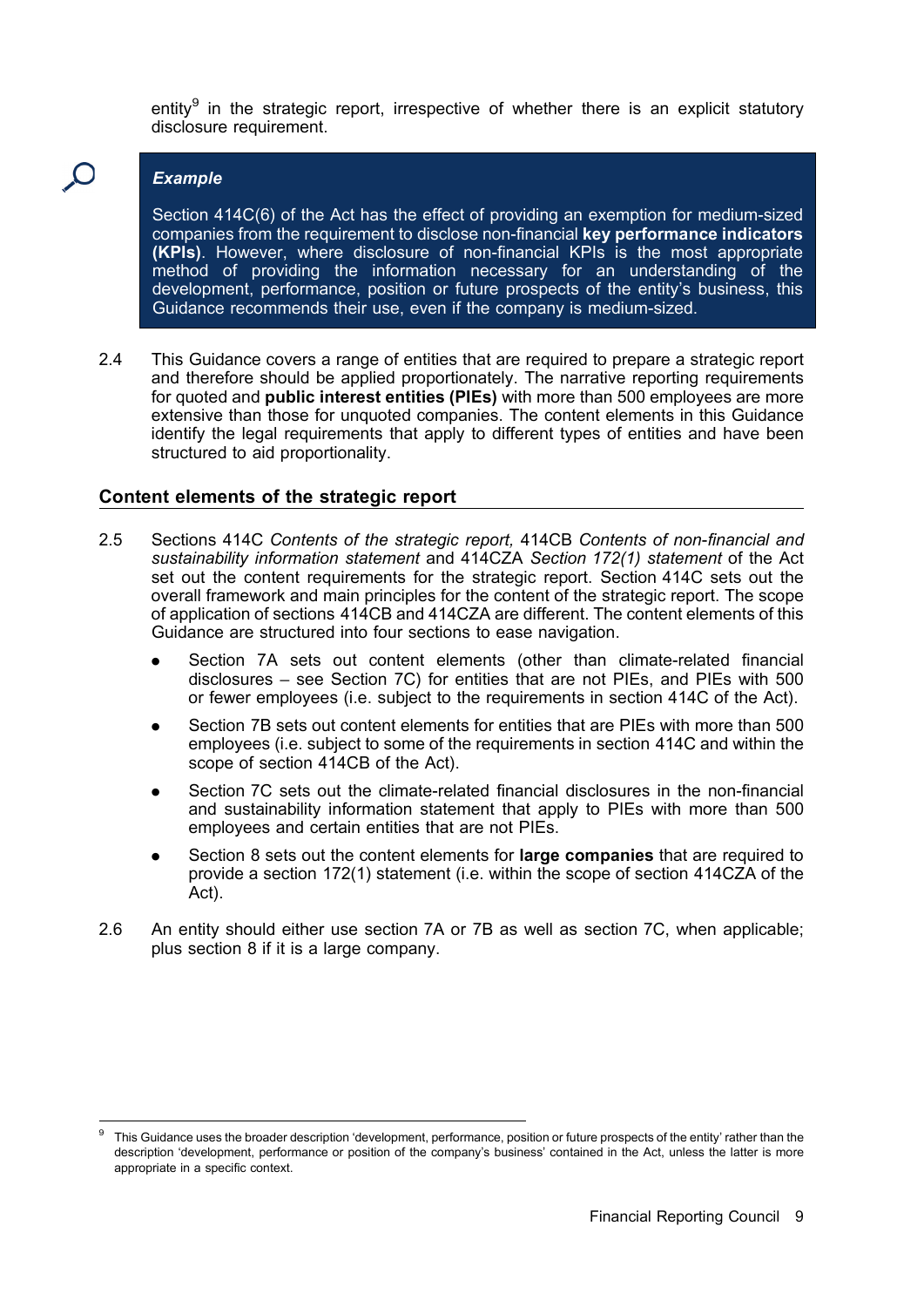entity[9] in the strategic report, irrespective of whether there is an explicit statutory disclosure requirement.

> ***Example***
>
> Section 414C(6) of the Act has the effect of providing an exemption for medium-sized companies from the requirement to disclose non-financial **key performance indicators (KPIs)**. However, where disclosure of non-financial KPIs is the most appropriate method of providing the information necessary for an understanding of the development, performance, position or future prospects of the entity's business, this Guidance recommends their use, even if the company is medium-sized.

2.4 This Guidance covers a range of entities that are required to prepare a strategic report and therefore should be applied proportionately. The narrative reporting requirements for quoted and **public interest entities (PIEs)** with more than 500 employees are more extensive than those for unquoted companies. The content elements in this Guidance identify the legal requirements that apply to different types of entities and have been structured to aid proportionality.

## Content elements of the strategic report

2.5 Sections 414C *Contents of the strategic report,* 414CB *Contents of non-financial and sustainability information statement* and 414CZA *Section 172(1) statement* of the Act set out the content requirements for the strategic report. Section 414C sets out the overall framework and main principles for the content of the strategic report. The scope of application of sections 414CB and 414CZA are different. The content elements of this Guidance are structured into four sections to ease navigation.

- Section 7A sets out content elements (other than climate-related financial disclosures – see Section 7C) for entities that are not PIEs, and PIEs with 500 or fewer employees (i.e. subject to the requirements in section 414C of the Act).
- Section 7B sets out content elements for entities that are PIEs with more than 500 employees (i.e. subject to some of the requirements in section 414C and within the scope of section 414CB of the Act).
- Section 7C sets out the climate-related financial disclosures in the non-financial and sustainability information statement that apply to PIEs with more than 500 employees and certain entities that are not PIEs.
- Section 8 sets out the content elements for **large companies** that are required to provide a section 172(1) statement (i.e. within the scope of section 414CZA of the Act).

2.6 An entity should either use section 7A or 7B as well as section 7C, when applicable; plus section 8 if it is a large company.

---

[9] This Guidance uses the broader description 'development, performance, position or future prospects of the entity' rather than the description 'development, performance or position of the company's business' contained in the Act, unless the latter is more appropriate in a specific context.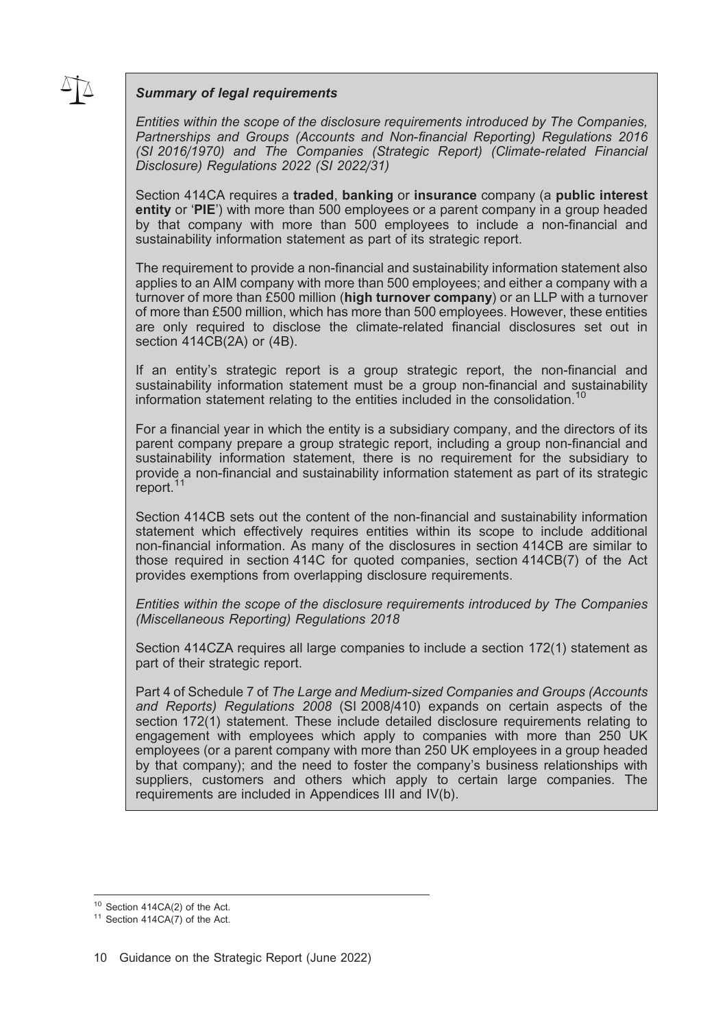***Summary of legal requirements***

*Entities within the scope of the disclosure requirements introduced by The Companies, Partnerships and Groups (Accounts and Non-financial Reporting) Regulations 2016 (SI 2016/1970) and The Companies (Strategic Report) (Climate-related Financial Disclosure) Regulations 2022 (SI 2022/31)*

Section 414CA requires a **traded**, **banking** or **insurance** company (a **public interest entity** or '**PIE**') with more than 500 employees or a parent company in a group headed by that company with more than 500 employees to include a non-financial and sustainability information statement as part of its strategic report.

The requirement to provide a non-financial and sustainability information statement also applies to an AIM company with more than 500 employees; and either a company with a turnover of more than £500 million (**high turnover company**) or an LLP with a turnover of more than £500 million, which has more than 500 employees. However, these entities are only required to disclose the climate-related financial disclosures set out in section 414CB(2A) or (4B).

If an entity's strategic report is a group strategic report, the non-financial and sustainability information statement must be a group non-financial and sustainability information statement relating to the entities included in the consolidation.[10]

For a financial year in which the entity is a subsidiary company, and the directors of its parent company prepare a group strategic report, including a group non-financial and sustainability information statement, there is no requirement for the subsidiary to provide a non-financial and sustainability information statement as part of its strategic report.[11]

Section 414CB sets out the content of the non-financial and sustainability information statement which effectively requires entities within its scope to include additional non-financial information. As many of the disclosures in section 414CB are similar to those required in section 414C for quoted companies, section 414CB(7) of the Act provides exemptions from overlapping disclosure requirements.

*Entities within the scope of the disclosure requirements introduced by The Companies (Miscellaneous Reporting) Regulations 2018*

Section 414CZA requires all large companies to include a section 172(1) statement as part of their strategic report.

Part 4 of Schedule 7 of *The Large and Medium-sized Companies and Groups (Accounts and Reports) Regulations 2008* (SI 2008/410) expands on certain aspects of the section 172(1) statement. These include detailed disclosure requirements relating to engagement with employees which apply to companies with more than 250 UK employees (or a parent company with more than 250 UK employees in a group headed by that company); and the need to foster the company's business relationships with suppliers, customers and others which apply to certain large companies. The requirements are included in Appendices III and IV(b).

---

[10] Section 414CA(2) of the Act.

[11] Section 414CA(7) of the Act.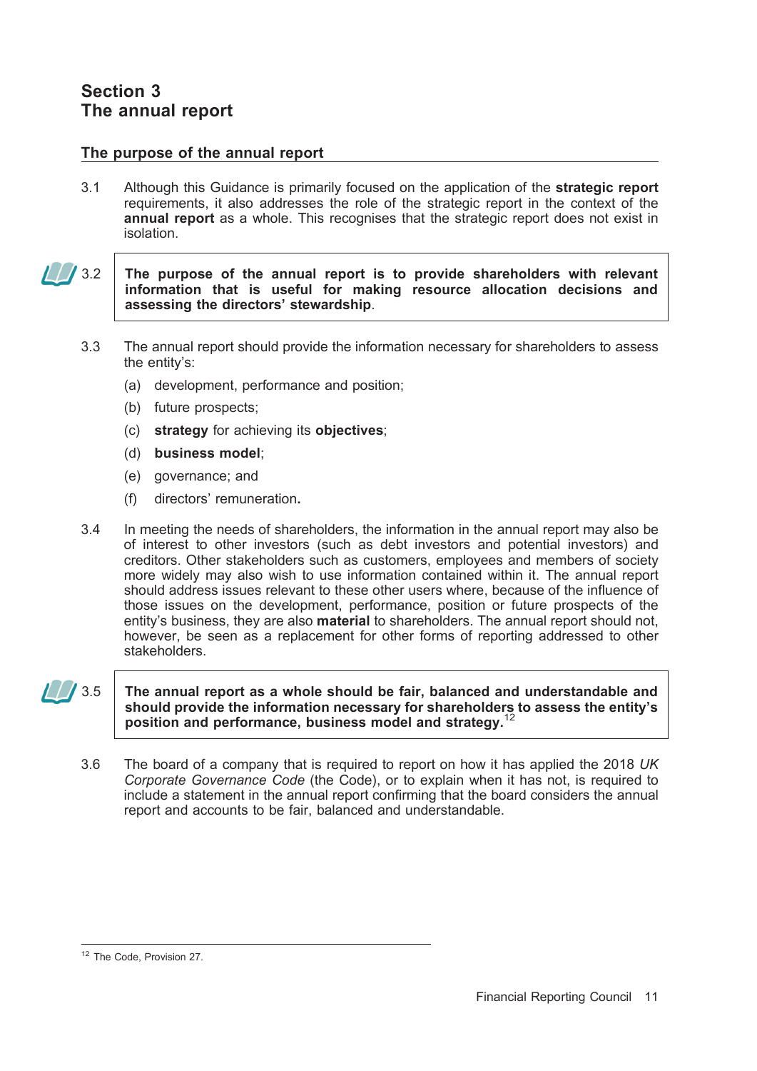# Section 3
# The annual report

## The purpose of the annual report

3.1 Although this Guidance is primarily focused on the application of the **strategic report** requirements, it also addresses the role of the strategic report in the context of the **annual report** as a whole. This recognises that the strategic report does not exist in isolation.

3.2 **The purpose of the annual report is to provide shareholders with relevant information that is useful for making resource allocation decisions and assessing the directors' stewardship**.

3.3 The annual report should provide the information necessary for shareholders to assess the entity's:

(a) development, performance and position;

(b) future prospects;

(c) **strategy** for achieving its **objectives**;

(d) **business model**;

(e) governance; and

(f) directors' remuneration**.**

3.4 In meeting the needs of shareholders, the information in the annual report may also be of interest to other investors (such as debt investors and potential investors) and creditors. Other stakeholders such as customers, employees and members of society more widely may also wish to use information contained within it. The annual report should address issues relevant to these other users where, because of the influence of those issues on the development, performance, position or future prospects of the entity's business, they are also **material** to shareholders. The annual report should not, however, be seen as a replacement for other forms of reporting addressed to other stakeholders.

3.5 **The annual report as a whole should be fair, balanced and understandable and should provide the information necessary for shareholders to assess the entity's position and performance, business model and strategy.**[12]

3.6 The board of a company that is required to report on how it has applied the 2018 *UK Corporate Governance Code* (the Code), or to explain when it has not, is required to include a statement in the annual report confirming that the board considers the annual report and accounts to be fair, balanced and understandable.

---

[12] The Code, Provision 27.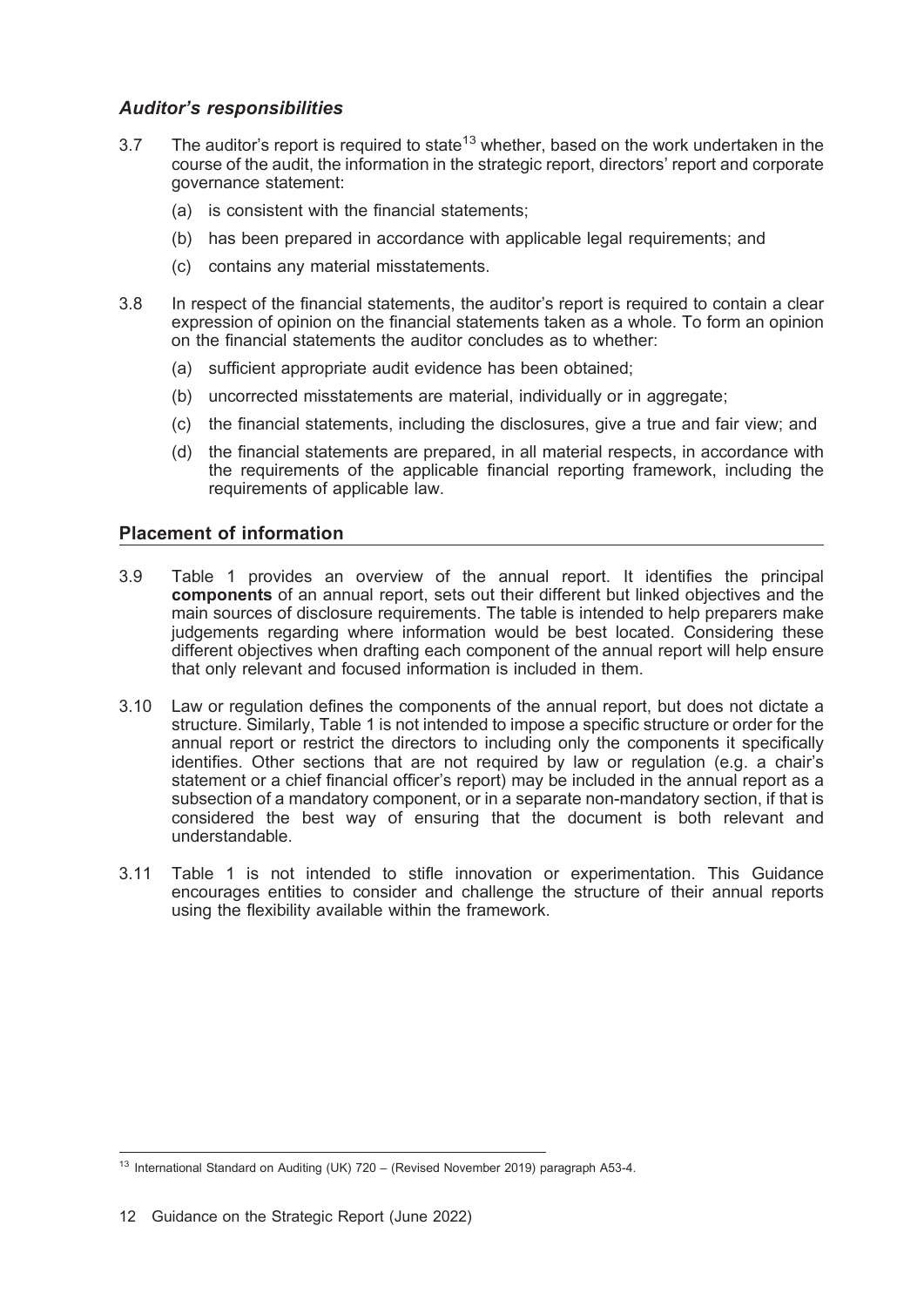### *Auditor's responsibilities*

3.7 The auditor's report is required to state[13] whether, based on the work undertaken in the course of the audit, the information in the strategic report, directors' report and corporate governance statement:

(a) is consistent with the financial statements;

(b) has been prepared in accordance with applicable legal requirements; and

(c) contains any material misstatements.

3.8 In respect of the financial statements, the auditor's report is required to contain a clear expression of opinion on the financial statements taken as a whole. To form an opinion on the financial statements the auditor concludes as to whether:

(a) sufficient appropriate audit evidence has been obtained;

(b) uncorrected misstatements are material, individually or in aggregate;

(c) the financial statements, including the disclosures, give a true and fair view; and

(d) the financial statements are prepared, in all material respects, in accordance with the requirements of the applicable financial reporting framework, including the requirements of applicable law.

## Placement of information

3.9 Table 1 provides an overview of the annual report. It identifies the principal **components** of an annual report, sets out their different but linked objectives and the main sources of disclosure requirements. The table is intended to help preparers make judgements regarding where information would be best located. Considering these different objectives when drafting each component of the annual report will help ensure that only relevant and focused information is included in them.

3.10 Law or regulation defines the components of the annual report, but does not dictate a structure. Similarly, Table 1 is not intended to impose a specific structure or order for the annual report or restrict the directors to including only the components it specifically identifies. Other sections that are not required by law or regulation (e.g. a chair's statement or a chief financial officer's report) may be included in the annual report as a subsection of a mandatory component, or in a separate non-mandatory section, if that is considered the best way of ensuring that the document is both relevant and understandable.

3.11 Table 1 is not intended to stifle innovation or experimentation. This Guidance encourages entities to consider and challenge the structure of their annual reports using the flexibility available within the framework.

[13] International Standard on Auditing (UK) 720 – (Revised November 2019) paragraph A53-4.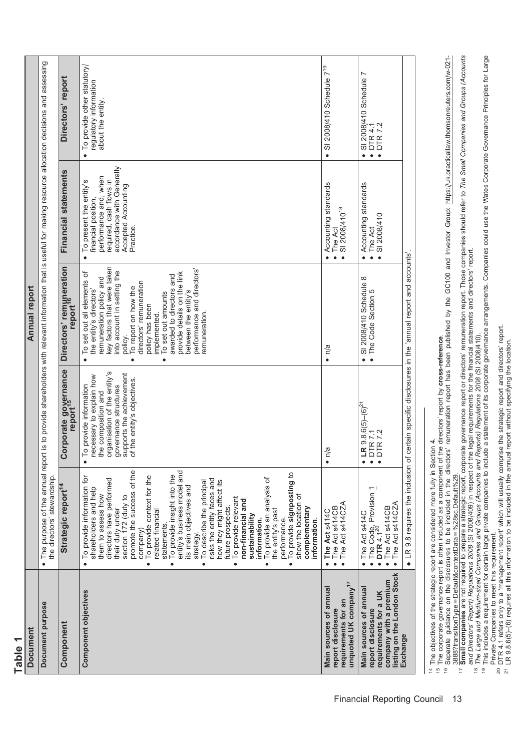**Table 1**

| Document | Annual report | | | | |
|---|---|---|---|---|---|
| **Document purpose** | • The purpose of the annual report is to provide shareholders with relevant information that is useful for making resource allocation decisions and assessing the directors' stewardship. | | | | |
| **Component** | **Strategic report**[14] | **Corporate governance report**[15] | **Directors' remuneration report**[16] | **Financial statements** | **Directors' report** |
| **Component objectives** | • To provide information for shareholders and help them to assess how directors have performed their duty under section 172 (duty to promote the success of the company)<br>• To provide context for the related financial statements.<br>• To provide insight into the entity's business model and its main objectives and strategy.<br>• To describe the principal risks the entity faces and how they might affect its future prospects.<br>• To provide relevant **non-financial and sustainability information.**<br>• To provide an analysis of the entity's past performance.<br>• To provide **signposting** to show the location of **complementary information.** | • To provide information necessary to explain how the composition and organisation of the entity's governance structures supports the achievement of the entity's objectives. | • To set out all elements of the entity's directors' remuneration policy and key factors that were taken into account in setting the policy.<br>• To report on how the directors' remuneration policy has been implemented.<br>• To set out amounts awarded to directors and provide details on the link between the entity's performance and directors' remuneration. | • To present the entity's financial position, performance and, when required, cash flows in accordance with Generally Accepted Accounting Practice. | • To provide other statutory/ regulatory information about the entity. |
| **Main sources of annual report disclosure requirements for an unquoted UK company**[17] | • **The Act** s414C<br>• The Act s414CB<br>• The Act s414CZA | • n/a | • n/a | • Accounting standards<br>• The Act<br>• SI 2008/410[18] | • SI 2008/410 Schedule 7[19] |
| **Main sources of annual report disclosure requirements for a UK company with a premium listing on the London Stock Exchange** | • The Act s414C<br>• The Code, Provision 1<br>• **DTR** 4.1[20]<br>• The Act s414CB<br>• The Act s414CZA | • **LR** 9.8.6(5)–(6)[21]<br>• DTR 7.1<br>• DTR 7.2 | • SI 2008/410 Schedule 8<br>• The Code Section 5 | • Accounting standards<br>• The Act<br>• SI 2008/410 | • SI 2008/410 Schedule 7<br>• DTR 4.1<br>• DTR 7.2 |
| | • LR 9.8 requires the inclusion of certain specific disclosures in the 'annual report and accounts'. | | | | |

[14] The objectives of the strategic report are considered more fully in Section 4.

[15] The corporate governance report is often included as a component of the directors' report by **cross-reference**.

[16] Separate guidance on the disclosures to be included in the directors' remuneration report has been published by the GC100 and Investor Group: https://uk.practicallaw.thomsonreuters.com/w-021-3888?transitionType=Default&contextData=%28sc.Default%29.

[17] **Small companies** are not required to prepare a strategic report, corporate governance report or directors' remuneration report. Those companies should refer to *The Small Companies and Groups (Accounts and Directors' Report) Regulations 2008* (SI 2008/409) in respect of the legal requirements for the financial statements and directors' report.

[18] *The Large and Medium-sized Companies and Groups (Accounts and Reports) Regulations 2008* (SI 2008/410).

[19] This includes a requirement for certain large private companies to include a statement of its corporate governance arrangements. Companies could use the Wates Corporate Governance Principles for Large Private Companies to meet this requirement.

[20] DTR 4.1 refers only to a 'management report' which will usually comprise the strategic report and directors' report.

[21] LR 9.8.6(5)–(6) requires all this information to be included in the annual report without specifying the location.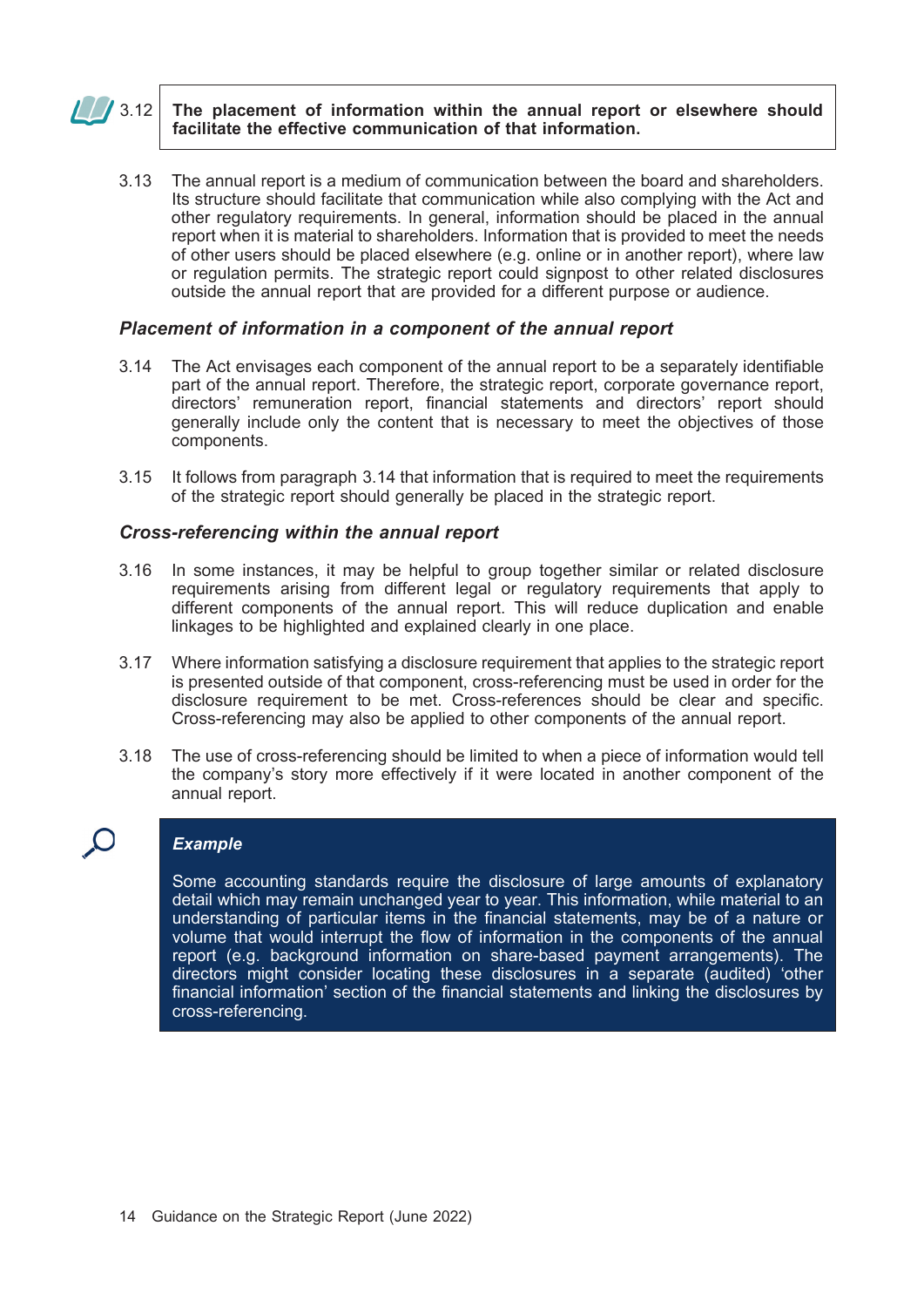3.12 **The placement of information within the annual report or elsewhere should facilitate the effective communication of that information.**

3.13 The annual report is a medium of communication between the board and shareholders. Its structure should facilitate that communication while also complying with the Act and other regulatory requirements. In general, information should be placed in the annual report when it is material to shareholders. Information that is provided to meet the needs of other users should be placed elsewhere (e.g. online or in another report), where law or regulation permits. The strategic report could signpost to other related disclosures outside the annual report that are provided for a different purpose or audience.

### *Placement of information in a component of the annual report*

3.14 The Act envisages each component of the annual report to be a separately identifiable part of the annual report. Therefore, the strategic report, corporate governance report, directors' remuneration report, financial statements and directors' report should generally include only the content that is necessary to meet the objectives of those components.

3.15 It follows from paragraph 3.14 that information that is required to meet the requirements of the strategic report should generally be placed in the strategic report.

### *Cross-referencing within the annual report*

3.16 In some instances, it may be helpful to group together similar or related disclosure requirements arising from different legal or regulatory requirements that apply to different components of the annual report. This will reduce duplication and enable linkages to be highlighted and explained clearly in one place.

3.17 Where information satisfying a disclosure requirement that applies to the strategic report is presented outside of that component, cross-referencing must be used in order for the disclosure requirement to be met. Cross-references should be clear and specific. Cross-referencing may also be applied to other components of the annual report.

3.18 The use of cross-referencing should be limited to when a piece of information would tell the company's story more effectively if it were located in another component of the annual report.

> ***Example***
>
> Some accounting standards require the disclosure of large amounts of explanatory detail which may remain unchanged year to year. This information, while material to an understanding of particular items in the financial statements, may be of a nature or volume that would interrupt the flow of information in the components of the annual report (e.g. background information on share-based payment arrangements). The directors might consider locating these disclosures in a separate (audited) 'other financial information' section of the financial statements and linking the disclosures by cross-referencing.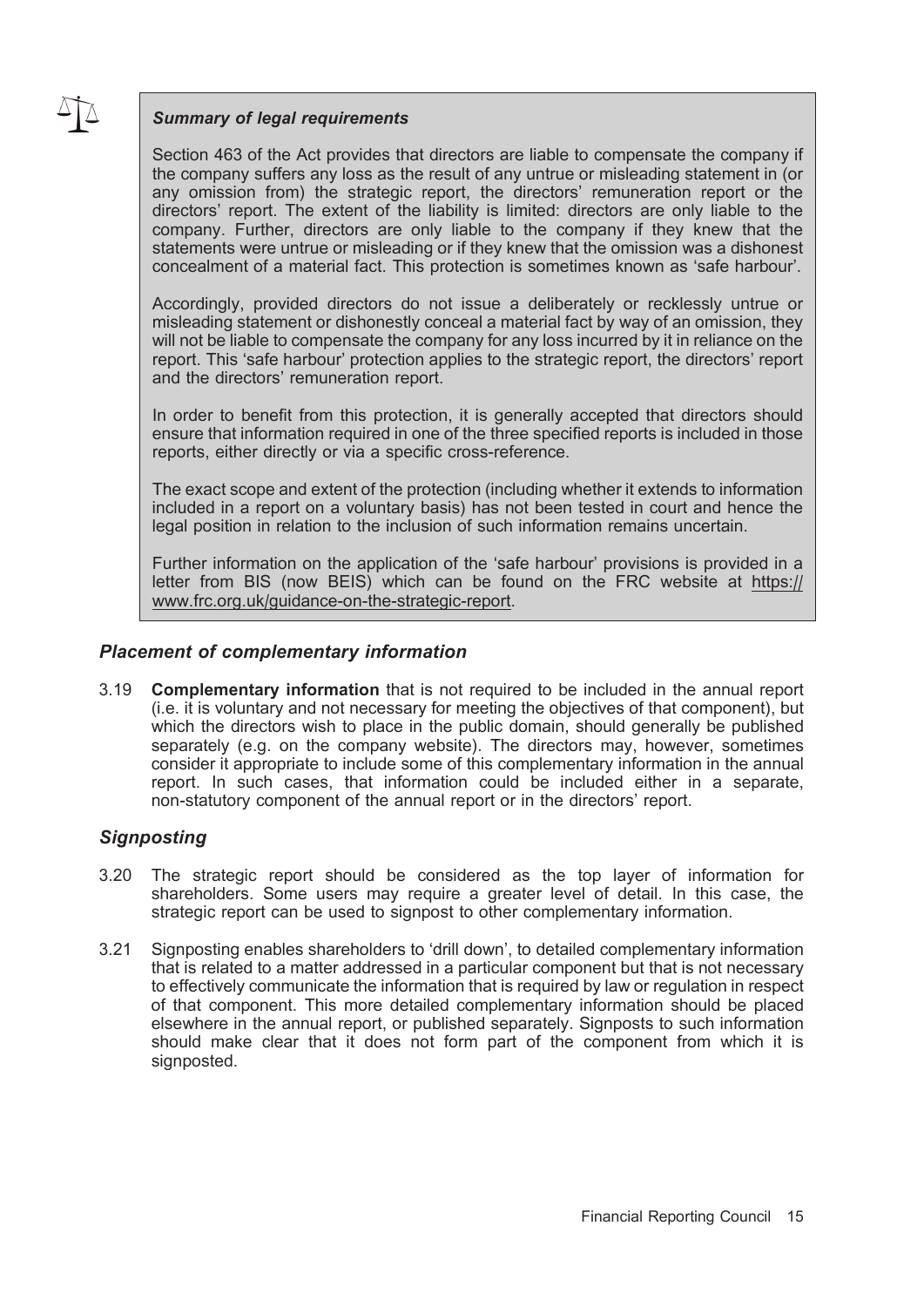***Summary of legal requirements***

Section 463 of the Act provides that directors are liable to compensate the company if the company suffers any loss as the result of any untrue or misleading statement in (or any omission from) the strategic report, the directors' remuneration report or the directors' report. The extent of the liability is limited: directors are only liable to the company. Further, directors are only liable to the company if they knew that the statements were untrue or misleading or if they knew that the omission was a dishonest concealment of a material fact. This protection is sometimes known as 'safe harbour'.

Accordingly, provided directors do not issue a deliberately or recklessly untrue or misleading statement or dishonestly conceal a material fact by way of an omission, they will not be liable to compensate the company for any loss incurred by it in reliance on the report. This 'safe harbour' protection applies to the strategic report, the directors' report and the directors' remuneration report.

In order to benefit from this protection, it is generally accepted that directors should ensure that information required in one of the three specified reports is included in those reports, either directly or via a specific cross-reference.

The exact scope and extent of the protection (including whether it extends to information included in a report on a voluntary basis) has not been tested in court and hence the legal position in relation to the inclusion of such information remains uncertain.

Further information on the application of the 'safe harbour' provisions is provided in a letter from BIS (now BEIS) which can be found on the FRC website at https://www.frc.org.uk/guidance-on-the-strategic-report.

### *Placement of complementary information*

3.19 **Complementary information** that is not required to be included in the annual report (i.e. it is voluntary and not necessary for meeting the objectives of that component), but which the directors wish to place in the public domain, should generally be published separately (e.g. on the company website). The directors may, however, sometimes consider it appropriate to include some of this complementary information in the annual report. In such cases, that information could be included either in a separate, non-statutory component of the annual report or in the directors' report.

### *Signposting*

3.20 The strategic report should be considered as the top layer of information for shareholders. Some users may require a greater level of detail. In this case, the strategic report can be used to signpost to other complementary information.

3.21 Signposting enables shareholders to 'drill down', to detailed complementary information that is related to a matter addressed in a particular component but that is not necessary to effectively communicate the information that is required by law or regulation in respect of that component. This more detailed complementary information should be placed elsewhere in the annual report, or published separately. Signposts to such information should make clear that it does not form part of the component from which it is signposted.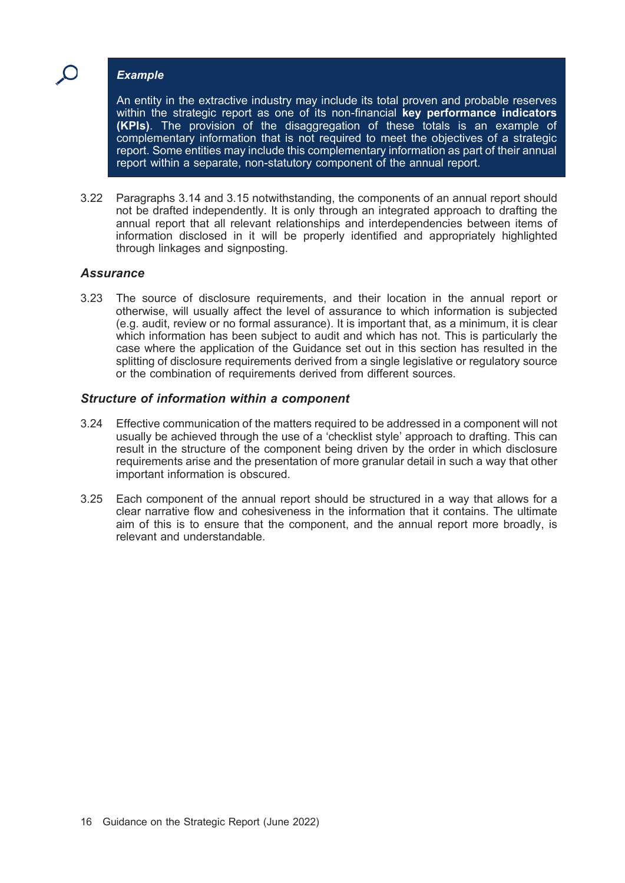> ***Example***
>
> An entity in the extractive industry may include its total proven and probable reserves within the strategic report as one of its non-financial **key performance indicators (KPIs)**. The provision of the disaggregation of these totals is an example of complementary information that is not required to meet the objectives of a strategic report. Some entities may include this complementary information as part of their annual report within a separate, non-statutory component of the annual report.

3.22 Paragraphs 3.14 and 3.15 notwithstanding, the components of an annual report should not be drafted independently. It is only through an integrated approach to drafting the annual report that all relevant relationships and interdependencies between items of information disclosed in it will be properly identified and appropriately highlighted through linkages and signposting.

### *Assurance*

3.23 The source of disclosure requirements, and their location in the annual report or otherwise, will usually affect the level of assurance to which information is subjected (e.g. audit, review or no formal assurance). It is important that, as a minimum, it is clear which information has been subject to audit and which has not. This is particularly the case where the application of the Guidance set out in this section has resulted in the splitting of disclosure requirements derived from a single legislative or regulatory source or the combination of requirements derived from different sources.

### *Structure of information within a component*

3.24 Effective communication of the matters required to be addressed in a component will not usually be achieved through the use of a 'checklist style' approach to drafting. This can result in the structure of the component being driven by the order in which disclosure requirements arise and the presentation of more granular detail in such a way that other important information is obscured.

3.25 Each component of the annual report should be structured in a way that allows for a clear narrative flow and cohesiveness in the information that it contains. The ultimate aim of this is to ensure that the component, and the annual report more broadly, is relevant and understandable.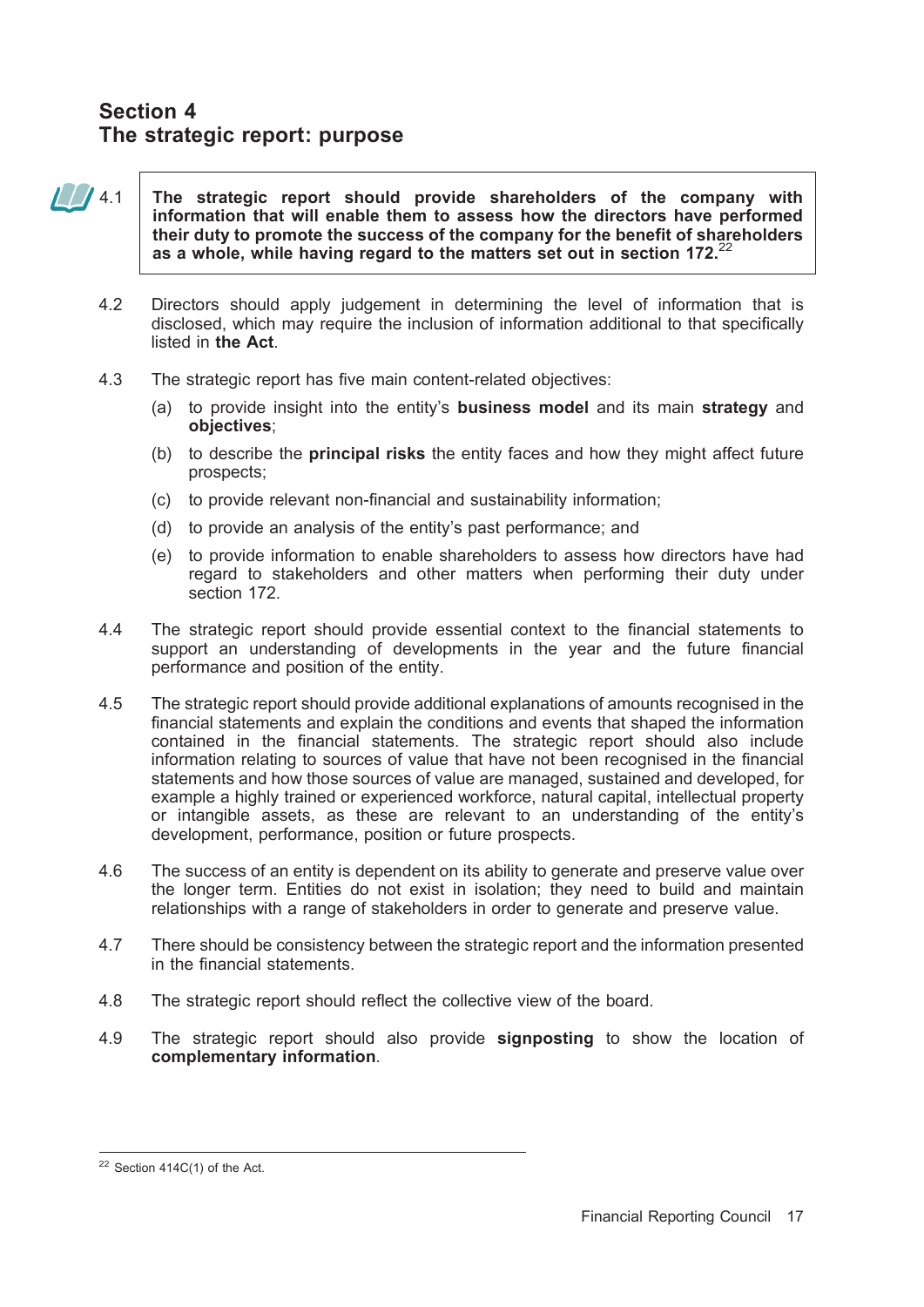## Section 4
## The strategic report: purpose

4.1 **The strategic report should provide shareholders of the company with information that will enable them to assess how the directors have performed their duty to promote the success of the company for the benefit of shareholders as a whole, while having regard to the matters set out in section 172.**[22]

4.2 Directors should apply judgement in determining the level of information that is disclosed, which may require the inclusion of information additional to that specifically listed in **the Act**.

4.3 The strategic report has five main content-related objectives:

(a) to provide insight into the entity's **business model** and its main **strategy** and **objectives**;

(b) to describe the **principal risks** the entity faces and how they might affect future prospects;

(c) to provide relevant non-financial and sustainability information;

(d) to provide an analysis of the entity's past performance; and

(e) to provide information to enable shareholders to assess how directors have had regard to stakeholders and other matters when performing their duty under section 172.

4.4 The strategic report should provide essential context to the financial statements to support an understanding of developments in the year and the future financial performance and position of the entity.

4.5 The strategic report should provide additional explanations of amounts recognised in the financial statements and explain the conditions and events that shaped the information contained in the financial statements. The strategic report should also include information relating to sources of value that have not been recognised in the financial statements and how those sources of value are managed, sustained and developed, for example a highly trained or experienced workforce, natural capital, intellectual property or intangible assets, as these are relevant to an understanding of the entity's development, performance, position or future prospects.

4.6 The success of an entity is dependent on its ability to generate and preserve value over the longer term. Entities do not exist in isolation; they need to build and maintain relationships with a range of stakeholders in order to generate and preserve value.

4.7 There should be consistency between the strategic report and the information presented in the financial statements.

4.8 The strategic report should reflect the collective view of the board.

4.9 The strategic report should also provide **signposting** to show the location of **complementary information**.

---

[22] Section 414C(1) of the Act.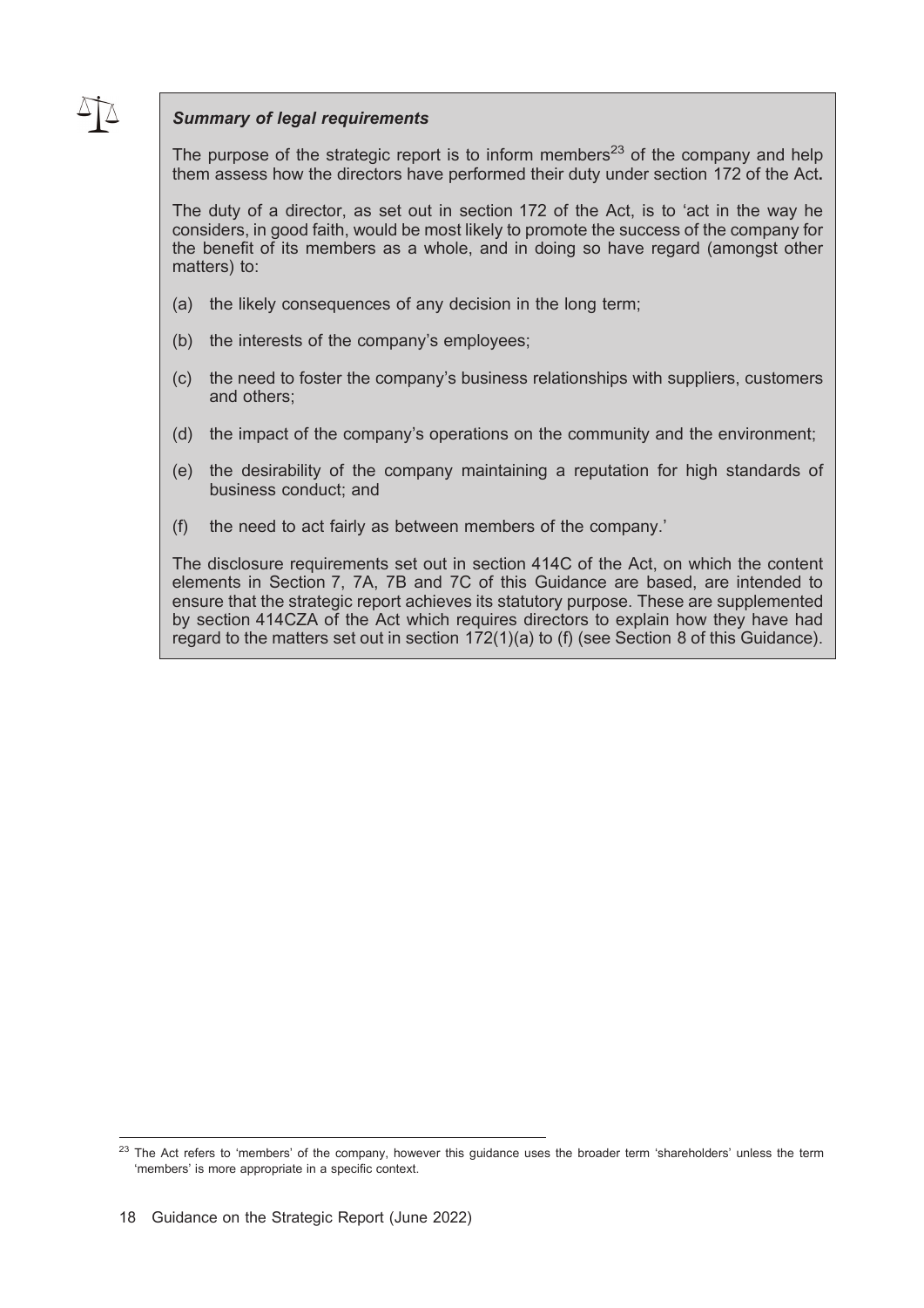***Summary of legal requirements***

The purpose of the strategic report is to inform members[23] of the company and help them assess how the directors have performed their duty under section 172 of the Act**.**

The duty of a director, as set out in section 172 of the Act, is to 'act in the way he considers, in good faith, would be most likely to promote the success of the company for the benefit of its members as a whole, and in doing so have regard (amongst other matters) to:

(a) the likely consequences of any decision in the long term;

(b) the interests of the company's employees;

(c) the need to foster the company's business relationships with suppliers, customers and others;

(d) the impact of the company's operations on the community and the environment;

(e) the desirability of the company maintaining a reputation for high standards of business conduct; and

(f) the need to act fairly as between members of the company.'

The disclosure requirements set out in section 414C of the Act, on which the content elements in Section 7, 7A, 7B and 7C of this Guidance are based, are intended to ensure that the strategic report achieves its statutory purpose. These are supplemented by section 414CZA of the Act which requires directors to explain how they have had regard to the matters set out in section 172(1)(a) to (f) (see Section 8 of this Guidance).

[23] The Act refers to 'members' of the company, however this guidance uses the broader term 'shareholders' unless the term 'members' is more appropriate in a specific context.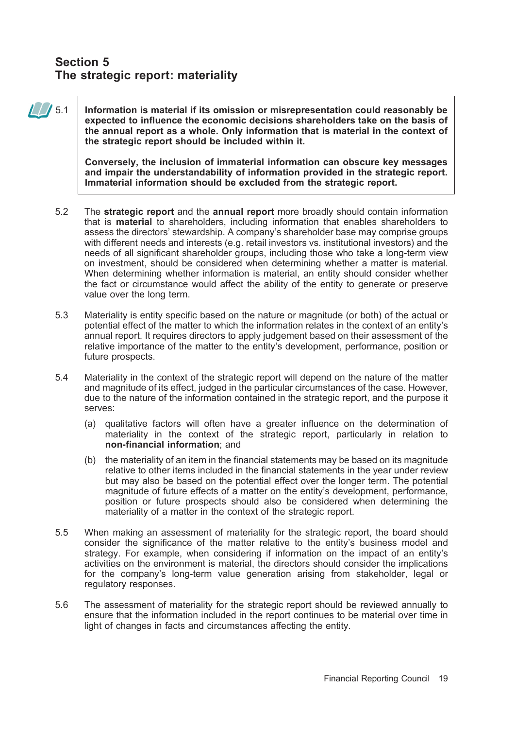## Section 5
## The strategic report: materiality

5.1 **Information is material if its omission or misrepresentation could reasonably be expected to influence the economic decisions shareholders take on the basis of the annual report as a whole. Only information that is material in the context of the strategic report should be included within it.**

**Conversely, the inclusion of immaterial information can obscure key messages and impair the understandability of information provided in the strategic report. Immaterial information should be excluded from the strategic report.**

5.2 The **strategic report** and the **annual report** more broadly should contain information that is **material** to shareholders, including information that enables shareholders to assess the directors' stewardship. A company's shareholder base may comprise groups with different needs and interests (e.g. retail investors vs. institutional investors) and the needs of all significant shareholder groups, including those who take a long-term view on investment, should be considered when determining whether a matter is material. When determining whether information is material, an entity should consider whether the fact or circumstance would affect the ability of the entity to generate or preserve value over the long term.

5.3 Materiality is entity specific based on the nature or magnitude (or both) of the actual or potential effect of the matter to which the information relates in the context of an entity's annual report. It requires directors to apply judgement based on their assessment of the relative importance of the matter to the entity's development, performance, position or future prospects.

5.4 Materiality in the context of the strategic report will depend on the nature of the matter and magnitude of its effect, judged in the particular circumstances of the case. However, due to the nature of the information contained in the strategic report, and the purpose it serves:

(a) qualitative factors will often have a greater influence on the determination of materiality in the context of the strategic report, particularly in relation to **non-financial information**; and

(b) the materiality of an item in the financial statements may be based on its magnitude relative to other items included in the financial statements in the year under review but may also be based on the potential effect over the longer term. The potential magnitude of future effects of a matter on the entity's development, performance, position or future prospects should also be considered when determining the materiality of a matter in the context of the strategic report.

5.5 When making an assessment of materiality for the strategic report, the board should consider the significance of the matter relative to the entity's business model and strategy. For example, when considering if information on the impact of an entity's activities on the environment is material, the directors should consider the implications for the company's long-term value generation arising from stakeholder, legal or regulatory responses.

5.6 The assessment of materiality for the strategic report should be reviewed annually to ensure that the information included in the report continues to be material over time in light of changes in facts and circumstances affecting the entity.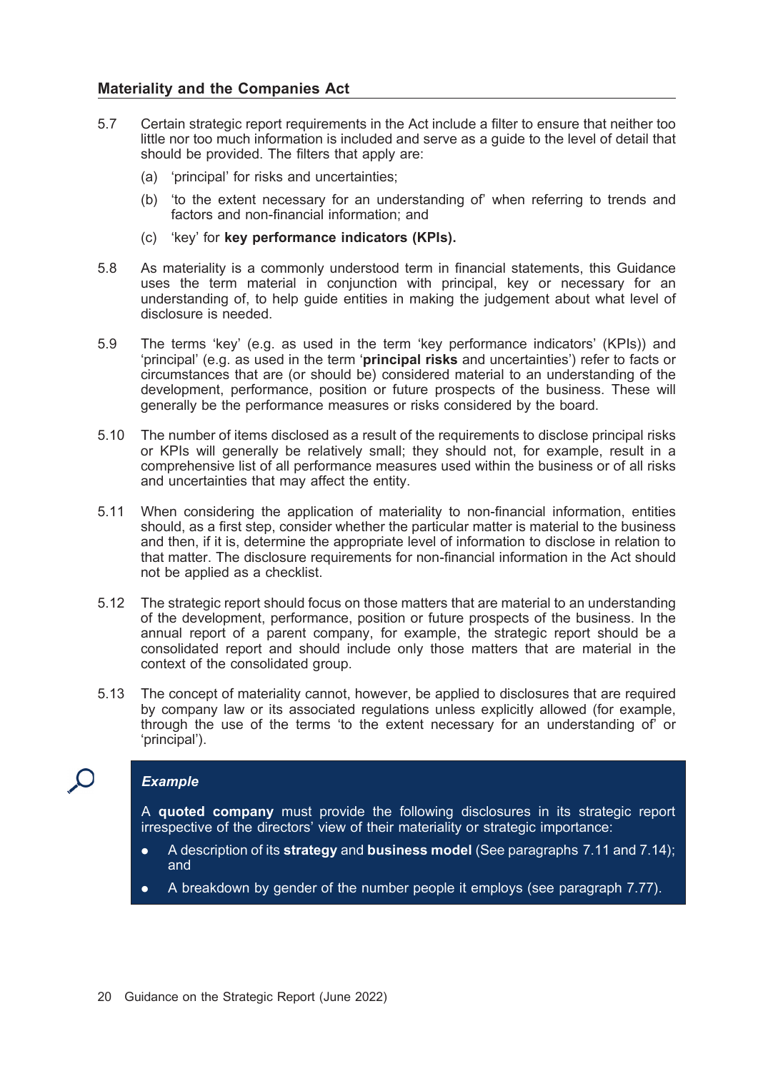## Materiality and the Companies Act

5.7 Certain strategic report requirements in the Act include a filter to ensure that neither too little nor too much information is included and serve as a guide to the level of detail that should be provided. The filters that apply are:

(a) 'principal' for risks and uncertainties;

(b) 'to the extent necessary for an understanding of' when referring to trends and factors and non-financial information; and

(c) 'key' for **key performance indicators (KPIs).**

5.8 As materiality is a commonly understood term in financial statements, this Guidance uses the term material in conjunction with principal, key or necessary for an understanding of, to help guide entities in making the judgement about what level of disclosure is needed.

5.9 The terms 'key' (e.g. as used in the term 'key performance indicators' (KPIs)) and 'principal' (e.g. as used in the term '**principal risks** and uncertainties') refer to facts or circumstances that are (or should be) considered material to an understanding of the development, performance, position or future prospects of the business. These will generally be the performance measures or risks considered by the board.

5.10 The number of items disclosed as a result of the requirements to disclose principal risks or KPIs will generally be relatively small; they should not, for example, result in a comprehensive list of all performance measures used within the business or of all risks and uncertainties that may affect the entity.

5.11 When considering the application of materiality to non-financial information, entities should, as a first step, consider whether the particular matter is material to the business and then, if it is, determine the appropriate level of information to disclose in relation to that matter. The disclosure requirements for non-financial information in the Act should not be applied as a checklist.

5.12 The strategic report should focus on those matters that are material to an understanding of the development, performance, position or future prospects of the business. In the annual report of a parent company, for example, the strategic report should be a consolidated report and should include only those matters that are material in the context of the consolidated group.

5.13 The concept of materiality cannot, however, be applied to disclosures that are required by company law or its associated regulations unless explicitly allowed (for example, through the use of the terms 'to the extent necessary for an understanding of' or 'principal').

> ***Example***
>
> A **quoted company** must provide the following disclosures in its strategic report irrespective of the directors' view of their materiality or strategic importance:
>
> - A description of its **strategy** and **business model** (See paragraphs 7.11 and 7.14); and
> - A breakdown by gender of the number people it employs (see paragraph 7.77).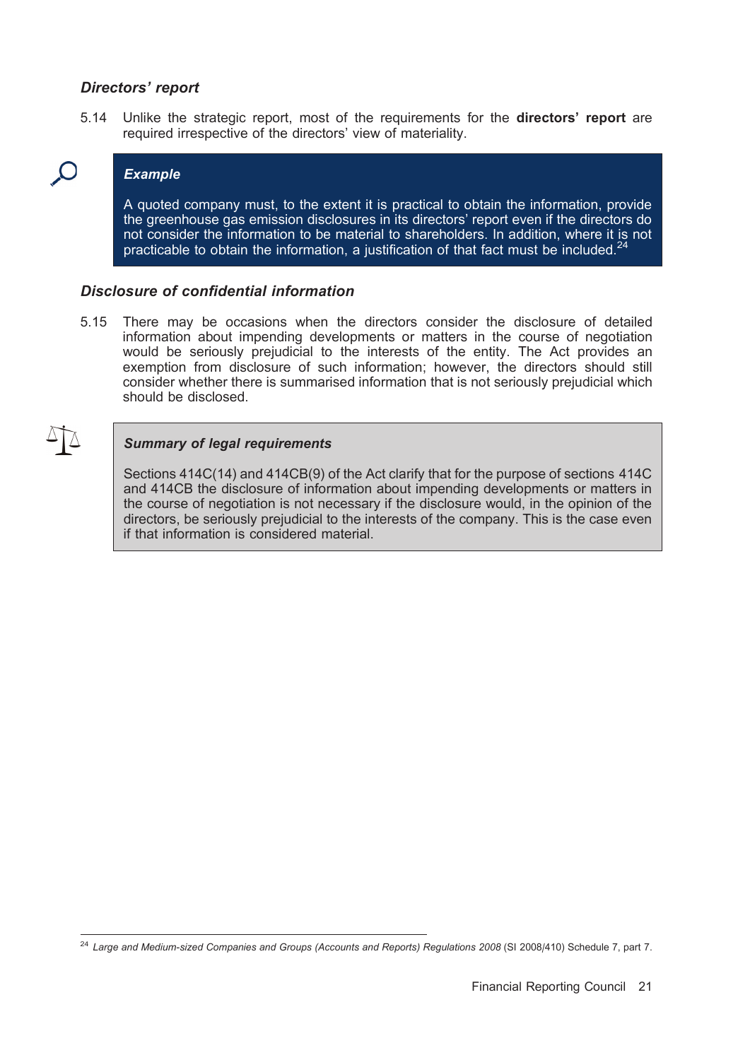### *Directors' report*

5.14 Unlike the strategic report, most of the requirements for the **directors' report** are required irrespective of the directors' view of materiality.

> ***Example***
>
> A quoted company must, to the extent it is practical to obtain the information, provide the greenhouse gas emission disclosures in its directors' report even if the directors do not consider the information to be material to shareholders. In addition, where it is not practicable to obtain the information, a justification of that fact must be included.[24]

### *Disclosure of confidential information*

5.15 There may be occasions when the directors consider the disclosure of detailed information about impending developments or matters in the course of negotiation would be seriously prejudicial to the interests of the entity. The Act provides an exemption from disclosure of such information; however, the directors should still consider whether there is summarised information that is not seriously prejudicial which should be disclosed.

> ***Summary of legal requirements***
>
> Sections 414C(14) and 414CB(9) of the Act clarify that for the purpose of sections 414C and 414CB the disclosure of information about impending developments or matters in the course of negotiation is not necessary if the disclosure would, in the opinion of the directors, be seriously prejudicial to the interests of the company. This is the case even if that information is considered material.

---

[24] *Large and Medium-sized Companies and Groups (Accounts and Reports) Regulations 2008* (SI 2008/410) Schedule 7, part 7.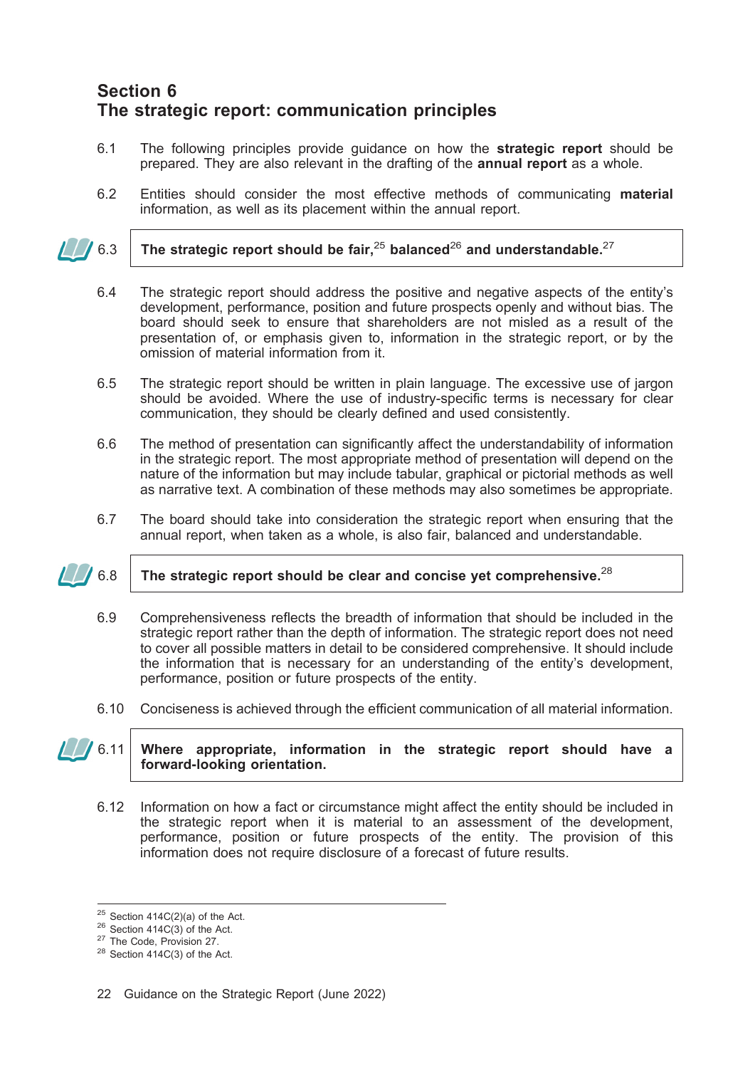## Section 6
## The strategic report: communication principles

6.1 The following principles provide guidance on how the **strategic report** should be prepared. They are also relevant in the drafting of the **annual report** as a whole.

6.2 Entities should consider the most effective methods of communicating **material** information, as well as its placement within the annual report.

6.3 **The strategic report should be fair,[25] balanced[26] and understandable.[27]**

6.4 The strategic report should address the positive and negative aspects of the entity's development, performance, position and future prospects openly and without bias. The board should seek to ensure that shareholders are not misled as a result of the presentation of, or emphasis given to, information in the strategic report, or by the omission of material information from it.

6.5 The strategic report should be written in plain language. The excessive use of jargon should be avoided. Where the use of industry-specific terms is necessary for clear communication, they should be clearly defined and used consistently.

6.6 The method of presentation can significantly affect the understandability of information in the strategic report. The most appropriate method of presentation will depend on the nature of the information but may include tabular, graphical or pictorial methods as well as narrative text. A combination of these methods may also sometimes be appropriate.

6.7 The board should take into consideration the strategic report when ensuring that the annual report, when taken as a whole, is also fair, balanced and understandable.

6.8 **The strategic report should be clear and concise yet comprehensive.[28]**

6.9 Comprehensiveness reflects the breadth of information that should be included in the strategic report rather than the depth of information. The strategic report does not need to cover all possible matters in detail to be considered comprehensive. It should include the information that is necessary for an understanding of the entity's development, performance, position or future prospects of the entity.

6.10 Conciseness is achieved through the efficient communication of all material information.

6.11 **Where appropriate, information in the strategic report should have a forward-looking orientation.**

6.12 Information on how a fact or circumstance might affect the entity should be included in the strategic report when it is material to an assessment of the development, performance, position or future prospects of the entity. The provision of this information does not require disclosure of a forecast of future results.

---

[25] Section 414C(2)(a) of the Act.
[26] Section 414C(3) of the Act.
[27] The Code, Provision 27.
[28] Section 414C(3) of the Act.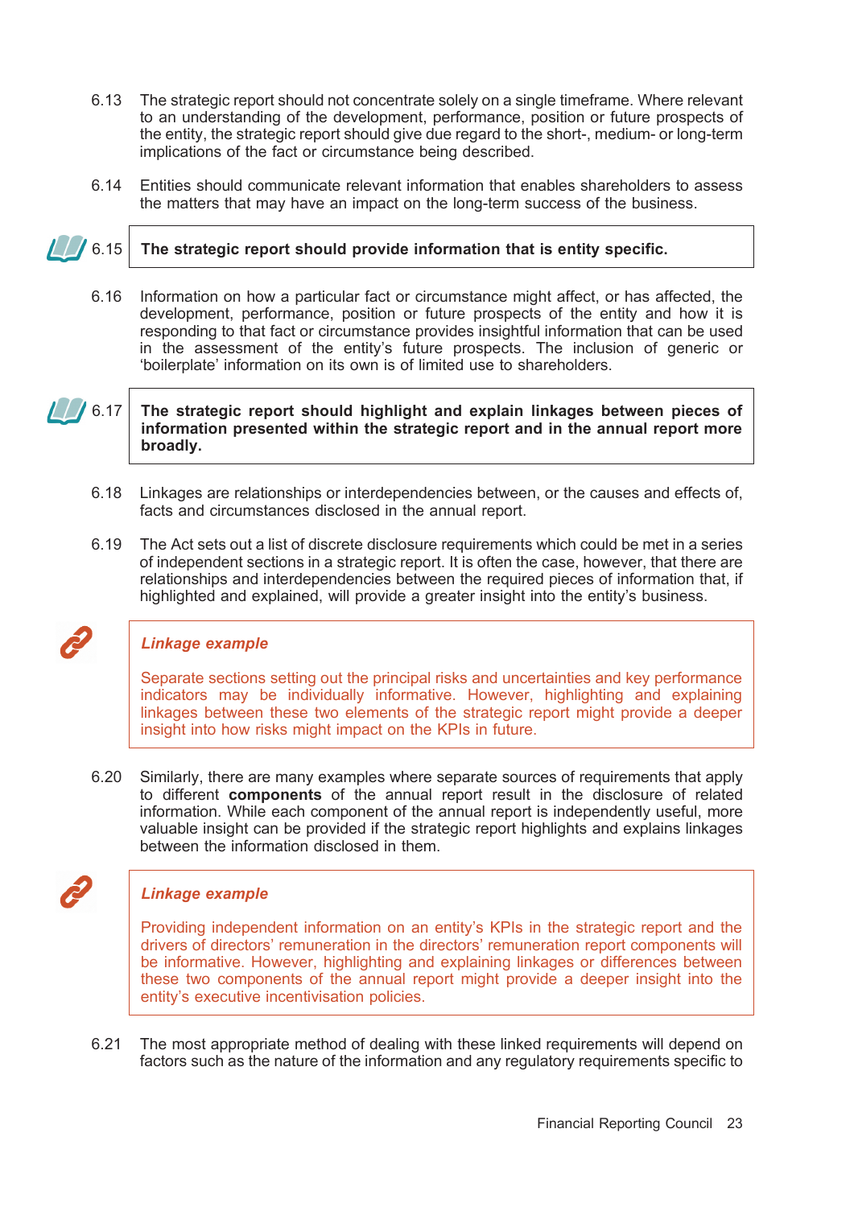6.13 The strategic report should not concentrate solely on a single timeframe. Where relevant to an understanding of the development, performance, position or future prospects of the entity, the strategic report should give due regard to the short-, medium- or long-term implications of the fact or circumstance being described.

6.14 Entities should communicate relevant information that enables shareholders to assess the matters that may have an impact on the long-term success of the business.

6.15 **The strategic report should provide information that is entity specific.**

6.16 Information on how a particular fact or circumstance might affect, or has affected, the development, performance, position or future prospects of the entity and how it is responding to that fact or circumstance provides insightful information that can be used in the assessment of the entity's future prospects. The inclusion of generic or 'boilerplate' information on its own is of limited use to shareholders.

6.17 **The strategic report should highlight and explain linkages between pieces of information presented within the strategic report and in the annual report more broadly.**

6.18 Linkages are relationships or interdependencies between, or the causes and effects of, facts and circumstances disclosed in the annual report.

6.19 The Act sets out a list of discrete disclosure requirements which could be met in a series of independent sections in a strategic report. It is often the case, however, that there are relationships and interdependencies between the required pieces of information that, if highlighted and explained, will provide a greater insight into the entity's business.

> ***Linkage example***
>
> Separate sections setting out the principal risks and uncertainties and key performance indicators may be individually informative. However, highlighting and explaining linkages between these two elements of the strategic report might provide a deeper insight into how risks might impact on the KPIs in future.

6.20 Similarly, there are many examples where separate sources of requirements that apply to different **components** of the annual report result in the disclosure of related information. While each component of the annual report is independently useful, more valuable insight can be provided if the strategic report highlights and explains linkages between the information disclosed in them.

> ***Linkage example***
>
> Providing independent information on an entity's KPIs in the strategic report and the drivers of directors' remuneration in the directors' remuneration report components will be informative. However, highlighting and explaining linkages or differences between these two components of the annual report might provide a deeper insight into the entity's executive incentivisation policies.

6.21 The most appropriate method of dealing with these linked requirements will depend on factors such as the nature of the information and any regulatory requirements specific to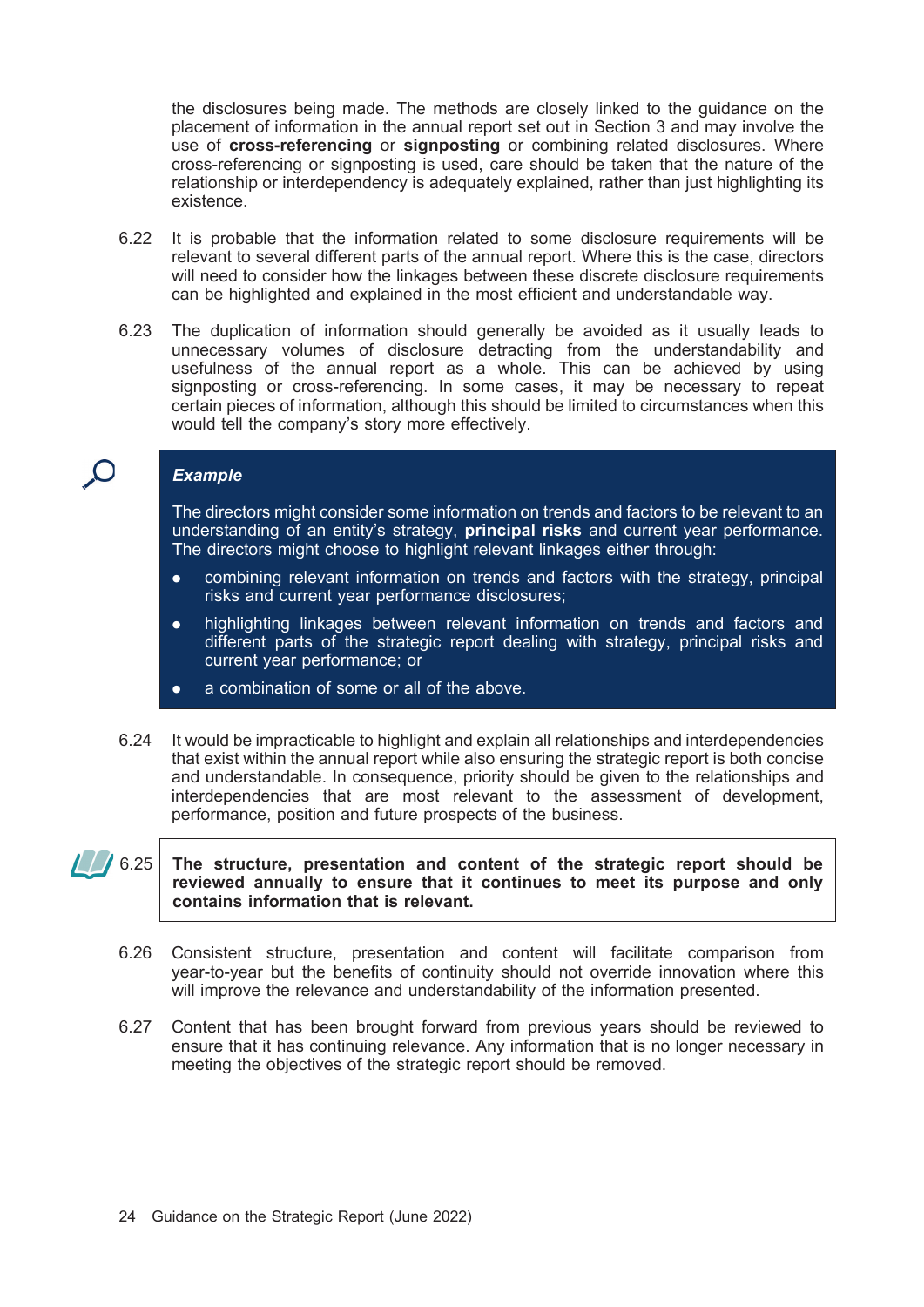the disclosures being made. The methods are closely linked to the guidance on the placement of information in the annual report set out in Section 3 and may involve the use of **cross-referencing** or **signposting** or combining related disclosures. Where cross-referencing or signposting is used, care should be taken that the nature of the relationship or interdependency is adequately explained, rather than just highlighting its existence.

6.22 It is probable that the information related to some disclosure requirements will be relevant to several different parts of the annual report. Where this is the case, directors will need to consider how the linkages between these discrete disclosure requirements can be highlighted and explained in the most efficient and understandable way.

6.23 The duplication of information should generally be avoided as it usually leads to unnecessary volumes of disclosure detracting from the understandability and usefulness of the annual report as a whole. This can be achieved by using signposting or cross-referencing. In some cases, it may be necessary to repeat certain pieces of information, although this should be limited to circumstances when this would tell the company's story more effectively.

> ***Example***
>
> The directors might consider some information on trends and factors to be relevant to an understanding of an entity's strategy, **principal risks** and current year performance. The directors might choose to highlight relevant linkages either through:
>
> - combining relevant information on trends and factors with the strategy, principal risks and current year performance disclosures;
> - highlighting linkages between relevant information on trends and factors and different parts of the strategic report dealing with strategy, principal risks and current year performance; or
> - a combination of some or all of the above.

6.24 It would be impracticable to highlight and explain all relationships and interdependencies that exist within the annual report while also ensuring the strategic report is both concise and understandable. In consequence, priority should be given to the relationships and interdependencies that are most relevant to the assessment of development, performance, position and future prospects of the business.

6.25 **The structure, presentation and content of the strategic report should be reviewed annually to ensure that it continues to meet its purpose and only contains information that is relevant.**

6.26 Consistent structure, presentation and content will facilitate comparison from year-to-year but the benefits of continuity should not override innovation where this will improve the relevance and understandability of the information presented.

6.27 Content that has been brought forward from previous years should be reviewed to ensure that it has continuing relevance. Any information that is no longer necessary in meeting the objectives of the strategic report should be removed.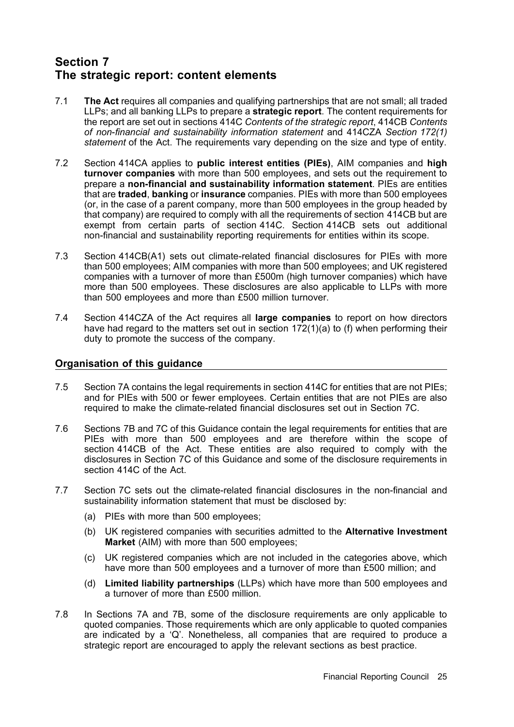# Section 7
# The strategic report: content elements

7.1 **The Act** requires all companies and qualifying partnerships that are not small; all traded LLPs; and all banking LLPs to prepare a **strategic report**. The content requirements for the report are set out in sections 414C *Contents of the strategic report*, 414CB *Contents of non-financial and sustainability information statement* and 414CZA *Section 172(1) statement* of the Act. The requirements vary depending on the size and type of entity.

7.2 Section 414CA applies to **public interest entities (PIEs)**, AIM companies and **high turnover companies** with more than 500 employees, and sets out the requirement to prepare a **non-financial and sustainability information statement**. PIEs are entities that are **traded**, **banking** or **insurance** companies. PIEs with more than 500 employees (or, in the case of a parent company, more than 500 employees in the group headed by that company) are required to comply with all the requirements of section 414CB but are exempt from certain parts of section 414C. Section 414CB sets out additional non-financial and sustainability reporting requirements for entities within its scope.

7.3 Section 414CB(A1) sets out climate-related financial disclosures for PIEs with more than 500 employees; AIM companies with more than 500 employees; and UK registered companies with a turnover of more than £500m (high turnover companies) which have more than 500 employees. These disclosures are also applicable to LLPs with more than 500 employees and more than £500 million turnover.

7.4 Section 414CZA of the Act requires all **large companies** to report on how directors have had regard to the matters set out in section 172(1)(a) to (f) when performing their duty to promote the success of the company.

## Organisation of this guidance

7.5 Section 7A contains the legal requirements in section 414C for entities that are not PIEs; and for PIEs with 500 or fewer employees. Certain entities that are not PIEs are also required to make the climate-related financial disclosures set out in Section 7C.

7.6 Sections 7B and 7C of this Guidance contain the legal requirements for entities that are PIEs with more than 500 employees and are therefore within the scope of section 414CB of the Act. These entities are also required to comply with the disclosures in Section 7C of this Guidance and some of the disclosure requirements in section 414C of the Act.

7.7 Section 7C sets out the climate-related financial disclosures in the non-financial and sustainability information statement that must be disclosed by:

- (a) PIEs with more than 500 employees;
- (b) UK registered companies with securities admitted to the **Alternative Investment Market** (AIM) with more than 500 employees;
- (c) UK registered companies which are not included in the categories above, which have more than 500 employees and a turnover of more than £500 million; and
- (d) **Limited liability partnerships** (LLPs) which have more than 500 employees and a turnover of more than £500 million.

7.8 In Sections 7A and 7B, some of the disclosure requirements are only applicable to quoted companies. Those requirements which are only applicable to quoted companies are indicated by a 'Q'. Nonetheless, all companies that are required to produce a strategic report are encouraged to apply the relevant sections as best practice.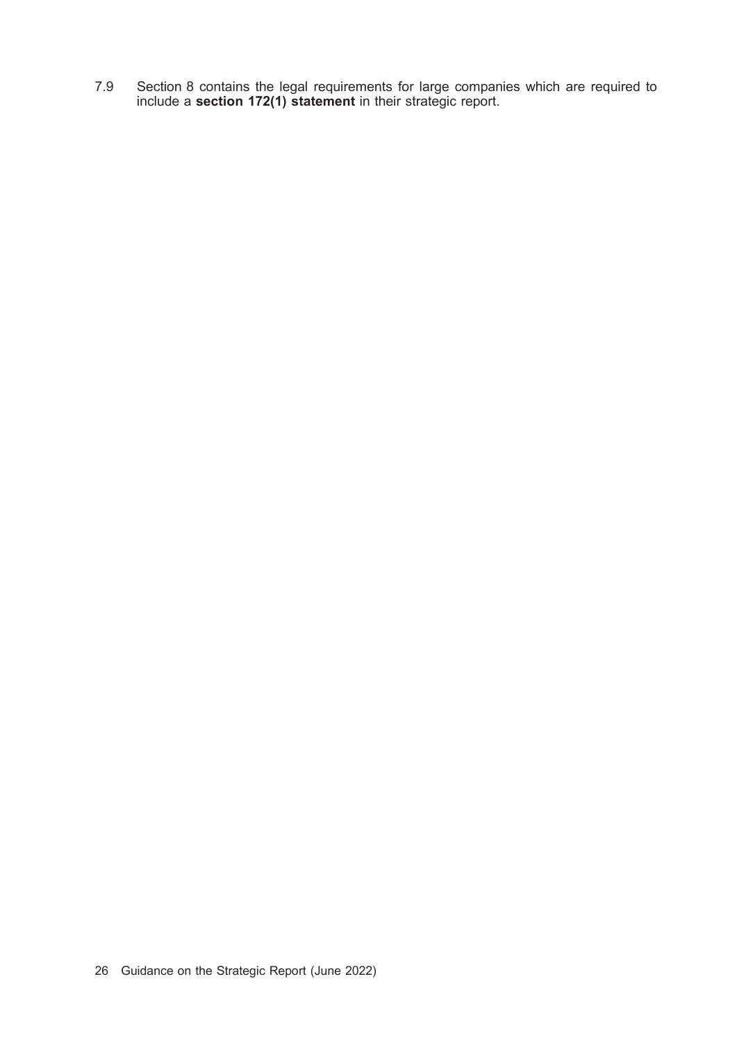7.9 Section 8 contains the legal requirements for large companies which are required to include a **section 172(1) statement** in their strategic report.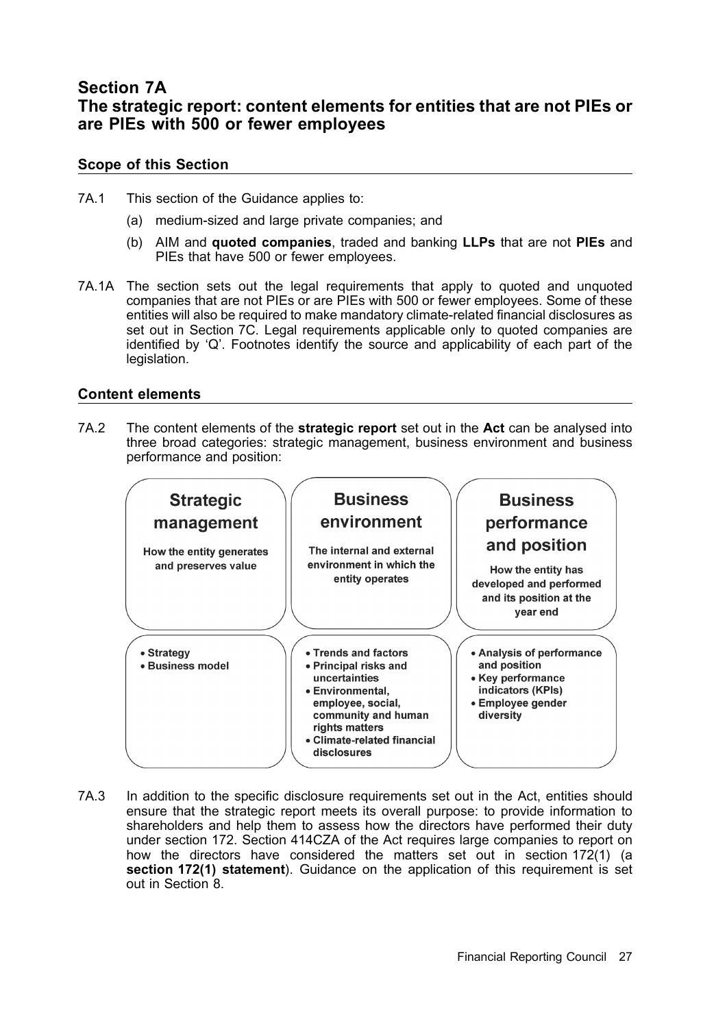# Section 7A
## The strategic report: content elements for entities that are not PIEs or are PIEs with 500 or fewer employees

### Scope of this Section

7A.1 This section of the Guidance applies to:

(a) medium-sized and large private companies; and

(b) AIM and **quoted companies**, traded and banking **LLPs** that are not **PIEs** and PIEs that have 500 or fewer employees.

7A.1A The section sets out the legal requirements that apply to quoted and unquoted companies that are not PIEs or are PIEs with 500 or fewer employees. Some of these entities will also be required to make mandatory climate-related financial disclosures as set out in Section 7C. Legal requirements applicable only to quoted companies are identified by 'Q'. Footnotes identify the source and applicability of each part of the legislation.

### Content elements

7A.2 The content elements of the **strategic report** set out in the **Act** can be analysed into three broad categories: strategic management, business environment and business performance and position:

| **Strategic management** | **Business environment** | **Business performance and position** |
|---|---|---|
| **How the entity generates and preserves value** | **The internal and external environment in which the entity operates** | **How the entity has developed and performed and its position at the year end** |
| • **Strategy**<br>• **Business model** | • **Trends and factors**<br>• **Principal risks and uncertainties**<br>• **Environmental, employee, social, community and human rights matters**<br>• **Climate-related financial disclosures** | • **Analysis of performance and position**<br>• **Key performance indicators (KPIs)**<br>• **Employee gender diversity** |

7A.3 In addition to the specific disclosure requirements set out in the Act, entities should ensure that the strategic report meets its overall purpose: to provide information to shareholders and help them to assess how the directors have performed their duty under section 172. Section 414CZA of the Act requires large companies to report on how the directors have considered the matters set out in section 172(1) (a **section 172(1) statement**). Guidance on the application of this requirement is set out in Section 8.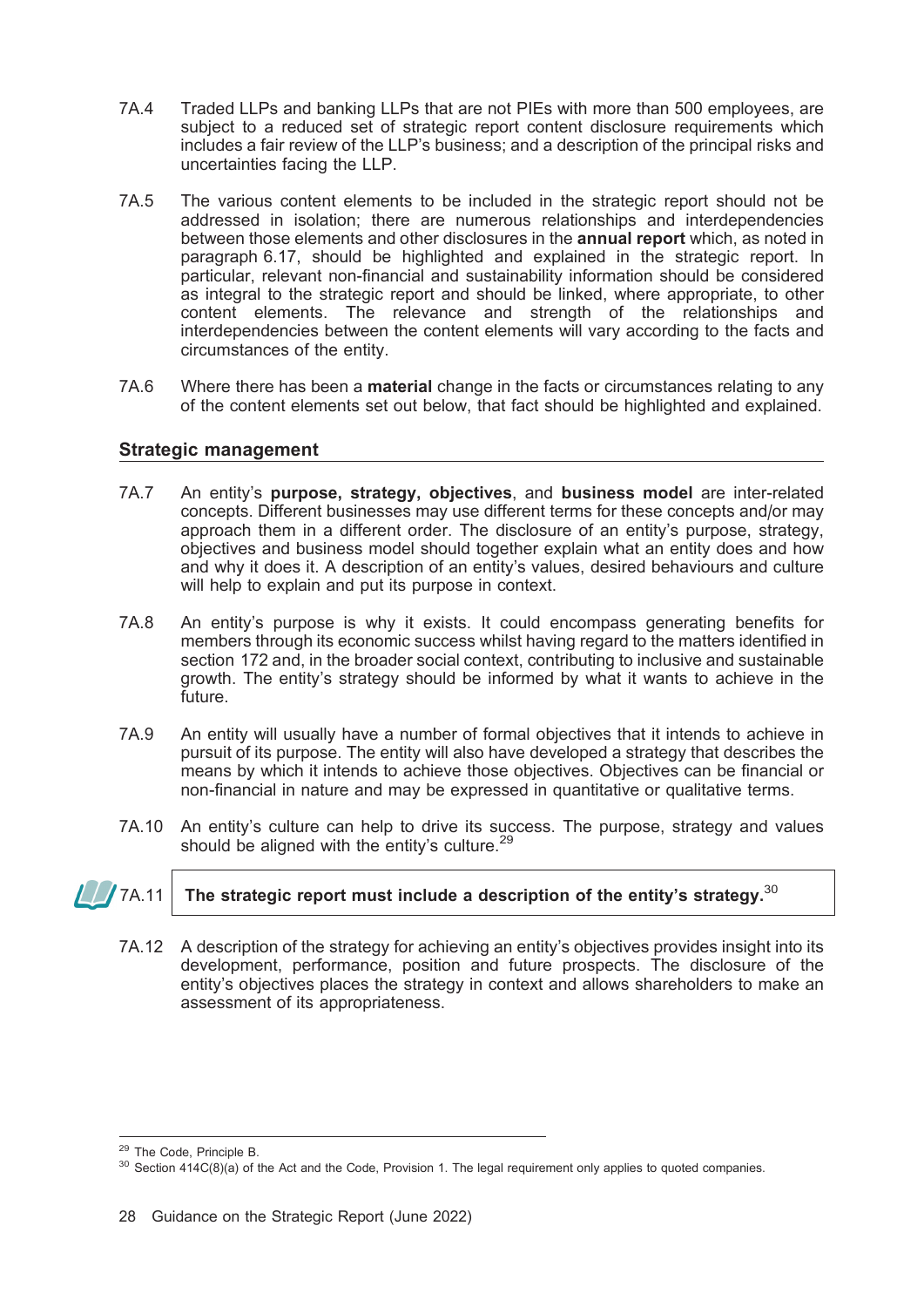7A.4 Traded LLPs and banking LLPs that are not PIEs with more than 500 employees, are subject to a reduced set of strategic report content disclosure requirements which includes a fair review of the LLP's business; and a description of the principal risks and uncertainties facing the LLP.

7A.5 The various content elements to be included in the strategic report should not be addressed in isolation; there are numerous relationships and interdependencies between those elements and other disclosures in the **annual report** which, as noted in paragraph 6.17, should be highlighted and explained in the strategic report. In particular, relevant non-financial and sustainability information should be considered as integral to the strategic report and should be linked, where appropriate, to other content elements. The relevance and strength of the relationships and interdependencies between the content elements will vary according to the facts and circumstances of the entity.

7A.6 Where there has been a **material** change in the facts or circumstances relating to any of the content elements set out below, that fact should be highlighted and explained.

## Strategic management

7A.7 An entity's **purpose, strategy, objectives**, and **business model** are inter-related concepts. Different businesses may use different terms for these concepts and/or may approach them in a different order. The disclosure of an entity's purpose, strategy, objectives and business model should together explain what an entity does and how and why it does it. A description of an entity's values, desired behaviours and culture will help to explain and put its purpose in context.

7A.8 An entity's purpose is why it exists. It could encompass generating benefits for members through its economic success whilst having regard to the matters identified in section 172 and, in the broader social context, contributing to inclusive and sustainable growth. The entity's strategy should be informed by what it wants to achieve in the future.

7A.9 An entity will usually have a number of formal objectives that it intends to achieve in pursuit of its purpose. The entity will also have developed a strategy that describes the means by which it intends to achieve those objectives. Objectives can be financial or non-financial in nature and may be expressed in quantitative or qualitative terms.

7A.10 An entity's culture can help to drive its success. The purpose, strategy and values should be aligned with the entity's culture.[29]

7A.11 **The strategic report must include a description of the entity's strategy.**[30]

7A.12 A description of the strategy for achieving an entity's objectives provides insight into its development, performance, position and future prospects. The disclosure of the entity's objectives places the strategy in context and allows shareholders to make an assessment of its appropriateness.

---

[29] The Code, Principle B.

[30] Section 414C(8)(a) of the Act and the Code, Provision 1. The legal requirement only applies to quoted companies.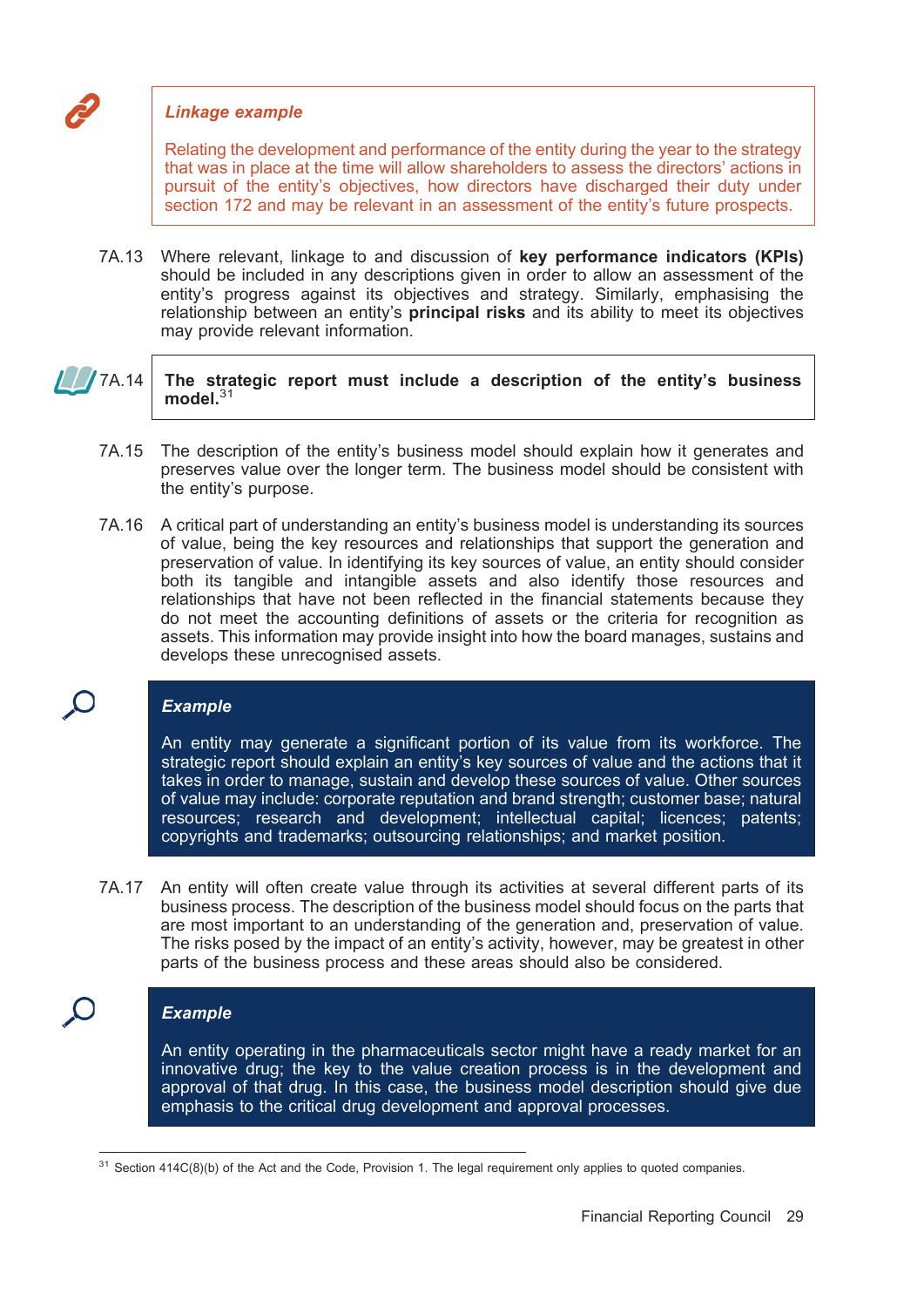***Linkage example***

Relating the development and performance of the entity during the year to the strategy that was in place at the time will allow shareholders to assess the directors' actions in pursuit of the entity's objectives, how directors have discharged their duty under section 172 and may be relevant in an assessment of the entity's future prospects.

7A.13 Where relevant, linkage to and discussion of **key performance indicators (KPIs)** should be included in any descriptions given in order to allow an assessment of the entity's progress against its objectives and strategy. Similarly, emphasising the relationship between an entity's **principal risks** and its ability to meet its objectives may provide relevant information.

7A.14 **The strategic report must include a description of the entity's business model.**[31]

7A.15 The description of the entity's business model should explain how it generates and preserves value over the longer term. The business model should be consistent with the entity's purpose.

7A.16 A critical part of understanding an entity's business model is understanding its sources of value, being the key resources and relationships that support the generation and preservation of value. In identifying its key sources of value, an entity should consider both its tangible and intangible assets and also identify those resources and relationships that have not been reflected in the financial statements because they do not meet the accounting definitions of assets or the criteria for recognition as assets. This information may provide insight into how the board manages, sustains and develops these unrecognised assets.

***Example***

An entity may generate a significant portion of its value from its workforce. The strategic report should explain an entity's key sources of value and the actions that it takes in order to manage, sustain and develop these sources of value. Other sources of value may include: corporate reputation and brand strength; customer base; natural resources; research and development; intellectual capital; licences; patents; copyrights and trademarks; outsourcing relationships; and market position.

7A.17 An entity will often create value through its activities at several different parts of its business process. The description of the business model should focus on the parts that are most important to an understanding of the generation and, preservation of value. The risks posed by the impact of an entity's activity, however, may be greatest in other parts of the business process and these areas should also be considered.

***Example***

An entity operating in the pharmaceuticals sector might have a ready market for an innovative drug; the key to the value creation process is in the development and approval of that drug. In this case, the business model description should give due emphasis to the critical drug development and approval processes.

[31] Section 414C(8)(b) of the Act and the Code, Provision 1. The legal requirement only applies to quoted companies.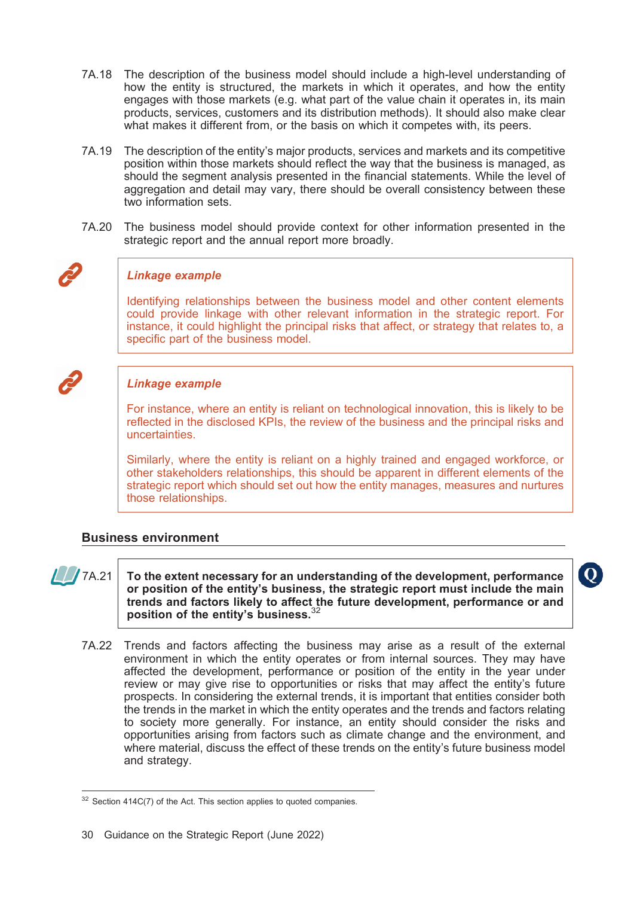7A.18 The description of the business model should include a high-level understanding of how the entity is structured, the markets in which it operates, and how the entity engages with those markets (e.g. what part of the value chain it operates in, its main products, services, customers and its distribution methods). It should also make clear what makes it different from, or the basis on which it competes with, its peers.

7A.19 The description of the entity's major products, services and markets and its competitive position within those markets should reflect the way that the business is managed, as should the segment analysis presented in the financial statements. While the level of aggregation and detail may vary, there should be overall consistency between these two information sets.

7A.20 The business model should provide context for other information presented in the strategic report and the annual report more broadly.

> ***Linkage example***
>
> Identifying relationships between the business model and other content elements could provide linkage with other relevant information in the strategic report. For instance, it could highlight the principal risks that affect, or strategy that relates to, a specific part of the business model.

> ***Linkage example***
>
> For instance, where an entity is reliant on technological innovation, this is likely to be reflected in the disclosed KPIs, the review of the business and the principal risks and uncertainties.
>
> Similarly, where the entity is reliant on a highly trained and engaged workforce, or other stakeholders relationships, this should be apparent in different elements of the strategic report which should set out how the entity manages, measures and nurtures those relationships.

## Business environment

7A.21 **To the extent necessary for an understanding of the development, performance or position of the entity's business, the strategic report must include the main trends and factors likely to affect the future development, performance or and position of the entity's business.**[32]

7A.22 Trends and factors affecting the business may arise as a result of the external environment in which the entity operates or from internal sources. They may have affected the development, performance or position of the entity in the year under review or may give rise to opportunities or risks that may affect the entity's future prospects. In considering the external trends, it is important that entities consider both the trends in the market in which the entity operates and the trends and factors relating to society more generally. For instance, an entity should consider the risks and opportunities arising from factors such as climate change and the environment, and where material, discuss the effect of these trends on the entity's future business model and strategy.

[32] Section 414C(7) of the Act. This section applies to quoted companies.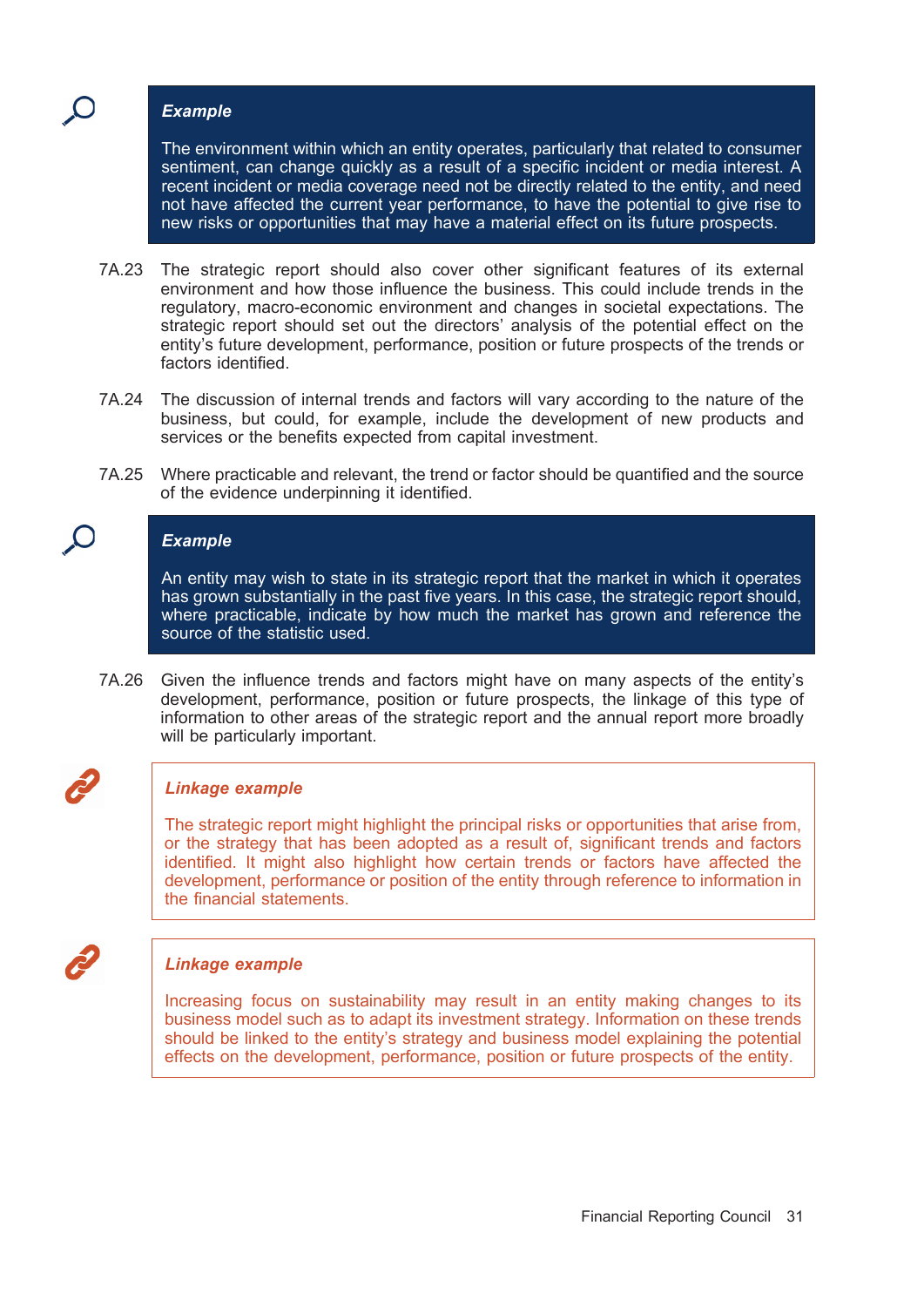**_Example_**

The environment within which an entity operates, particularly that related to consumer sentiment, can change quickly as a result of a specific incident or media interest. A recent incident or media coverage need not be directly related to the entity, and need not have affected the current year performance, to have the potential to give rise to new risks or opportunities that may have a material effect on its future prospects.

7A.23 The strategic report should also cover other significant features of its external environment and how those influence the business. This could include trends in the regulatory, macro-economic environment and changes in societal expectations. The strategic report should set out the directors' analysis of the potential effect on the entity's future development, performance, position or future prospects of the trends or factors identified.

7A.24 The discussion of internal trends and factors will vary according to the nature of the business, but could, for example, include the development of new products and services or the benefits expected from capital investment.

7A.25 Where practicable and relevant, the trend or factor should be quantified and the source of the evidence underpinning it identified.

**_Example_**

An entity may wish to state in its strategic report that the market in which it operates has grown substantially in the past five years. In this case, the strategic report should, where practicable, indicate by how much the market has grown and reference the source of the statistic used.

7A.26 Given the influence trends and factors might have on many aspects of the entity's development, performance, position or future prospects, the linkage of this type of information to other areas of the strategic report and the annual report more broadly will be particularly important.

**_Linkage example_**

The strategic report might highlight the principal risks or opportunities that arise from, or the strategy that has been adopted as a result of, significant trends and factors identified. It might also highlight how certain trends or factors have affected the development, performance or position of the entity through reference to information in the financial statements.

**_Linkage example_**

Increasing focus on sustainability may result in an entity making changes to its business model such as to adapt its investment strategy. Information on these trends should be linked to the entity's strategy and business model explaining the potential effects on the development, performance, position or future prospects of the entity.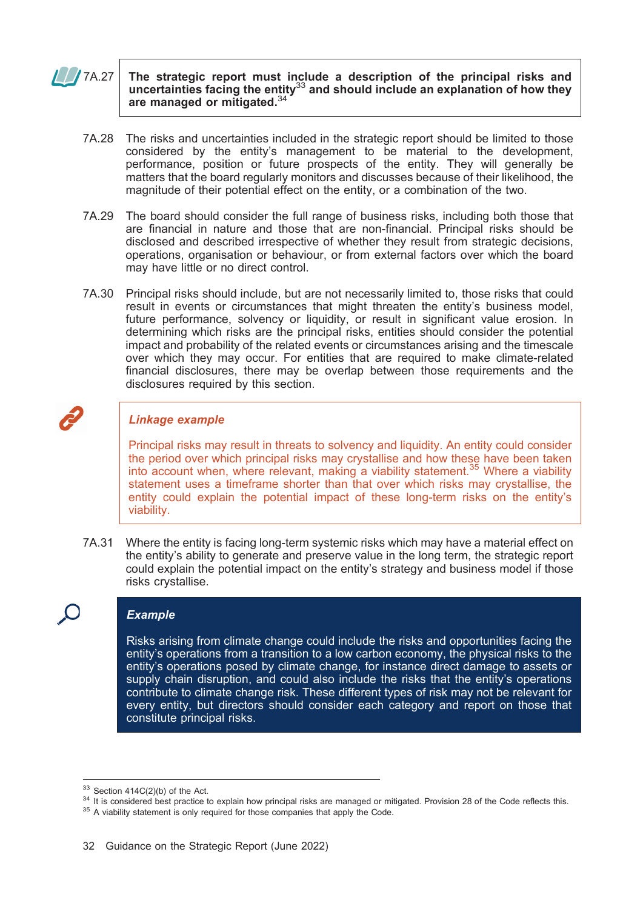7A.27 **The strategic report must include a description of the principal risks and uncertainties facing the entity[33] and should include an explanation of how they are managed or mitigated.[34]**

7A.28 The risks and uncertainties included in the strategic report should be limited to those considered by the entity's management to be material to the development, performance, position or future prospects of the entity. They will generally be matters that the board regularly monitors and discusses because of their likelihood, the magnitude of their potential effect on the entity, or a combination of the two.

7A.29 The board should consider the full range of business risks, including both those that are financial in nature and those that are non-financial. Principal risks should be disclosed and described irrespective of whether they result from strategic decisions, operations, organisation or behaviour, or from external factors over which the board may have little or no direct control.

7A.30 Principal risks should include, but are not necessarily limited to, those risks that could result in events or circumstances that might threaten the entity's business model, future performance, solvency or liquidity, or result in significant value erosion. In determining which risks are the principal risks, entities should consider the potential impact and probability of the related events or circumstances arising and the timescale over which they may occur. For entities that are required to make climate-related financial disclosures, there may be overlap between those requirements and the disclosures required by this section.

> ***Linkage example***
>
> Principal risks may result in threats to solvency and liquidity. An entity could consider the period over which principal risks may crystallise and how these have been taken into account when, where relevant, making a viability statement.[35] Where a viability statement uses a timeframe shorter than that over which risks may crystallise, the entity could explain the potential impact of these long-term risks on the entity's viability.

7A.31 Where the entity is facing long-term systemic risks which may have a material effect on the entity's ability to generate and preserve value in the long term, the strategic report could explain the potential impact on the entity's strategy and business model if those risks crystallise.

> ***Example***
>
> Risks arising from climate change could include the risks and opportunities facing the entity's operations from a transition to a low carbon economy, the physical risks to the entity's operations posed by climate change, for instance direct damage to assets or supply chain disruption, and could also include the risks that the entity's operations contribute to climate change risk. These different types of risk may not be relevant for every entity, but directors should consider each category and report on those that constitute principal risks.

---

[33] Section 414C(2)(b) of the Act.

[34] It is considered best practice to explain how principal risks are managed or mitigated. Provision 28 of the Code reflects this.

[35] A viability statement is only required for those companies that apply the Code.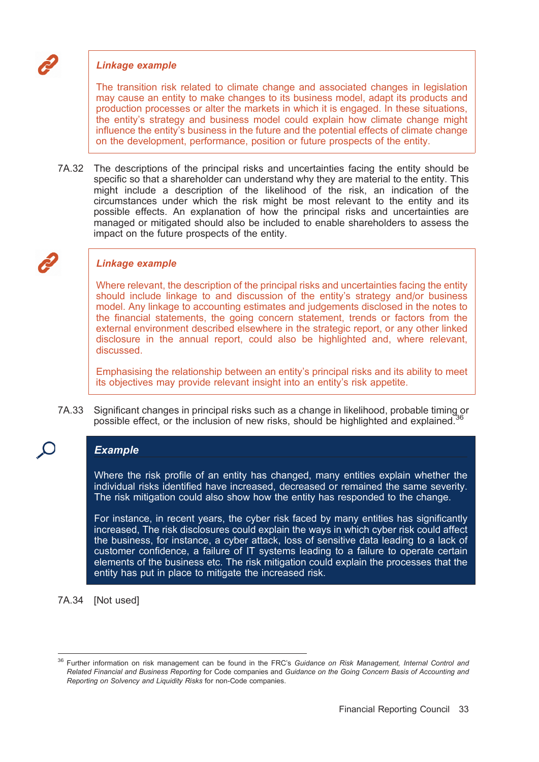> ***Linkage example***
>
> The transition risk related to climate change and associated changes in legislation may cause an entity to make changes to its business model, adapt its products and production processes or alter the markets in which it is engaged. In these situations, the entity's strategy and business model could explain how climate change might influence the entity's business in the future and the potential effects of climate change on the development, performance, position or future prospects of the entity.

7A.32 The descriptions of the principal risks and uncertainties facing the entity should be specific so that a shareholder can understand why they are material to the entity. This might include a description of the likelihood of the risk, an indication of the circumstances under which the risk might be most relevant to the entity and its possible effects. An explanation of how the principal risks and uncertainties are managed or mitigated should also be included to enable shareholders to assess the impact on the future prospects of the entity.

> ***Linkage example***
>
> Where relevant, the description of the principal risks and uncertainties facing the entity should include linkage to and discussion of the entity's strategy and/or business model. Any linkage to accounting estimates and judgements disclosed in the notes to the financial statements, the going concern statement, trends or factors from the external environment described elsewhere in the strategic report, or any other linked disclosure in the annual report, could also be highlighted and, where relevant, discussed.
>
> Emphasising the relationship between an entity's principal risks and its ability to meet its objectives may provide relevant insight into an entity's risk appetite.

7A.33 Significant changes in principal risks such as a change in likelihood, probable timing or possible effect, or the inclusion of new risks, should be highlighted and explained.[36]

> ***Example***
>
> Where the risk profile of an entity has changed, many entities explain whether the individual risks identified have increased, decreased or remained the same severity. The risk mitigation could also show how the entity has responded to the change.
>
> For instance, in recent years, the cyber risk faced by many entities has significantly increased, The risk disclosures could explain the ways in which cyber risk could affect the business, for instance, a cyber attack, loss of sensitive data leading to a lack of customer confidence, a failure of IT systems leading to a failure to operate certain elements of the business etc. The risk mitigation could explain the processes that the entity has put in place to mitigate the increased risk.

7A.34 [Not used]

---

[36] Further information on risk management can be found in the FRC's *Guidance on Risk Management, Internal Control and Related Financial and Business Reporting* for Code companies and *Guidance on the Going Concern Basis of Accounting and Reporting on Solvency and Liquidity Risks* for non-Code companies.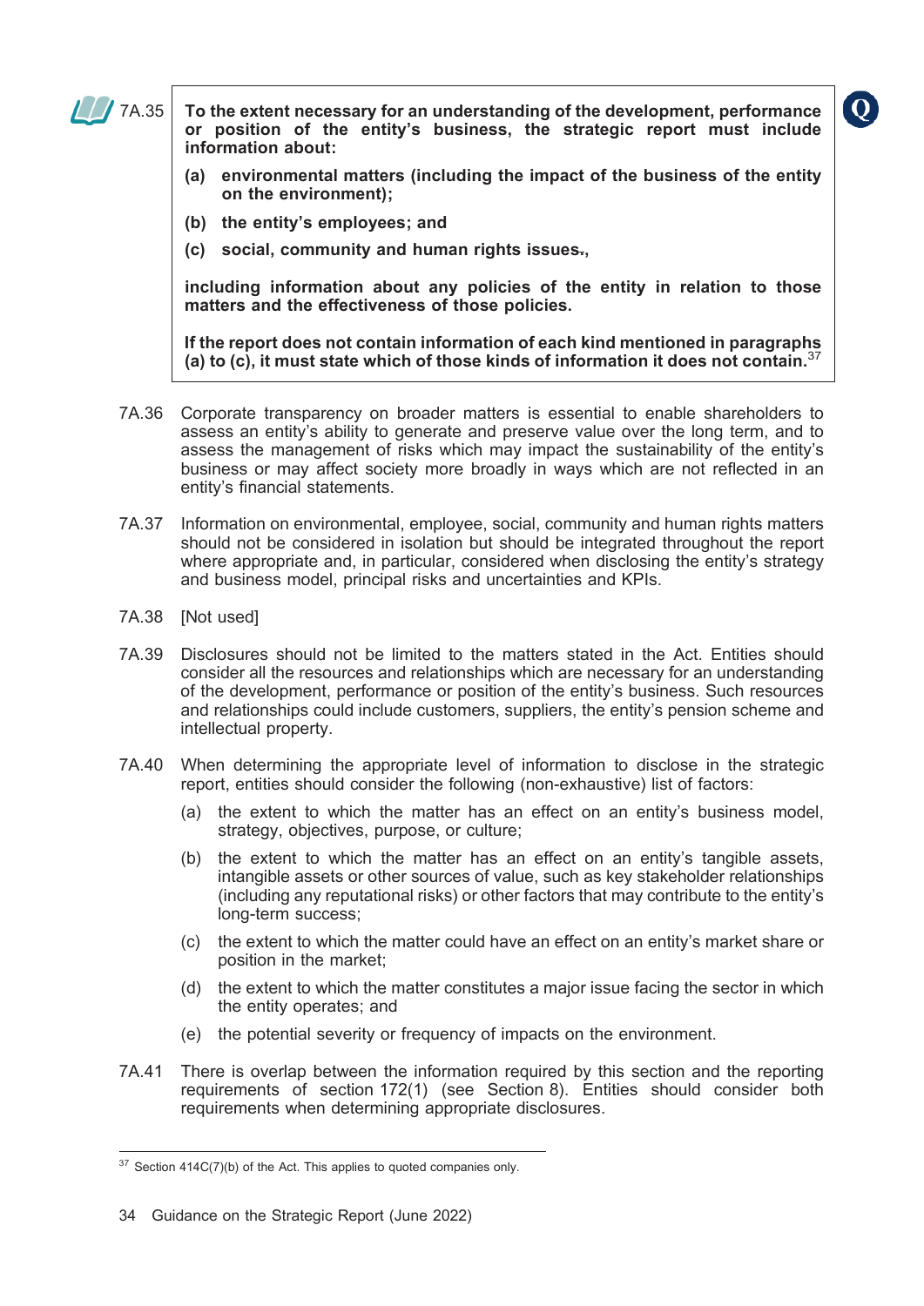7A.35 **To the extent necessary for an understanding of the development, performance or position of the entity's business, the strategic report must include information about:**

**(a) environmental matters (including the impact of the business of the entity on the environment);**

**(b) the entity's employees; and**

**(c) social, community and human rights issues.,**

**including information about any policies of the entity in relation to those matters and the effectiveness of those policies.**

**If the report does not contain information of each kind mentioned in paragraphs (a) to (c), it must state which of those kinds of information it does not contain.**[37]

7A.36 Corporate transparency on broader matters is essential to enable shareholders to assess an entity's ability to generate and preserve value over the long term, and to assess the management of risks which may impact the sustainability of the entity's business or may affect society more broadly in ways which are not reflected in an entity's financial statements.

7A.37 Information on environmental, employee, social, community and human rights matters should not be considered in isolation but should be integrated throughout the report where appropriate and, in particular, considered when disclosing the entity's strategy and business model, principal risks and uncertainties and KPIs.

7A.38 [Not used]

7A.39 Disclosures should not be limited to the matters stated in the Act. Entities should consider all the resources and relationships which are necessary for an understanding of the development, performance or position of the entity's business. Such resources and relationships could include customers, suppliers, the entity's pension scheme and intellectual property.

7A.40 When determining the appropriate level of information to disclose in the strategic report, entities should consider the following (non-exhaustive) list of factors:

(a) the extent to which the matter has an effect on an entity's business model, strategy, objectives, purpose, or culture;

(b) the extent to which the matter has an effect on an entity's tangible assets, intangible assets or other sources of value, such as key stakeholder relationships (including any reputational risks) or other factors that may contribute to the entity's long-term success;

(c) the extent to which the matter could have an effect on an entity's market share or position in the market;

(d) the extent to which the matter constitutes a major issue facing the sector in which the entity operates; and

(e) the potential severity or frequency of impacts on the environment.

7A.41 There is overlap between the information required by this section and the reporting requirements of section 172(1) (see Section 8). Entities should consider both requirements when determining appropriate disclosures.

---

[37] Section 414C(7)(b) of the Act. This applies to quoted companies only.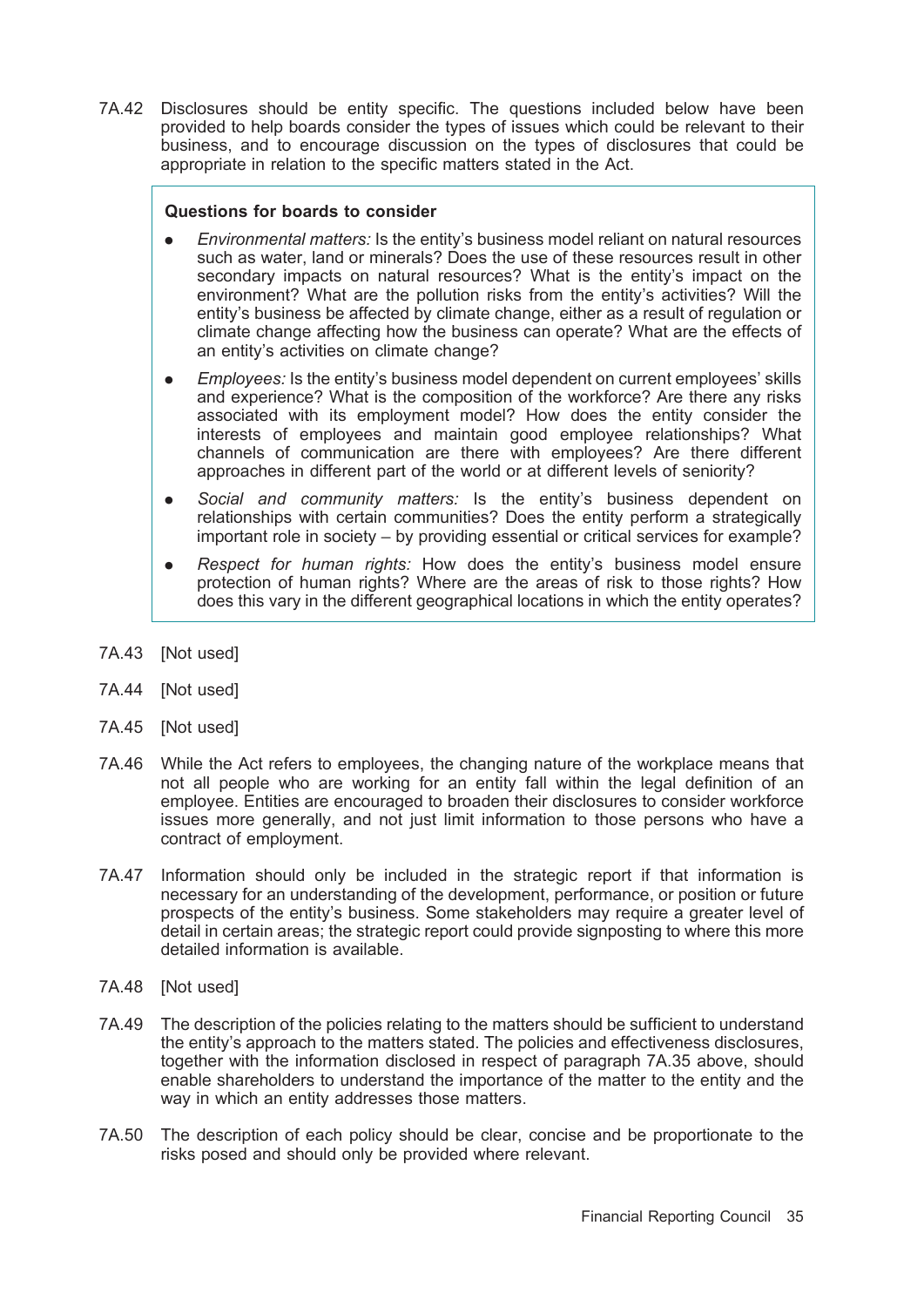7A.42 Disclosures should be entity specific. The questions included below have been provided to help boards consider the types of issues which could be relevant to their business, and to encourage discussion on the types of disclosures that could be appropriate in relation to the specific matters stated in the Act.

> **Questions for boards to consider**
>
> - *Environmental matters:* Is the entity's business model reliant on natural resources such as water, land or minerals? Does the use of these resources result in other secondary impacts on natural resources? What is the entity's impact on the environment? What are the pollution risks from the entity's activities? Will the entity's business be affected by climate change, either as a result of regulation or climate change affecting how the business can operate? What are the effects of an entity's activities on climate change?
> - *Employees:* Is the entity's business model dependent on current employees' skills and experience? What is the composition of the workforce? Are there any risks associated with its employment model? How does the entity consider the interests of employees and maintain good employee relationships? What channels of communication are there with employees? Are there different approaches in different part of the world or at different levels of seniority?
> - *Social and community matters:* Is the entity's business dependent on relationships with certain communities? Does the entity perform a strategically important role in society – by providing essential or critical services for example?
> - *Respect for human rights:* How does the entity's business model ensure protection of human rights? Where are the areas of risk to those rights? How does this vary in the different geographical locations in which the entity operates?

7A.43 [Not used]

7A.44 [Not used]

7A.45 [Not used]

7A.46 While the Act refers to employees, the changing nature of the workplace means that not all people who are working for an entity fall within the legal definition of an employee. Entities are encouraged to broaden their disclosures to consider workforce issues more generally, and not just limit information to those persons who have a contract of employment.

7A.47 Information should only be included in the strategic report if that information is necessary for an understanding of the development, performance, or position or future prospects of the entity's business. Some stakeholders may require a greater level of detail in certain areas; the strategic report could provide signposting to where this more detailed information is available.

7A.48 [Not used]

7A.49 The description of the policies relating to the matters should be sufficient to understand the entity's approach to the matters stated. The policies and effectiveness disclosures, together with the information disclosed in respect of paragraph 7A.35 above, should enable shareholders to understand the importance of the matter to the entity and the way in which an entity addresses those matters.

7A.50 The description of each policy should be clear, concise and be proportionate to the risks posed and should only be provided where relevant.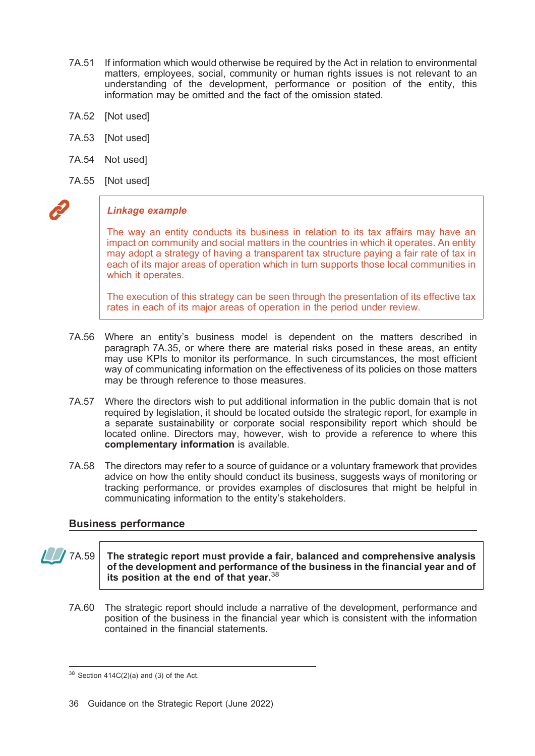7A.51 If information which would otherwise be required by the Act in relation to environmental matters, employees, social, community or human rights issues is not relevant to an understanding of the development, performance or position of the entity, this information may be omitted and the fact of the omission stated.

7A.52 [Not used]

7A.53 [Not used]

7A.54 Not used]

7A.55 [Not used]

> ***Linkage example***
>
> The way an entity conducts its business in relation to its tax affairs may have an impact on community and social matters in the countries in which it operates. An entity may adopt a strategy of having a transparent tax structure paying a fair rate of tax in each of its major areas of operation which in turn supports those local communities in which it operates.
>
> The execution of this strategy can be seen through the presentation of its effective tax rates in each of its major areas of operation in the period under review.

7A.56 Where an entity's business model is dependent on the matters described in paragraph 7A.35, or where there are material risks posed in these areas, an entity may use KPIs to monitor its performance. In such circumstances, the most efficient way of communicating information on the effectiveness of its policies on those matters may be through reference to those measures.

7A.57 Where the directors wish to put additional information in the public domain that is not required by legislation, it should be located outside the strategic report, for example in a separate sustainability or corporate social responsibility report which should be located online. Directors may, however, wish to provide a reference to where this **complementary information** is available.

7A.58 The directors may refer to a source of guidance or a voluntary framework that provides advice on how the entity should conduct its business, suggests ways of monitoring or tracking performance, or provides examples of disclosures that might be helpful in communicating information to the entity's stakeholders.

## Business performance

7A.59 **The strategic report must provide a fair, balanced and comprehensive analysis of the development and performance of the business in the financial year and of its position at the end of that year.**[38]

7A.60 The strategic report should include a narrative of the development, performance and position of the business in the financial year which is consistent with the information contained in the financial statements.

[38] Section 414C(2)(a) and (3) of the Act.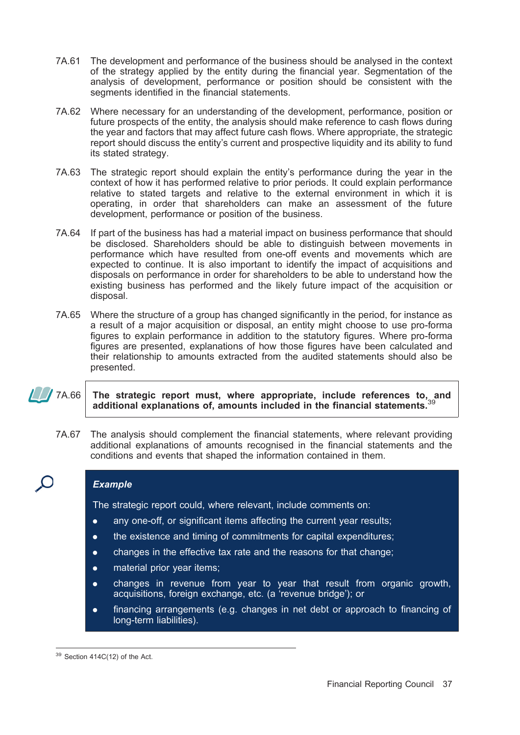7A.61 The development and performance of the business should be analysed in the context of the strategy applied by the entity during the financial year. Segmentation of the analysis of development, performance or position should be consistent with the segments identified in the financial statements.

7A.62 Where necessary for an understanding of the development, performance, position or future prospects of the entity, the analysis should make reference to cash flows during the year and factors that may affect future cash flows. Where appropriate, the strategic report should discuss the entity's current and prospective liquidity and its ability to fund its stated strategy.

7A.63 The strategic report should explain the entity's performance during the year in the context of how it has performed relative to prior periods. It could explain performance relative to stated targets and relative to the external environment in which it is operating, in order that shareholders can make an assessment of the future development, performance or position of the business.

7A.64 If part of the business has had a material impact on business performance that should be disclosed. Shareholders should be able to distinguish between movements in performance which have resulted from one-off events and movements which are expected to continue. It is also important to identify the impact of acquisitions and disposals on performance in order for shareholders to be able to understand how the existing business has performed and the likely future impact of the acquisition or disposal.

7A.65 Where the structure of a group has changed significantly in the period, for instance as a result of a major acquisition or disposal, an entity might choose to use pro-forma figures to explain performance in addition to the statutory figures. Where pro-forma figures are presented, explanations of how those figures have been calculated and their relationship to amounts extracted from the audited statements should also be presented.

7A.66 **The strategic report must, where appropriate, include references to, and additional explanations of, amounts included in the financial statements.**[39]

7A.67 The analysis should complement the financial statements, where relevant providing additional explanations of amounts recognised in the financial statements and the conditions and events that shaped the information contained in them.

***Example***

The strategic report could, where relevant, include comments on:

- any one-off, or significant items affecting the current year results;
- the existence and timing of commitments for capital expenditures;
- changes in the effective tax rate and the reasons for that change;
- material prior year items;
- changes in revenue from year to year that result from organic growth, acquisitions, foreign exchange, etc. (a 'revenue bridge'); or
- financing arrangements (e.g. changes in net debt or approach to financing of long-term liabilities).

---

[39] Section 414C(12) of the Act.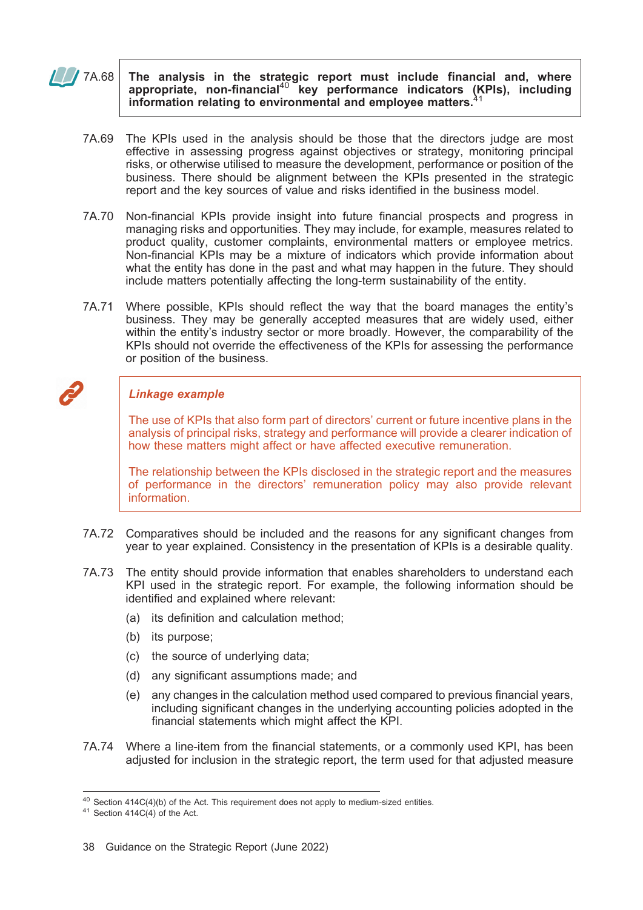7A.68 **The analysis in the strategic report must include financial and, where appropriate, non-financial[40] key performance indicators (KPIs), including information relating to environmental and employee matters.[41]**

7A.69 The KPIs used in the analysis should be those that the directors judge are most effective in assessing progress against objectives or strategy, monitoring principal risks, or otherwise utilised to measure the development, performance or position of the business. There should be alignment between the KPIs presented in the strategic report and the key sources of value and risks identified in the business model.

7A.70 Non-financial KPIs provide insight into future financial prospects and progress in managing risks and opportunities. They may include, for example, measures related to product quality, customer complaints, environmental matters or employee metrics. Non-financial KPIs may be a mixture of indicators which provide information about what the entity has done in the past and what may happen in the future. They should include matters potentially affecting the long-term sustainability of the entity.

7A.71 Where possible, KPIs should reflect the way that the board manages the entity's business. They may be generally accepted measures that are widely used, either within the entity's industry sector or more broadly. However, the comparability of the KPIs should not override the effectiveness of the KPIs for assessing the performance or position of the business.

> ***Linkage example***
>
> The use of KPIs that also form part of directors' current or future incentive plans in the analysis of principal risks, strategy and performance will provide a clearer indication of how these matters might affect or have affected executive remuneration.
>
> The relationship between the KPIs disclosed in the strategic report and the measures of performance in the directors' remuneration policy may also provide relevant information.

7A.72 Comparatives should be included and the reasons for any significant changes from year to year explained. Consistency in the presentation of KPIs is a desirable quality.

7A.73 The entity should provide information that enables shareholders to understand each KPI used in the strategic report. For example, the following information should be identified and explained where relevant:

(a) its definition and calculation method;

(b) its purpose;

(c) the source of underlying data;

(d) any significant assumptions made; and

(e) any changes in the calculation method used compared to previous financial years, including significant changes in the underlying accounting policies adopted in the financial statements which might affect the KPI.

7A.74 Where a line-item from the financial statements, or a commonly used KPI, has been adjusted for inclusion in the strategic report, the term used for that adjusted measure

---

[40] Section 414C(4)(b) of the Act. This requirement does not apply to medium-sized entities.

[41] Section 414C(4) of the Act.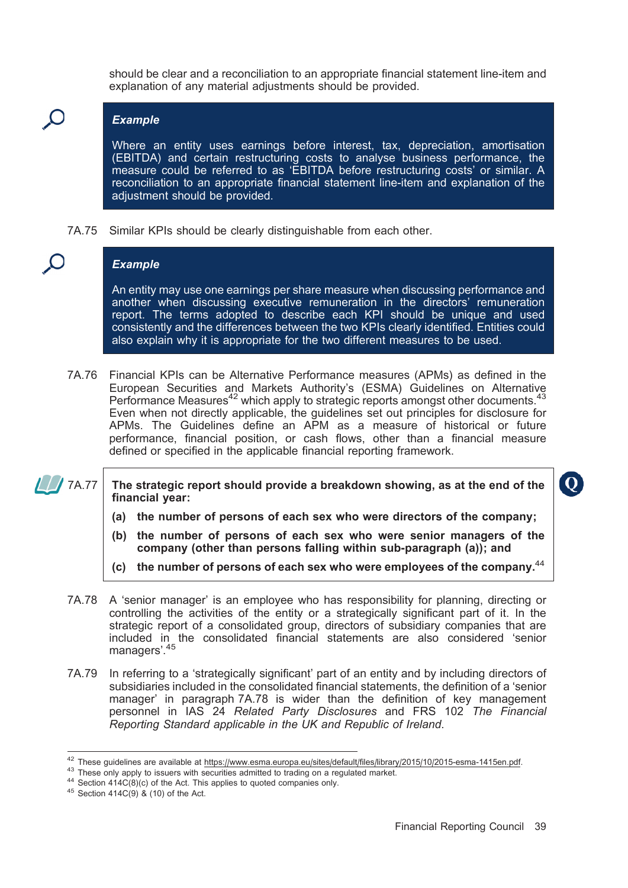should be clear and a reconciliation to an appropriate financial statement line-item and explanation of any material adjustments should be provided.

> ***Example***
>
> Where an entity uses earnings before interest, tax, depreciation, amortisation (EBITDA) and certain restructuring costs to analyse business performance, the measure could be referred to as 'EBITDA before restructuring costs' or similar. A reconciliation to an appropriate financial statement line-item and explanation of the adjustment should be provided.

7A.75 Similar KPIs should be clearly distinguishable from each other.

> ***Example***
>
> An entity may use one earnings per share measure when discussing performance and another when discussing executive remuneration in the directors' remuneration report. The terms adopted to describe each KPI should be unique and used consistently and the differences between the two KPIs clearly identified. Entities could also explain why it is appropriate for the two different measures to be used.

7A.76 Financial KPIs can be Alternative Performance measures (APMs) as defined in the European Securities and Markets Authority's (ESMA) Guidelines on Alternative Performance Measures[42] which apply to strategic reports amongst other documents.[43] Even when not directly applicable, the guidelines set out principles for disclosure for APMs. The Guidelines define an APM as a measure of historical or future performance, financial position, or cash flows, other than a financial measure defined or specified in the applicable financial reporting framework.

7A.77 **The strategic report should provide a breakdown showing, as at the end of the financial year:**

**(a) the number of persons of each sex who were directors of the company;**

**(b) the number of persons of each sex who were senior managers of the company (other than persons falling within sub-paragraph (a)); and**

**(c) the number of persons of each sex who were employees of the company.**[44]

7A.78 A 'senior manager' is an employee who has responsibility for planning, directing or controlling the activities of the entity or a strategically significant part of it. In the strategic report of a consolidated group, directors of subsidiary companies that are included in the consolidated financial statements are also considered 'senior managers'.[45]

7A.79 In referring to a 'strategically significant' part of an entity and by including directors of subsidiaries included in the consolidated financial statements, the definition of a 'senior manager' in paragraph 7A.78 is wider than the definition of key management personnel in IAS 24 *Related Party Disclosures* and FRS 102 *The Financial Reporting Standard applicable in the UK and Republic of Ireland*.

---

[42] These guidelines are available at https://www.esma.europa.eu/sites/default/files/library/2015/10/2015-esma-1415en.pdf.

[43] These only apply to issuers with securities admitted to trading on a regulated market.

[44] Section 414C(8)(c) of the Act. This applies to quoted companies only.

[45] Section 414C(9) & (10) of the Act.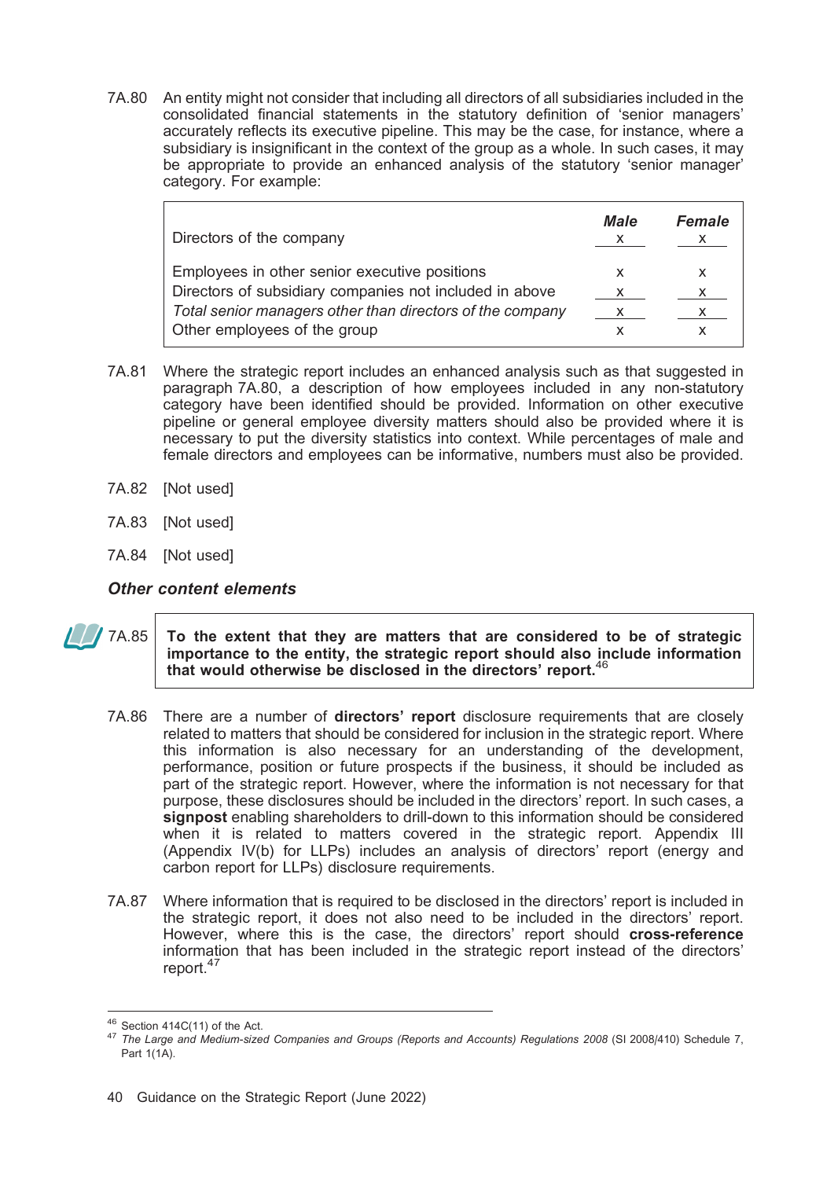7A.80 An entity might not consider that including all directors of all subsidiaries included in the consolidated financial statements in the statutory definition of 'senior managers' accurately reflects its executive pipeline. This may be the case, for instance, where a subsidiary is insignificant in the context of the group as a whole. In such cases, it may be appropriate to provide an enhanced analysis of the statutory 'senior manager' category. For example:

| | ***Male*** | ***Female*** |
|---|---|---|
| Directors of the company | x | x |
| Employees in other senior executive positions | x | x |
| Directors of subsidiary companies not included in above | x | x |
| *Total senior managers other than directors of the company* | x | x |
| Other employees of the group | x | x |

7A.81 Where the strategic report includes an enhanced analysis such as that suggested in paragraph 7A.80, a description of how employees included in any non-statutory category have been identified should be provided. Information on other executive pipeline or general employee diversity matters should also be provided where it is necessary to put the diversity statistics into context. While percentages of male and female directors and employees can be informative, numbers must also be provided.

7A.82 [Not used]

7A.83 [Not used]

7A.84 [Not used]

### *Other content elements*

7A.85 **To the extent that they are matters that are considered to be of strategic importance to the entity, the strategic report should also include information that would otherwise be disclosed in the directors' report.**[46]

7A.86 There are a number of **directors' report** disclosure requirements that are closely related to matters that should be considered for inclusion in the strategic report. Where this information is also necessary for an understanding of the development, performance, position or future prospects if the business, it should be included as part of the strategic report. However, where the information is not necessary for that purpose, these disclosures should be included in the directors' report. In such cases, a **signpost** enabling shareholders to drill-down to this information should be considered when it is related to matters covered in the strategic report. Appendix III (Appendix IV(b) for LLPs) includes an analysis of directors' report (energy and carbon report for LLPs) disclosure requirements.

7A.87 Where information that is required to be disclosed in the directors' report is included in the strategic report, it does not also need to be included in the directors' report. However, where this is the case, the directors' report should **cross-reference** information that has been included in the strategic report instead of the directors' report.[47]

---

[46] Section 414C(11) of the Act.

[47] *The Large and Medium-sized Companies and Groups (Reports and Accounts) Regulations 2008* (SI 2008/410) Schedule 7, Part 1(1A).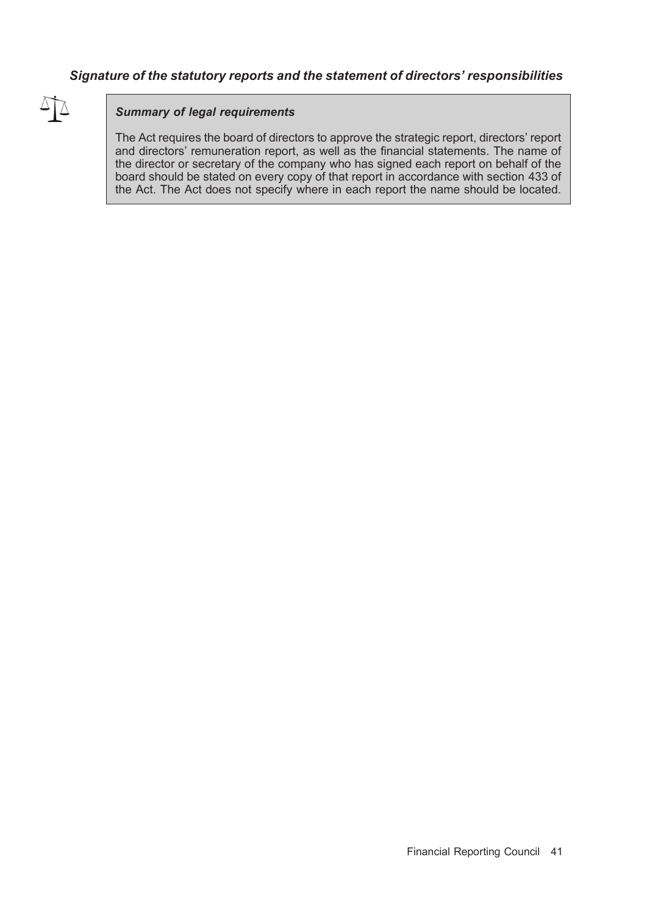### *Signature of the statutory reports and the statement of directors' responsibilities*

> ***Summary of legal requirements***
>
> The Act requires the board of directors to approve the strategic report, directors' report and directors' remuneration report, as well as the financial statements. The name of the director or secretary of the company who has signed each report on behalf of the board should be stated on every copy of that report in accordance with section 433 of the Act. The Act does not specify where in each report the name should be located.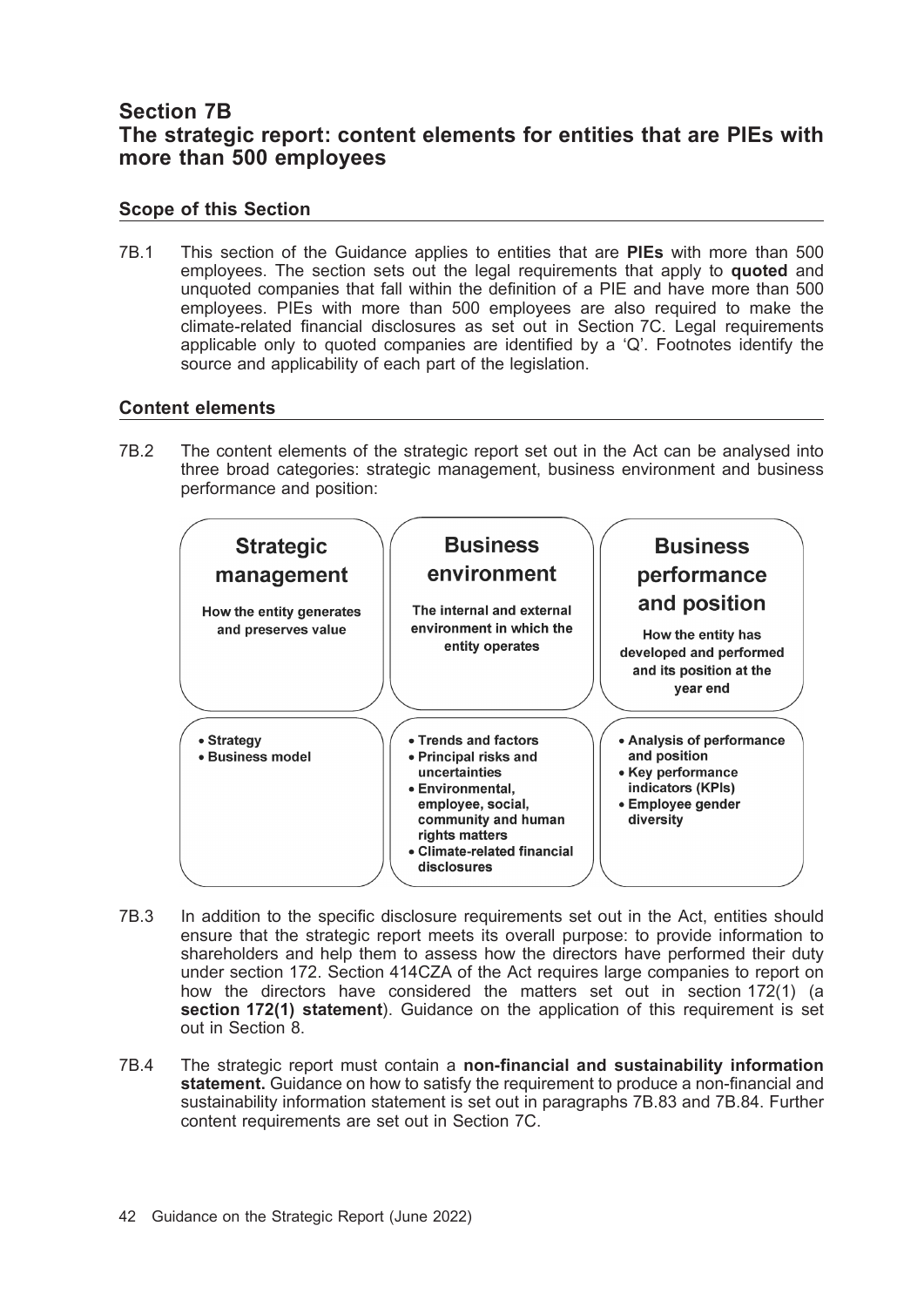# Section 7B
## The strategic report: content elements for entities that are PIEs with more than 500 employees

### Scope of this Section

7B.1 This section of the Guidance applies to entities that are **PIEs** with more than 500 employees. The section sets out the legal requirements that apply to **quoted** and unquoted companies that fall within the definition of a PIE and have more than 500 employees. PIEs with more than 500 employees are also required to make the climate-related financial disclosures as set out in Section 7C. Legal requirements applicable only to quoted companies are identified by a 'Q'. Footnotes identify the source and applicability of each part of the legislation.

### Content elements

7B.2 The content elements of the strategic report set out in the Act can be analysed into three broad categories: strategic management, business environment and business performance and position:

| Strategic management | Business environment | Business performance and position |
|---|---|---|
| How the entity generates and preserves value | The internal and external environment in which the entity operates | How the entity has developed and performed and its position at the year end |
| • Strategy<br>• Business model | • Trends and factors<br>• Principal risks and uncertainties<br>• Environmental, employee, social, community and human rights matters<br>• Climate-related financial disclosures | • Analysis of performance and position<br>• Key performance indicators (KPIs)<br>• Employee gender diversity |

7B.3 In addition to the specific disclosure requirements set out in the Act, entities should ensure that the strategic report meets its overall purpose: to provide information to shareholders and help them to assess how the directors have performed their duty under section 172. Section 414CZA of the Act requires large companies to report on how the directors have considered the matters set out in section 172(1) (a **section 172(1) statement**). Guidance on the application of this requirement is set out in Section 8.

7B.4 The strategic report must contain a **non-financial and sustainability information statement.** Guidance on how to satisfy the requirement to produce a non-financial and sustainability information statement is set out in paragraphs 7B.83 and 7B.84. Further content requirements are set out in Section 7C.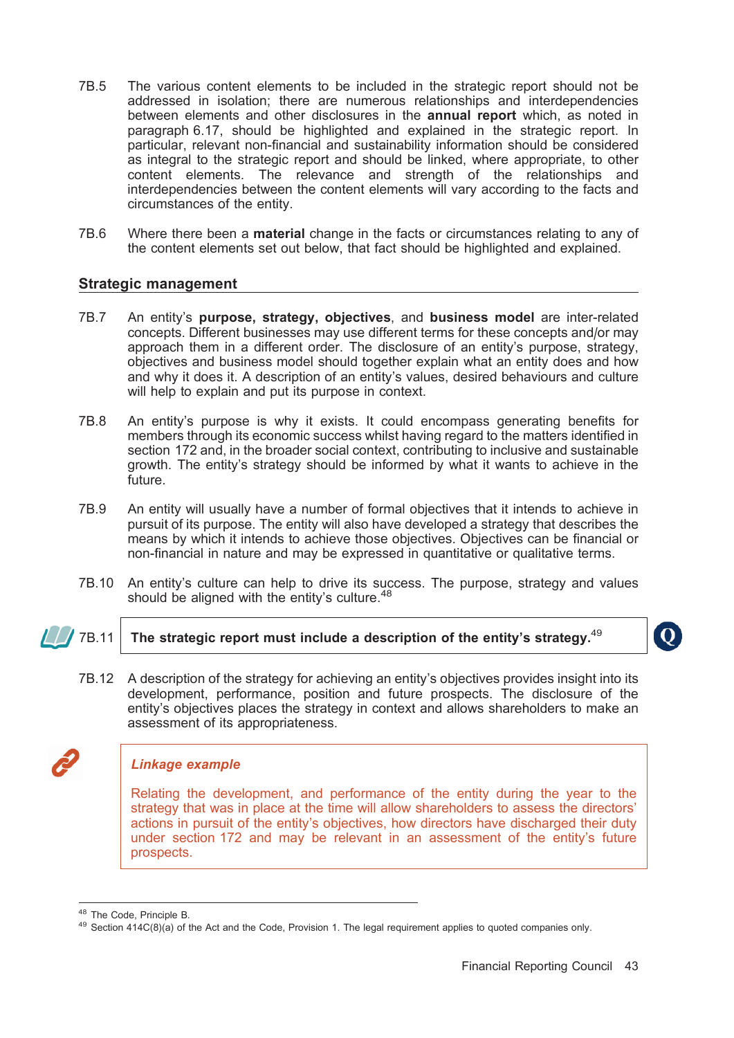7B.5 The various content elements to be included in the strategic report should not be addressed in isolation; there are numerous relationships and interdependencies between elements and other disclosures in the **annual report** which, as noted in paragraph 6.17, should be highlighted and explained in the strategic report. In particular, relevant non-financial and sustainability information should be considered as integral to the strategic report and should be linked, where appropriate, to other content elements. The relevance and strength of the relationships and interdependencies between the content elements will vary according to the facts and circumstances of the entity.

7B.6 Where there been a **material** change in the facts or circumstances relating to any of the content elements set out below, that fact should be highlighted and explained.

## Strategic management

7B.7 An entity's **purpose, strategy, objectives**, and **business model** are inter-related concepts. Different businesses may use different terms for these concepts and/or may approach them in a different order. The disclosure of an entity's purpose, strategy, objectives and business model should together explain what an entity does and how and why it does it. A description of an entity's values, desired behaviours and culture will help to explain and put its purpose in context.

7B.8 An entity's purpose is why it exists. It could encompass generating benefits for members through its economic success whilst having regard to the matters identified in section 172 and, in the broader social context, contributing to inclusive and sustainable growth. The entity's strategy should be informed by what it wants to achieve in the future.

7B.9 An entity will usually have a number of formal objectives that it intends to achieve in pursuit of its purpose. The entity will also have developed a strategy that describes the means by which it intends to achieve those objectives. Objectives can be financial or non-financial in nature and may be expressed in quantitative or qualitative terms.

7B.10 An entity's culture can help to drive its success. The purpose, strategy and values should be aligned with the entity's culture.[48]

7B.11 **The strategic report must include a description of the entity's strategy.**[49]

7B.12 A description of the strategy for achieving an entity's objectives provides insight into its development, performance, position and future prospects. The disclosure of the entity's objectives places the strategy in context and allows shareholders to make an assessment of its appropriateness.

> ***Linkage example***
>
> Relating the development, and performance of the entity during the year to the strategy that was in place at the time will allow shareholders to assess the directors' actions in pursuit of the entity's objectives, how directors have discharged their duty under section 172 and may be relevant in an assessment of the entity's future prospects.

---

[48] The Code, Principle B.

[49] Section 414C(8)(a) of the Act and the Code, Provision 1. The legal requirement applies to quoted companies only.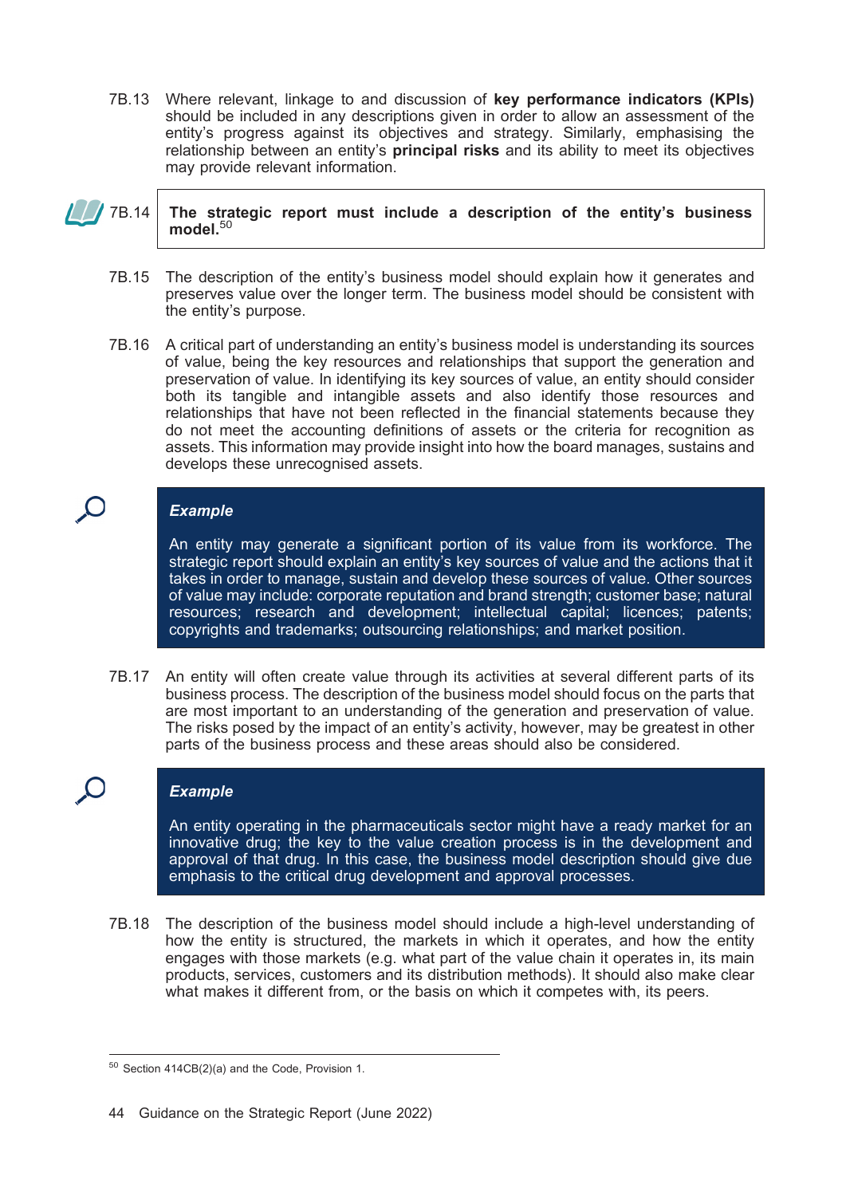7B.13 Where relevant, linkage to and discussion of **key performance indicators (KPIs)** should be included in any descriptions given in order to allow an assessment of the entity's progress against its objectives and strategy. Similarly, emphasising the relationship between an entity's **principal risks** and its ability to meet its objectives may provide relevant information.

7B.14 **The strategic report must include a description of the entity's business model.**[50]

7B.15 The description of the entity's business model should explain how it generates and preserves value over the longer term. The business model should be consistent with the entity's purpose.

7B.16 A critical part of understanding an entity's business model is understanding its sources of value, being the key resources and relationships that support the generation and preservation of value. In identifying its key sources of value, an entity should consider both its tangible and intangible assets and also identify those resources and relationships that have not been reflected in the financial statements because they do not meet the accounting definitions of assets or the criteria for recognition as assets. This information may provide insight into how the board manages, sustains and develops these unrecognised assets.

> ***Example***
>
> An entity may generate a significant portion of its value from its workforce. The strategic report should explain its key sources of value and the actions that it takes in order to manage, sustain and develop these sources of value. Other sources of value may include: corporate reputation and brand strength; customer base; natural resources; research and development; intellectual capital; licences; patents; copyrights and trademarks; outsourcing relationships; and market position.

7B.17 An entity will often create value through its activities at several different parts of its business process. The description of the business model should focus on the parts that are most important to an understanding of the generation and preservation of value. The risks posed by the impact of an entity's activity, however, may be greatest in other parts of the business process and these areas should also be considered.

> ***Example***
>
> An entity operating in the pharmaceuticals sector might have a ready market for an innovative drug; the key to the value creation process is in the development and approval of that drug. In this case, the business model description should give due emphasis to the critical drug development and approval processes.

7B.18 The description of the business model should include a high-level understanding of how the entity is structured, the markets in which it operates, and how the entity engages with those markets (e.g. what part of the value chain it operates in, its main products, services, customers and its distribution methods). It should also make clear what makes it different from, or the basis on which it competes with, its peers.

---

[50] Section 414CB(2)(a) and the Code, Provision 1.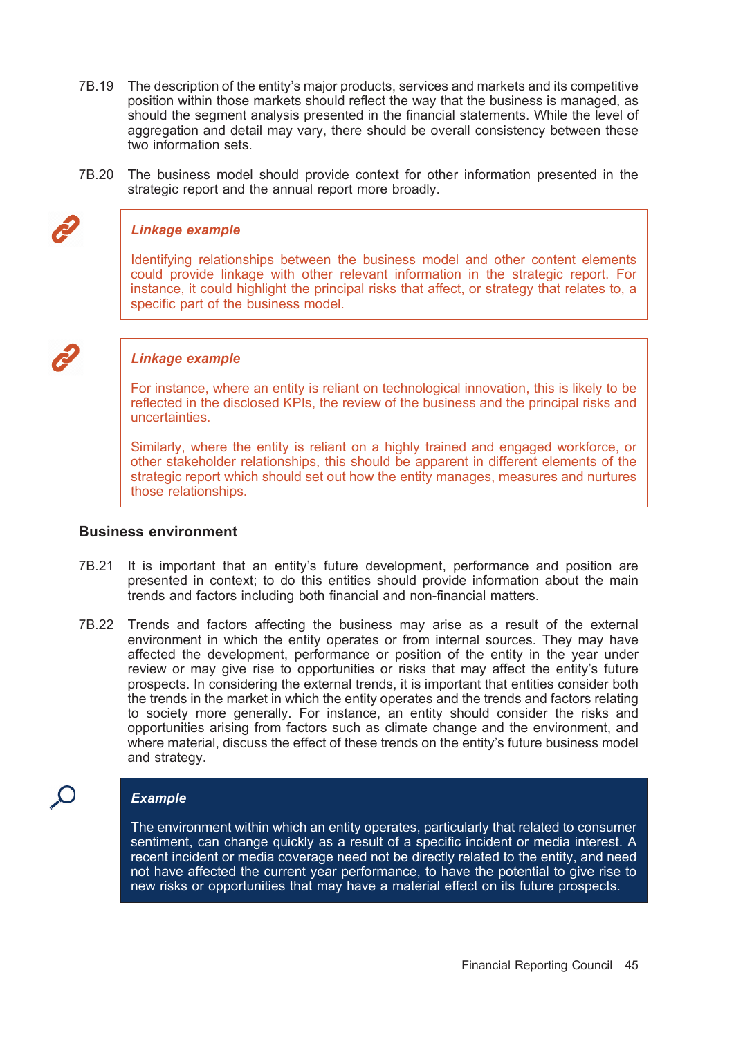7B.19 The description of the entity's major products, services and markets and its competitive position within those markets should reflect the way that the business is managed, as should the segment analysis presented in the financial statements. While the level of aggregation and detail may vary, there should be overall consistency between these two information sets.

7B.20 The business model should provide context for other information presented in the strategic report and the annual report more broadly.

> ***Linkage example***
>
> Identifying relationships between the business model and other content elements could provide linkage with other relevant information in the strategic report. For instance, it could highlight the principal risks that affect, or strategy that relates to, a specific part of the business model.

> ***Linkage example***
>
> For instance, where an entity is reliant on technological innovation, this is likely to be reflected in the disclosed KPIs, the review of the business and the principal risks and uncertainties.
>
> Similarly, where the entity is reliant on a highly trained and engaged workforce, or other stakeholder relationships, this should be apparent in different elements of the strategic report which should set out how the entity manages, measures and nurtures those relationships.

## Business environment

7B.21 It is important that an entity's future development, performance and position are presented in context; to do this entities should provide information about the main trends and factors including both financial and non-financial matters.

7B.22 Trends and factors affecting the business may arise as a result of the external environment in which the entity operates or from internal sources. They may have affected the development, performance or position of the entity in the year under review or may give rise to opportunities or risks that may affect the entity's future prospects. In considering the external trends, it is important that entities consider both the trends in the market in which the entity operates and the trends and factors relating to society more generally. For instance, an entity should consider the risks and opportunities arising from factors such as climate change and the environment, and where material, discuss the effect of these trends on the entity's future business model and strategy.

> ***Example***
>
> The environment within which an entity operates, particularly that related to consumer sentiment, can change quickly as a result of a specific incident or media interest. A recent incident or media coverage need not be directly related to the entity, and need not have affected the current year performance, to have the potential to give rise to new risks or opportunities that may have a material effect on its future prospects.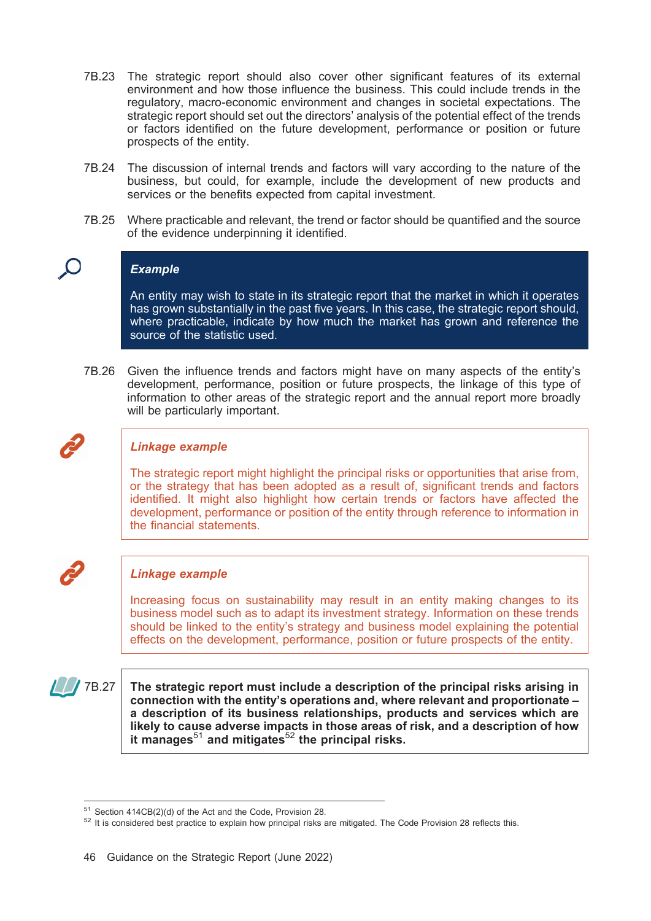7B.23 The strategic report should also cover other significant features of its external environment and how those influence the business. This could include trends in the regulatory, macro-economic environment and changes in societal expectations. The strategic report should set out the directors' analysis of the potential effect of the trends or factors identified on the future development, performance or position or future prospects of the entity.

7B.24 The discussion of internal trends and factors will vary according to the nature of the business, but could, for example, include the development of new products and services or the benefits expected from capital investment.

7B.25 Where practicable and relevant, the trend or factor should be quantified and the source of the evidence underpinning it identified.

> ***Example***
>
> An entity may wish to state in its strategic report that the market in which it operates has grown substantially in the past five years. In this case, the strategic report should, where practicable, indicate by how much the market has grown and reference the source of the statistic used.

7B.26 Given the influence trends and factors might have on many aspects of the entity's development, performance, position or future prospects, the linkage of this type of information to other areas of the strategic report and the annual report more broadly will be particularly important.

> ***Linkage example***
>
> The strategic report might highlight the principal risks or opportunities that arise from, or the strategy that has been adopted as a result of, significant trends and factors identified. It might also highlight how certain trends or factors have affected the development, performance or position of the entity through reference to information in the financial statements.

> ***Linkage example***
>
> Increasing focus on sustainability may result in an entity making changes to its business model such as to adapt its investment strategy. Information on these trends should be linked to the entity's strategy and business model explaining the potential effects on the development, performance, position or future prospects of the entity.

7B.27 **The strategic report must include a description of the principal risks arising in connection with the entity's operations and, where relevant and proportionate – a description of its business relationships, products and services which are likely to cause adverse impacts in those areas of risk, and a description of how it manages[51] and mitigates[52] the principal risks.**

---

[51] Section 414CB(2)(d) of the Act and the Code, Provision 28.

[52] It is considered best practice to explain how principal risks are mitigated. The Code Provision 28 reflects this.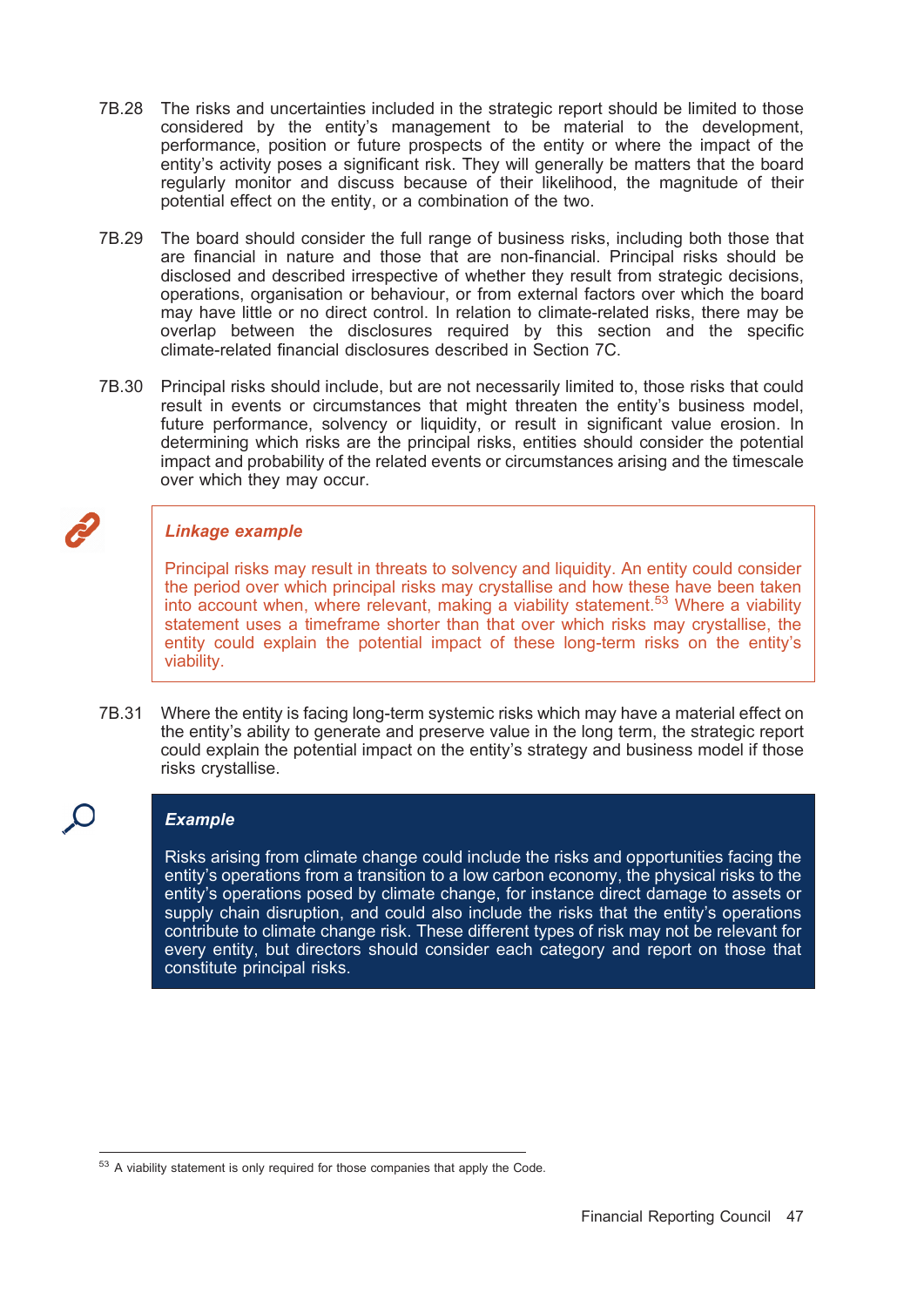7B.28 The risks and uncertainties included in the strategic report should be limited to those considered by the entity's management to be material to the development, performance, position or future prospects of the entity or where the impact of the entity's activity poses a significant risk. They will generally be matters that the board regularly monitor and discuss because of their likelihood, the magnitude of their potential effect on the entity, or a combination of the two.

7B.29 The board should consider the full range of business risks, including both those that are financial in nature and those that are non-financial. Principal risks should be disclosed and described irrespective of whether they result from strategic decisions, operations, organisation or behaviour, or from external factors over which the board may have little or no direct control. In relation to climate-related risks, there may be overlap between the disclosures required by this section and the specific climate-related financial disclosures described in Section 7C.

7B.30 Principal risks should include, but are not necessarily limited to, those risks that could result in events or circumstances that might threaten the entity's business model, future performance, solvency or liquidity, or result in significant value erosion. In determining which risks are the principal risks, entities should consider the potential impact and probability of the related events or circumstances arising and the timescale over which they may occur.

> ***Linkage example***
>
> Principal risks may result in threats to solvency and liquidity. An entity could consider the period over which principal risks may crystallise and how these have been taken into account when, where relevant, making a viability statement.[53] Where a viability statement uses a timeframe shorter than that over which risks may crystallise, the entity could explain the potential impact of these long-term risks on the entity's viability.

7B.31 Where the entity is facing long-term systemic risks which may have a material effect on the entity's ability to generate and preserve value in the long term, the strategic report could explain the potential impact on the entity's strategy and business model if those risks crystallise.

> ***Example***
>
> Risks arising from climate change could include the risks and opportunities facing the entity's operations from a transition to a low carbon economy, the physical risks to the entity's operations posed by climate change, for instance direct damage to assets or supply chain disruption, and could also include the risks that the entity's operations contribute to climate change risk. These different types of risk may not be relevant for every entity, but directors should consider each category and report on those that constitute principal risks.

---

[53] A viability statement is only required for those companies that apply the Code.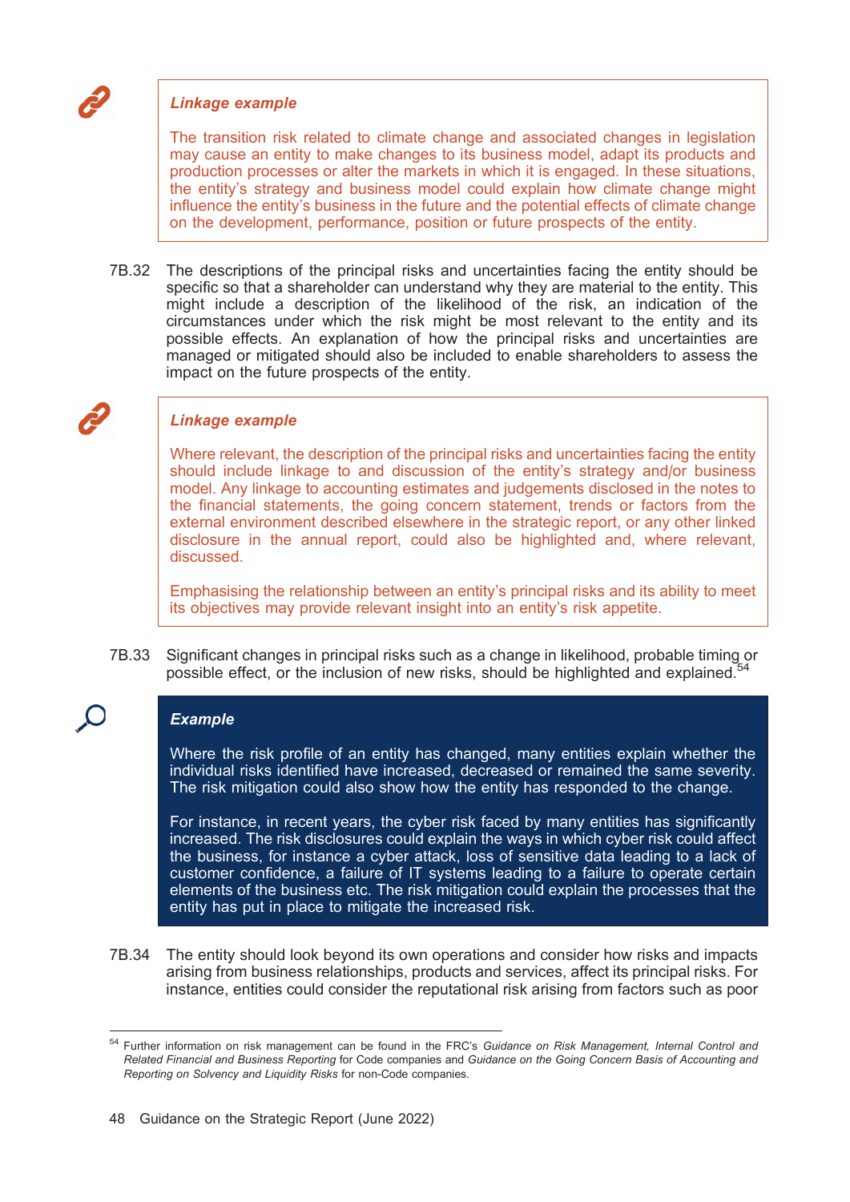> ***Linkage example***
>
> The transition risk related to climate change and associated changes in legislation may cause an entity to make changes to its business model, adapt its products and production processes or alter the markets in which it is engaged. In these situations, the entity's strategy and business model could explain how climate change might influence the entity's business in the future and the potential effects of climate change on the development, performance, position or future prospects of the entity.

7B.32 The descriptions of the principal risks and uncertainties facing the entity should be specific so that a shareholder can understand why they are material to the entity. This might include a description of the likelihood of the risk, an indication of the circumstances under which the risk might be most relevant to the entity and its possible effects. An explanation of how the principal risks and uncertainties are managed or mitigated should also be included to enable shareholders to assess the impact on the future prospects of the entity.

> ***Linkage example***
>
> Where relevant, the description of the principal risks and uncertainties facing the entity should include linkage to and discussion of the entity's strategy and/or business model. Any linkage to accounting estimates and judgements disclosed in the notes to the financial statements, the going concern statement, trends or factors from the external environment described elsewhere in the strategic report, or any other linked disclosure in the annual report, could also be highlighted and, where relevant, discussed.
>
> Emphasising the relationship between an entity's principal risks and its ability to meet its objectives may provide relevant insight into an entity's risk appetite.

7B.33 Significant changes in principal risks such as a change in likelihood, probable timing or possible effect, or the inclusion of new risks, should be highlighted and explained.[54]

> ***Example***
>
> Where the risk profile of an entity has changed, many entities explain whether the individual risks identified have increased, decreased or remained the same severity. The risk mitigation could also show how the entity has responded to the change.
>
> For instance, in recent years, the cyber risk faced by many entities has significantly increased. The risk disclosures could explain the ways in which cyber risk could affect the business, for instance a cyber attack, loss of sensitive data leading to a lack of customer confidence, a failure of IT systems leading to a failure to operate certain elements of the business etc. The risk mitigation could explain the processes that the entity has put in place to mitigate the increased risk.

7B.34 The entity should look beyond its own operations and consider how risks and impacts arising from business relationships, products and services, affect its principal risks. For instance, entities could consider the reputational risk arising from factors such as poor

---

[54] Further information on risk management can be found in the FRC's *Guidance on Risk Management, Internal Control and Related Financial and Business Reporting* for Code companies and *Guidance on the Going Concern Basis of Accounting and Reporting on Solvency and Liquidity Risks* for non-Code companies.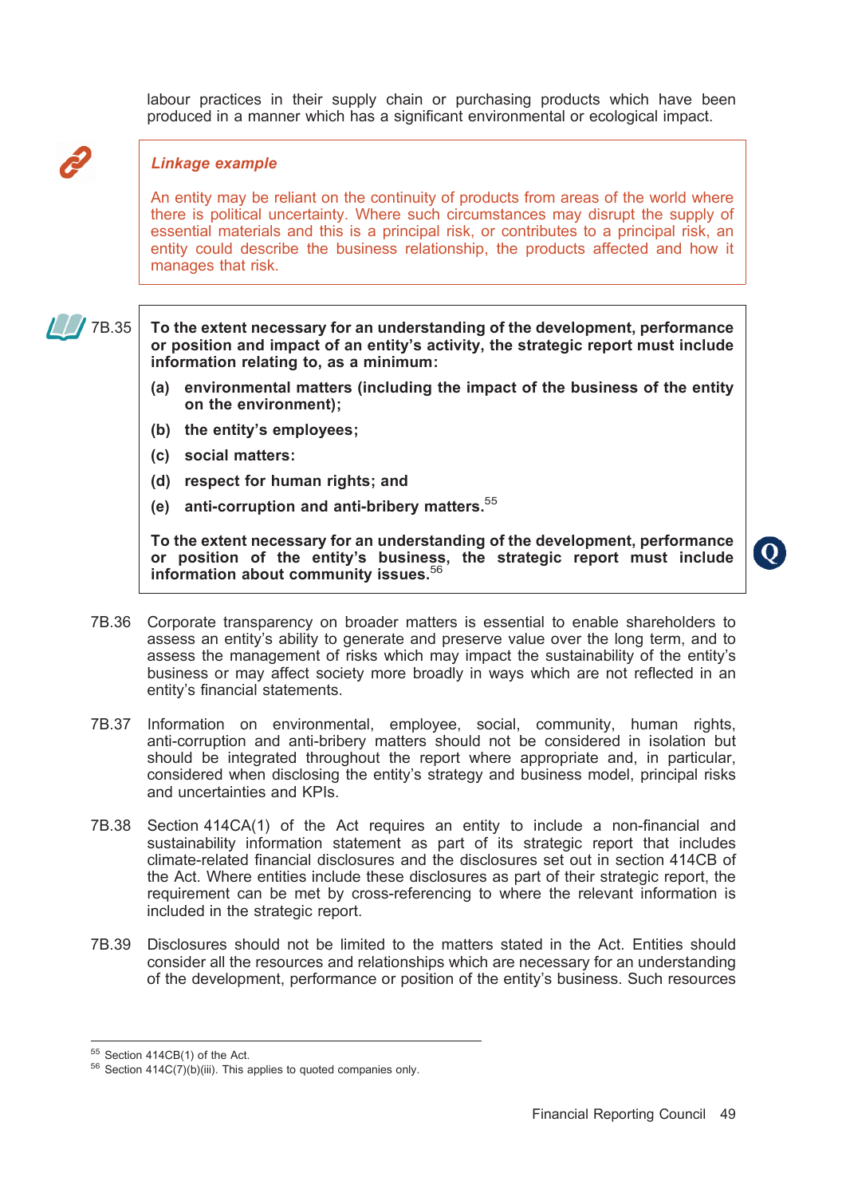labour practices in their supply chain or purchasing products which have been produced in a manner which has a significant environmental or ecological impact.

> ***Linkage example***
>
> An entity may be reliant on the continuity of products from areas of the world where there is political uncertainty. Where such circumstances may disrupt the supply of essential materials and this is a principal risk, or contributes to a principal risk, an entity could describe the business relationship, the products affected and how it manages that risk.

7B.35 **To the extent necessary for an understanding of the development, performance or position and impact of an entity's activity, the strategic report must include information relating to, as a minimum:**

**(a) environmental matters (including the impact of the business of the entity on the environment);**

**(b) the entity's employees;**

**(c) social matters:**

**(d) respect for human rights; and**

**(e) anti-corruption and anti-bribery matters.**[55]

**To the extent necessary for an understanding of the development, performance or position of the entity's business, the strategic report must include information about community issues.**[56]

7B.36 Corporate transparency on broader matters is essential to enable shareholders to assess an entity's ability to generate and preserve value over the long term, and to assess the management of risks which may impact the sustainability of the entity's business or may affect society more broadly in ways which are not reflected in an entity's financial statements.

7B.37 Information on environmental, employee, social, community, human rights, anti-corruption and anti-bribery matters should not be considered in isolation but should be integrated throughout the report where appropriate and, in particular, considered when disclosing the entity's strategy and business model, principal risks and uncertainties and KPIs.

7B.38 Section 414CA(1) of the Act requires an entity to include a non-financial and sustainability information statement as part of its strategic report that includes climate-related financial disclosures and the disclosures set out in section 414CB of the Act. Where entities include these disclosures as part of their strategic report, the requirement can be met by cross-referencing to where the relevant information is included in the strategic report.

7B.39 Disclosures should not be limited to the matters stated in the Act. Entities should consider all the resources and relationships which are necessary for an understanding of the development, performance or position of the entity's business. Such resources

---

[55] Section 414CB(1) of the Act.

[56] Section 414C(7)(b)(iii). This applies to quoted companies only.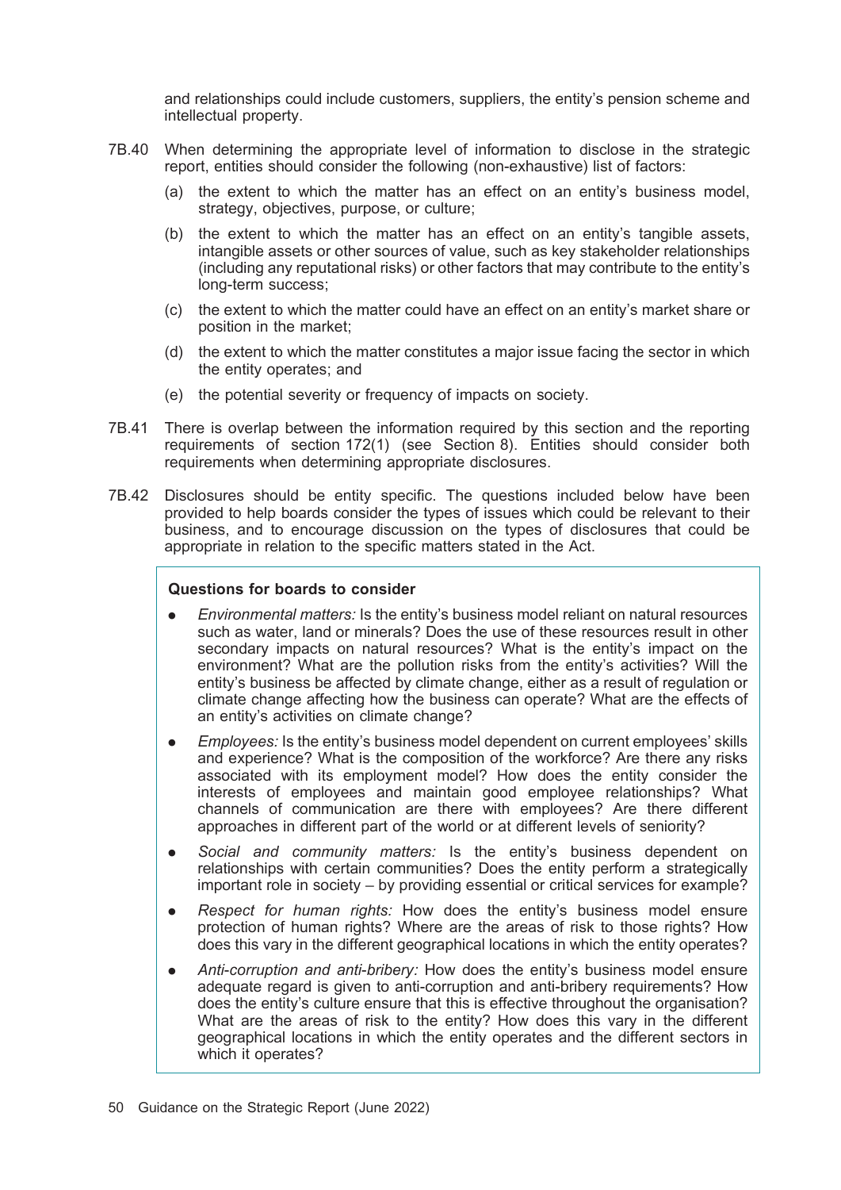and relationships could include customers, suppliers, the entity's pension scheme and intellectual property.

7B.40 When determining the appropriate level of information to disclose in the strategic report, entities should consider the following (non-exhaustive) list of factors:

(a) the extent to which the matter has an effect on an entity's business model, strategy, objectives, purpose, or culture;

(b) the extent to which the matter has an effect on an entity's tangible assets, intangible assets or other sources of value, such as key stakeholder relationships (including any reputational risks) or other factors that may contribute to the entity's long-term success;

(c) the extent to which the matter could have an effect on an entity's market share or position in the market;

(d) the extent to which the matter constitutes a major issue facing the sector in which the entity operates; and

(e) the potential severity or frequency of impacts on society.

7B.41 There is overlap between the information required by this section and the reporting requirements of section 172(1) (see Section 8). Entities should consider both requirements when determining appropriate disclosures.

7B.42 Disclosures should be entity specific. The questions included below have been provided to help boards consider the types of issues which could be relevant to their business, and to encourage discussion on the types of disclosures that could be appropriate in relation to the specific matters stated in the Act.

**Questions for boards to consider**

- *Environmental matters:* Is the entity's business model reliant on natural resources such as water, land or minerals? Does the use of these resources result in other secondary impacts on natural resources? What is the entity's impact on the environment? What are the pollution risks from the entity's activities? Will the entity's business be affected by climate change, either as a result of regulation or climate change affecting how the business can operate? What are the effects of an entity's activities on climate change?
- *Employees:* Is the entity's business model dependent on current employees' skills and experience? What is the composition of the workforce? Are there any risks associated with its employment model? How does the entity consider the interests of employees and maintain good employee relationships? What channels of communication are there with employees? Are there different approaches in different part of the world or at different levels of seniority?
- *Social and community matters:* Is the entity's business dependent on relationships with certain communities? Does the entity perform a strategically important role in society – by providing essential or critical services for example?
- *Respect for human rights:* How does the entity's business model ensure protection of human rights? Where are the areas of risk to those rights? How does this vary in the different geographical locations in which the entity operates?
- *Anti-corruption and anti-bribery:* How does the entity's business model ensure adequate regard is given to anti-corruption and anti-bribery requirements? How does the entity's culture ensure that this is effective throughout the organisation? What are the areas of risk to the entity? How does this vary in the different geographical locations in which the entity operates and the different sectors in which it operates?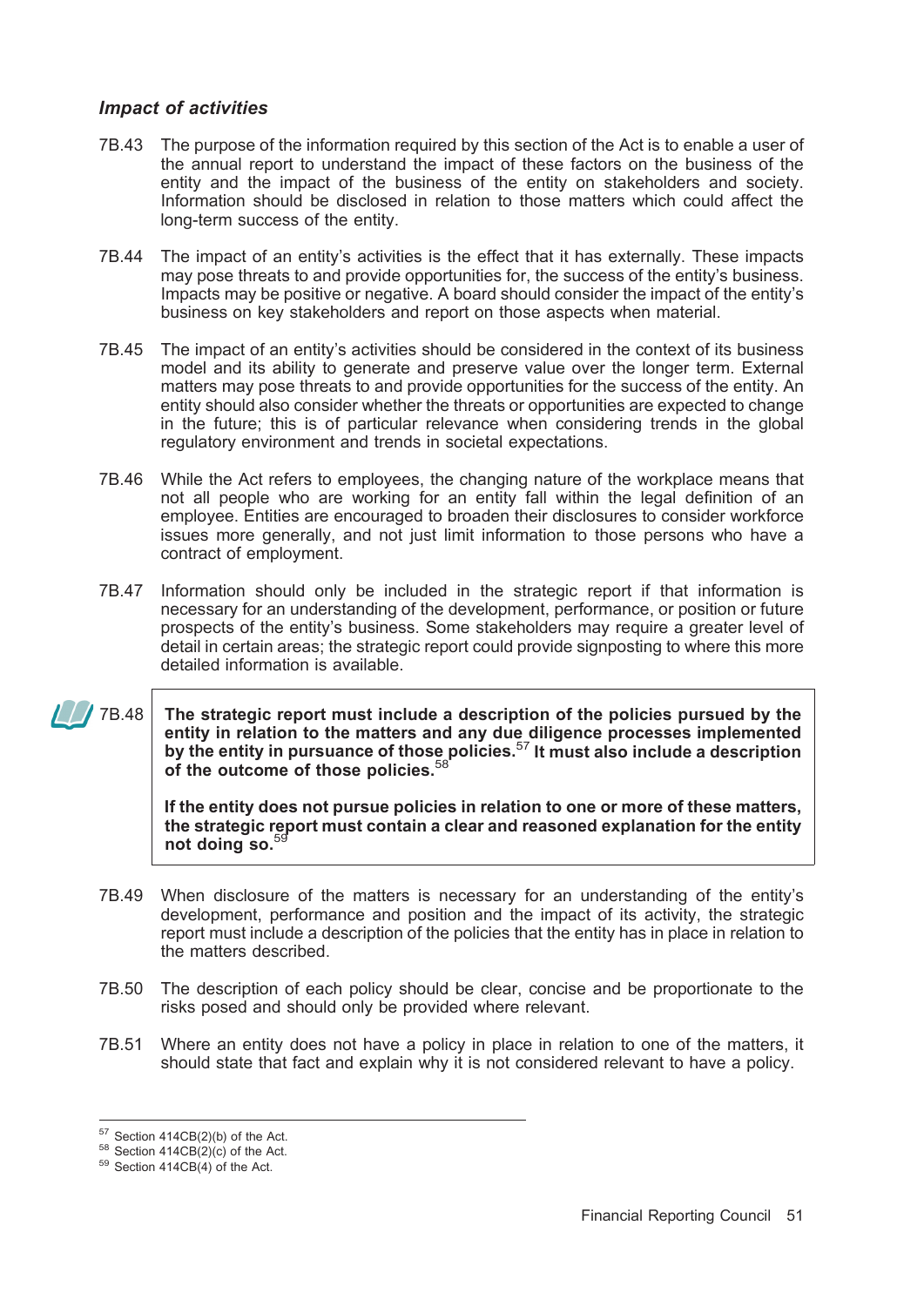### *Impact of activities*

7B.43 The purpose of the information required by this section of the Act is to enable a user of the annual report to understand the impact of these factors on the business of the entity and the impact of the business of the entity on stakeholders and society. Information should be disclosed in relation to those matters which could affect the long-term success of the entity.

7B.44 The impact of an entity's activities is the effect that it has externally. These impacts may pose threats to and provide opportunities for, the success of the entity's business. Impacts may be positive or negative. A board should consider the impact of the entity's business on key stakeholders and report on those aspects when material.

7B.45 The impact of an entity's activities should be considered in the context of its business model and its ability to generate and preserve value over the longer term. External matters may pose threats to and provide opportunities for the success of the entity. An entity should also consider whether the threats or opportunities are expected to change in the future; this is of particular relevance when considering trends in the global regulatory environment and trends in societal expectations.

7B.46 While the Act refers to employees, the changing nature of the workplace means that not all people who are working for an entity fall within the legal definition of an employee. Entities are encouraged to broaden their disclosures to consider workforce issues more generally, and not just limit information to those persons who have a contract of employment.

7B.47 Information should only be included in the strategic report if that information is necessary for an understanding of the development, performance, or position or future prospects of the entity's business. Some stakeholders may require a greater level of detail in certain areas; the strategic report could provide signposting to where this more detailed information is available.

7B.48 **The strategic report must include a description of the policies pursued by the entity in relation to the matters and any due diligence processes implemented by the entity in pursuance of those policies.**[57] **It must also include a description of the outcome of those policies.**[58]

**If the entity does not pursue policies in relation to one or more of these matters, the strategic report must contain a clear and reasoned explanation for the entity not doing so.**[59]

7B.49 When disclosure of the matters is necessary for an understanding of the entity's development, performance and position and the impact of its activity, the strategic report must include a description of the policies that the entity has in place in relation to the matters described.

7B.50 The description of each policy should be clear, concise and be proportionate to the risks posed and should only be provided where relevant.

7B.51 Where an entity does not have a policy in place in relation to one of the matters, it should state that fact and explain why it is not considered relevant to have a policy.

---

[57] Section 414CB(2)(b) of the Act.

[58] Section 414CB(2)(c) of the Act.

[59] Section 414CB(4) of the Act.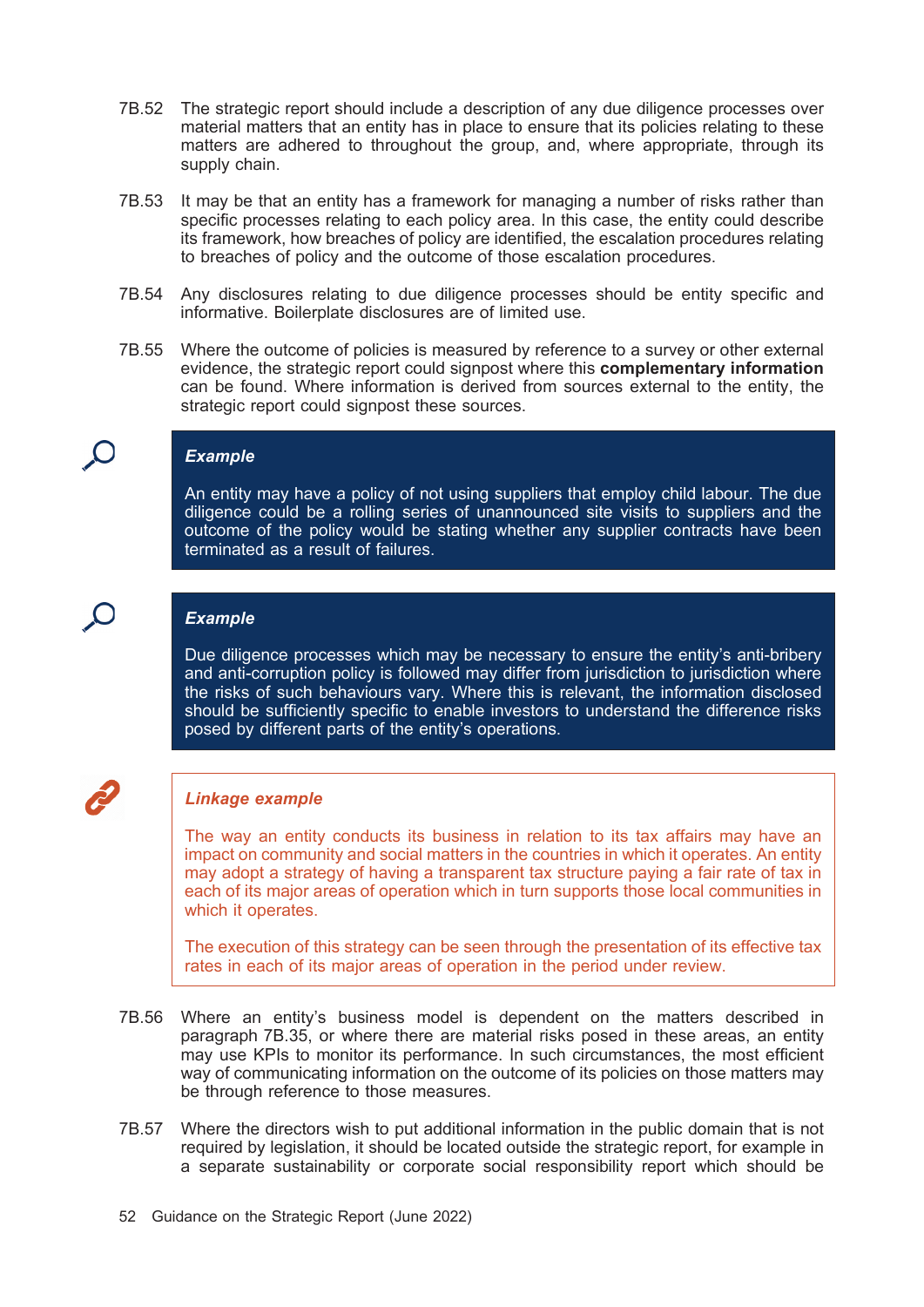7B.52 The strategic report should include a description of any due diligence processes over material matters that an entity has in place to ensure that its policies relating to these matters are adhered to throughout the group, and, where appropriate, through its supply chain.

7B.53 It may be that an entity has a framework for managing a number of risks rather than specific processes relating to each policy area. In this case, the entity could describe its framework, how breaches of policy are identified, the escalation procedures relating to breaches of policy and the outcome of those escalation procedures.

7B.54 Any disclosures relating to due diligence processes should be entity specific and informative. Boilerplate disclosures are of limited use.

7B.55 Where the outcome of policies is measured by reference to a survey or other external evidence, the strategic report could signpost where this **complementary information** can be found. Where information is derived from sources external to the entity, the strategic report could signpost these sources.

> ***Example***
>
> An entity may have a policy of not using suppliers that employ child labour. The due diligence could be a rolling series of unannounced site visits to suppliers and the outcome of the policy would be stating whether any supplier contracts have been terminated as a result of failures.

> ***Example***
>
> Due diligence processes which may be necessary to ensure the entity's anti-bribery and anti-corruption policy is followed may differ from jurisdiction to jurisdiction where the risks of such behaviours vary. Where this is relevant, the information disclosed should be sufficiently specific to enable investors to understand the difference risks posed by different parts of the entity's operations.

> ***Linkage example***
>
> The way an entity conducts its business in relation to its tax affairs may have an impact on community and social matters in the countries in which it operates. An entity may adopt a strategy of having a transparent tax structure paying a fair rate of tax in each of its major areas of operation which in turn supports those local communities in which it operates.
>
> The execution of this strategy can be seen through the presentation of its effective tax rates in each of its major areas of operation in the period under review.

7B.56 Where an entity's business model is dependent on the matters described in paragraph 7B.35, or where there are material risks posed in these areas, an entity may use KPIs to monitor its performance. In such circumstances, the most efficient way of communicating information on the outcome of its policies on those matters may be through reference to those measures.

7B.57 Where the directors wish to put additional information in the public domain that is not required by legislation, it should be located outside the strategic report, for example in a separate sustainability or corporate social responsibility report which should be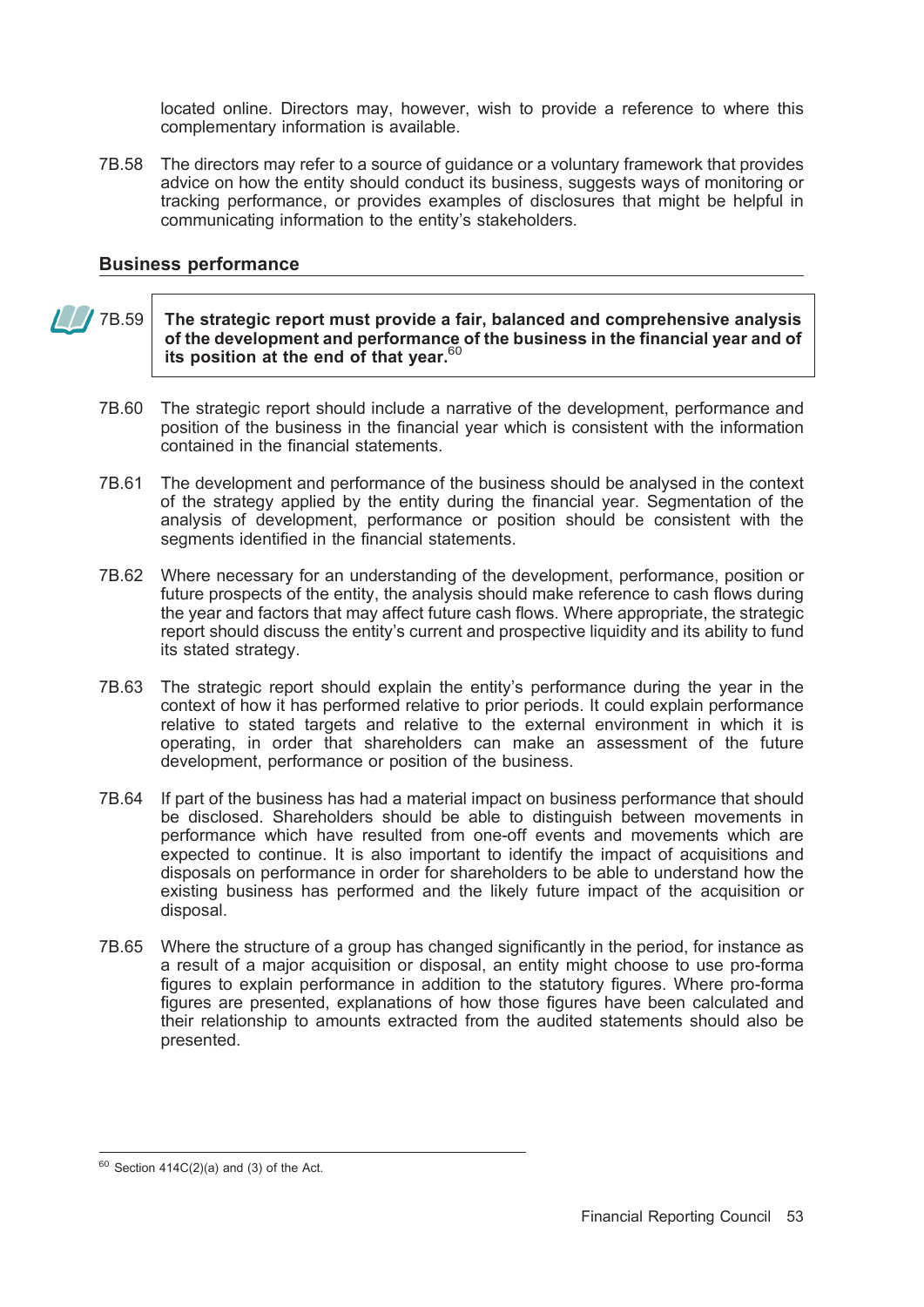located online. Directors may, however, wish to provide a reference to where this complementary information is available.

7B.58 The directors may refer to a source of guidance or a voluntary framework that provides advice on how the entity should conduct its business, suggests ways of monitoring or tracking performance, or provides examples of disclosures that might be helpful in communicating information to the entity's stakeholders.

## Business performance

7B.59 **The strategic report must provide a fair, balanced and comprehensive analysis of the development and performance of the business in the financial year and of its position at the end of that year.**[60]

7B.60 The strategic report should include a narrative of the development, performance and position of the business in the financial year which is consistent with the information contained in the financial statements.

7B.61 The development and performance of the business should be analysed in the context of the strategy applied by the entity during the financial year. Segmentation of the analysis of development, performance or position should be consistent with the segments identified in the financial statements.

7B.62 Where necessary for an understanding of the development, performance, position or future prospects of the entity, the analysis should make reference to cash flows during the year and factors that may affect future cash flows. Where appropriate, the strategic report should discuss the entity's current and prospective liquidity and its ability to fund its stated strategy.

7B.63 The strategic report should explain the entity's performance during the year in the context of how it has performed relative to prior periods. It could explain performance relative to stated targets and relative to the external environment in which it is operating, in order that shareholders can make an assessment of the future development, performance or position of the business.

7B.64 If part of the business has had a material impact on business performance that should be disclosed. Shareholders should be able to distinguish between movements in performance which have resulted from one-off events and movements which are expected to continue. It is also important to identify the impact of acquisitions and disposals on performance in order for shareholders to be able to understand how the existing business has performed and the likely future impact of the acquisition or disposal.

7B.65 Where the structure of a group has changed significantly in the period, for instance as a result of a major acquisition or disposal, an entity might choose to use pro-forma figures to explain performance in addition to the statutory figures. Where pro-forma figures are presented, explanations of how those figures have been calculated and their relationship to amounts extracted from the audited statements should also be presented.

---

[60] Section 414C(2)(a) and (3) of the Act.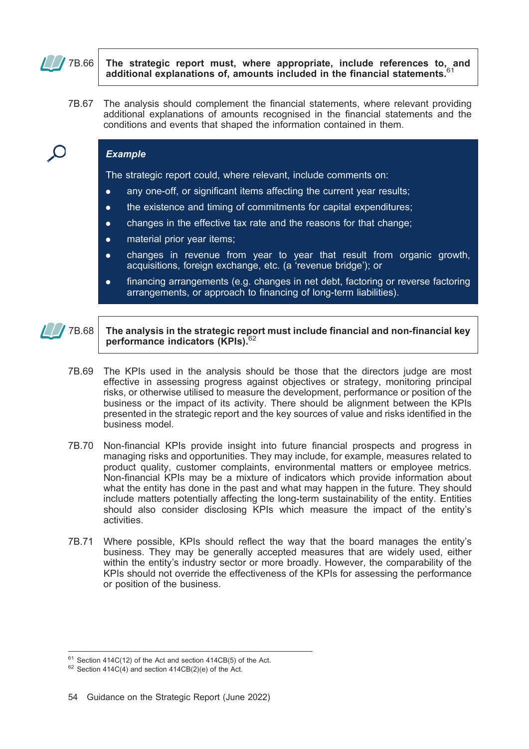7B.66 **The strategic report must, where appropriate, include references to, and additional explanations of, amounts included in the financial statements.**[61]

7B.67 The analysis should complement the financial statements, where relevant providing additional explanations of amounts recognised in the financial statements and the conditions and events that shaped the information contained in them.

***Example***

The strategic report could, where relevant, include comments on:

- any one-off, or significant items affecting the current year results;
- the existence and timing of commitments for capital expenditures;
- changes in the effective tax rate and the reasons for that change;
- material prior year items;
- changes in revenue from year to year that result from organic growth, acquisitions, foreign exchange, etc. (a 'revenue bridge'); or
- financing arrangements (e.g. changes in net debt, factoring or reverse factoring arrangements, or approach to financing of long-term liabilities).

7B.68 **The analysis in the strategic report must include financial and non-financial key performance indicators (KPIs).**[62]

7B.69 The KPIs used in the analysis should be those that the directors judge are most effective in assessing progress against objectives or strategy, monitoring principal risks, or otherwise utilised to measure the development, performance or position of the business or the impact of its activity. There should be alignment between the KPIs presented in the strategic report and the key sources of value and risks identified in the business model.

7B.70 Non-financial KPIs provide insight into future financial prospects and progress in managing risks and opportunities. They may include, for example, measures related to product quality, customer complaints, environmental matters or employee metrics. Non-financial KPIs may be a mixture of indicators which provide information about what the entity has done in the past and what may happen in the future. They should include matters potentially affecting the long-term sustainability of the entity. Entities should also consider disclosing KPIs which measure the impact of the entity's activities.

7B.71 Where possible, KPIs should reflect the way that the board manages the entity's business. They may be generally accepted measures that are widely used, either within the entity's industry sector or more broadly. However, the comparability of the KPIs should not override the effectiveness of the KPIs for assessing the performance or position of the business.

---

[61] Section 414C(12) of the Act and section 414CB(5) of the Act.

[62] Section 414C(4) and section 414CB(2)(e) of the Act.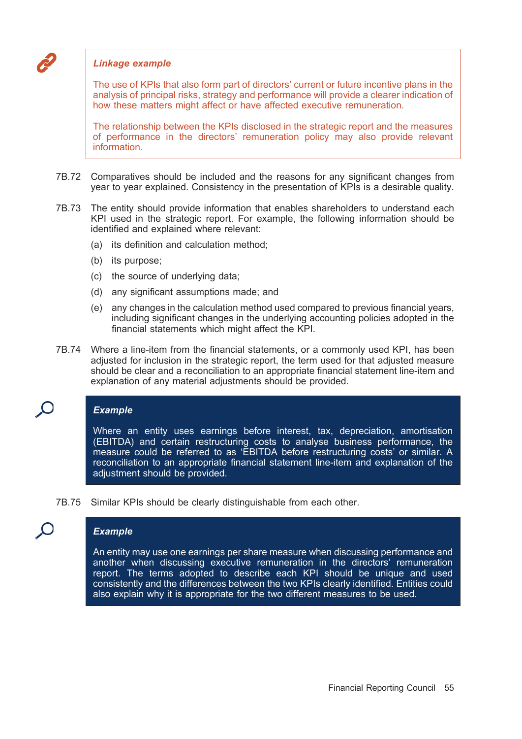***Linkage example***

The use of KPIs that also form part of directors' current or future incentive plans in the analysis of principal risks, strategy and performance will provide a clearer indication of how these matters might affect or have affected executive remuneration.

The relationship between the KPIs disclosed in the strategic report and the measures of performance in the directors' remuneration policy may also provide relevant information.

7B.72 Comparatives should be included and the reasons for any significant changes from year to year explained. Consistency in the presentation of KPIs is a desirable quality.

7B.73 The entity should provide information that enables shareholders to understand each KPI used in the strategic report. For example, the following information should be identified and explained where relevant:

(a) its definition and calculation method;

(b) its purpose;

(c) the source of underlying data;

(d) any significant assumptions made; and

(e) any changes in the calculation method used compared to previous financial years, including significant changes in the underlying accounting policies adopted in the financial statements which might affect the KPI.

7B.74 Where a line-item from the financial statements, or a commonly used KPI, has been adjusted for inclusion in the strategic report, the term used for that adjusted measure should be clear and a reconciliation to an appropriate financial statement line-item and explanation of any material adjustments should be provided.

***Example***

Where an entity uses earnings before interest, tax, depreciation, amortisation (EBITDA) and certain restructuring costs to analyse business performance, the measure could be referred to as 'EBITDA before restructuring costs' or similar. A reconciliation to an appropriate financial statement line-item and explanation of the adjustment should be provided.

7B.75 Similar KPIs should be clearly distinguishable from each other.

***Example***

An entity may use one earnings per share measure when discussing performance and another when discussing executive remuneration in the directors' remuneration report. The terms adopted to describe each KPI should be unique and used consistently and the differences between the two KPIs clearly identified. Entities could also explain why it is appropriate for the two different measures to be used.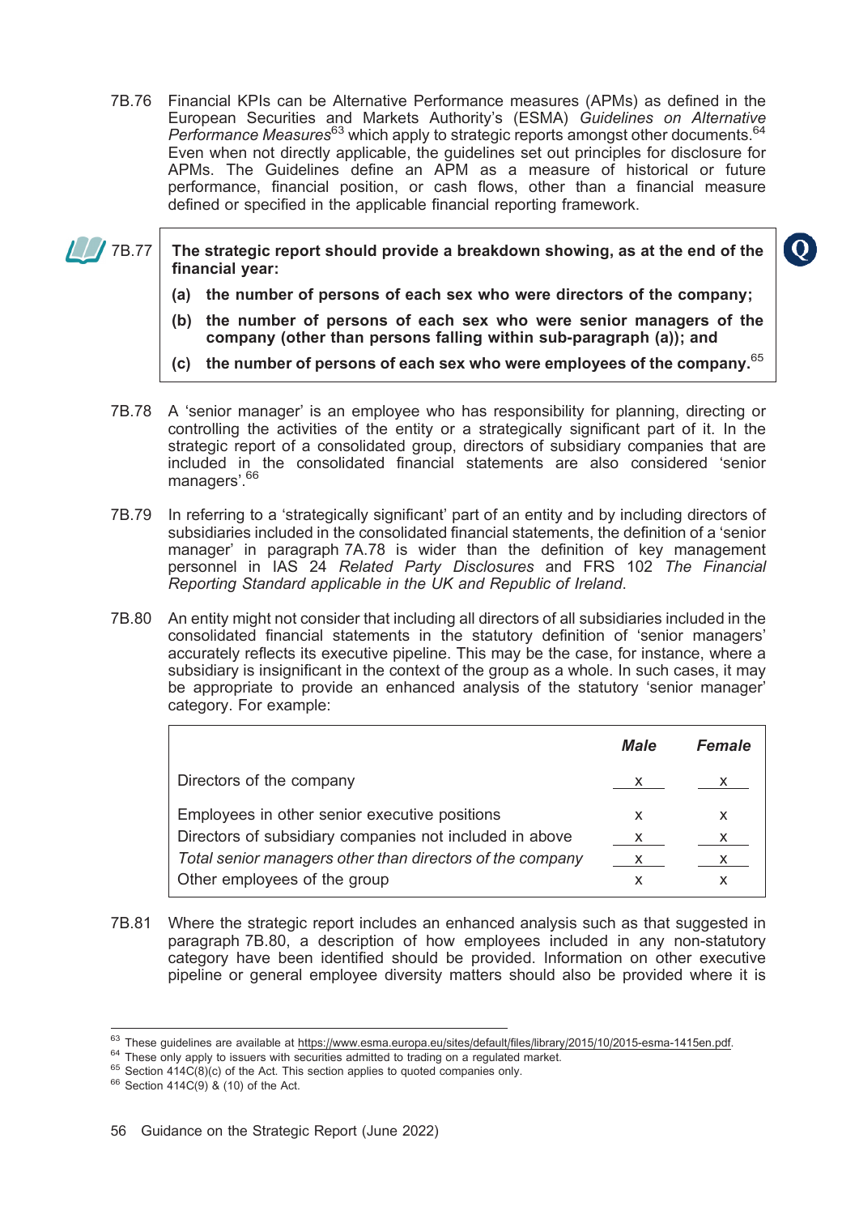7B.76 Financial KPIs can be Alternative Performance measures (APMs) as defined in the European Securities and Markets Authority's (ESMA) *Guidelines on Alternative Performance Measures*[63] which apply to strategic reports amongst other documents.[64] Even when not directly applicable, the guidelines set out principles for disclosure for APMs. The Guidelines define an APM as a measure of historical or future performance, financial position, or cash flows, other than a financial measure defined or specified in the applicable financial reporting framework.

7B.77 **The strategic report should provide a breakdown showing, as at the end of the financial year:**

**(a) the number of persons of each sex who were directors of the company;**

**(b) the number of persons of each sex who were senior managers of the company (other than persons falling within sub-paragraph (a)); and**

**(c) the number of persons of each sex who were employees of the company.**[65]

7B.78 A 'senior manager' is an employee who has responsibility for planning, directing or controlling the activities of the entity or a strategically significant part of it. In the strategic report of a consolidated group, directors of subsidiary companies that are included in the consolidated financial statements are also considered 'senior managers'.[66]

7B.79 In referring to a 'strategically significant' part of an entity and by including directors of subsidiaries included in the consolidated financial statements, the definition of a 'senior manager' in paragraph 7A.78 is wider than the definition of key management personnel in IAS 24 *Related Party Disclosures* and FRS 102 *The Financial Reporting Standard applicable in the UK and Republic of Ireland*.

7B.80 An entity might not consider that including all directors of all subsidiaries included in the consolidated financial statements in the statutory definition of 'senior managers' accurately reflects its executive pipeline. This may be the case, for instance, where a subsidiary is insignificant in the context of the group as a whole. In such cases, it may be appropriate to provide an enhanced analysis of the statutory 'senior manager' category. For example:

| | ***Male*** | ***Female*** |
|---|---|---|
| Directors of the company | x | x |
| Employees in other senior executive positions | x | x |
| Directors of subsidiary companies not included in above | x | x |
| *Total senior managers other than directors of the company* | x | x |
| Other employees of the group | x | x |

7B.81 Where the strategic report includes an enhanced analysis such as that suggested in paragraph 7B.80, a description of how employees included in any non-statutory category have been identified should be provided. Information on other executive pipeline or general employee diversity matters should also be provided where it is

[63] These guidelines are available at https://www.esma.europa.eu/sites/default/files/library/2015/10/2015-esma-1415en.pdf.

[64] These only apply to issuers with securities admitted to trading on a regulated market.

[65] Section 414C(8)(c) of the Act. This section applies to quoted companies only.

[66] Section 414C(9) & (10) of the Act.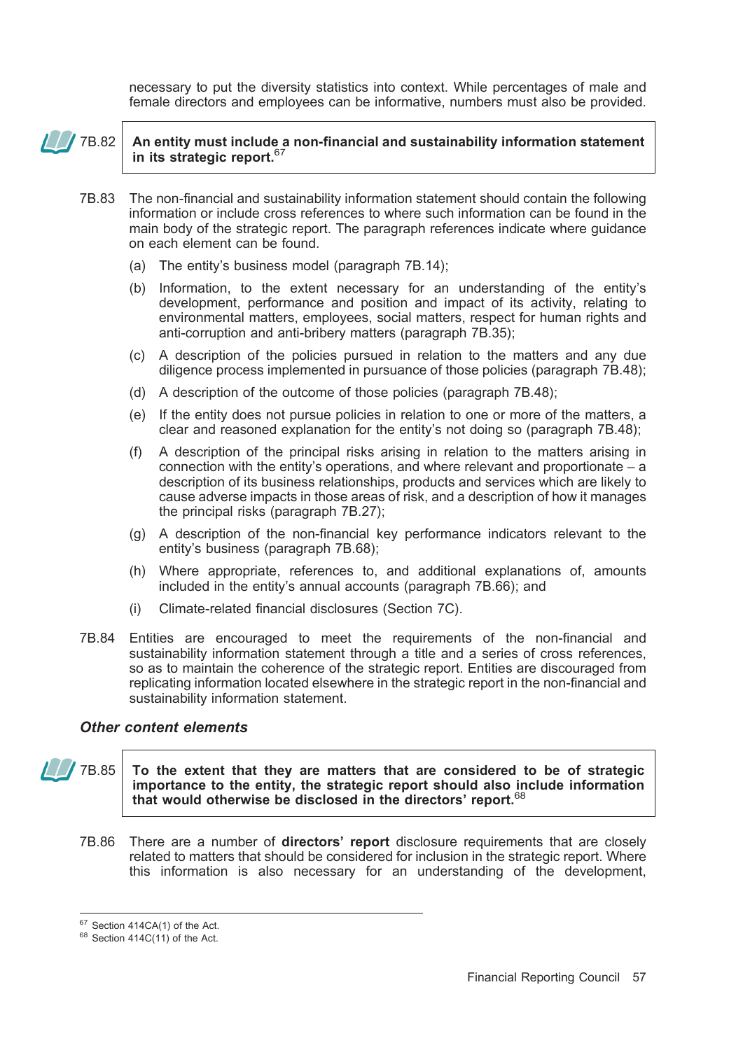necessary to put the diversity statistics into context. While percentages of male and female directors and employees can be informative, numbers must also be provided.

7B.82 **An entity must include a non-financial and sustainability information statement in its strategic report.**[67]

7B.83 The non-financial and sustainability information statement should contain the following information or include cross references to where such information can be found in the main body of the strategic report. The paragraph references indicate where guidance on each element can be found.

(a) The entity's business model (paragraph 7B.14);

(b) Information, to the extent necessary for an understanding of the entity's development, performance and position and impact of its activity, relating to environmental matters, employees, social matters, respect for human rights and anti-corruption and anti-bribery matters (paragraph 7B.35);

(c) A description of the policies pursued in relation to the matters and any due diligence process implemented in pursuance of those policies (paragraph 7B.48);

(d) A description of the outcome of those policies (paragraph 7B.48);

(e) If the entity does not pursue policies in relation to one or more of the matters, a clear and reasoned explanation for the entity's not doing so (paragraph 7B.48);

(f) A description of the principal risks arising in relation to the matters arising in connection with the entity's operations, and where relevant and proportionate – a description of its business relationships, products and services which are likely to cause adverse impacts in those areas of risk, and a description of how it manages the principal risks (paragraph 7B.27);

(g) A description of the non-financial key performance indicators relevant to the entity's business (paragraph 7B.68);

(h) Where appropriate, references to, and additional explanations of, amounts included in the entity's annual accounts (paragraph 7B.66); and

(i) Climate-related financial disclosures (Section 7C).

7B.84 Entities are encouraged to meet the requirements of the non-financial and sustainability information statement through a title and a series of cross references, so as to maintain the coherence of the strategic report. Entities are discouraged from replicating information located elsewhere in the strategic report in the non-financial and sustainability information statement.

### *Other content elements*

7B.85 **To the extent that they are matters that are considered to be of strategic importance to the entity, the strategic report should also include information that would otherwise be disclosed in the directors' report.**[68]

7B.86 There are a number of **directors' report** disclosure requirements that are closely related to matters that should be considered for inclusion in the strategic report. Where this information is also necessary for an understanding of the development,

---

[67] Section 414CA(1) of the Act.
[68] Section 414C(11) of the Act.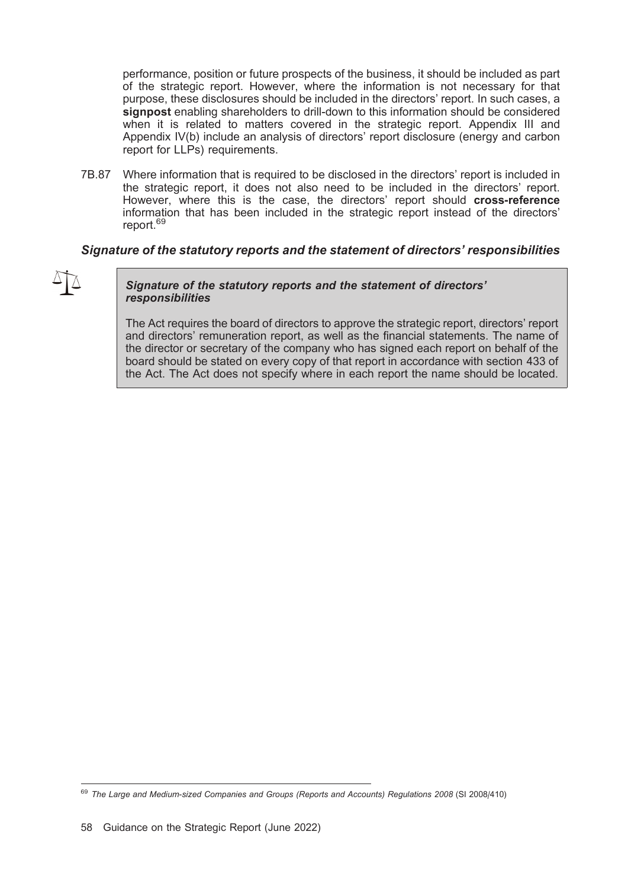performance, position or future prospects of the business, it should be included as part of the strategic report. However, where the information is not necessary for that purpose, these disclosures should be included in the directors' report. In such cases, a **signpost** enabling shareholders to drill-down to this information should be considered when it is related to matters covered in the strategic report. Appendix III and Appendix IV(b) include an analysis of directors' report disclosure (energy and carbon report for LLPs) requirements.

7B.87 Where information that is required to be disclosed in the directors' report is included in the strategic report, it does not also need to be included in the directors' report. However, where this is the case, the directors' report should **cross-reference** information that has been included in the strategic report instead of the directors' report.[69]

### *Signature of the statutory reports and the statement of directors' responsibilities*

> ***Signature of the statutory reports and the statement of directors' responsibilities***
>
> The Act requires the board of directors to approve the strategic report, directors' report and directors' remuneration report, as well as the financial statements. The name of the director or secretary of the company who has signed each report on behalf of the board should be stated on every copy of that report in accordance with section 433 of the Act. The Act does not specify where in each report the name should be located.

[69] *The Large and Medium-sized Companies and Groups (Reports and Accounts) Regulations 2008* (SI 2008/410)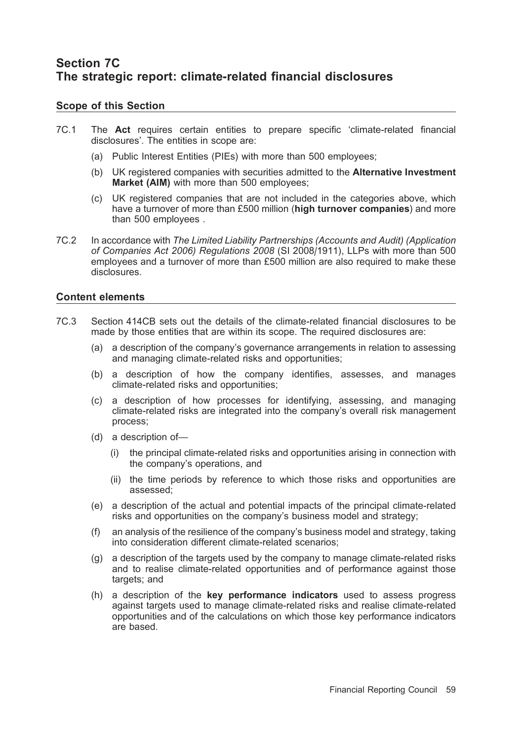# Section 7C
# The strategic report: climate-related financial disclosures

## Scope of this Section

7C.1 The **Act** requires certain entities to prepare specific 'climate-related financial disclosures'. The entities in scope are:

- (a) Public Interest Entities (PIEs) with more than 500 employees;
- (b) UK registered companies with securities admitted to the **Alternative Investment Market (AIM)** with more than 500 employees;
- (c) UK registered companies that are not included in the categories above, which have a turnover of more than £500 million (**high turnover companies**) and more than 500 employees .

7C.2 In accordance with *The Limited Liability Partnerships (Accounts and Audit) (Application of Companies Act 2006) Regulations 2008* (SI 2008/1911), LLPs with more than 500 employees and a turnover of more than £500 million are also required to make these disclosures.

## Content elements

7C.3 Section 414CB sets out the details of the climate-related financial disclosures to be made by those entities that are within its scope. The required disclosures are:

- (a) a description of the company's governance arrangements in relation to assessing and managing climate-related risks and opportunities;
- (b) a description of how the company identifies, assesses, and manages climate-related risks and opportunities;
- (c) a description of how processes for identifying, assessing, and managing climate-related risks are integrated into the company's overall risk management process;
- (d) a description of—
  - (i) the principal climate-related risks and opportunities arising in connection with the company's operations, and
  - (ii) the time periods by reference to which those risks and opportunities are assessed;
- (e) a description of the actual and potential impacts of the principal climate-related risks and opportunities on the company's business model and strategy;
- (f) an analysis of the resilience of the company's business model and strategy, taking into consideration different climate-related scenarios;
- (g) a description of the targets used by the company to manage climate-related risks and to realise climate-related opportunities and of performance against those targets; and
- (h) a description of the **key performance indicators** used to assess progress against targets used to manage climate-related risks and realise climate-related opportunities and of the calculations on which those key performance indicators are based.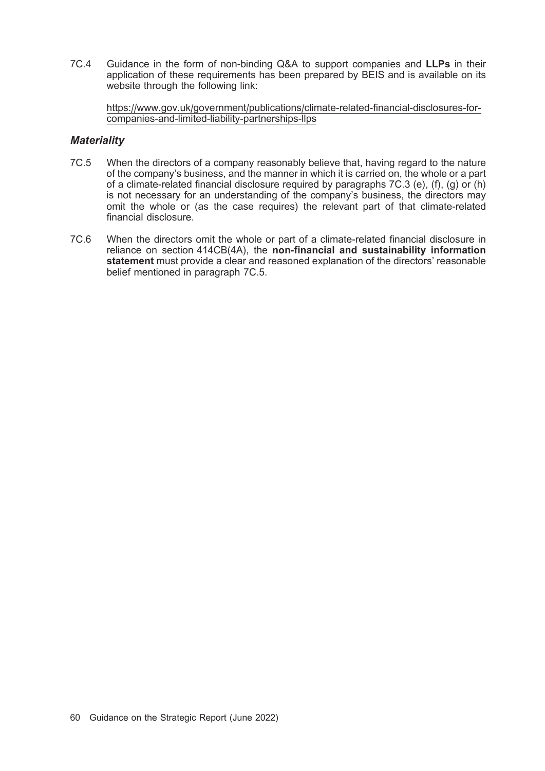7C.4 Guidance in the form of non-binding Q&A to support companies and **LLPs** in their application of these requirements has been prepared by BEIS and is available on its website through the following link:

[https://www.gov.uk/government/publications/climate-related-financial-disclosures-for-companies-and-limited-liability-partnerships-llps](https://www.gov.uk/government/publications/climate-related-financial-disclosures-for-companies-and-limited-liability-partnerships-llps)

### *Materiality*

7C.5 When the directors of a company reasonably believe that, having regard to the nature of the company's business, and the manner in which it is carried on, the whole or a part of a climate-related financial disclosure required by paragraphs 7C.3 (e), (f), (g) or (h) is not necessary for an understanding of the company's business, the directors may omit the whole or (as the case requires) the relevant part of that climate-related financial disclosure.

7C.6 When the directors omit the whole or part of a climate-related financial disclosure in reliance on section 414CB(4A), the **non-financial and sustainability information statement** must provide a clear and reasoned explanation of the directors' reasonable belief mentioned in paragraph 7C.5.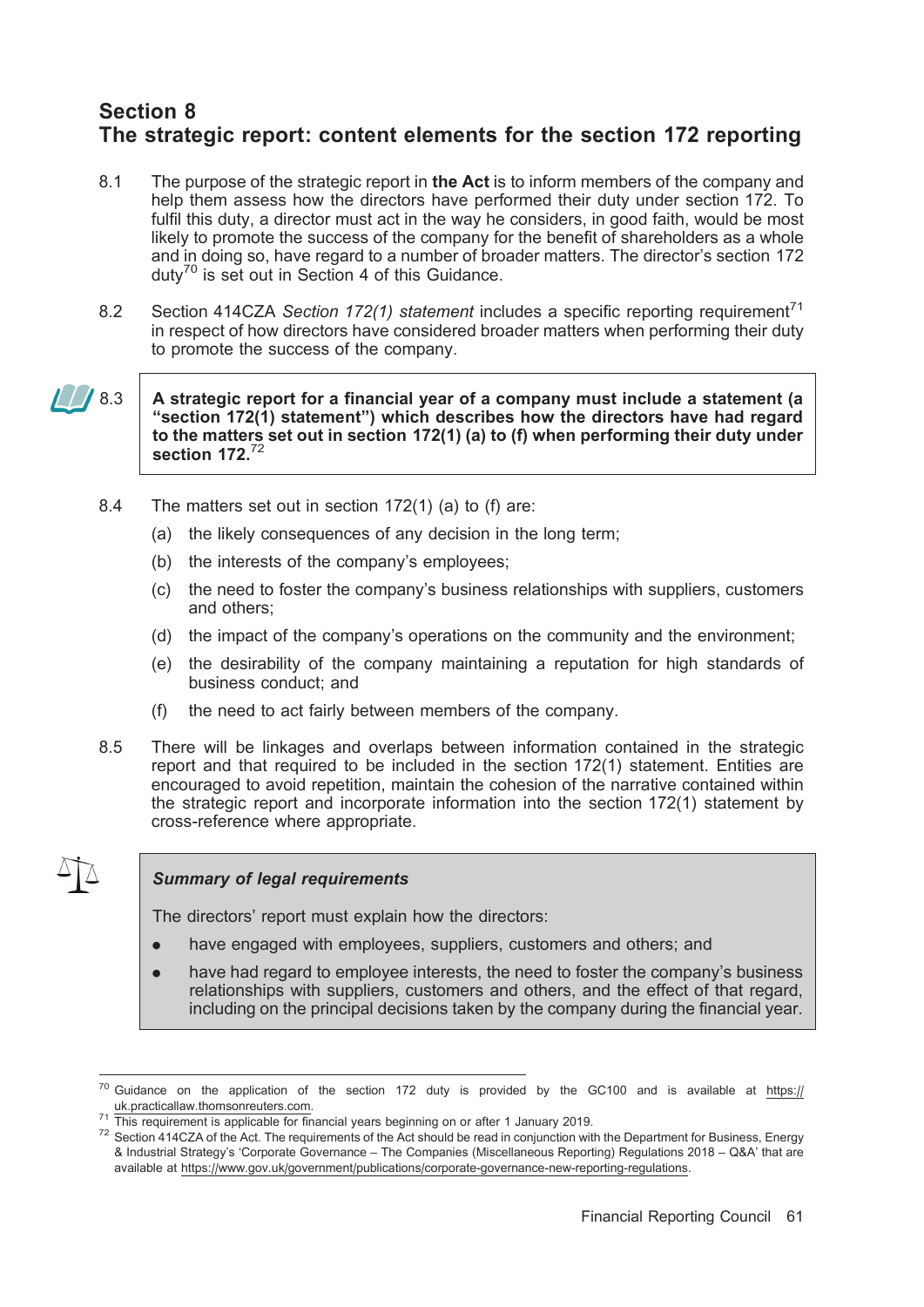## Section 8
## The strategic report: content elements for the section 172 reporting

8.1 The purpose of the strategic report in **the Act** is to inform members of the company and help them assess how the directors have performed their duty under section 172. To fulfil this duty, a director must act in the way he considers, in good faith, would be most likely to promote the success of the company for the benefit of shareholders as a whole and in doing so, have regard to a number of broader matters. The director's section 172 duty[70] is set out in Section 4 of this Guidance.

8.2 Section 414CZA *Section 172(1) statement* includes a specific reporting requirement[71] in respect of how directors have considered broader matters when performing their duty to promote the success of the company.

8.3 **A strategic report for a financial year of a company must include a statement (a "section 172(1) statement") which describes how the directors have had regard to the matters set out in section 172(1) (a) to (f) when performing their duty under section 172.**[72]

8.4 The matters set out in section 172(1) (a) to (f) are:

(a) the likely consequences of any decision in the long term;

(b) the interests of the company's employees;

(c) the need to foster the company's business relationships with suppliers, customers and others;

(d) the impact of the company's operations on the community and the environment;

(e) the desirability of the company maintaining a reputation for high standards of business conduct; and

(f) the need to act fairly between members of the company.

8.5 There will be linkages and overlaps between information contained in the strategic report and that required to be included in the section 172(1) statement. Entities are encouraged to avoid repetition, maintain the cohesion of the narrative contained within the strategic report and incorporate information into the section 172(1) statement by cross-reference where appropriate.

> ***Summary of legal requirements***
>
> The directors' report must explain how the directors:
>
> - have engaged with employees, suppliers, customers and others; and
> - have had regard to employee interests, the need to foster the company's business relationships with suppliers, customers and others, and the effect of that regard, including on the principal decisions taken by the company during the financial year.

---

[70] Guidance on the application of the section 172 duty is provided by the GC100 and is available at https://uk.practicallaw.thomsonreuters.com.

[71] This requirement is applicable for financial years beginning on or after 1 January 2019.

[72] Section 414CZA of the Act. The requirements of the Act should be read in conjunction with the Department for Business, Energy & Industrial Strategy's 'Corporate Governance – The Companies (Miscellaneous Reporting) Regulations 2018 – Q&A' that are available at https://www.gov.uk/government/publications/corporate-governance-new-reporting-regulations.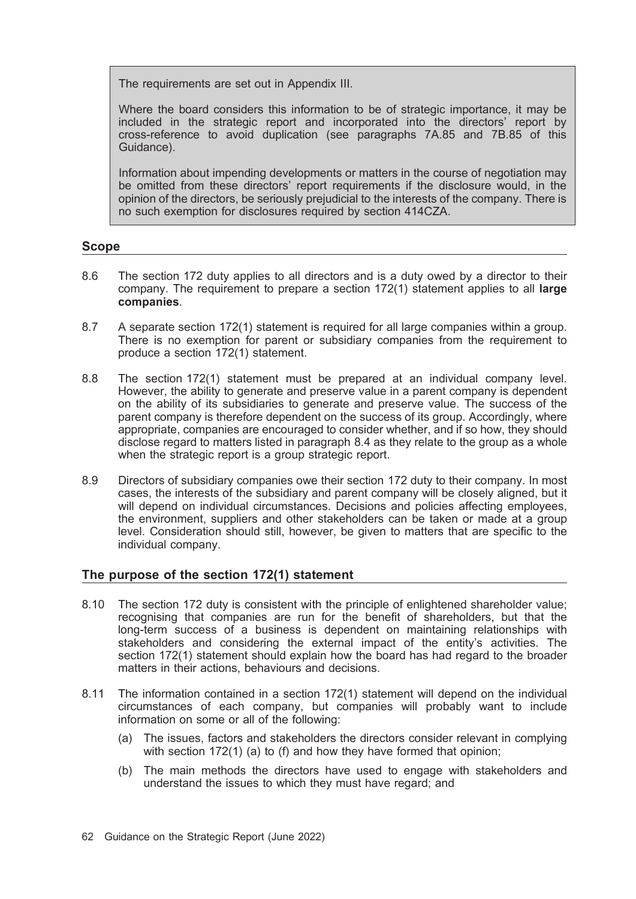> The requirements are set out in Appendix III.
>
> Where the board considers this information to be of strategic importance, it may be included in the strategic report and incorporated into the directors' report by cross-reference to avoid duplication (see paragraphs 7A.85 and 7B.85 of this Guidance).
>
> Information about impending developments or matters in the course of negotiation may be omitted from these directors' report requirements if the disclosure would, in the opinion of the directors, be seriously prejudicial to the interests of the company. There is no such exemption for disclosures required by section 414CZA.

## Scope

8.6 The section 172 duty applies to all directors and is a duty owed by a director to their company. The requirement to prepare a section 172(1) statement applies to all **large companies**.

8.7 A separate section 172(1) statement is required for all large companies within a group. There is no exemption for parent or subsidiary companies from the requirement to produce a section 172(1) statement.

8.8 The section 172(1) statement must be prepared at an individual company level. However, the ability to generate and preserve value in a parent company is dependent on the ability of its subsidiaries to generate and preserve value. The success of the parent company is therefore dependent on the success of its group. Accordingly, where appropriate, companies are encouraged to consider whether, and if so how, they should disclose regard to matters listed in paragraph 8.4 as they relate to the group as a whole when the strategic report is a group strategic report.

8.9 Directors of subsidiary companies owe their section 172 duty to their company. In most cases, the interests of the subsidiary and parent company will be closely aligned, but it will depend on individual circumstances. Decisions and policies affecting employees, the environment, suppliers and other stakeholders can be taken or made at a group level. Consideration should still, however, be given to matters that are specific to the individual company.

## The purpose of the section 172(1) statement

8.10 The section 172 duty is consistent with the principle of enlightened shareholder value; recognising that companies are run for the benefit of shareholders, but that the long-term success of a business is dependent on maintaining relationships with stakeholders and considering the external impact of the entity's activities. The section 172(1) statement should explain how the board has had regard to the broader matters in their actions, behaviours and decisions.

8.11 The information contained in a section 172(1) statement will depend on the individual circumstances of each company, but companies will probably want to include information on some or all of the following:

(a) The issues, factors and stakeholders the directors consider relevant in complying with section 172(1) (a) to (f) and how they have formed that opinion;

(b) The main methods the directors have used to engage with stakeholders and understand the issues to which they must have regard; and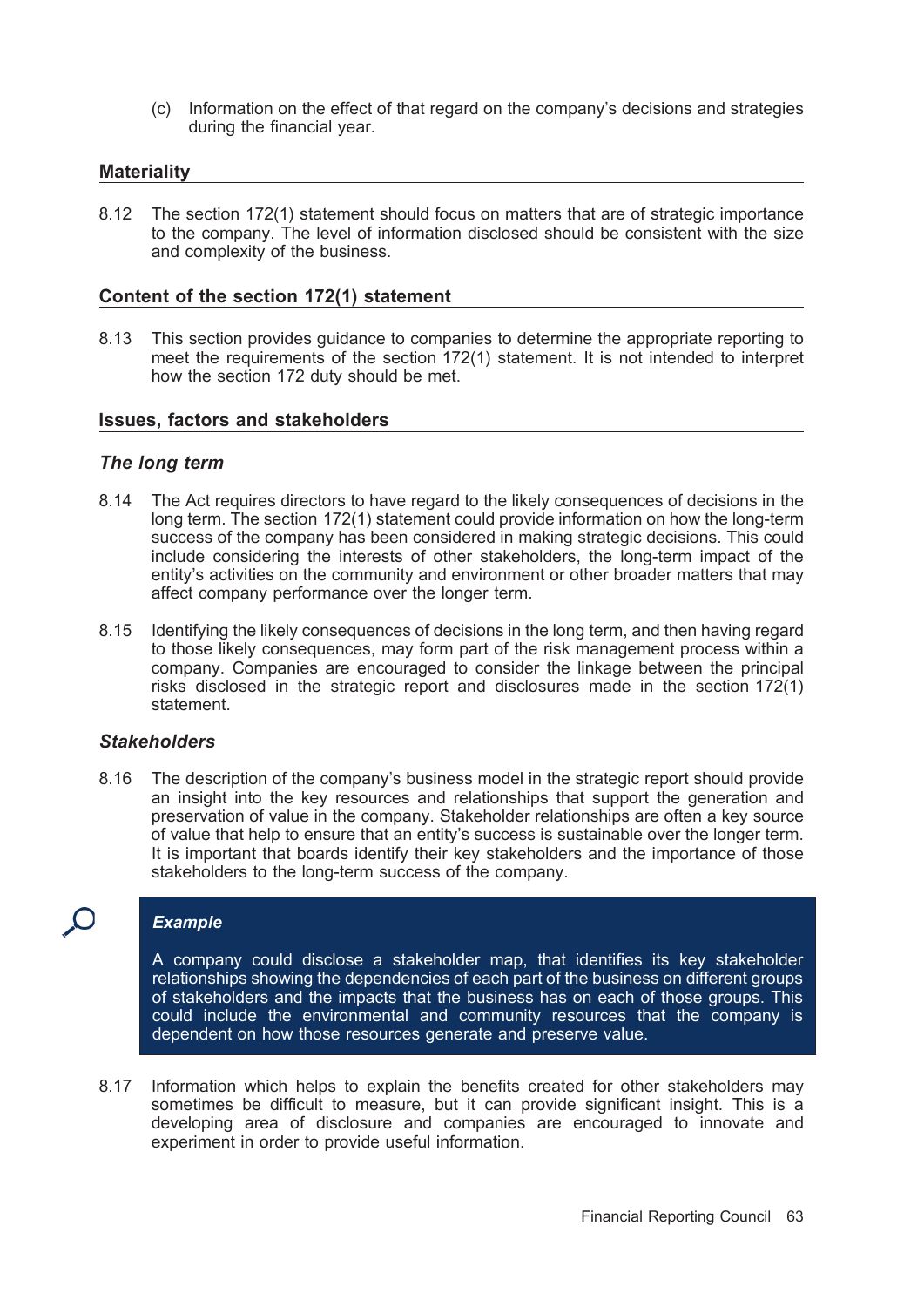(c) Information on the effect of that regard on the company's decisions and strategies during the financial year.

## Materiality

8.12 The section 172(1) statement should focus on matters that are of strategic importance to the company. The level of information disclosed should be consistent with the size and complexity of the business.

## Content of the section 172(1) statement

8.13 This section provides guidance to companies to determine the appropriate reporting to meet the requirements of the section 172(1) statement. It is not intended to interpret how the section 172 duty should be met.

## Issues, factors and stakeholders

### *The long term*

8.14 The Act requires directors to have regard to the likely consequences of decisions in the long term. The section 172(1) statement could provide information on how the long-term success of the company has been considered in making strategic decisions. This could include considering the interests of other stakeholders, the long-term impact of the entity's activities on the community and environment or other broader matters that may affect company performance over the longer term.

8.15 Identifying the likely consequences of decisions in the long term, and then having regard to those likely consequences, may form part of the risk management process within a company. Companies are encouraged to consider the linkage between the principal risks disclosed in the strategic report and disclosures made in the section 172(1) statement.

### *Stakeholders*

8.16 The description of the company's business model in the strategic report should provide an insight into the key resources and relationships that support the generation and preservation of value in the company. Stakeholder relationships are often a key source of value that help to ensure that an entity's success is sustainable over the longer term. It is important that boards identify their key stakeholders and the importance of those stakeholders to the long-term success of the company.

> ***Example***
>
> A company could disclose a stakeholder map, that identifies its key stakeholder relationships showing the dependencies of each part of the business on different groups of stakeholders and the impacts that the business has on each of those groups. This could include the environmental and community resources that the company is dependent on how those resources generate and preserve value.

8.17 Information which helps to explain the benefits created for other stakeholders may sometimes be difficult to measure, but it can provide significant insight. This is a developing area of disclosure and companies are encouraged to innovate and experiment in order to provide useful information.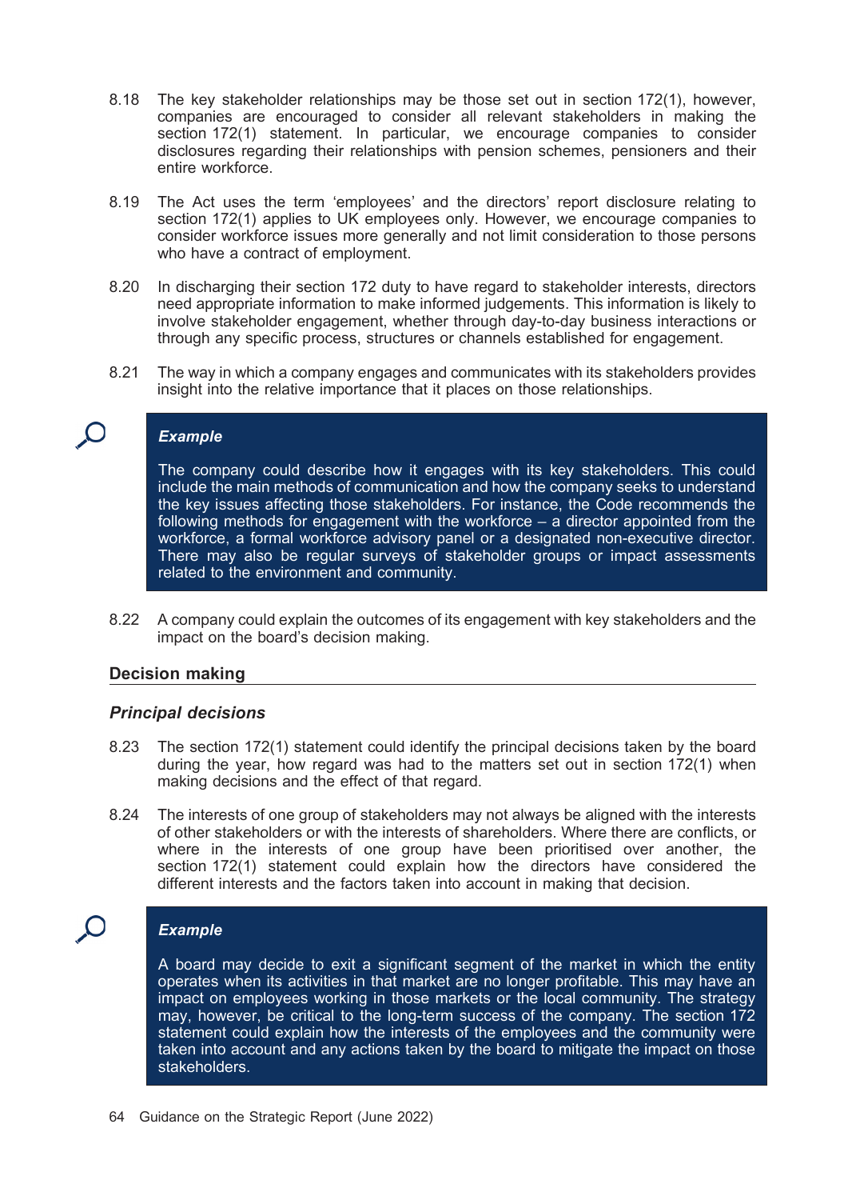8.18 The key stakeholder relationships may be those set out in section 172(1), however, companies are encouraged to consider all relevant stakeholders in making the section 172(1) statement. In particular, we encourage companies to consider disclosures regarding their relationships with pension schemes, pensioners and their entire workforce.

8.19 The Act uses the term 'employees' and the directors' report disclosure relating to section 172(1) applies to UK employees only. However, we encourage companies to consider workforce issues more generally and not limit consideration to those persons who have a contract of employment.

8.20 In discharging their section 172 duty to have regard to stakeholder interests, directors need appropriate information to make informed judgements. This information is likely to involve stakeholder engagement, whether through day-to-day business interactions or through any specific process, structures or channels established for engagement.

8.21 The way in which a company engages and communicates with its stakeholders provides insight into the relative importance that it places on those relationships.

> ***Example***
>
> The company could describe how it engages with its key stakeholders. This could include the main methods of communication and how the company seeks to understand the key issues affecting those stakeholders. For instance, the Code recommends the following methods for engagement with the workforce – a director appointed from the workforce, a formal workforce advisory panel or a designated non-executive director. There may also be regular surveys of stakeholder groups or impact assessments related to the environment and community.

8.22 A company could explain the outcomes of its engagement with key stakeholders and the impact on the board's decision making.

## Decision making

### *Principal decisions*

8.23 The section 172(1) statement could identify the principal decisions taken by the board during the year, how regard was had to the matters set out in section 172(1) when making decisions and the effect of that regard.

8.24 The interests of one group of stakeholders may not always be aligned with the interests of other stakeholders or with the interests of shareholders. Where there are conflicts, or where in the interests of one group have been prioritised over another, the section 172(1) statement could explain how the directors have considered the different interests and the factors taken into account in making that decision.

> ***Example***
>
> A board may decide to exit a significant segment of the market in which the entity operates when its activities in that market are no longer profitable. This may have an impact on employees working in those markets or the local community. The strategy may, however, be critical to the long-term success of the company. The section 172 statement could explain how the interests of the employees and the community were taken into account and any actions taken by the board to mitigate the impact on those stakeholders.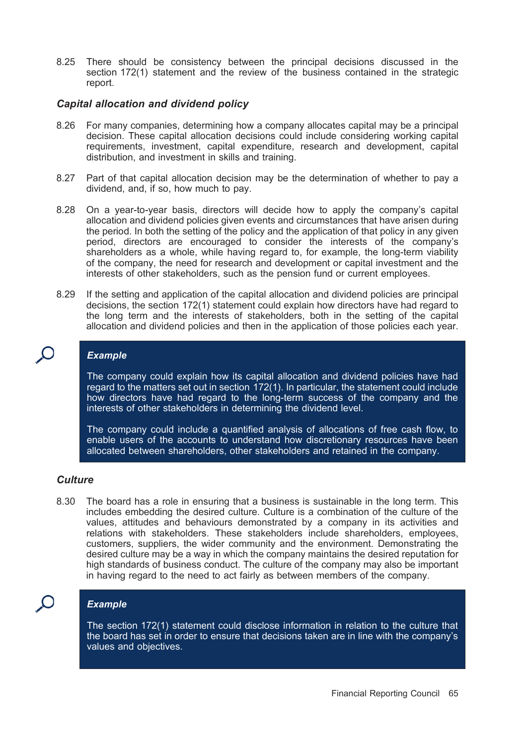8.25 There should be consistency between the principal decisions discussed in the section 172(1) statement and the review of the business contained in the strategic report.

### *Capital allocation and dividend policy*

8.26 For many companies, determining how a company allocates capital may be a principal decision. These capital allocation decisions could include considering working capital requirements, investment, capital expenditure, research and development, capital distribution, and investment in skills and training.

8.27 Part of that capital allocation decision may be the determination of whether to pay a dividend, and, if so, how much to pay.

8.28 On a year-to-year basis, directors will decide how to apply the company's capital allocation and dividend policies given events and circumstances that have arisen during the period. In both the setting of the policy and the application of that policy in any given period, directors are encouraged to consider the interests of the company's shareholders as a whole, while having regard to, for example, the long-term viability of the company, the need for research and development or capital investment and the interests of other stakeholders, such as the pension fund or current employees.

8.29 If the setting and application of the capital allocation and dividend policies are principal decisions, the section 172(1) statement could explain how directors have had regard to the long term and the interests of stakeholders, both in the setting of the capital allocation and dividend policies and then in the application of those policies each year.

> ***Example***
>
> The company could explain how its capital allocation and dividend policies have had regard to the matters set out in section 172(1). In particular, the statement could include how directors have had regard to the long-term success of the company and the interests of other stakeholders in determining the dividend level.
>
> The company could include a quantified analysis of allocations of free cash flow, to enable users of the accounts to understand how discretionary resources have been allocated between shareholders, other stakeholders and retained in the company.

### *Culture*

8.30 The board has a role in ensuring that a business is sustainable in the long term. This includes embedding the desired culture. Culture is a combination of the culture of the values, attitudes and behaviours demonstrated by a company in its activities and relations with stakeholders. These stakeholders include shareholders, employees, customers, suppliers, the wider community and the environment. Demonstrating the desired culture may be a way in which the company maintains the desired reputation for high standards of business conduct. The culture of the company may also be important in having regard to the need to act fairly as between members of the company.

> ***Example***
>
> The section 172(1) statement could disclose information in relation to the culture that the board has set in order to ensure that decisions taken are in line with the company's values and objectives.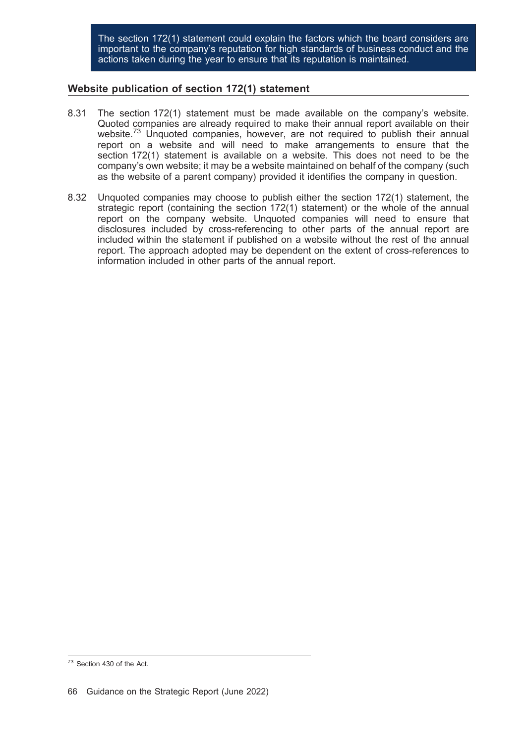> The section 172(1) statement could explain the factors which the board considers are important to the company's reputation for high standards of business conduct and the actions taken during the year to ensure that its reputation is maintained.

### Website publication of section 172(1) statement

8.31 The section 172(1) statement must be made available on the company's website. Quoted companies are already required to make their annual report available on their website.[73] Unquoted companies, however, are not required to publish their annual report on a website and will need to make arrangements to ensure that the section 172(1) statement is available on a website. This does not need to be the company's own website; it may be a website maintained on behalf of the company (such as the website of a parent company) provided it identifies the company in question.

8.32 Unquoted companies may choose to publish either the section 172(1) statement, the strategic report (containing the section 172(1) statement) or the whole of the annual report on the company website. Unquoted companies will need to ensure that disclosures included by cross-referencing to other parts of the annual report are included within the statement if published on a website without the rest of the annual report. The approach adopted may be dependent on the extent of cross-references to information included in other parts of the annual report.

[73] Section 430 of the Act.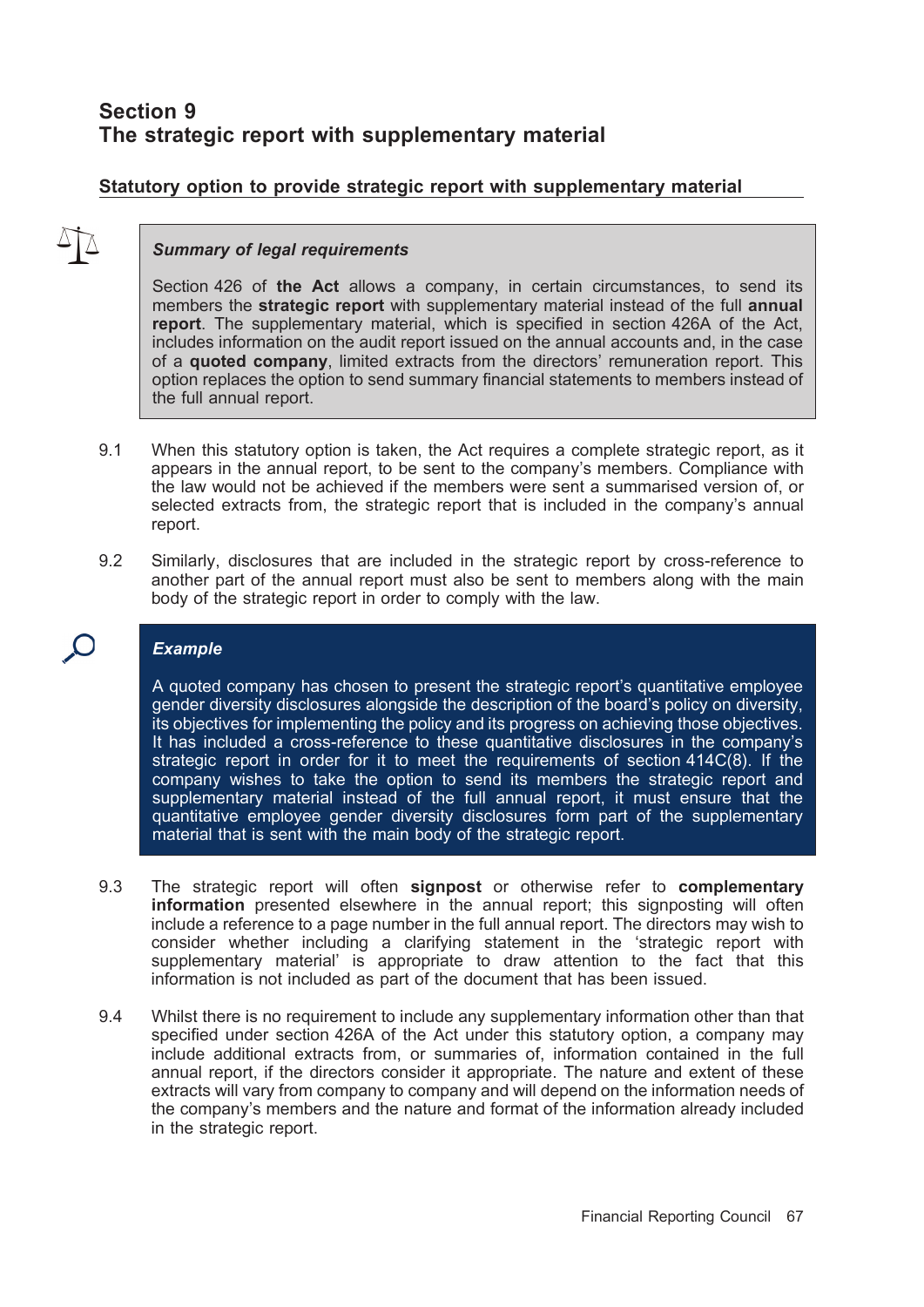# Section 9
# The strategic report with supplementary material

## Statutory option to provide strategic report with supplementary material

***Summary of legal requirements***

Section 426 of **the Act** allows a company, in certain circumstances, to send its members the **strategic report** with supplementary material instead of the full **annual report**. The supplementary material, which is specified in section 426A of the Act, includes information on the audit report issued on the annual accounts and, in the case of a **quoted company**, limited extracts from the directors' remuneration report. This option replaces the option to send summary financial statements to members instead of the full annual report.

9.1 When this statutory option is taken, the Act requires a complete strategic report, as it appears in the annual report, to be sent to the company's members. Compliance with the law would not be achieved if the members were sent a summarised version of, or selected extracts from, the strategic report that is included in the company's annual report.

9.2 Similarly, disclosures that are included in the strategic report by cross-reference to another part of the annual report must also be sent to members along with the main body of the strategic report in order to comply with the law.

***Example***

A quoted company has chosen to present the strategic report's quantitative employee gender diversity disclosures alongside the description of the board's policy on diversity, its objectives for implementing the policy and its progress on achieving those objectives. It has included a cross-reference to these quantitative disclosures in the company's strategic report in order for it to meet the requirements of section 414C(8). If the company wishes to take the option to send its members the strategic report and supplementary material instead of the full annual report, it must ensure that the quantitative employee gender diversity disclosures form part of the supplementary material that is sent with the main body of the strategic report.

9.3 The strategic report will often **signpost** or otherwise refer to **complementary information** presented elsewhere in the annual report; this signposting will often include a reference to a page number in the full annual report. The directors may wish to consider whether including a clarifying statement in the 'strategic report with supplementary material' is appropriate to draw attention to the fact that this information is not included as part of the document that has been issued.

9.4 Whilst there is no requirement to include any supplementary information other than that specified under section 426A of the Act under this statutory option, a company may include additional extracts from, or summaries of, information contained in the full annual report, if the directors consider it appropriate. The nature and extent of these extracts will vary from company to company and will depend on the information needs of the company's members and the nature and format of the information already included in the strategic report.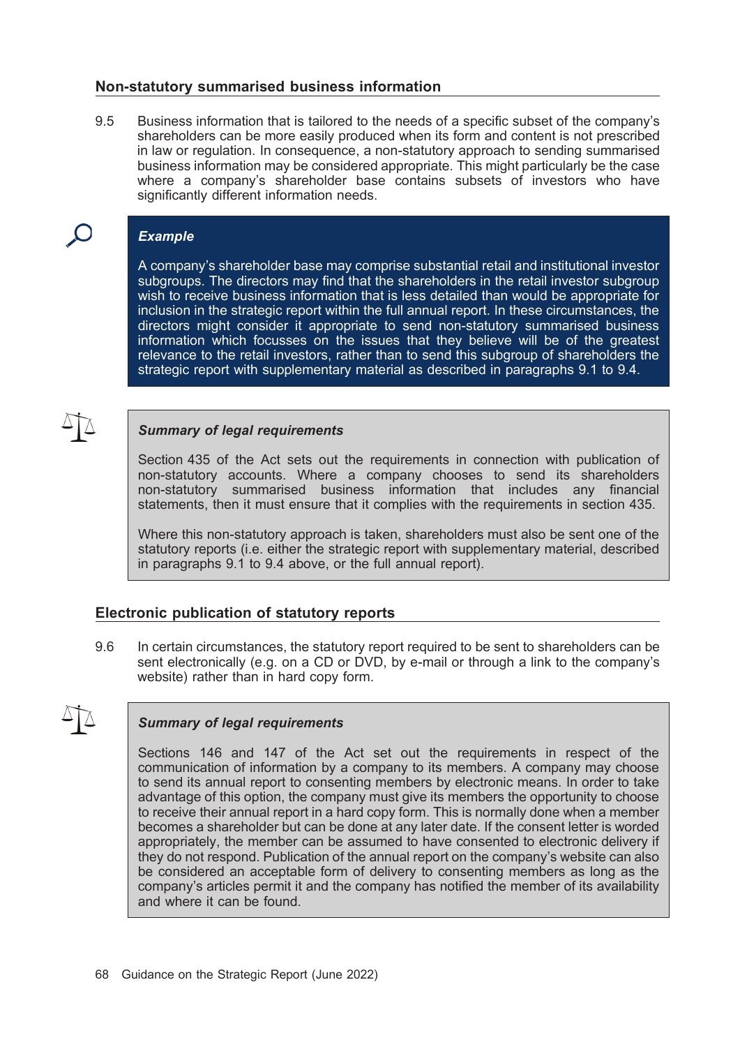## Non-statutory summarised business information

9.5 Business information that is tailored to the needs of a specific subset of the company's shareholders can be more easily produced when its form and content is not prescribed in law or regulation. In consequence, a non-statutory approach to sending summarised business information may be considered appropriate. This might particularly be the case where a company's shareholder base contains subsets of investors who have significantly different information needs.

> ***Example***
>
> A company's shareholder base may comprise substantial retail and institutional investor subgroups. The directors may find that the shareholders in the retail investor subgroup wish to receive business information that is less detailed than would be appropriate for inclusion in the strategic report within the full annual report. In these circumstances, the directors might consider it appropriate to send non-statutory summarised business information which focusses on the issues that they believe will be of the greatest relevance to the retail investors, rather than to send this subgroup of shareholders the strategic report with supplementary material as described in paragraphs 9.1 to 9.4.

> ***Summary of legal requirements***
>
> Section 435 of the Act sets out the requirements in connection with publication of non-statutory accounts. Where a company chooses to send its shareholders non-statutory summarised business information that includes any financial statements, then it must ensure that it complies with the requirements in section 435.
>
> Where this non-statutory approach is taken, shareholders must also be sent one of the statutory reports (i.e. either the strategic report with supplementary material, described in paragraphs 9.1 to 9.4 above, or the full annual report).

## Electronic publication of statutory reports

9.6 In certain circumstances, the statutory report required to be sent to shareholders can be sent electronically (e.g. on a CD or DVD, by e-mail or through a link to the company's website) rather than in hard copy form.

> ***Summary of legal requirements***
>
> Sections 146 and 147 of the Act set out the requirements in respect of the communication of information by a company to its members. A company may choose to send its annual report to consenting members by electronic means. In order to take advantage of this option, the company must give its members the opportunity to choose to receive their annual report in a hard copy form. This is normally done when a member becomes a shareholder but can be done at any later date. If the consent letter is worded appropriately, the member can be assumed to have consented to electronic delivery if they do not respond. Publication of the annual report on the company's website can also be considered an acceptable form of delivery to consenting members as long as the company's articles permit it and the company has notified the member of its availability and where it can be found.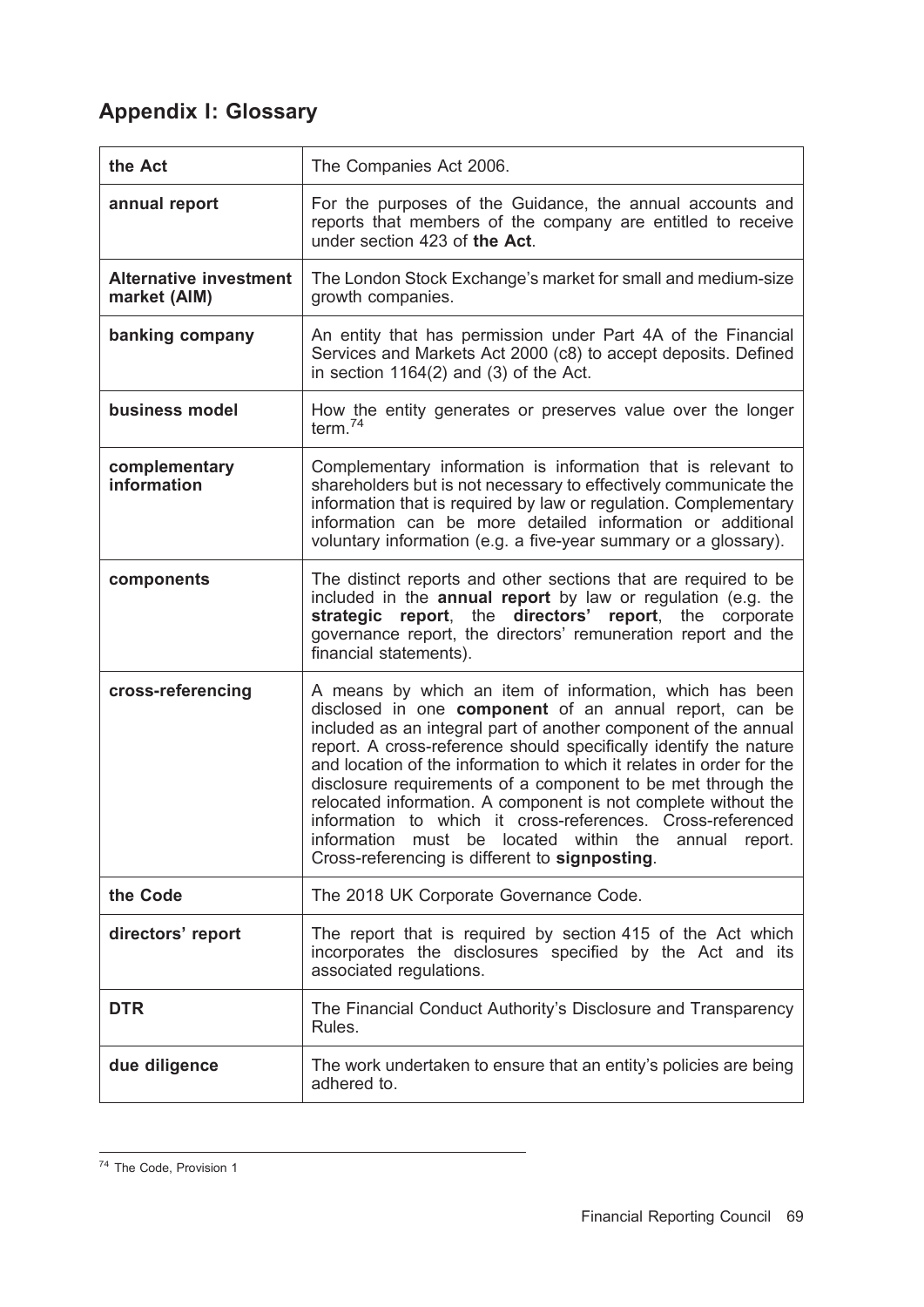## Appendix I: Glossary

| | |
|---|---|
| **the Act** | The Companies Act 2006. |
| **annual report** | For the purposes of the Guidance, the annual accounts and reports that members of the company are entitled to receive under section 423 of **the Act**. |
| **Alternative investment market (AIM)** | The London Stock Exchange's market for small and medium-size growth companies. |
| **banking company** | An entity that has permission under Part 4A of the Financial Services and Markets Act 2000 (c8) to accept deposits. Defined in section 1164(2) and (3) of the Act. |
| **business model** | How the entity generates or preserves value over the longer term.[74] |
| **complementary information** | Complementary information is information that is relevant to shareholders but is not necessary to effectively communicate the information that is required by law or regulation. Complementary information can be more detailed information or additional voluntary information (e.g. a five-year summary or a glossary). |
| **components** | The distinct reports and other sections that are required to be included in the **annual report** by law or regulation (e.g. the **strategic report**, the **directors' report**, the corporate governance report, the directors' remuneration report and the financial statements). |
| **cross-referencing** | A means by which an item of information, which has been disclosed in one **component** of an annual report, can be included as an integral part of another component of the annual report. A cross-reference should specifically identify the nature and location of the information to which it relates in order for the disclosure requirements of a component to be met through the relocated information. A component is not complete without the information to which it cross-references. Cross-referenced information must be located within the annual report. Cross-referencing is different to **signposting**. |
| **the Code** | The 2018 UK Corporate Governance Code. |
| **directors' report** | The report that is required by section 415 of the Act which incorporates the disclosures specified by the Act and its associated regulations. |
| **DTR** | The Financial Conduct Authority's Disclosure and Transparency Rules. |
| **due diligence** | The work undertaken to ensure that an entity's policies are being adhered to. |

[74] The Code, Provision 1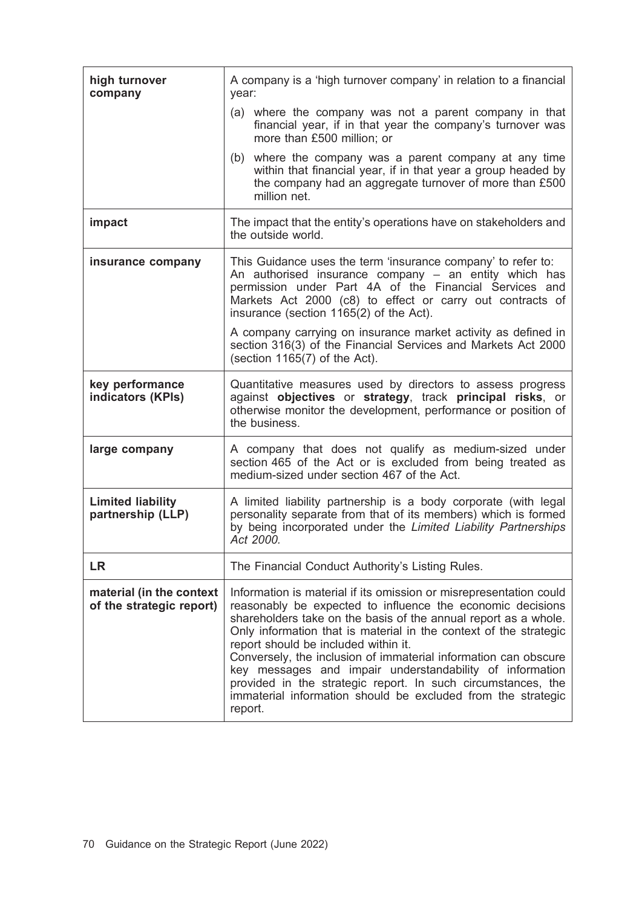| | |
|---|---|
| **high turnover company** | A company is a 'high turnover company' in relation to a financial year:<br>(a) where the company was not a parent company in that financial year, if in that year the company's turnover was more than £500 million; or<br>(b) where the company was a parent company at any time within that financial year, if in that year a group headed by the company had an aggregate turnover of more than £500 million net. |
| **impact** | The impact that the entity's operations have on stakeholders and the outside world. |
| **insurance company** | This Guidance uses the term 'insurance company' to refer to: An authorised insurance company – an entity which has permission under Part 4A of the Financial Services and Markets Act 2000 (c8) to effect or carry out contracts of insurance (section 1165(2) of the Act).<br>A company carrying on insurance market activity as defined in section 316(3) of the Financial Services and Markets Act 2000 (section 1165(7) of the Act). |
| **key performance indicators (KPIs)** | Quantitative measures used by directors to assess progress against **objectives** or **strategy**, track **principal risks**, or otherwise monitor the development, performance or position of the business. |
| **large company** | A company that does not qualify as medium-sized under section 465 of the Act or is excluded from being treated as medium-sized under section 467 of the Act. |
| **Limited liability partnership (LLP)** | A limited liability partnership is a body corporate (with legal personality separate from that of its members) which is formed by being incorporated under the *Limited Liability Partnerships Act 2000.* |
| **LR** | The Financial Conduct Authority's Listing Rules. |
| **material (in the context of the strategic report)** | Information is material if its omission or misrepresentation could reasonably be expected to influence the economic decisions shareholders take on the basis of the annual report as a whole. Only information that is material in the context of the strategic report should be included within it.<br>Conversely, the inclusion of immaterial information can obscure key messages and impair understandability of information provided in the strategic report. In such circumstances, the immaterial information should be excluded from the strategic report. |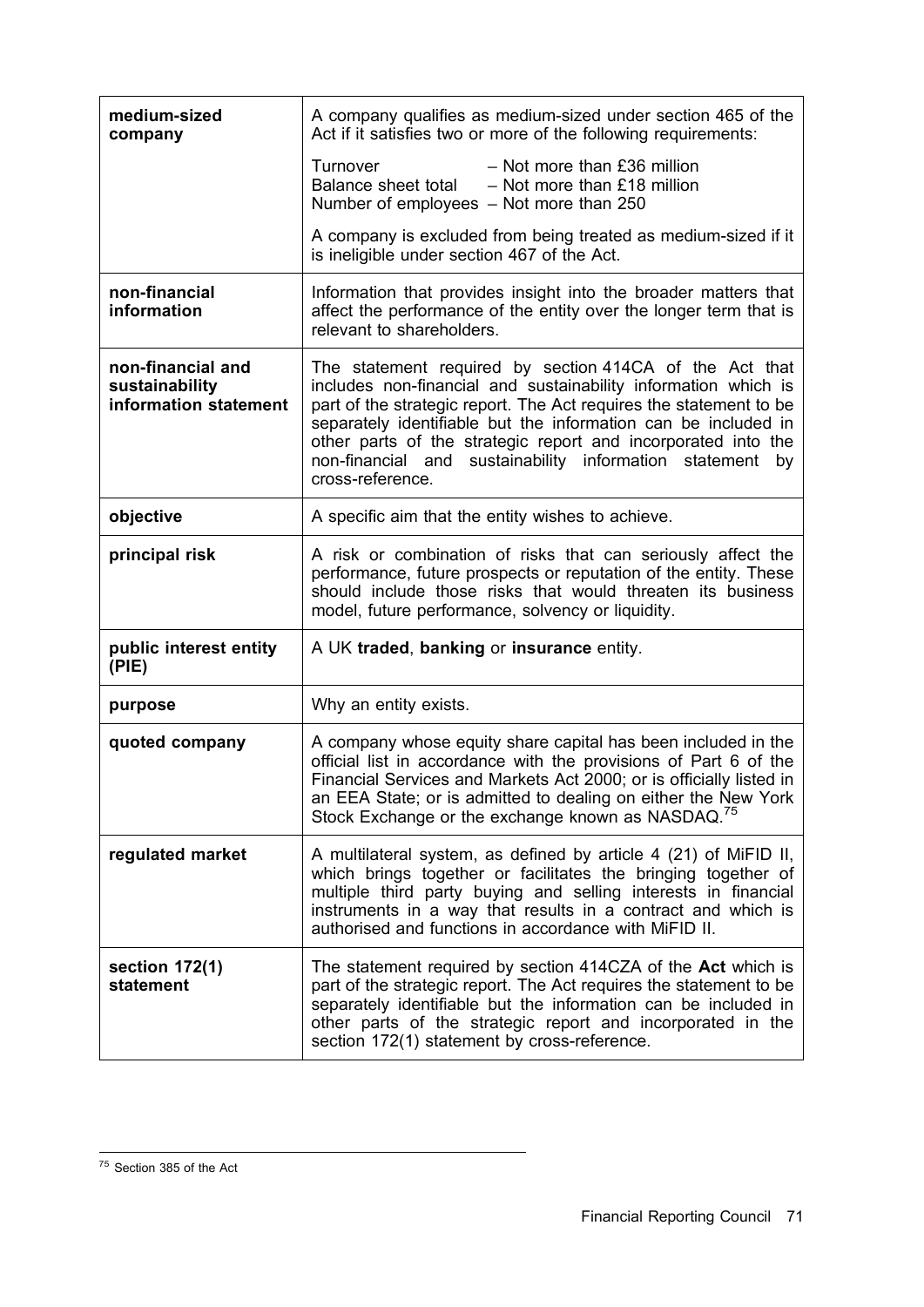| | |
|---|---|
| **medium-sized company** | A company qualifies as medium-sized under section 465 of the Act if it satisfies two or more of the following requirements:<br><br>Turnover – Not more than £36 million<br>Balance sheet total – Not more than £18 million<br>Number of employees – Not more than 250<br><br>A company is excluded from being treated as medium-sized if it is ineligible under section 467 of the Act. |
| **non-financial information** | Information that provides insight into the broader matters that affect the performance of the entity over the longer term that is relevant to shareholders. |
| **non-financial and sustainability information statement** | The statement required by section 414CA of the Act that includes non-financial and sustainability information which is part of the strategic report. The Act requires the statement to be separately identifiable but the information can be included in other parts of the strategic report and incorporated into the non-financial and sustainability information statement by cross-reference. |
| **objective** | A specific aim that the entity wishes to achieve. |
| **principal risk** | A risk or combination of risks that can seriously affect the performance, future prospects or reputation of the entity. These should include those risks that would threaten its business model, future performance, solvency or liquidity. |
| **public interest entity (PIE)** | A UK **traded**, **banking** or **insurance** entity. |
| **purpose** | Why an entity exists. |
| **quoted company** | A company whose equity share capital has been included in the official list in accordance with the provisions of Part 6 of the Financial Services and Markets Act 2000; or is officially listed in an EEA State; or is admitted to dealing on either the New York Stock Exchange or the exchange known as NASDAQ.[75] |
| **regulated market** | A multilateral system, as defined by article 4 (21) of MiFID II, which brings together or facilitates the bringing together of multiple third party buying and selling interests in financial instruments in a way that results in a contract and which is authorised and functions in accordance with MiFID II. |
| **section 172(1) statement** | The statement required by section 414CZA of the **Act** which is part of the strategic report. The Act requires the statement to be separately identifiable but the information can be included in other parts of the strategic report and incorporated in the section 172(1) statement by cross-reference. |

[75] Section 385 of the Act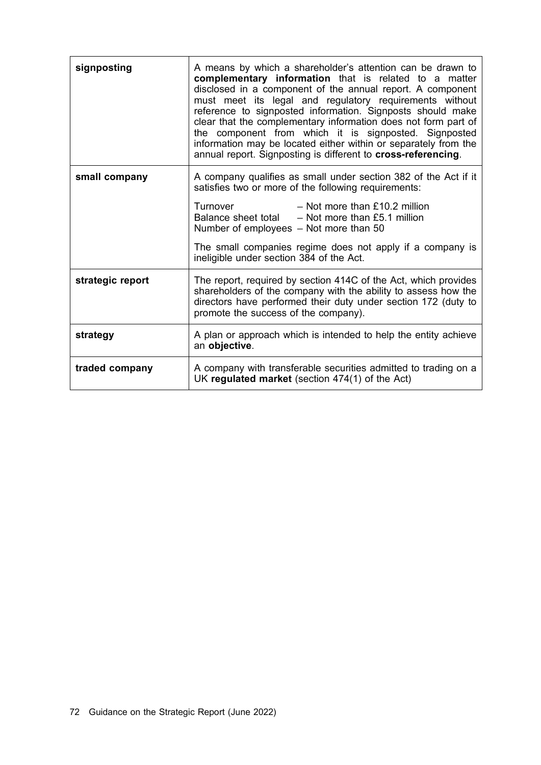| | |
|---|---|
| **signposting** | A means by which a shareholder's attention can be drawn to **complementary information** that is related to a matter disclosed in a component of the annual report. A component must meet its legal and regulatory requirements without reference to signposted information. Signposts should make clear that the complementary information does not form part of the component from which it is signposted. Signposted information may be located either within or separately from the annual report. Signposting is different to **cross-referencing**. |
| **small company** | A company qualifies as small under section 382 of the Act if it satisfies two or more of the following requirements:<br><br>Turnover – Not more than £10.2 million<br>Balance sheet total – Not more than £5.1 million<br>Number of employees – Not more than 50<br><br>The small companies regime does not apply if a company is ineligible under section 384 of the Act. |
| **strategic report** | The report, required by section 414C of the Act, which provides shareholders of the company with the ability to assess how the directors have performed their duty under section 172 (duty to promote the success of the company). |
| **strategy** | A plan or approach which is intended to help the entity achieve an **objective**. |
| **traded company** | A company with transferable securities admitted to trading on a UK **regulated market** (section 474(1) of the Act) |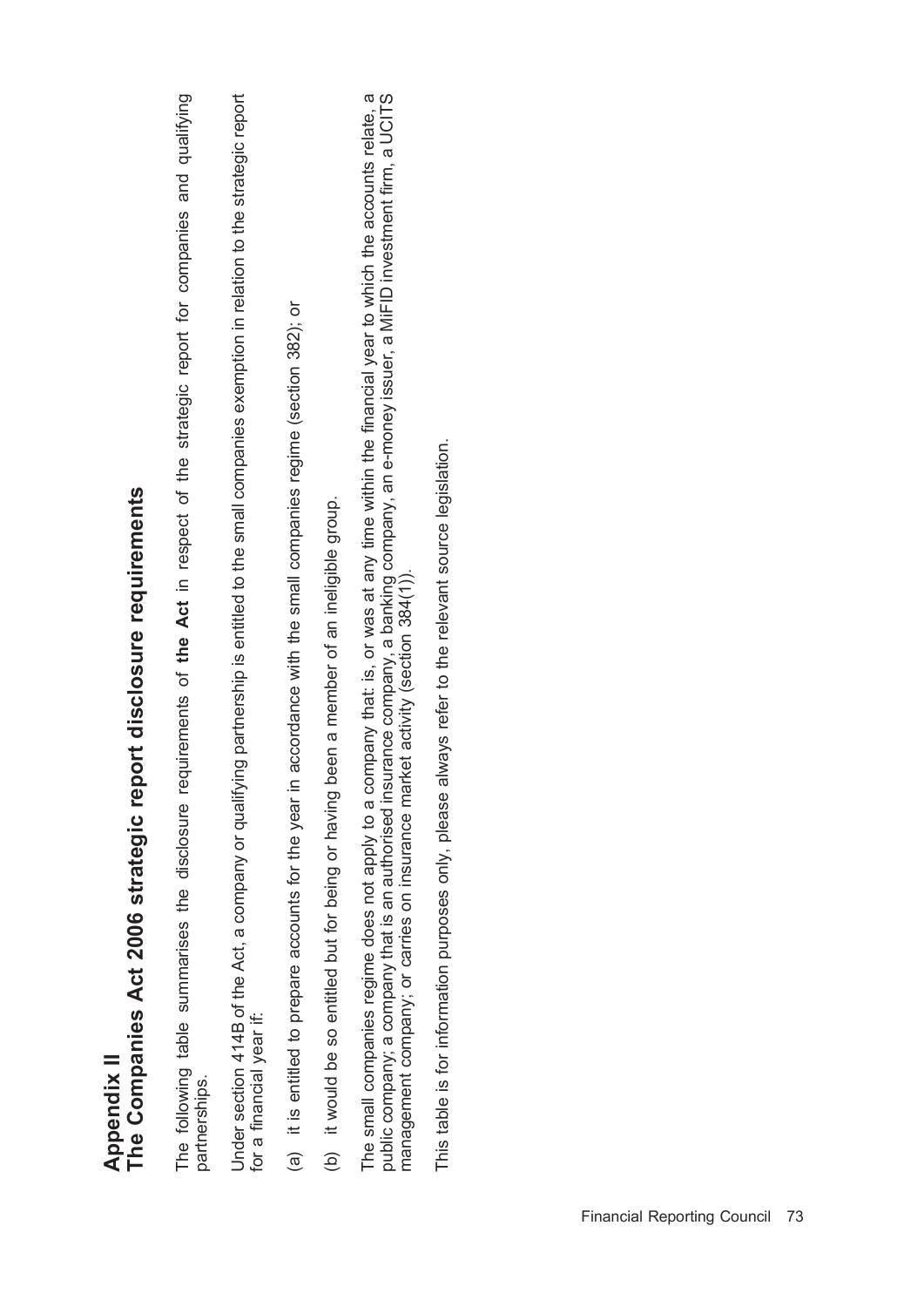# Appendix II
# The Companies Act 2006 strategic report disclosure requirements

The following table summarises the disclosure requirements of **the Act** in respect of the strategic report for companies and qualifying partnerships.

Under section 414B of the Act, a company or qualifying partnership is entitled to the small companies exemption in relation to the strategic report for a financial year if:

(a) it is entitled to prepare accounts for the year in accordance with the small companies regime (section 382); or

(b) it would be so entitled but for being or having been a member of an ineligible group.

The small companies regime does not apply to a company that: is, or was at any time within the financial year to which the accounts relate, a public company; a company that is an authorised insurance company, a banking company, an e-money issuer, a MiFID investment firm, a UCITS management company; or carries on insurance market activity (section 384(1)).

This table is for information purposes only, please always refer to the relevant source legislation.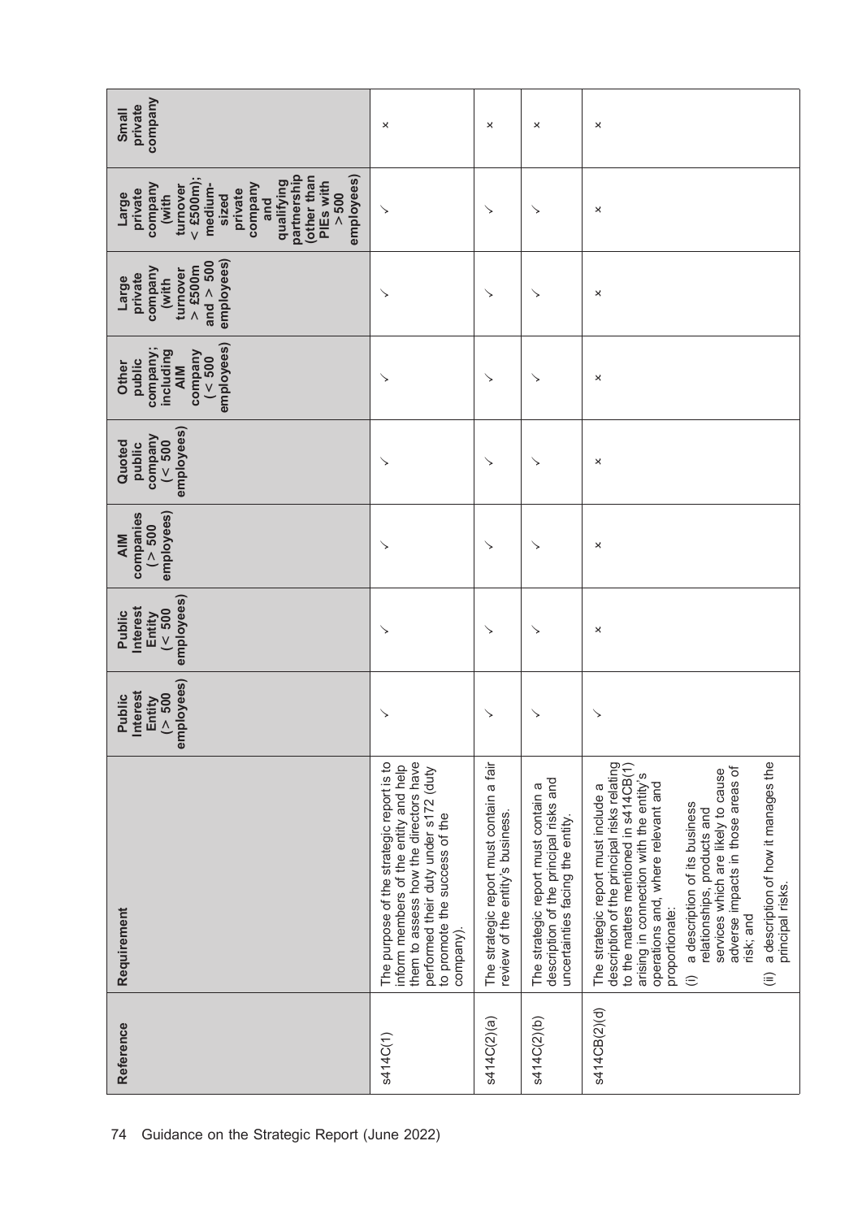| Reference | Requirement | Public Interest Entity (> 500 employees) | Public Interest Entity (< 500 employees) | AIM companies (> 500 employees) | Quoted public company (< 500 employees) | Other public company; including AIM company (< 500 employees) | Large private company (with turnover > £500m and > 500 employees) | Large private company (with turnover < £500m); medium-sized private company and qualifying partnership (other than PIEs with > 500 employees) | Small private company |
|---|---|---|---|---|---|---|---|---|---|
| s414C(1) | The purpose of the strategic report is to inform members of the entity and help them to assess how the directors have performed their duty under s172 (duty to promote the success of the company). | ✓ | ✓ | ✓ | ✓ | ✓ | ✓ | ✓ | × |
| s414C(2)(a) | The strategic report must contain a fair review of the entity's business. | ✓ | ✓ | ✓ | ✓ | ✓ | ✓ | ✓ | × |
| s414C(2)(b) | The strategic report must contain a description of the principal risks and uncertainties facing the entity. | ✓ | ✓ | ✓ | ✓ | ✓ | ✓ | ✓ | × |
| s414CB(2)(d) | The strategic report must include a description of the principal risks relating to the matters mentioned in s414CB(1) arising in connection with the entity's operations and, where relevant and proportionate: (i) a description of its business relationships, products and services which are likely to cause adverse impacts in those areas of risk; and (ii) a description of how it manages the principal risks. | ✓ | × | × | × | × | × | × | × |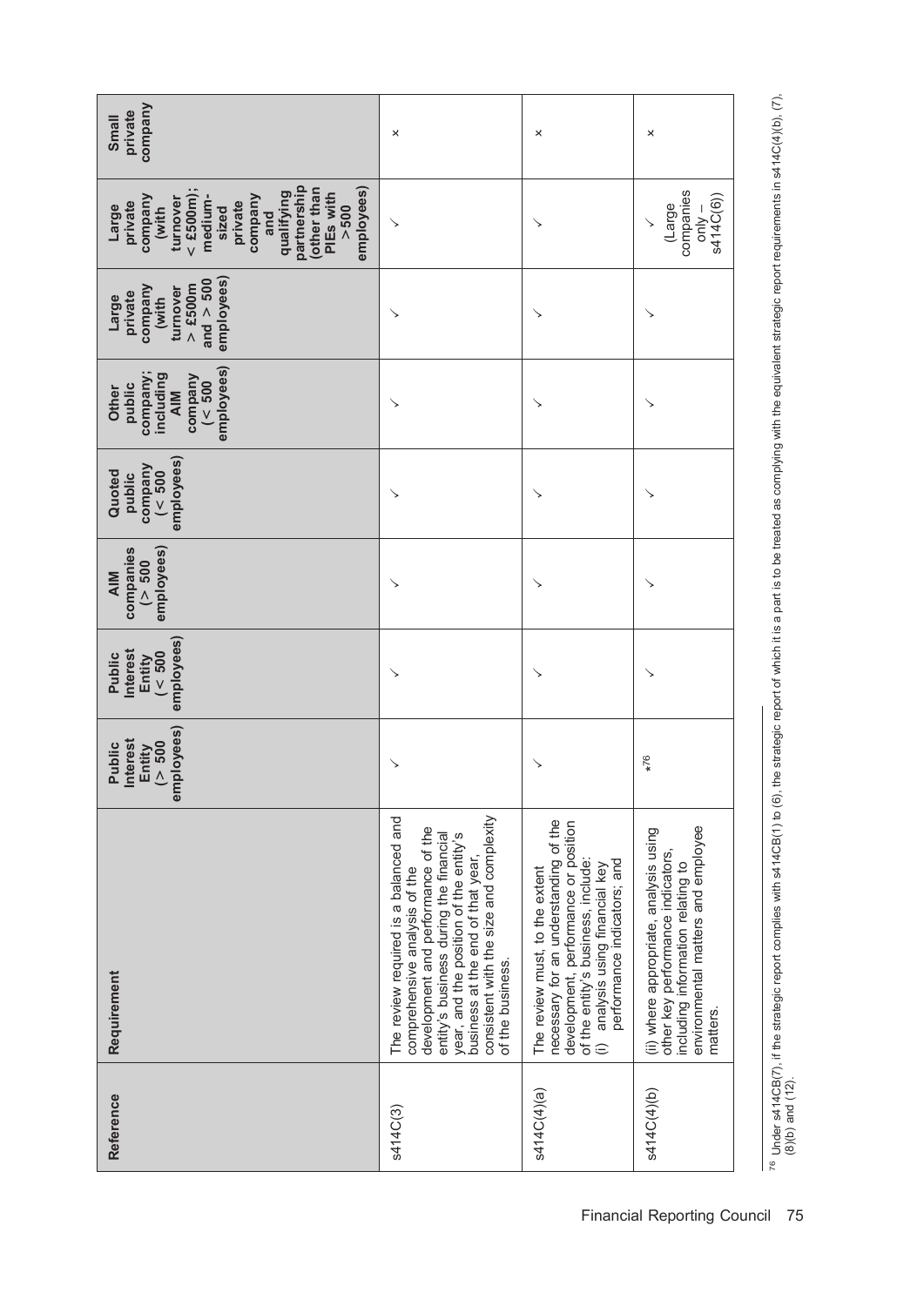| Reference | Requirement | Public Interest Entity (> 500 employees) | Public Interest Entity (< 500 employees) | AIM companies (> 500 employees) | Quoted public company (< 500 employees) | Other public company; including AIM company (< 500 employees) | Large private company (with turnover > £500m and > 500 employees) | Large private company (with turnover < £500m); medium-sized private company and qualifying partnership (other than PIEs with > 500 employees) | Small private company |
|---|---|---|---|---|---|---|---|---|---|
| s414C(3) | The review required is a balanced and comprehensive analysis of the development and performance of the entity's business during the financial year, and the position of the entity's business at the end of that year, consistent with the size and complexity of the business. | ✓ | ✓ | ✓ | ✓ | ✓ | ✓ | ✓ | × |
| s414C(4)(a) | The review must, to the extent necessary for an understanding of the development, performance or position of the entity's business, include:<br>(i) analysis using financial key performance indicators; and | ✓ | ✓ | ✓ | ✓ | ✓ | ✓ | ✓ | × |
| s414C(4)(b) | (ii) where appropriate, analysis using other key performance indicators, including information relating to environmental matters and employee matters. | *[76] | ✓ | ✓ | ✓ | ✓ | ✓ | ✓ (Large companies only – s414C(6)) | × |

[76] Under s414CB(7), if the strategic report complies with s414CB(1) to (6), the strategic report of which it is a part is to be treated as complying with the equivalent strategic report requirements in s414C(4)(b), (7), (8)(b) and (12).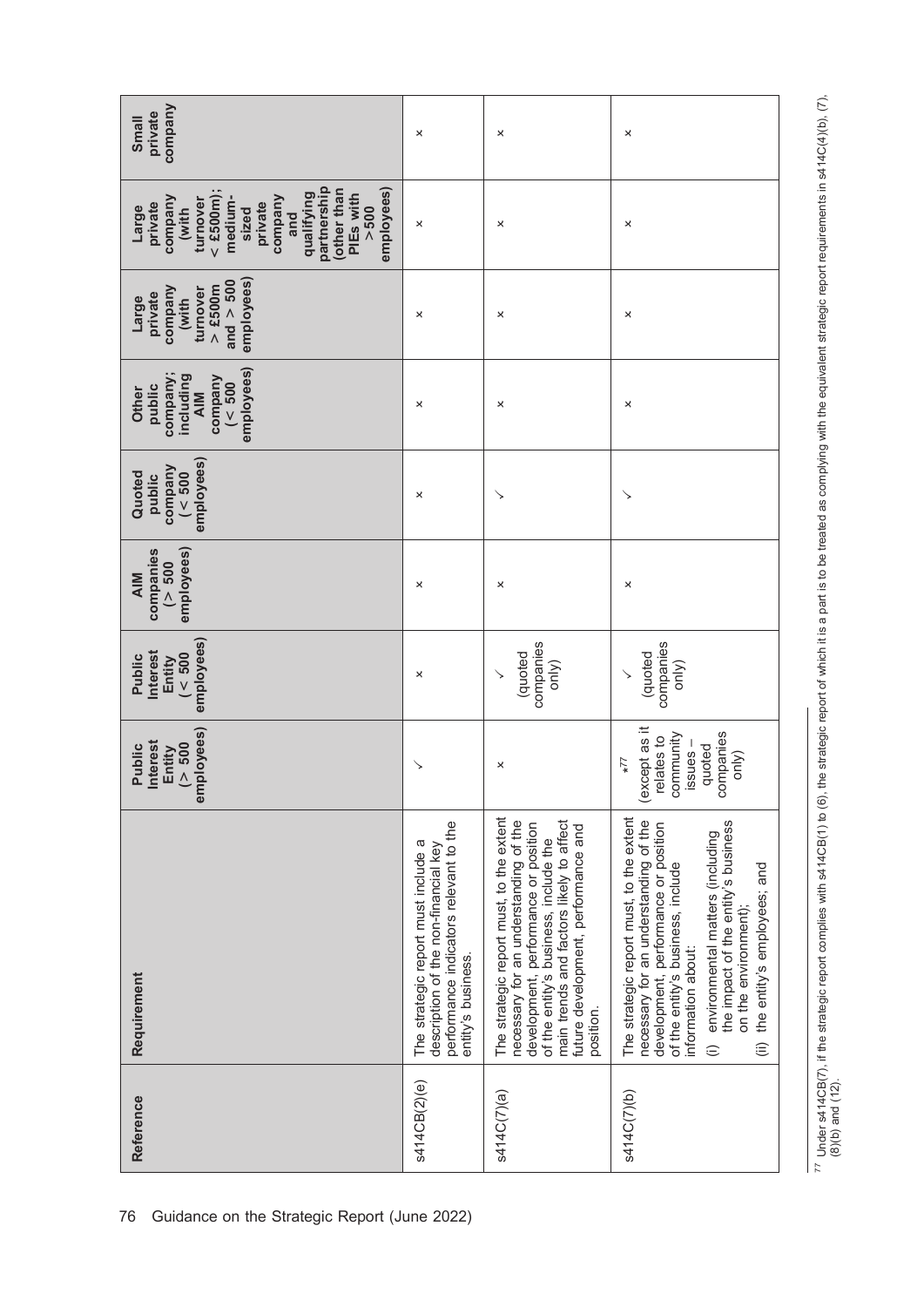| Reference | Requirement | Public Interest Entity (> 500 employees) | Public Interest Entity (< 500 employees) | AIM companies (> 500 employees) | Quoted public company (< 500 employees) | Other public company; including AIM company (< 500 employees) | Large private company (with turnover > £500m and > 500 employees) | Large private company (with turnover < £500m); medium-sized private company and qualifying partnership (other than PIEs with > 500 employees) | Small private company |
|---|---|---|---|---|---|---|---|---|---|
| s414CB(2)(e) | The strategic report must include a description of the non-financial key performance indicators relevant to the entity's business. | ✓ | × | × | × | × | × | × | × |
| s414C(7)(a) | The strategic report must, to the extent necessary for an understanding of the development, performance or position of the entity's business, include the main trends and factors likely to affect future development, performance and position. | × | ✓ (quoted companies only) | × | ✓ | × | × | × | × |
| s414C(7)(b) | The strategic report must, to the extent necessary for an understanding of the development, performance or position of the entity's business, include information about:<br>(i) environmental matters (including the impact of the entity's business on the environment);<br>(ii) the entity's employees; and | ×[77] (except as it relates to community issues – quoted companies only) | ✓ (quoted companies only) | × | ✓ | × | × | × | × |

[77] Under s414CB(7), if the strategic report complies with s414CB(1) to (6), the strategic report of which it is a part is to be treated as complying with the equivalent strategic report requirements in s414C(4)(b), (7), (8)(b) and (12).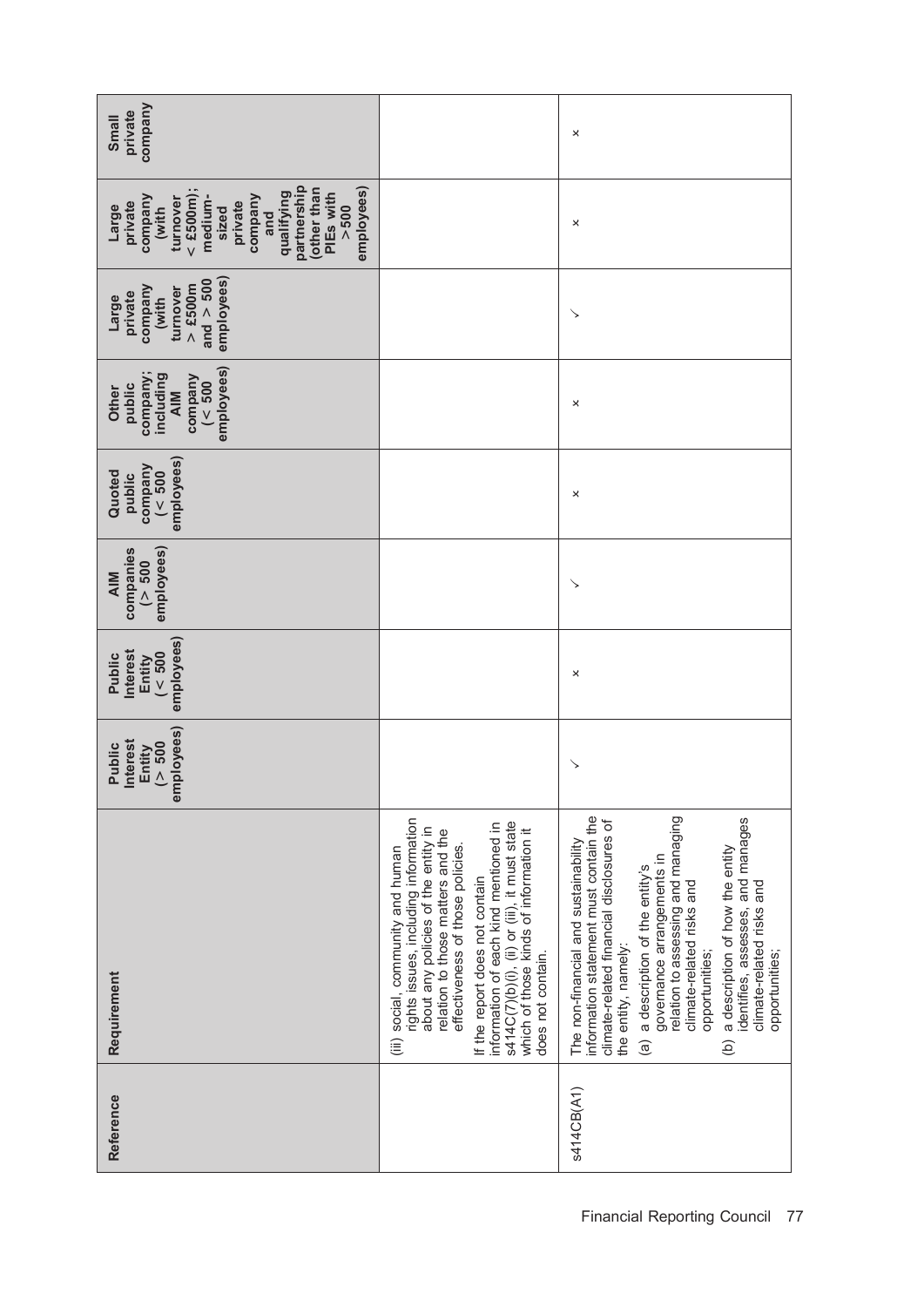| Reference | Requirement | Public Interest Entity (> 500 employees) | Public Interest Entity (< 500 employees) | AIM companies (> 500 employees) | Quoted public company (< 500 employees) | Other public company; including AIM company (< 500 employees) | Large private company (with turnover > £500m and > 500 employees) | Large private company (with turnover < £500m); medium-sized private company and qualifying partnership (other than PIEs with > 500 employees) | Small private company |
|---|---|---|---|---|---|---|---|---|---|
| | (iii) social, community and human rights issues, including information about any policies of the entity in relation to those matters and the effectiveness of those policies.<br>If the report does not contain information of each kind mentioned in s414C(7)(b)(i), (ii) or (iii), it must state which of those kinds of information it does not contain. | | | | | | | | |
| s414CB(A1) | The non-financial and sustainability information statement must contain the climate-related financial disclosures of the entity, namely:<br>(a) a description of the entity's governance arrangements in relation to assessing and managing climate-related risks and opportunities;<br>(b) a description of how the entity identifies, assesses, and manages climate-related risks and opportunities; | ✓ | × | ✓ | × | × | ✓ | × | × |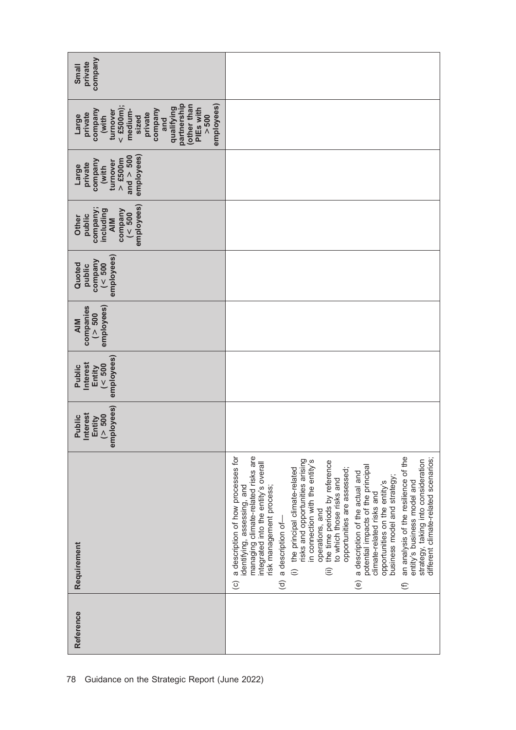| Reference | Requirement | Public Interest Entity (> 500 employees) | Public Interest Entity (< 500 employees) | AIM companies (> 500 employees) | Quoted public company (< 500 employees) | Other public company; including AIM company (< 500 employees) | Large private company (with turnover > £500m and > 500 employees) | Large private company (with turnover < £500m); medium-sized private company and qualifying partnership (other than PIEs with > 500 employees) | Small private company |
|---|---|---|---|---|---|---|---|---|---|
| | (c) a description of how processes for identifying, assessing, and managing climate-related risks are integrated into the entity's overall risk management process;<br>(d) a description of—<br>(i) the principal climate-related risks and opportunities arising in connection with the entity's operations, and<br>(ii) the time periods by reference to which those risks and opportunities are assessed;<br>(e) a description of the actual and potential impacts of the principal climate-related risks and opportunities on the entity's business model and strategy;<br>(f) an analysis of the resilience of the entity's business model and strategy, taking into consideration different climate-related scenarios; | | | | | | | | |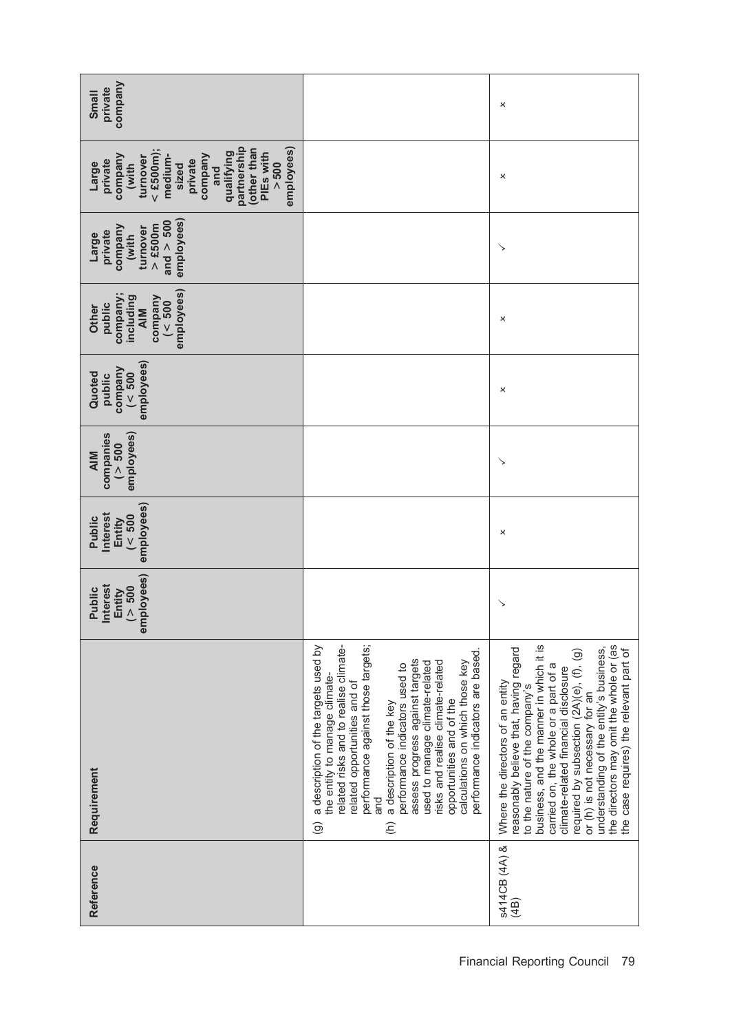| Reference | Requirement | Public Interest Entity (> 500 employees) | Public Interest Entity (< 500 employees) | AIM companies (> 500 employees) | Quoted public company (< 500 employees) | Other public company; including AIM company (< 500 employees) | Large private company (with turnover > £500m and > 500 employees) | Large private company (with turnover < £500m); medium-sized private company and qualifying partnership (other than PIEs with > 500 employees) | Small private company |
|---|---|---|---|---|---|---|---|---|---|
| | (g) a description of the targets used by the entity to manage climate-related risks and to realise climate-related opportunities and of performance against those targets; and<br>(h) a description of the key performance indicators used to assess progress against targets used to manage climate-related risks and realise climate-related opportunities and of the calculations on which those key performance indicators are based. | | | | | | | | |
| s414CB (4A) & (4B) | Where the directors of an entity reasonably believe that, having regard to the nature of the company's business, and the manner in which it is carried on, the whole or a part of a climate-related financial disclosure required by subsection (2A)(e), (f), (g) or (h) is not necessary for an understanding of the entity's business, the directors may omit the whole or (as the case requires) the relevant part of | ✓ | × | ✓ | × | × | ✓ | × | × |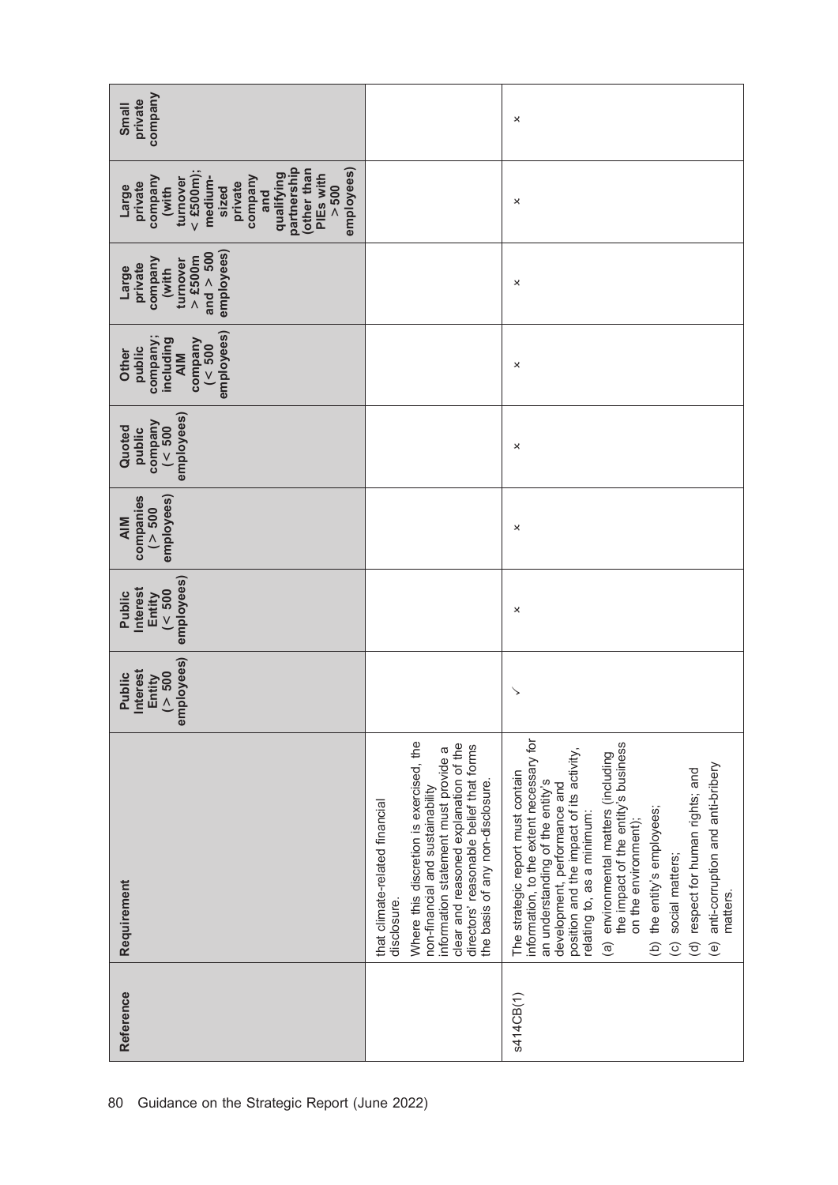| Reference | Requirement | Public Interest Entity (> 500 employees) | Public Interest Entity (< 500 employees) | AIM companies (> 500 employees) | Quoted public company (< 500 employees) | Other public company; including AIM company (< 500 employees) | Large private company (with turnover > £500m and > 500 employees) | Large private company (with turnover < £500m); medium-sized private company and qualifying partnership (other than PIEs with > 500 employees) | Small private company |
|---|---|---|---|---|---|---|---|---|---|
| | that climate-related financial disclosure.<br><br>Where this discretion is exercised, the non-financial and sustainability information statement must provide a clear and reasoned explanation of the directors' reasonable belief that forms the basis of any non-disclosure. | | | | | | | | |
| s414CB(1) | The strategic report must contain information, to the extent necessary for an understanding of the entity's development, performance and position and the impact of its activity, relating to, as a minimum:<br>(a) environmental matters (including the impact of the entity's business on the environment);<br>(b) the entity's employees;<br>(c) social matters;<br>(d) respect for human rights; and<br>(e) anti-corruption and anti-bribery matters. | ✓ | × | × | × | × | × | × | × |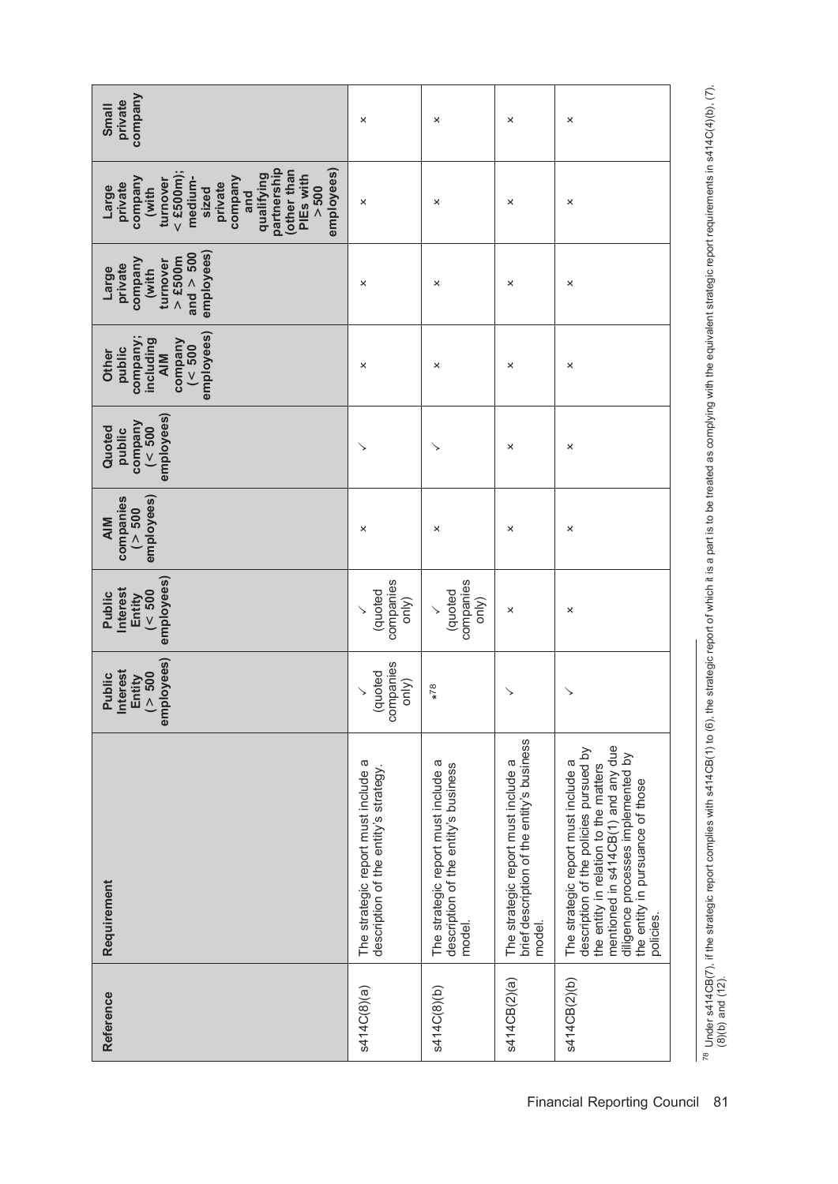| Reference | Requirement | Public Interest Entity (> 500 employees) | Public Interest Entity (< 500 employees) | AIM companies (> 500 employees) | Quoted public company (< 500 employees) | Other public company; including AIM company (< 500 employees) | Large private company (with turnover > £500m and > 500 employees) | Large private company (with turnover < £500m); medium-sized private company and qualifying partnership (other than PIEs with > 500 employees) | Small private company |
|---|---|---|---|---|---|---|---|---|---|
| s414C(8)(a) | The strategic report must include a description of the entity's strategy. | ✓ (quoted companies only) | ✓ (quoted companies only) | × | ✓ | × | × | × | × |
| s414C(8)(b) | The strategic report must include a description of the entity's business model. | *[78] | ✓ (quoted companies only) | × | ✓ | × | × | × | × |
| s414CB(2)(a) | The strategic report must include a brief description of the entity's business model. | ✓ | × | × | × | × | × | × | × |
| s414CB(2)(b) | The strategic report must include a description of the policies pursued by the entity in relation to the matters mentioned in s414CB(1) and any due diligence processes implemented by the entity in pursuance of those policies. | ✓ | × | × | × | × | × | × | × |

[78] Under s414CB(7), if the strategic report complies with s414CB(1) to (6), the strategic report of which it is a part is to be treated as complying with the equivalent strategic report requirements in s414C(4)(b), (7), (8)(b) and (12).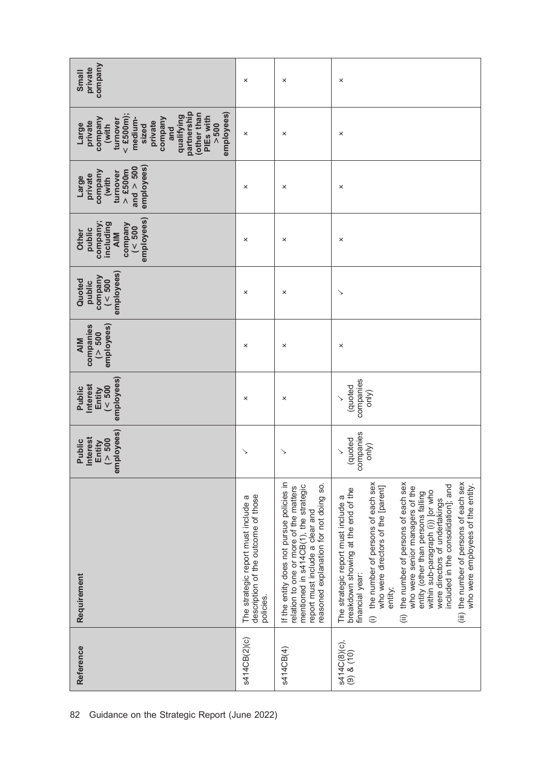| Reference | Requirement | Public Interest Entity (> 500 employees) | Public Interest Entity (< 500 employees) | AIM companies (> 500 employees) | Quoted public company (< 500 employees) | Other public company; including AIM company (< 500 employees) | Large private company (with turnover > £500m and > 500 employees) | Large private company (with turnover < £500m); medium-sized private company and qualifying partnership (other than PIEs with > 500 employees) | Small private company |
|---|---|---|---|---|---|---|---|---|---|
| s414CB(2)(c) | The strategic report must include a description of the outcome of those policies. | ✓ | × | × | × | × | × | × | × |
| s414CB(4) | If the entity does not pursue policies in relation to one or more of the matters mentioned in s414CB(1), the strategic report must include a clear and reasoned explanation for not doing so. | ✓ | × | × | × | × | × | × | × |
| s414C(8)(c), (9) & (10) | The strategic report must include a breakdown showing at the end of the financial year:<br>(i) the number of persons of each sex who were directors of the [parent] entity;<br>(ii) the number of persons of each sex who were senior managers of the entity (other than persons falling within sub-paragraph (i)) [or who were directors of undertakings included in the consolidation]; and<br>(iii) the number of persons of each sex who were employees of the entity. | ✓ (quoted companies only) | ✓ (quoted companies only) | × | ✓ | × | × | × | × |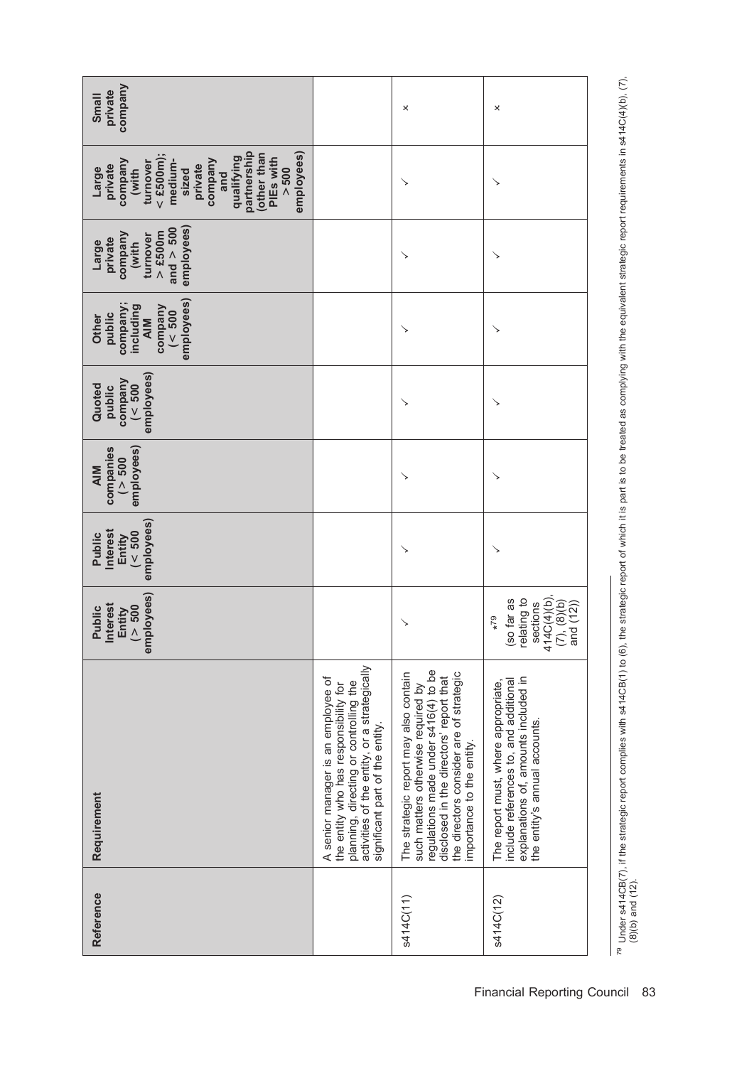| Reference | Requirement | Public Interest Entity (> 500 employees) | Public Interest Entity (< 500 employees) | AIM companies (> 500 employees) | Quoted public company (< 500 employees) | Other public company; including AIM company (< 500 employees) | Large private company (with turnover > £500m and > 500 employees) | Large private company (with turnover < £500m); medium-sized private company and qualifying partnership (other than PIEs with > 500 employees) | Small private company |
|---|---|---|---|---|---|---|---|---|---|
| | A senior manager is an employee of the entity who has responsibility for planning, directing or controlling the activities of the entity, or a strategically significant part of the entity. | | | | | | | | |
| s414C(11) | The strategic report may also contain such matters otherwise required by regulations made under s416(4) to be disclosed in the directors' report that the directors consider are of strategic importance to the entity. | ✓ | ✓ | ✓ | ✓ | ✓ | ✓ | ✓ | × |
| s414C(12) | The report must, where appropriate, include references to, and additional explanations of, amounts included in the entity's annual accounts. | *[79] (so far as relating to sections 414C(4)(b), (7), (8)(b) and (12)) | ✓ | ✓ | ✓ | ✓ | ✓ | ✓ | × |

[79] Under s414CB(7), if the strategic report complies with s414CB(1) to (6), the strategic report of which it is part is to be treated as complying with the equivalent strategic report requirements in s414C(4)(b), (7), (8)(b) and (12).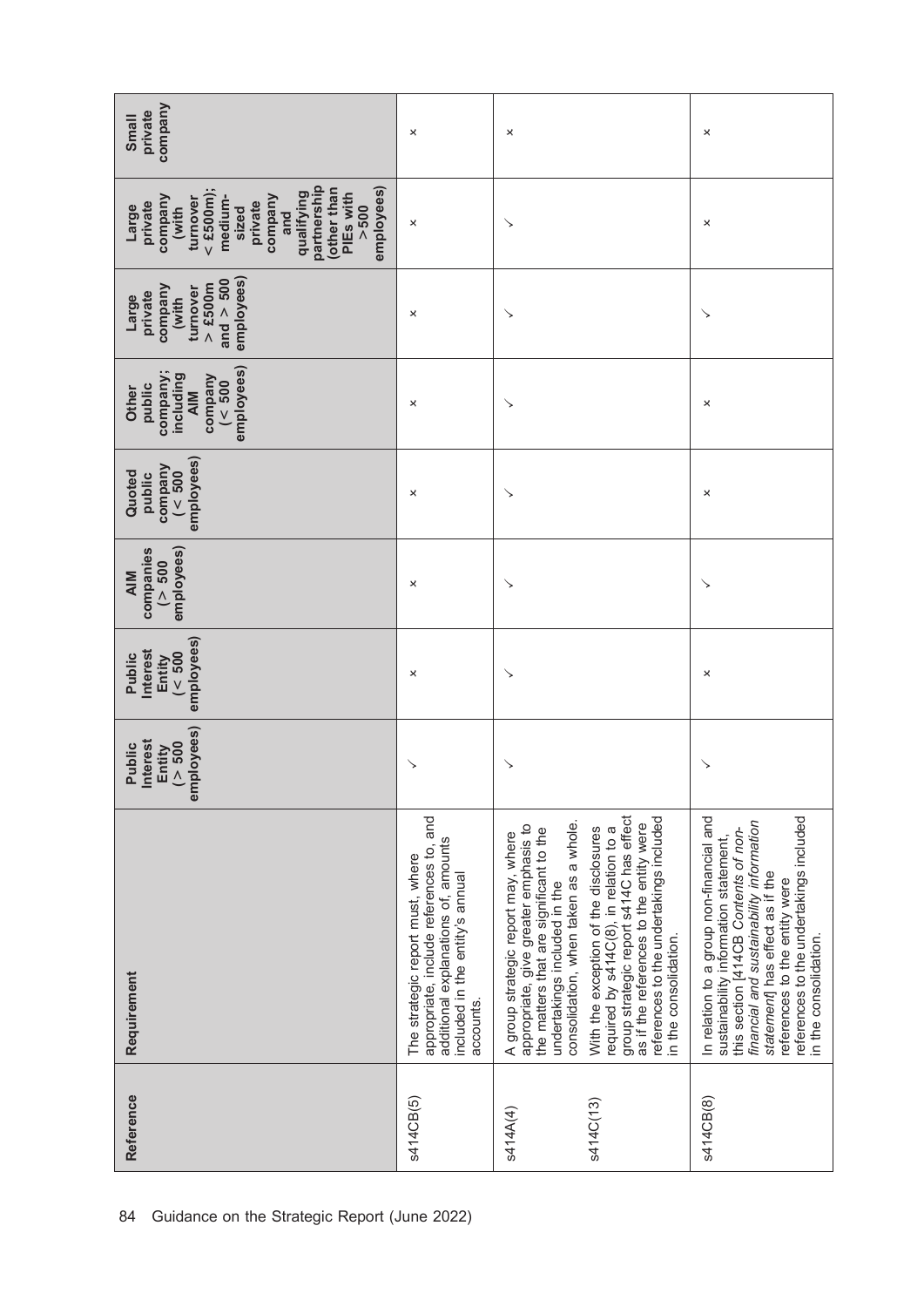| Reference | Requirement | Public Interest Entity (> 500 employees) | Public Interest Entity (< 500 employees) | AIM companies (> 500 employees) | Quoted public company (< 500 employees) | Other public company; including AIM company (< 500 employees) | Large private company (with turnover > £500m and > 500 employees) | Large private company (with turnover < £500m); medium-sized private company and qualifying partnership (other than PIEs with > 500 employees) | Small private company |
|---|---|---|---|---|---|---|---|---|---|
| s414CB(5) | The strategic report must, where appropriate, include references to, and additional explanations of, amounts included in the entity's annual accounts. | ✓ | × | × | × | × | × | × | × |
| s414A(4) | A group strategic report may, where appropriate, give greater emphasis to the matters that are significant to the undertakings included in the consolidation, when taken as a whole. | ✓ | ✓ | ✓ | ✓ | ✓ | ✓ | ✓ | × |
| s414C(13) | With the exception of the disclosures required by s414C(8), in relation to a group strategic report s414C has effect as if the references to the entity were references to the undertakings included in the consolidation. | | | | | | | | |
| s414CB(8) | In relation to a group non-financial and sustainability information statement, this section [414CB *Contents of non-financial and sustainability information statement*] has effect as if the references to the entity were references to the undertakings included in the consolidation. | ✓ | × | ✓ | × | × | ✓ | × | × |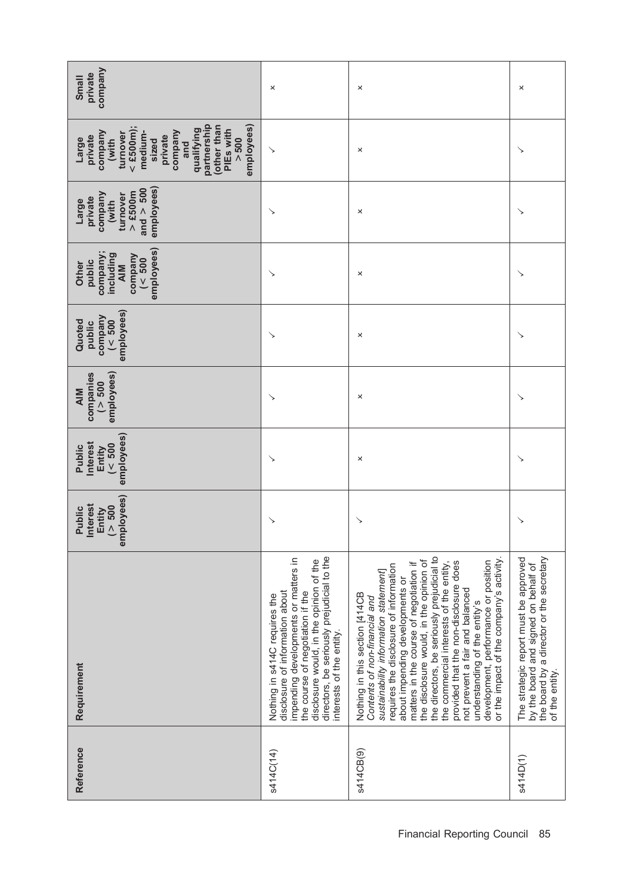| Reference | Requirement | Public Interest Entity (> 500 employees) | Public Interest Entity (< 500 employees) | AIM companies (> 500 employees) | Quoted public company (< 500 employees) | Other public company; including AIM company (< 500 employees) | Large private company (with turnover > £500m and > 500 employees) | Large private company (with turnover < £500m); medium-sized private company and qualifying partnership (other than PIEs with > 500 employees) | Small private company |
|---|---|---|---|---|---|---|---|---|---|
| s414C(14) | Nothing in s414C requires the disclosure of information about impending developments or matters in the course of negotiation if the disclosure would, in the opinion of the directors, be seriously prejudicial to the interests of the entity. | ✓ | ✓ | ✓ | ✓ | ✓ | ✓ | ✓ | × |
| s414CB(9) | Nothing in this section [414CB *Contents of non-financial and sustainability information statement*] requires the disclosure of information about impending developments or matters in the course of negotiation if the disclosure would, in the opinion of the directors, be seriously prejudicial to the commercial interests of the entity, provided that the non-disclosure does not prevent a fair and balanced understanding of the entity's development, performance or position or the impact of the company's activity. | ✓ | × | × | × | × | × | × | × |
| s414D(1) | The strategic report must be approved by the board and signed on behalf of the board by a director or the secretary of the entity. | ✓ | ✓ | ✓ | ✓ | ✓ | ✓ | ✓ | × |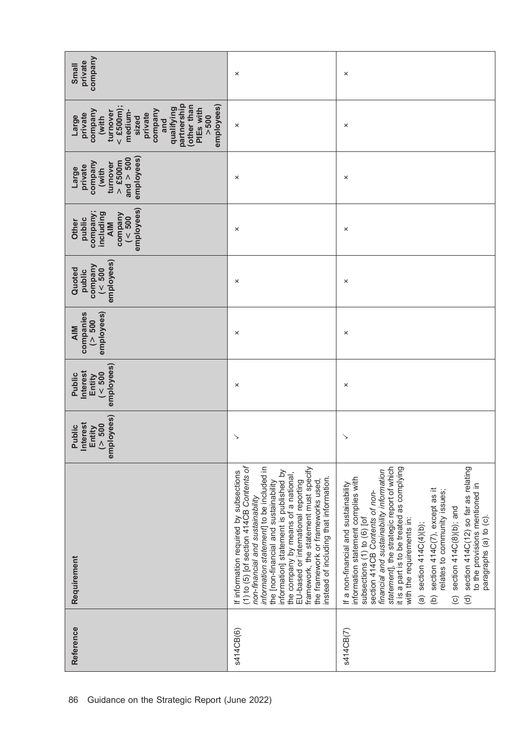| Reference | Requirement | Public Interest Entity (> 500 employees) | Public Interest Entity (< 500 employees) | AIM companies (> 500 employees) | Quoted public company (< 500 employees) | Other public company; including AIM company (< 500 employees) | Large private company (with turnover > £500m and > 500 employees) | Large private company (with turnover < £500m); medium-sized private company and qualifying partnership (other than PIEs with > 500 employees) | Small private company |
|---|---|---|---|---|---|---|---|---|---|
| s414CB(6) | If information required by subsections (1) to (5) [of section 414CB *Contents of non-financial and sustainability information statement*] to be included in the [non-financial and sustainability information] statement is published by the company by means of a national, EU-based or international reporting framework, the statement must specify the framework or frameworks used, instead of including that information. | ✓ | × | × | × | × | × | × | × |
| s414CB(7) | If a non-financial and sustainability information statement complies with subsections (1) to (6) [of section 414CB *Contents of non-financial and sustainability information statement*], the strategic report of which it is a part is to be treated as complying with the requirements in:<br>(a) section 414C(4)(b);<br>(b) section 414C(7), except as it relates to community issues;<br>(c) section 414C(8)(b); and<br>(d) section 414C(12) so far as relating to the provisions mentioned in paragraphs (a) to (c). | ✓ | × | × | × | × | × | × | × |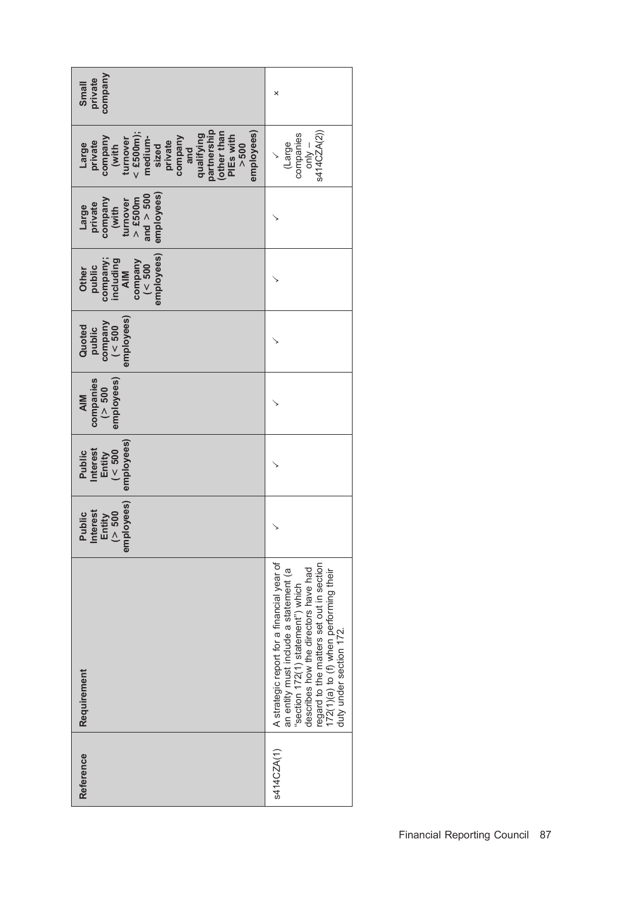| Reference | Requirement | Public Interest Entity (> 500 employees) | Public Interest Entity (< 500 employees) | AIM companies (> 500 employees) | Quoted public company (< 500 employees) | Other public company; including AIM company (< 500 employees) | Large private company (with turnover > £500m and > 500 employees) | Large private company (with turnover < £500m); medium-sized private company and qualifying partnership (other than PIEs with >500 employees) | Small private company |
| --- | --- | --- | --- | --- | --- | --- | --- | --- | --- |
| s414CZA(1) | A strategic report for a financial year of an entity must include a statement (a "section 172(1) statement") which describes how the directors have had regard to the matters set out in section 172(1)(a) to (f) when performing their duty under section 172. | ✓ | ✓ | ✓ | ✓ | ✓ | ✓ | ✓ (Large companies only – s414CZA(2)) | × |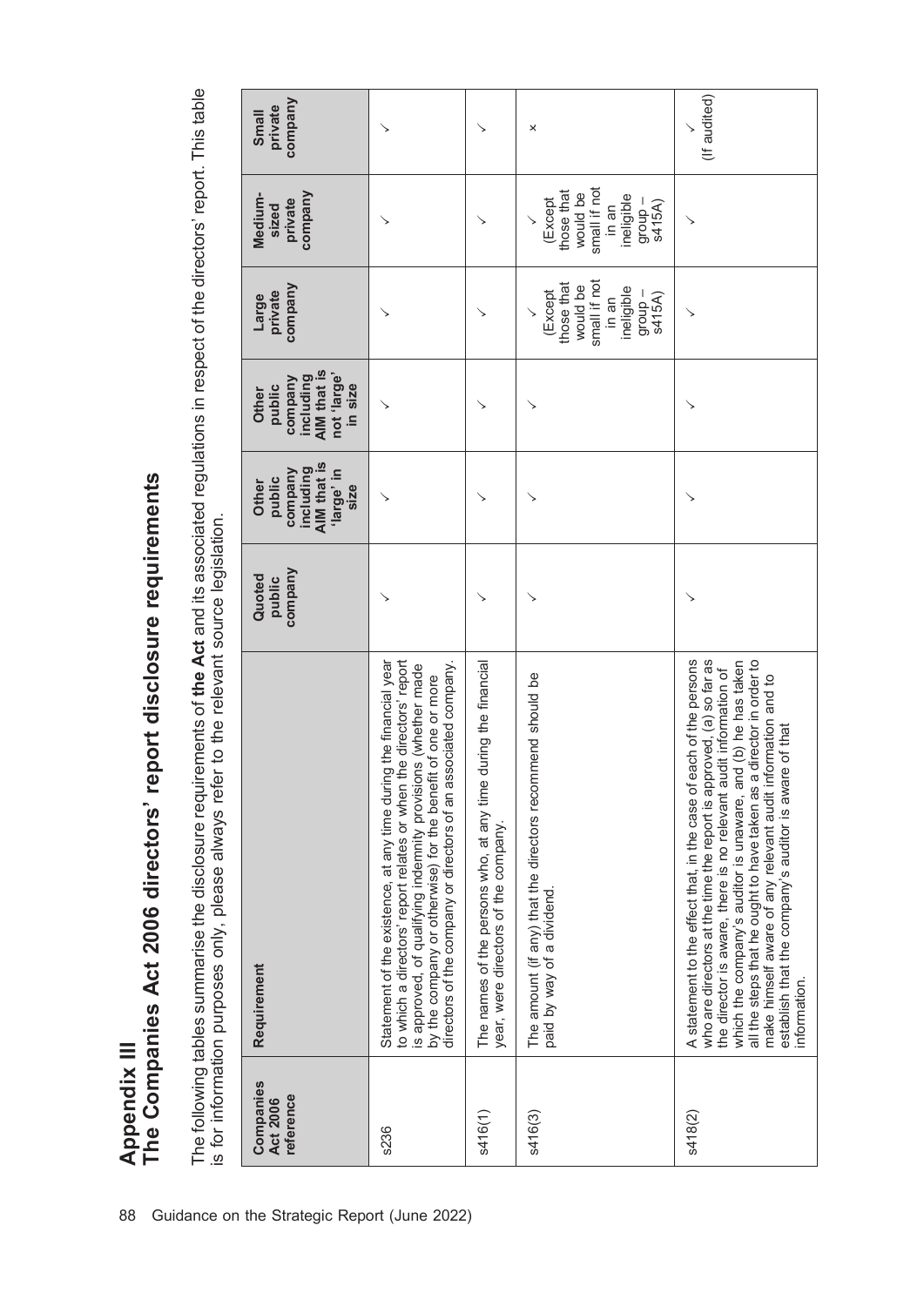# Appendix III
## The Companies Act 2006 directors' report disclosure requirements

The following tables summarise the disclosure requirements of **the Act** and its associated regulations in respect of the directors' report. This table is for information purposes only, please always refer to the relevant source legislation.

| Companies Act 2006 reference | Requirement | Quoted public company | Other public company including AIM that is 'large' in size | Other public company including AIM that is not 'large' in size | Large private company | Medium-sized private company | Small private company |
|---|---|---|---|---|---|---|---|
| s236 | Statement of the existence, at any time during the financial year to which a directors' report relates or when the directors' report is approved, of qualifying indemnity provisions (whether made by the company or otherwise) for the benefit of one or more directors of the company or directors of an associated company. | ✓ | ✓ | ✓ | ✓ | ✓ | ✓ |
| s416(1) | The names of the persons who, at any time during the financial year, were directors of the company. | ✓ | ✓ | ✓ | ✓ | ✓ | ✓ |
| s416(3) | The amount (if any) that the directors recommend should be paid by way of a dividend. | ✓ | ✓ | ✓ | ✓ (Except those that would be small if not in an ineligible group – s415A) | ✓ (Except those that would be small if not in an ineligible group – s415A) | × |
| s418(2) | A statement to the effect that, in the case of each of the persons who are directors at the time the report is approved, (a) so far as the director is aware, there is no relevant audit information of which the company's auditor is unaware, and (b) he has taken all the steps that he ought to have taken as a director in order to make himself aware of any relevant audit information and to establish that the company's auditor is aware of that information. | ✓ | ✓ | ✓ | ✓ | ✓ | ✓ (If audited) |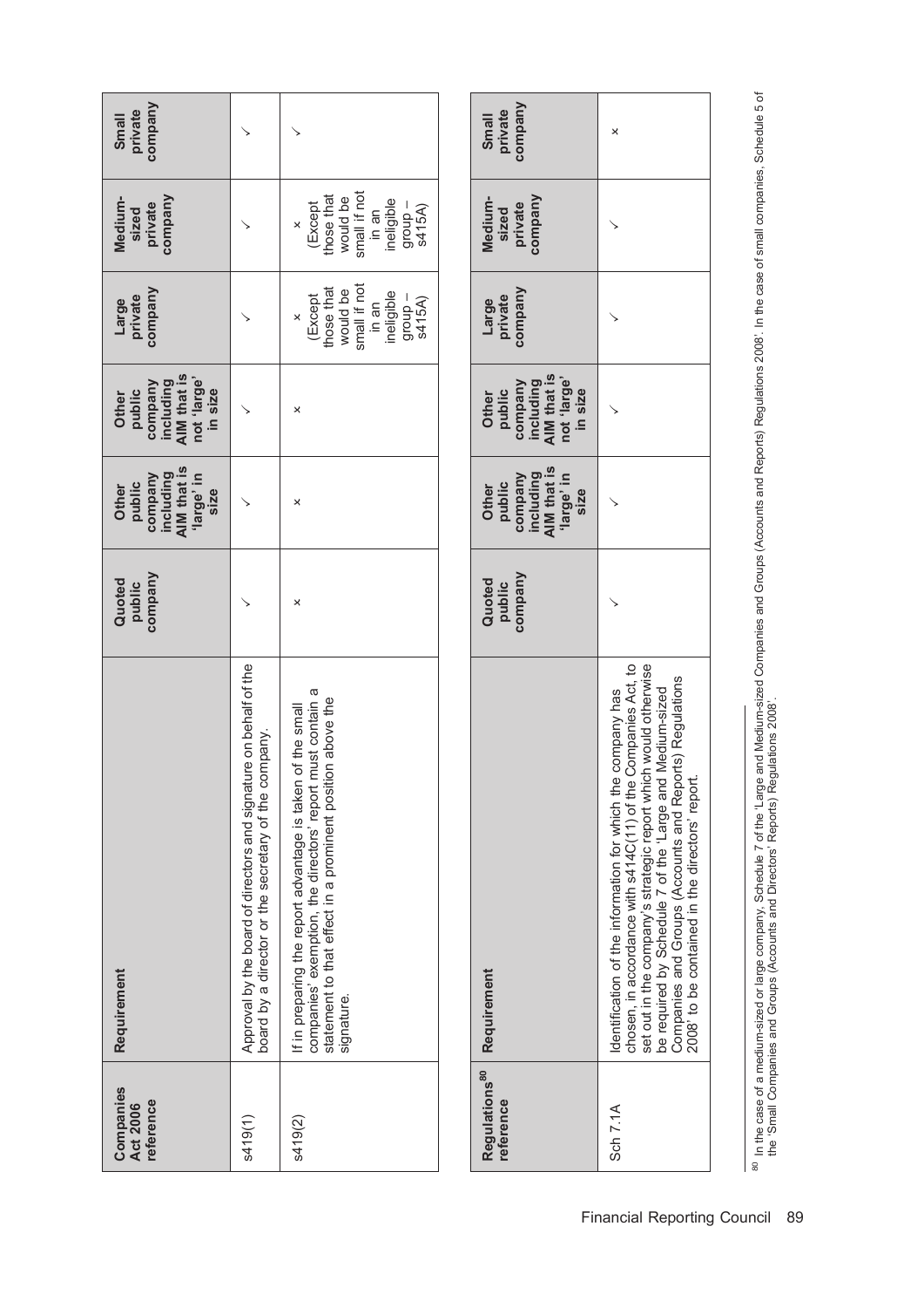| Companies Act 2006 reference | Requirement | Quoted public company | Other public company including AIM that is 'large' in size | Other public company including AIM that is not 'large' in size | Large private company | Medium-sized private company | Small private company |
|---|---|---|---|---|---|---|---|
| s419(1) | Approval by the board of directors and signature on behalf of the board by a director or the secretary of the company. | ✓ | ✓ | ✓ | ✓ | ✓ | ✓ |
| s419(2) | If in preparing the report advantage is taken of the small companies' exemption, the directors' report must contain a statement to that effect in a prominent position above the signature. | × | × | × | × (Except those that would be small if not in an ineligible group – s415A) | × (Except those that would be small if not in an ineligible group – s415A) | ✓ |

| Regulations[80] reference | Requirement | Quoted public company | Other public company including AIM that is 'large' in size | Other public company including AIM that is not 'large' in size | Large private company | Medium-sized private company | Small private company |
|---|---|---|---|---|---|---|---|
| Sch 7.1A | Identification of the information for which the company has chosen, in accordance with s414C(11) of the Companies Act, to set out in the company's strategic report which would otherwise be required by Schedule 7 of the 'Large and Medium-sized Companies and Groups (Accounts and Reports) Regulations 2008' to be contained in the directors' report. | ✓ | ✓ | ✓ | ✓ | ✓ | × |

[80] In the case of a medium-sized or large company, Schedule 7 of the 'Large and Medium-sized Companies and Groups (Accounts and Reports) Regulations 2008'. In the case of small companies, Schedule 5 of the 'Small Companies and Groups (Accounts and Directors' Reports) Regulations 2008'.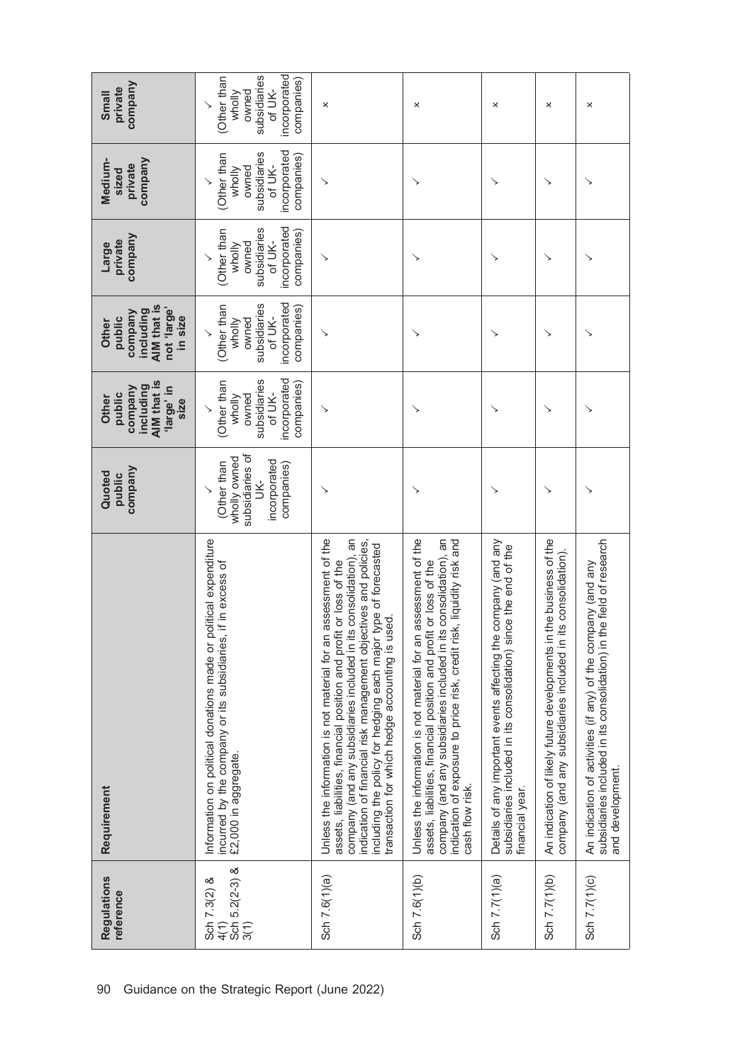| Regulations reference | Requirement | Quoted public company | Other public company including AIM that is 'large' in size | Other public company including AIM that is not 'large' in size | Large private company | Medium-sized private company | Small private company |
|---|---|---|---|---|---|---|---|
| Sch 7.3(2) & 4(1) Sch 5.2(2-3) & 3(1) | Information on political donations made or political expenditure incurred by the company or its subsidiaries, if in excess of £2,000 in aggregate. | ✓ (Other than wholly owned subsidiaries of UK-incorporated companies) | ✓ (Other than wholly owned subsidiaries of UK-incorporated companies) | ✓ (Other than wholly owned subsidiaries of UK-incorporated companies) | ✓ (Other than wholly owned subsidiaries of UK-incorporated companies) | ✓ (Other than wholly owned subsidiaries of UK-incorporated companies) | ✓ (Other than wholly owned subsidiaries of UK-incorporated companies) |
| Sch 7.6(1)(a) | Unless the information is not material for an assessment of the assets, liabilities, financial position and profit or loss of the company (and any subsidiaries included in its consolidation), an indication of financial risk management objectives and policies, including the policy for hedging each major type of forecasted transaction for which hedge accounting is used. | ✓ | ✓ | ✓ | ✓ | ✓ | × |
| Sch 7.6(1)(b) | Unless the information is not material for an assessment of the assets, liabilities, financial positon and profit or loss of the company (and any subsidiaries included in its consolidation), an indication of exposure to price risk, credit risk, liquidity risk and cash flow risk. | ✓ | ✓ | ✓ | ✓ | ✓ | × |
| Sch 7.7(1)(a) | Details of any important events affecting the company (and any subsidiaries included in its consolidation) since the end of the financial year. | ✓ | ✓ | ✓ | ✓ | ✓ | × |
| Sch 7.7(1)(b) | An indication of likely future developments in the business of the company (and any subsidiaries included in its consolidation). | ✓ | ✓ | ✓ | ✓ | ✓ | × |
| Sch 7.7(1)(c) | An indication of activities (if any) of the company (and any subsidiaries included in its consolidation) in the field of research and development. | ✓ | ✓ | ✓ | ✓ | ✓ | × |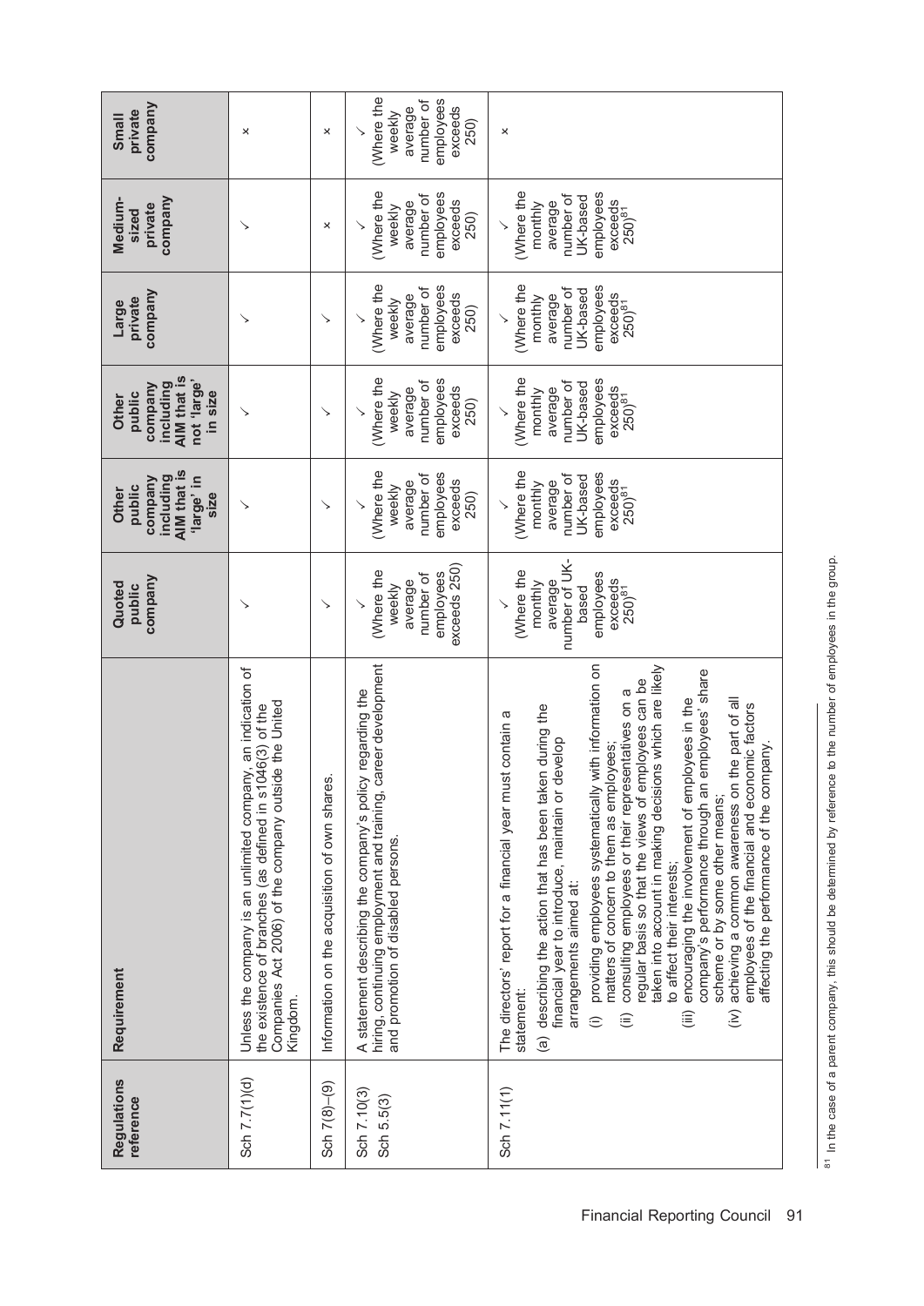| Regulations reference | Requirement | Quoted public company | Other public company including AIM that is 'large' in size | Other public company including AIM that is not 'large' in size | Large private company | Medium-sized private company | Small private company |
|---|---|---|---|---|---|---|---|
| Sch 7.7(1)(d) | Unless the company is an unlimited company, an indication of the existence of branches (as defined in s1046(3) of the Companies Act 2006) of the company outside the United Kingdom. | ✓ | ✓ | ✓ | ✓ | ✓ | × |
| Sch 7(8)–(9) | Information on the acquisition of own shares. | ✓ | ✓ | ✓ | ✓ | × | × |
| Sch 7.10(3) Sch 5.5(3) | A statement describing the company's policy regarding the hiring, continuing employment and training, career development and promotion of disabled persons. | ✓ (Where the weekly average number of employees exceeds 250) | ✓ (Where the weekly average number of employees exceeds 250) | ✓ (Where the weekly average number of employees exceeds 250) | ✓ (Where the weekly average number of employees exceeds 250) | ✓ (Where the weekly average number of employees exceeds 250) | ✓ (Where the weekly average number of employees exceeds 250) |
| Sch 7.11(1) | The directors' report for a financial year must contain a statement:<br>(a) describing the action that has been taken during the financial year to introduce, maintain or develop arrangements aimed at:<br>(i) providing employees systematically with information on matters of concern to them as employees;<br>(ii) consulting employees or their representatives on a regular basis so that the views of employees can be taken into account in making decisions which are likely to affect their interests;<br>(iii) encouraging the involvement of employees in the company's performance through an employees' share scheme or by some other means;<br>(iv) achieving a common awareness on the part of all employees of the financial and economic factors affecting the performance of the company. | ✓ (Where the monthly average number of UK-based employees exceeds 250)[81] | ✓ (Where the monthly average number of UK-based employees exceeds 250)[81] | ✓ (Where the monthly average number of UK-based employees exceeds 250)[81] | ✓ (Where the monthly average number of UK-based employees exceeds 250)[81] | ✓ (Where the monthly average number of UK-based employees exceeds 250)[81] | × |

[81] In the case of a parent company, this should be determined by reference to the number of employees in the group.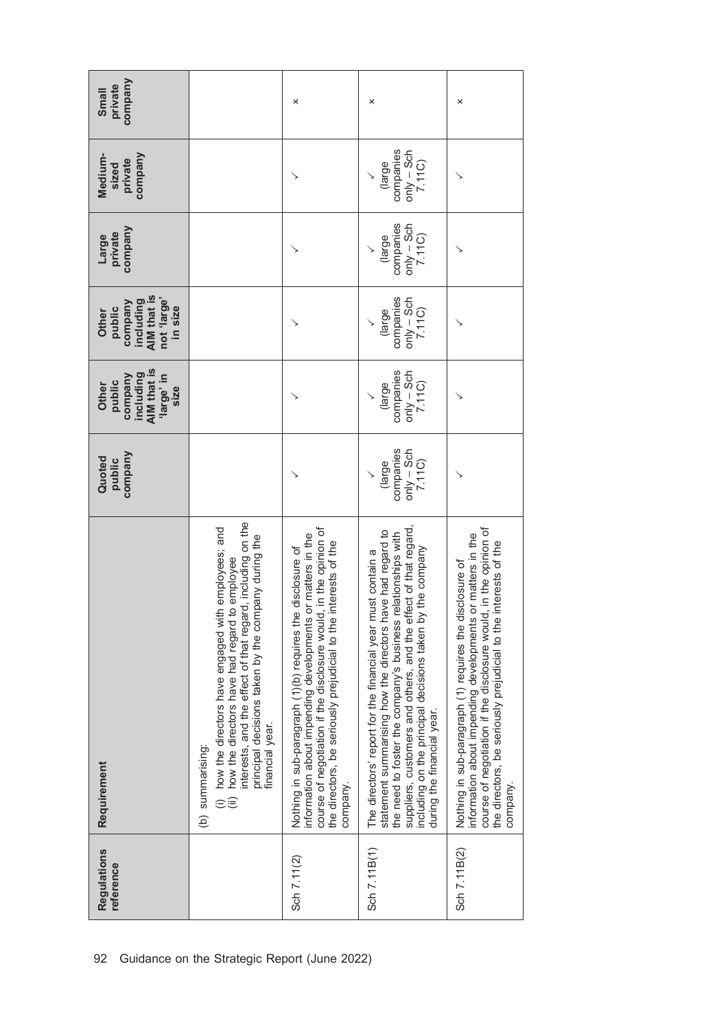| Regulations reference | Requirement | Quoted public company | Other public company including AIM that is 'large' in size | Other public company including AIM that is not 'large' in size | Large private company | Medium-sized private company | Small private company |
|---|---|---|---|---|---|---|---|
| | (b) summarising:<br>(i) how the directors have engaged with employees; and<br>(ii) how the directors have had regard to employee interests, and the effect of that regard, including on the principal decisions taken by the company during the financial year. | | | | | | |
| Sch 7.11(2) | Nothing in sub-paragraph (1)(b) requires the disclosure of information about impending developments or matters in the course of negotiation if the disclosure would, in the opinion of the directors, be seriously prejudicial to the interests of the company. | ✓ | ✓ | ✓ | ✓ | ✓ | × |
| Sch 7.11B(1) | The directors' report for the financial year must contain a statement summarising how the directors have had regard to the need to foster the company's business relationships with suppliers, customers and others, and the effect of that regard, including on the principal decisions taken by the company during the financial year. | ✓ (large companies only – Sch 7.11C) | ✓ (large companies only – Sch 7.11C) | ✓ (large companies only – Sch 7.11C) | ✓ (large companies only – Sch 7.11C) | ✓ (large companies only – Sch 7.11C) | × |
| Sch 7.11B(2) | Nothing in sub-paragraph (1) requires the disclosure of information about impending developments or matters in the course of negotiation if the disclosure would, in the opinion of the directors, be seriously prejudicial to the interests of the company. | ✓ | ✓ | ✓ | ✓ | ✓ | × |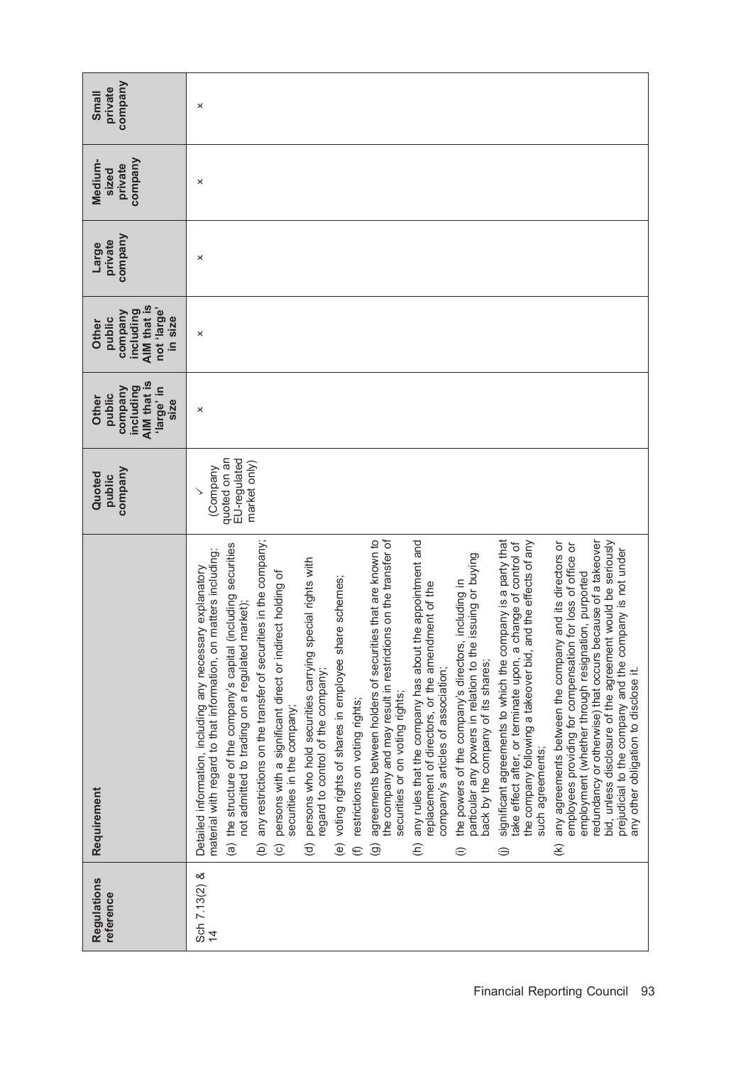| Regulations reference | Requirement | Quoted public company | Other public company including AIM that is 'large' in size | Other public company including AIM that is not 'large' in size | Large private company | Medium-sized private company | Small private company |
|---|---|---|---|---|---|---|---|
| Sch 7.13(2) & 14 | Detailed information, including any necessary explanatory material with regard to that information, on matters including:<br>(a) the structure of the company's capital (including securities not admitted to trading on a regulated market);<br>(b) any restrictions on the transfer of securities in the company;<br>(c) persons with a significant direct or indirect holding of securities in the company;<br>(d) persons who hold securities carrying special rights with regard to control of the company;<br>(e) voting rights of shares in employee share schemes;<br>(f) restrictions on voting rights;<br>(g) agreements between holders of securities that are known to the company and may result in restrictions on the transfer of securities or on voting rights;<br>(h) any rules that the company has about the appointment and replacement of directors, or the amendment of the company's articles of association;<br>(i) the powers of the company's directors, including in particular any powers in relation to the issuing or buying back by the company of its shares;<br>(j) significant agreements to which the company is a party that take effect after, or terminate upon, a change of control of the company following a takeover bid, and the effects of any such agreements;<br>(k) any agreements between the company and its directors or employees providing for compensation for loss of office or employment (whether through resignation, purported redundancy or otherwise) that occurs because of a takeover bid, unless disclosure of the agreement would be seriously prejudicial to the company and the company is not under any other obligation to disclose it. | ✓ (Company quoted on an EU-regulated market only) | × | × | × | × | × |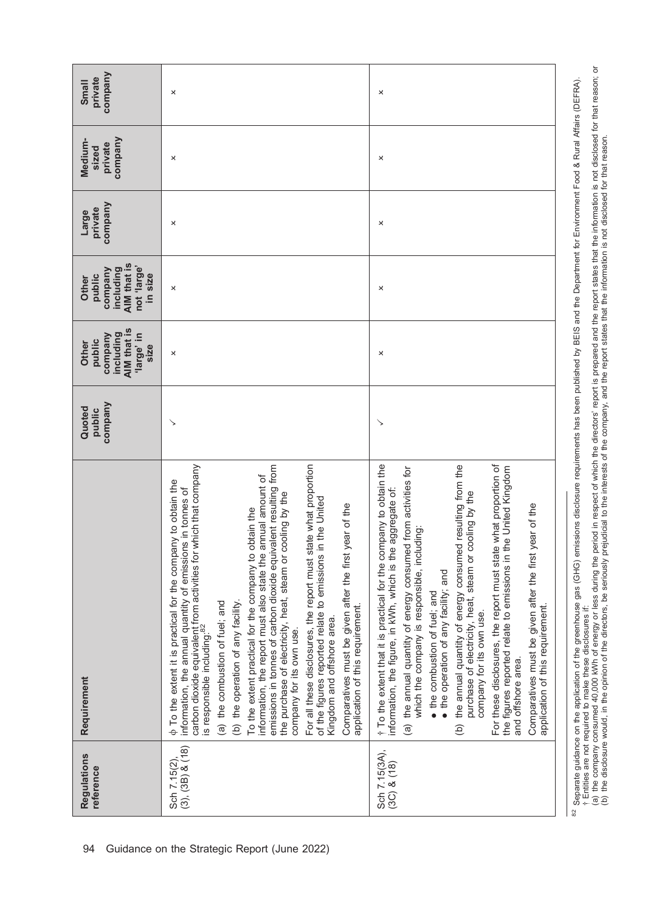| Regulations reference | Requirement | Quoted public company | Other public company including AIM that is 'large' in size | Other public company including AIM that is not 'large' in size | Large private company | Medium-sized private company | Small private company |
|---|---|---|---|---|---|---|---|
| Sch 7.15(2), (3), (3B) & (18) | ϕ To the extent it is practical for the company to obtain the information, the annual quantity of emissions in tonnes of carbon dioxide equivalent from activities for which that company is responsible including:[82]<br>(a) the combustion of fuel; and<br>(b) the operation of any facility.<br>To the extent practical for the company to obtain the information, the report must also state the annual amount of emissions in tonnes of carbon dioxide equivalent resulting from the purchase of electricity, heat, steam or cooling by the company for its own use.<br>For all these disclosures, the report must state what proportion of the figures reported relate to emissions in the United Kingdom and offshore area.<br>Comparatives must be given after the first year of the application of this requirement. | ✓ | × | × | × | × | × |
| Sch 7.15(3A), (3C) & (18) | † To the extent that it is practical for the company to obtain the information, the figure, in kWh, which is the aggregate of:<br>(a) the annual quantity of energy consumed from activities for which the company is responsible, including:<br>● the combustion of fuel; and<br>● the operation of any facility; and<br>(b) the annual quantity of energy consumed resulting from the purchase of electricity, heat, steam or cooling by the company for its own use.<br>For these disclosures, the report must state what proportion of the figures reported relate to emissions in the United Kingdom and offshore area.<br>Comparatives must be given after the first year of the application of this requirement. | ✓ | × | × | × | × | × |

[82] Separate guidance on the application of the greenhouse gas (GHG) emissions disclosure requirements has been published by BEIS and the Department for Environment Food & Rural Affairs (DEFRA).

† Entities are not required to make these disclosures if:
(a) the company consumed 40,000 kWh of energy or less during the period in respect of which the directors' report is prepared and the report states that the information is not disclosed for that reason; or
(b) the disclosure would, in the opinion of the directors, be seriously prejudicial to the interests of the company, and the report states that the information is not disclosed for that reason.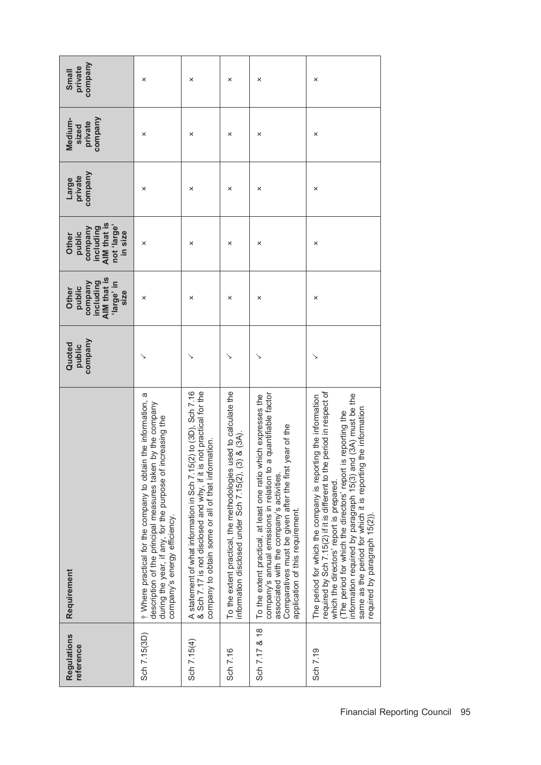| Regulations reference | Requirement | Quoted public company | Other public company including AIM that is 'large' in size | Other public company including AIM that is not 'large' in size | Large private company | Medium-sized private company | Small private company |
|---|---|---|---|---|---|---|---|
| Sch 7.15(3D) | † Where practical for the company to obtain the information, a description of the principal measures taken by the company during the year, if any, for the purpose of increasing the company's energy efficiency. | ✓ | × | × | × | × | × |
| Sch 7.15(4) | A statement of what information in Sch 7.15(2) to (3D), Sch 7.16 & Sch 7.17 is not disclosed and why, if it is not practical for the company to obtain some or all of that information. | ✓ | × | × | × | × | × |
| Sch 7.16 | To the extent practical, the methodologies used to calculate the information disclosed under Sch 7.15(2), (3) & (3A). | ✓ | × | × | × | × | × |
| Sch 7.17 & 18 | To the extent practical, at least one ratio which expresses the company's annual emissions in relation to a quantifiable factor associated with the company's activities. Comparatives must be given after the first year of the application of this requirement. | ✓ | × | × | × | × | × |
| Sch 7.19 | The period for which the company is reporting the information required by Sch 7.15(2) if it is different to the period in respect of which the directors' report is prepared. (The period for which the directors' report is reporting the information required by paragraph 15(3) and (3A) must be the same as the period for which it is reporting the information required by paragraph 15(2)). | ✓ | × | × | × | × | × |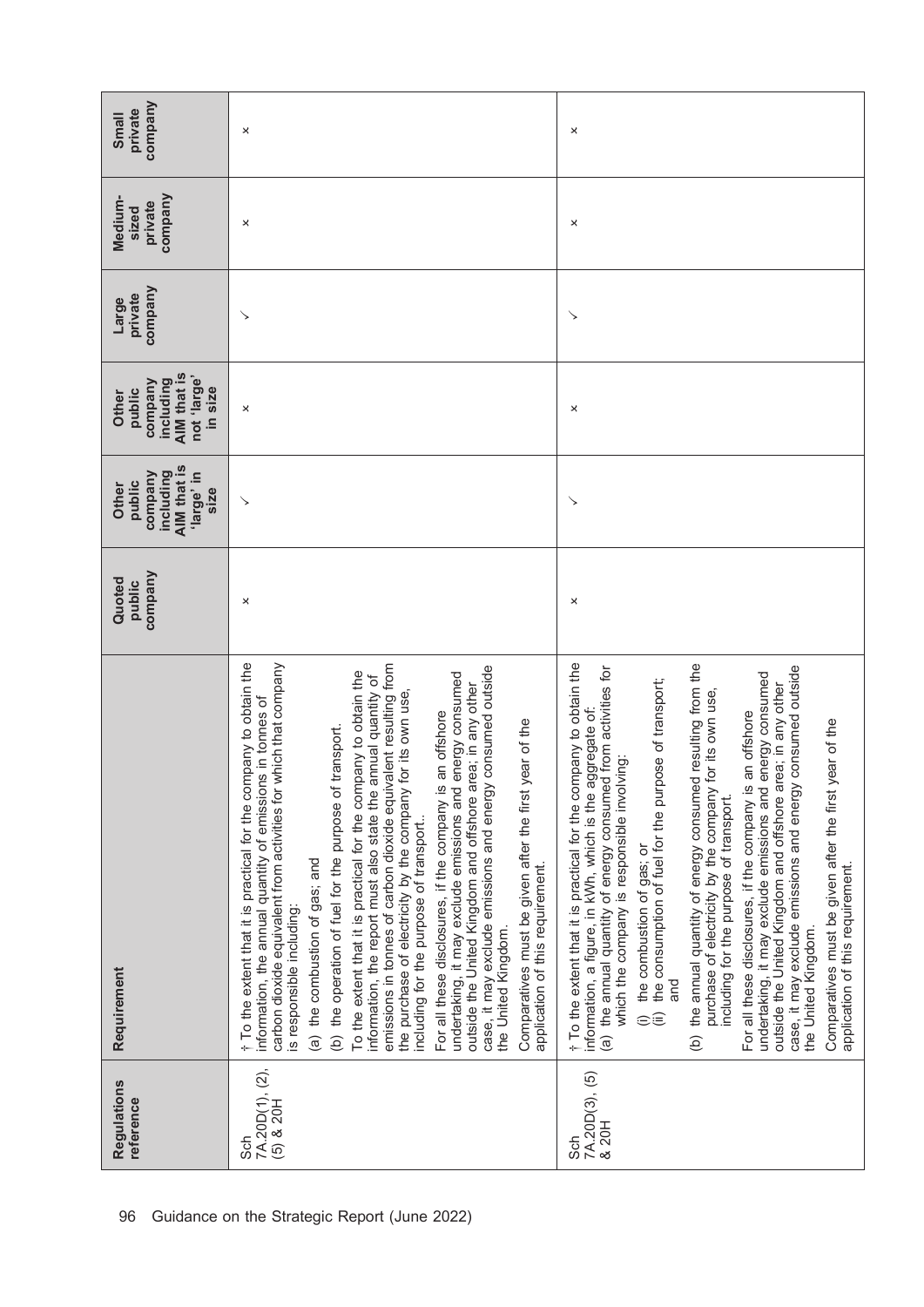| Regulations reference | Requirement | Quoted public company | Other public company including AIM that is 'large' in size | Other public company including AIM that is not 'large' in size | Large private company | Medium-sized private company | Small private company |
|---|---|---|---|---|---|---|---|
| Sch 7A.20D(1), (2), (5) & 20H | † To the extent that it is practical for the company to obtain the information, the annual quantity of emissions in tonnes of carbon dioxide equivalent from activities for which that company is responsible including:<br>(a) the combustion of gas; and<br>(b) the operation of fuel for the purpose of transport.<br>To the extent that it is practical for the company to obtain the information, the report must also state the annual quantity of emissions in tonnes of carbon dioxide equivalent resulting from the purchase of electricity by the company for its own use, including for the purpose of transport..<br>For all these disclosures, if the company is an offshore undertaking, it may exclude emissions and energy consumed outside the United Kingdom and offshore area; in any other case, it may exclude emissions and energy consumed outside the United Kingdom.<br>Comparatives must be given after the first year of the application of this requirement. | × | ✓ | × | ✓ | × | × |
| Sch 7A.20D(3), (5) & 20H | † To the extent that it is practical for the company to obtain the information, a figure, in kWh, which is the aggregate of:<br>(a) the annual quantity of energy consumed from activities for which the company is responsible involving:<br>(i) the combustion of gas; or<br>(ii) the consumption of fuel for the purpose of transport; and<br>(b) the annual quantity of energy consumed resulting from the purchase of electricity by the company for its own use, including for the purpose of transport.<br>For all these disclosures, if the company is an offshore undertaking, it may exclude emissions and energy consumed outside the United Kingdom and offshore area; in any other case, it may exclude emissions and energy consumed outside the United Kingdom.<br>Comparatives must be given after the first year of the application of this requirement. | × | ✓ | × | ✓ | × | × |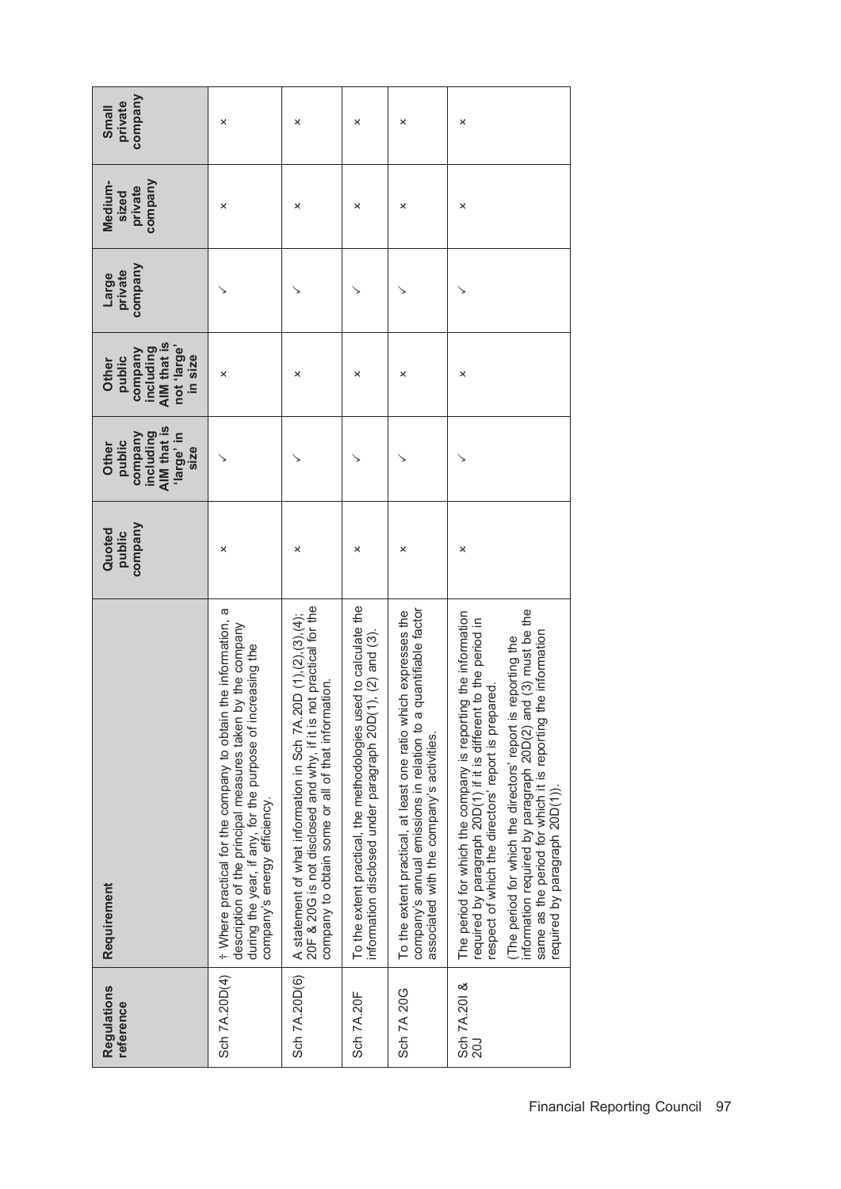| Regulations reference | Requirement | Quoted public company | Other public company including AIM that is 'large' in size | Other public company including AIM that is not 'large' in size | Large private company | Medium-sized private company | Small private company |
|---|---|---|---|---|---|---|---|
| Sch 7A.20D(4) | † Where practical for the company to obtain the information, a description of the principal measures taken by the company during the year, if any, for the purpose of increasing the company's energy efficiency. | × | ✓ | × | ✓ | × | × |
| Sch 7A.20D(6) | A statement of what information in Sch 7A.20D (1),(2),(3),(4); 20F & 20G is not disclosed and why, if it is not practical for the company to obtain some or all of that information. | × | ✓ | × | ✓ | × | × |
| Sch 7A.20F | To the extent practical, the methodologies used to calculate the information disclosed under paragraph 20D(1), (2) and (3). | × | ✓ | × | ✓ | × | × |
| Sch 7A 20G | To the extent practical, at least one ratio which expresses the company's annual emissions in relation to a quantifiable factor associated with the company's activities. | × | ✓ | × | ✓ | × | × |
| Sch 7A.20I & 20J | The period for which the company is reporting the information required by paragraph 20D(1) if it is different to the period in respect of which the directors' report is prepared.<br>(The period for which the directors' report is reporting the information required by paragraph 20D(2) and (3) must be the same as the period for which it is reporting the information required by paragraph 20D(1)). | × | ✓ | × | ✓ | × | × |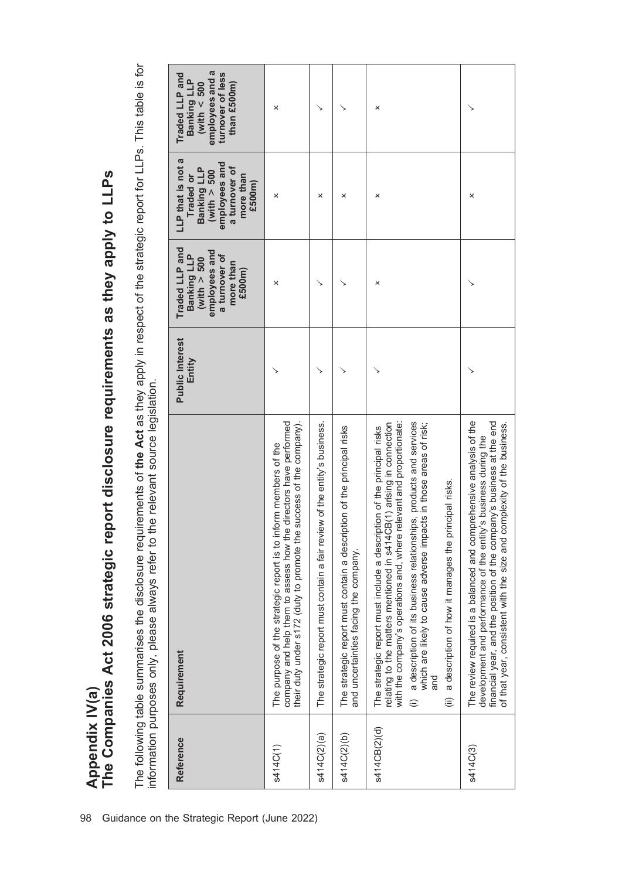# Appendix IV(a)

## The Companies Act 2006 strategic report disclosure requirements as they apply to LLPs

The following table summarises the disclosure requirements of **the Act** as they apply in respect of the strategic report for LLPs. This table is for information purposes only, please always refer to the relevant source legislation.

| Reference | Requirement | Public Interest Entity | Traded LLP and Banking LLP (with > 500 employees and a turnover of more than £500m) | LLP that is not a Traded or Banking LLP (with > 500 employees and a turnover of more than £500m) | Traded LLP and Banking LLP (with < 500 employees and a turnover of less than £500m) |
|---|---|---|---|---|---|
| s414C(1) | The purpose of the strategic report is to inform members of the company and help them to assess how the directors have performed their duty under s172 (duty to promote the success of the company). | ✓ | × | × | × |
| s414C(2)(a) | The strategic report must contain a fair review of the entity's business. | ✓ | ✓ | × | ✓ |
| s414C(2)(b) | The strategic report must contain a description of the principal risks and uncertainties facing the company. | ✓ | ✓ | × | ✓ |
| s414CB(2)(d) | The strategic report must include a description of the principal risks relating to the matters mentioned in s414CB(1) arising in connection with the company's operations and, where relevant and proportionate: (i) a description of its business relationships, products and services which are likely to cause adverse impacts in those areas of risk; and (ii) a description of how it manages the principal risks. | ✓ | × | × | × |
| s414C(3) | The review required is a balanced and comprehensive analysis of the development and performance of the entity's business during the financial year, and the position of the company's business at the end of that year, consistent with the size and complexity of the business. | ✓ | ✓ | × | ✓ |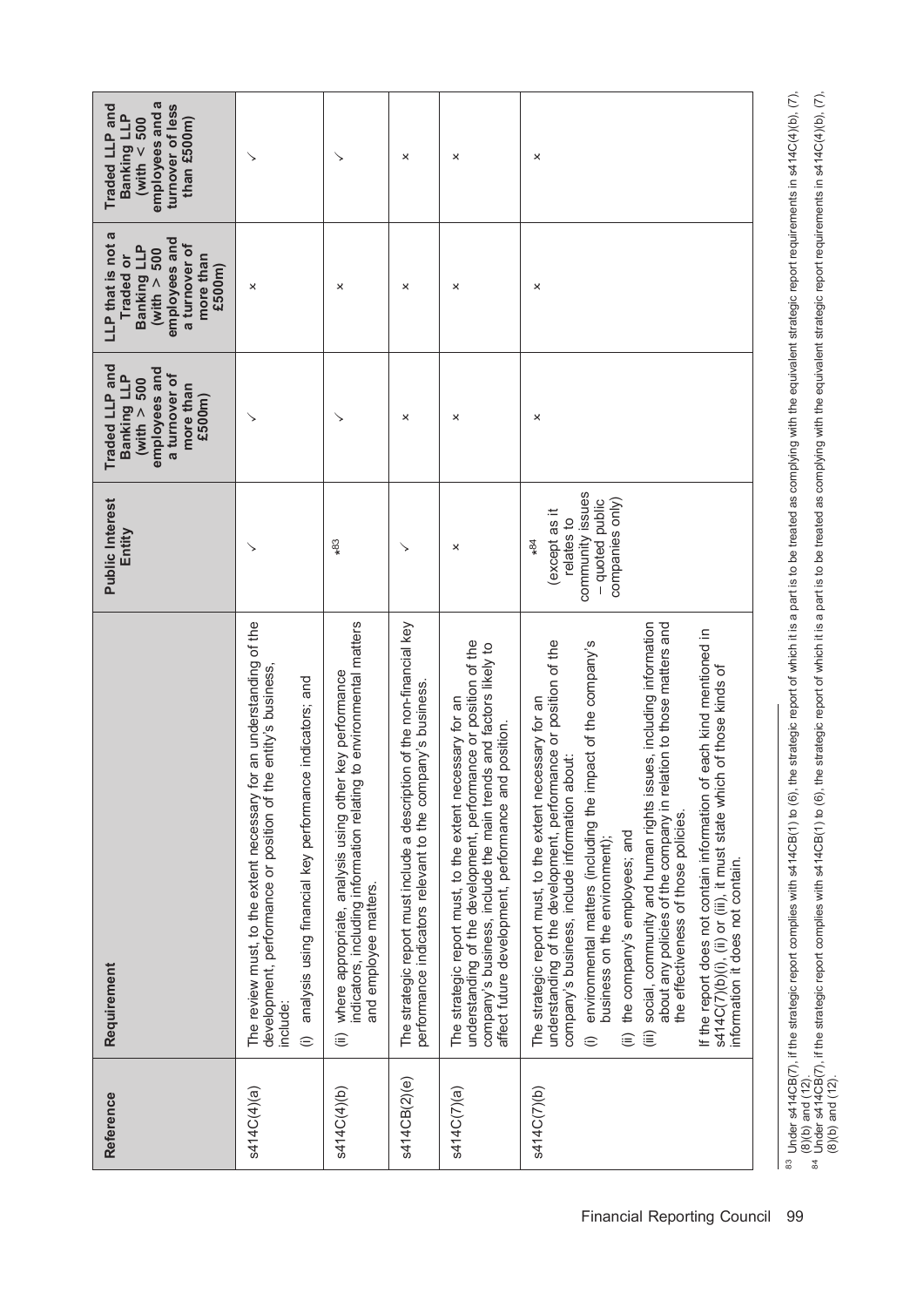| Reference | Requirement | Public Interest Entity | Traded LLP and Banking LLP (with > 500 employees and a turnover of more than £500m) | LLP that is not a Traded or Banking LLP (with > 500 employees and a turnover of more than £500m) | Traded LLP and Banking LLP (with < 500 employees and a turnover of less than £500m) |
|---|---|---|---|---|---|
| s414C(4)(a) | The review must, to the extent necessary for an understanding of the development, performance or position of the entity's business, include:<br>(i) analysis using financial key performance indicators; and | ✓ | ✓ | × | ✓ |
| s414C(4)(b) | (ii) where appropriate, analysis using other key performance indicators, including information relating to environmental matters and employee matters. | *[83] | ✓ | × | ✓ |
| s414CB(2)(e) | The strategic report must include a description of the non-financial key performance indicators relevant to the company's business. | ✓ | × | × | × |
| s414C(7)(a) | The strategic report must, to the extent necessary for an understanding of the development, performance or position of the company's business, include the main trends and factors likely to affect future development, performance and position. | × | × | × | × |
| s414C(7)(b) | The strategic report must, to the extent necessary for an understanding of the development, performance or position of the company's business, include information about:<br>(i) environmental matters (including the impact of the company's business on the environment);<br>(ii) the company's employees; and<br>(iii) social, community and human rights issues, including information about any policies of the company in relation to those matters and the effectiveness of those policies.<br>If the report does not contain information of each kind mentioned in s414C(7)(b)(i), (ii) or (iii), it must state which of those kinds of information it does not contain. | *[84] (except as it relates to community issues – quoted public companies only) | × | × | × |

[83] Under s414CB(7), if the strategic report complies with s414CB(1) to (6), the strategic report of which it is a part is to be treated as complying with the equivalent strategic report requirements in s414C(4)(b), (7), (8)(b) and (12).

[84] Under s414CB(7), if the strategic report complies with s414CB(1) to (6), the strategic report of which it is a part is to be treated as complying with the equivalent strategic report requirements in s414C(4)(b), (7), (8)(b) and (12).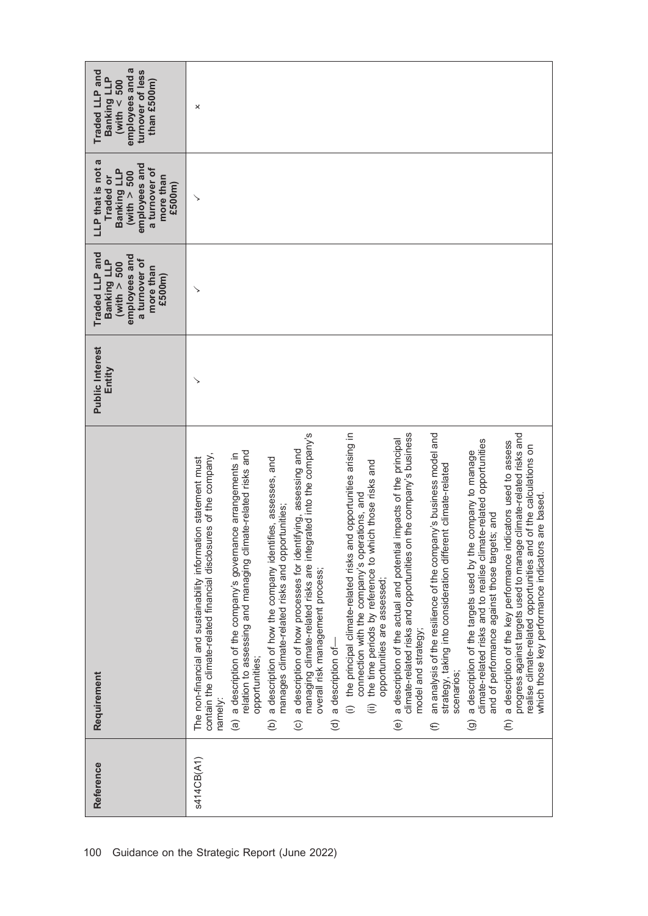| Reference | Requirement | Public Interest Entity | Traded LLP and Banking LLP (with > 500 employees and a turnover of more than £500m) | LLP that is not a Traded or Banking LLP (with > 500 employees and a turnover of more than £500m) | Traded LLP and Banking LLP (with < 500 employees and a turnover of less than £500m) |
|---|---|---|---|---|---|
| s414CB(A1) | The non-financial and sustainability information statement must contain the climate-related financial disclosures of the company, namely:<br>(a) a description of the company's governance arrangements in relation to assessing and managing climate-related risks and opportunities;<br>(b) a description of how the company identifies, assesses, and manages climate-related risks and opportunities;<br>(c) a description of how processes for identifying, assessing and managing climate-related risks are integrated into the company's overall risk management process;<br>(d) a description of—<br>(i) the principal climate-related risks and opportunities arising in connection with the company's operations, and<br>(ii) the time periods by reference to which those risks and opportunities are assessed;<br>(e) a description of the actual and potential impacts of the principal climate-related risks and opportunities on the company's business model and strategy;<br>(f) an analysis of the resilience of the company's business model and strategy, taking into consideration different climate-related scenarios;<br>(g) a description of the targets used by the company to manage climate-related risks and to realise climate-related opportunities and of performance against those targets; and<br>(h) a description of the key performance indicators used to assess progress against targets used to manage climate-related risks and realise climate-related opportunities and of the calculations on which those key performance indicators are based. | ✓ | ✓ | ✓ | × |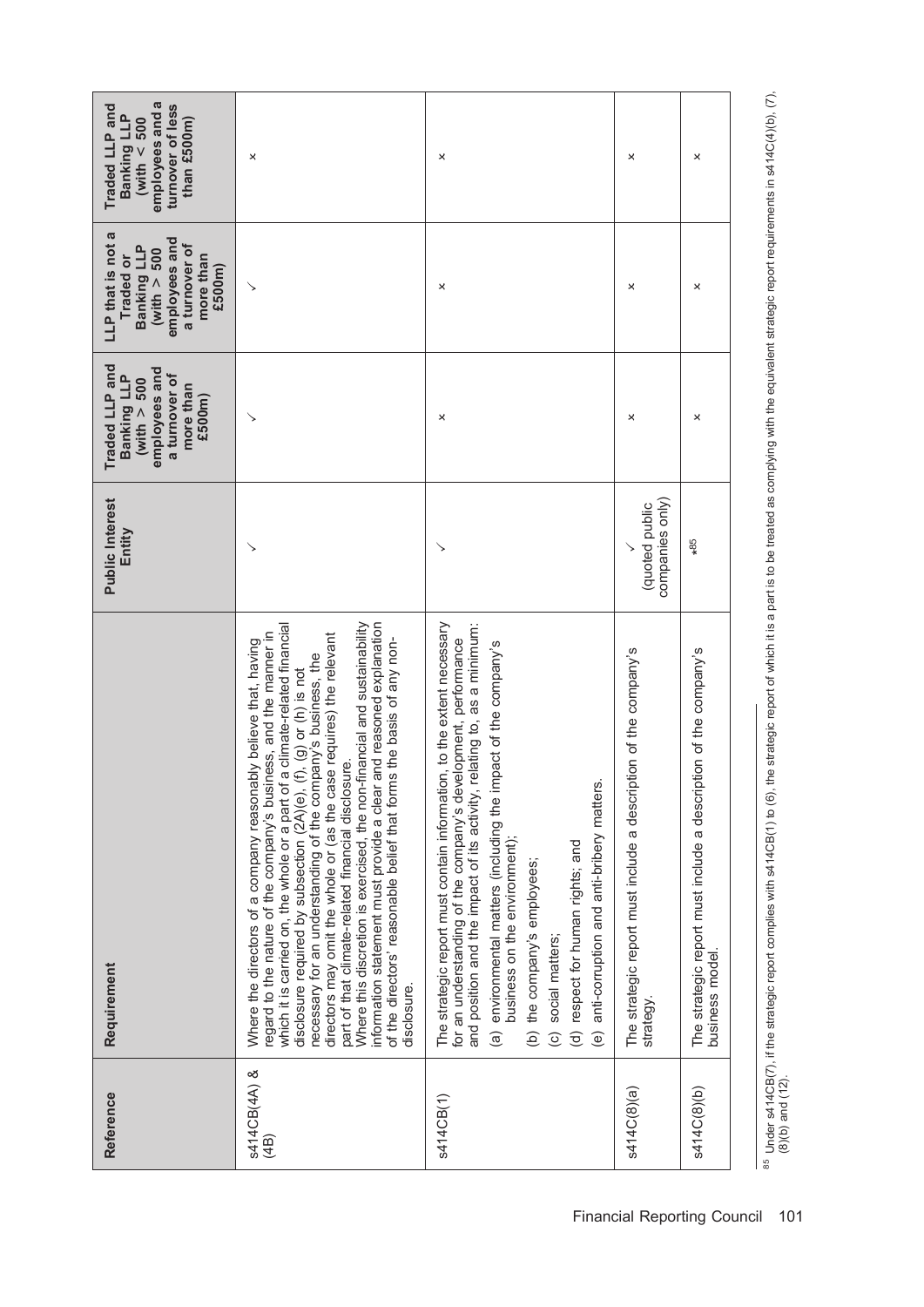| Reference | Requirement | Public Interest Entity | Traded LLP and Banking LLP (with > 500 employees and a turnover of more than £500m) | LLP that is not a Traded or Banking LLP (with > 500 employees and a turnover of more than £500m) | Traded LLP and Banking LLP (with < 500 employees and a turnover of less than £500m) |
|---|---|---|---|---|---|
| s414CB(4A) & (4B) | Where the directors of a company reasonably believe that, having regard to the nature of the company's business, and the manner in which it is carried on, the whole or a part of a climate-related financial disclosure required by subsection (2A)(e), (f), (g) or (h) is not necessary for an understanding of the company's business, the directors may omit the whole or (as the case requires) the relevant part of that climate-related financial disclosure.<br>Where this discretion is exercised, the non-financial and sustainability information statement must provide a clear and reasoned explanation of the directors' reasonable belief that forms the basis of any non-disclosure. | ✓ | ✓ | ✓ | × |
| s414CB(1) | The strategic report must contain information, to the extent necessary for an understanding of the company's development, performance and position and the impact of its activity, relating to, as a minimum:<br>(a) environmental matters (including the impact of the company's business on the environment);<br>(b) the company's employees;<br>(c) social matters;<br>(d) respect for human rights; and<br>(e) anti-corruption and anti-bribery matters. | ✓ | × | × | × |
| s414C(8)(a) | The strategic report must include a description of the company's strategy. | ✓ (quoted public companies only) | × | × | × |
| s414C(8)(b) | The strategic report must include a description of the company's business model. | ×[85] | × | × | × |

[85] Under s414CB(7), if the strategic report complies with s414CB(1) to (6), the strategic report of which it is a part is to be treated as complying with the equivalent strategic report requirements in s414C(4)(b), (7), (8)(b) and (12).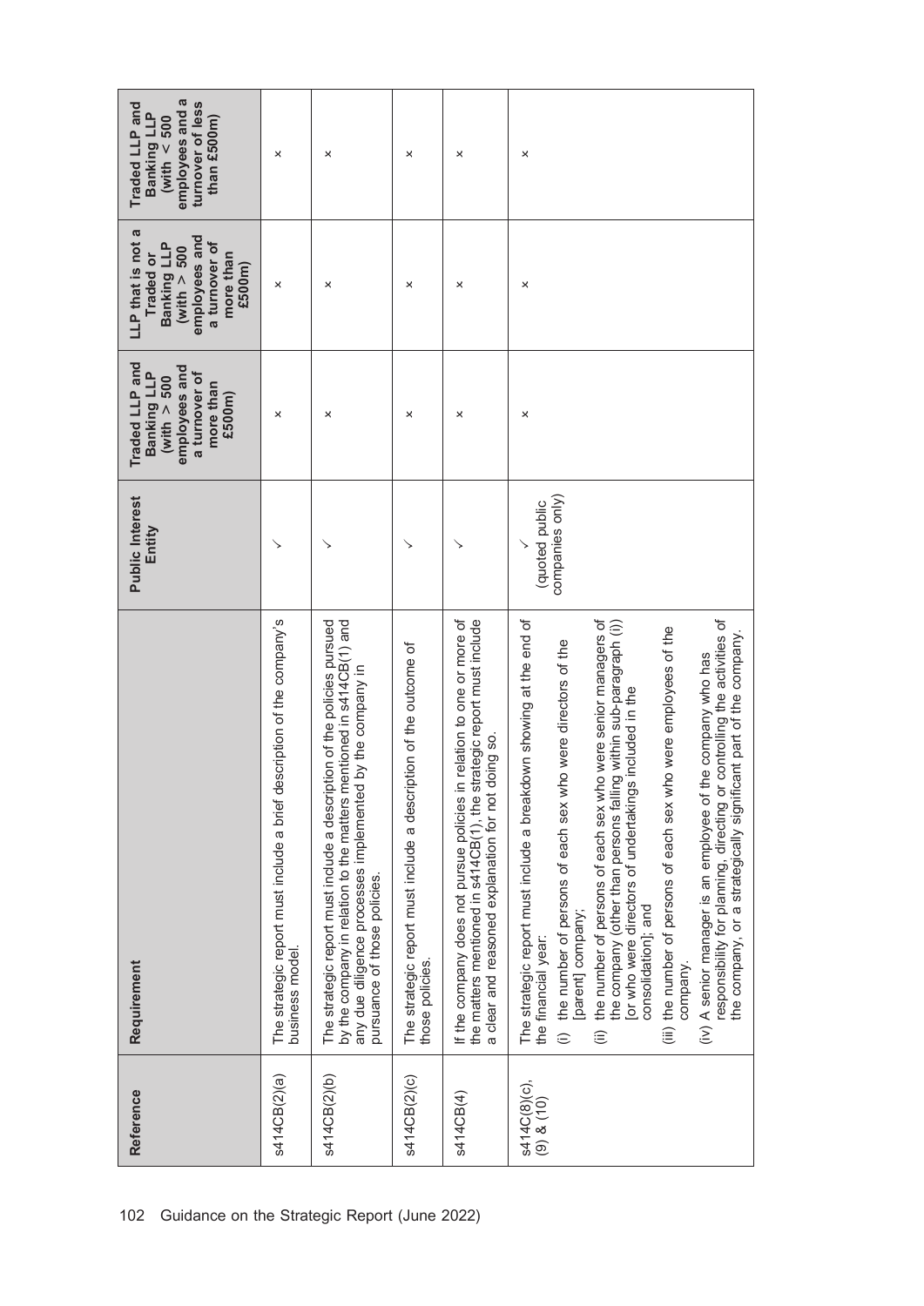| Reference | Requirement | Public Interest Entity | Traded LLP and Banking LLP (with > 500 employees and a turnover of more than £500m) | LLP that is not a Traded or Banking LLP (with > 500 employees and a turnover of more than £500m) | Traded LLP and Banking LLP (with < 500 employees and a turnover of less than £500m) |
|---|---|---|---|---|---|
| s414CB(2)(a) | The strategic report must include a brief description of the company's business model. | ✓ | × | × | × |
| s414CB(2)(b) | The strategic report must include a description of the policies pursued by the company in relation to the matters mentioned in s414CB(1) and any due diligence processes implemented by the company in pursuance of those policies. | ✓ | × | × | × |
| s414CB(2)(c) | The strategic report must include a description of the outcome of those policies. | ✓ | × | × | × |
| s414CB(4) | If the company does not pursue policies in relation to one or more of the matters mentioned in s414CB(1), the strategic report must include a clear and reasoned explanation for not doing so. | ✓ | × | × | × |
| s414C(8)(c), (9) & (10) | The strategic report must include a breakdown showing at the end of the financial year:<br>(i) the number of persons of each sex who were directors of the [parent] company;<br>(ii) the number of persons of each sex who were senior managers of the company (other than persons falling within sub-paragraph (i)) [or who were directors of undertakings included in the consolidation]; and<br>(iii) the number of persons of each sex who were employees of the company.<br>(iv) A senior manager is an employee of the company who has responsibility for planning, directing or controlling the activities of the company, or a strategically significant part of the company. | ✓ (quoted public companies only) | × | × | × |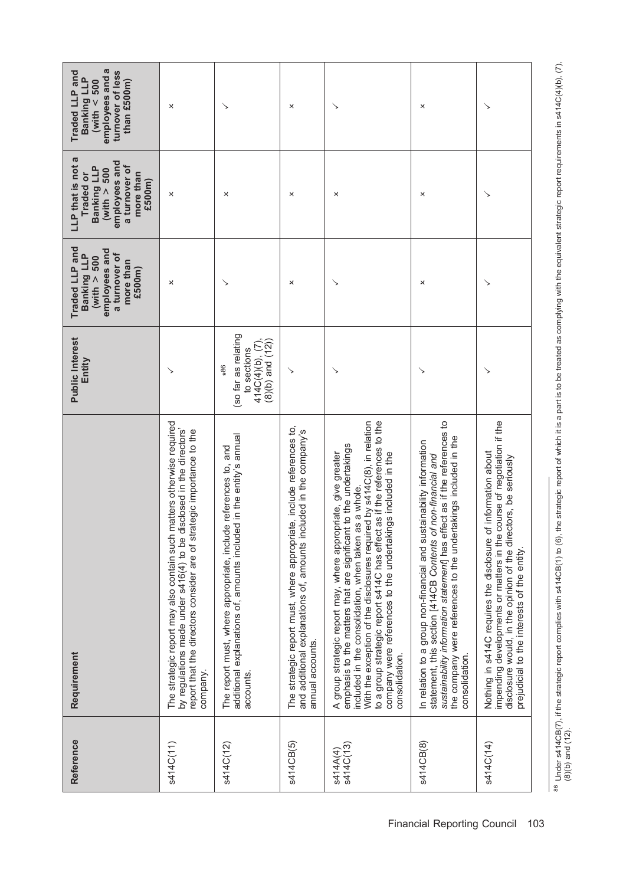| Reference | Requirement | Public Interest Entity | Traded LLP and Banking LLP (with > 500 employees and a turnover of more than £500m) | LLP that is not a Traded or Banking LLP (with > 500 employees and a turnover of more than £500m) | Traded LLP and Banking LLP (with < 500 employees and a turnover of less than £500m) |
|---|---|---|---|---|---|
| s414C(11) | The strategic report may also contain such matters otherwise required by regulations made under s416(4) to be disclosed in the directors' report that the directors consider are of strategic importance to the company. | ✓ | × | × | × |
| s414C(12) | The report must, where appropriate, include references to, and additional explanations of, amounts included in the entity's annual accounts. | *[86] (so far as relating to sections 414C(4)(b), (7), (8)(b) and (12)) | ✓ | × | ✓ |
| s414CB(5) | The strategic report must, where appropriate, include references to, and additional explanations of, amounts included in the company's annual accounts. | ✓ | × | × | × |
| s414A(4) s414C(13) | A group strategic report may, where appropriate, give greater emphasis to the matters that are significant to the undertakings included in the consolidation, when taken as a whole. With the exception of the disclosures required by s414C(8), in relation to a group strategic report s414C has effect as if the references to the company were references to the undertakings included in the consolidation. | ✓ | ✓ | × | ✓ |
| s414CB(8) | In relation to a group non-financial and sustainability information statement, this section [414CB *Contents of non-financial and sustainability information statement*] has effect as if the references to the company were references to the undertakings included in the consolidation. | ✓ | × | × | × |
| s414C(14) | Nothing in s414C requires the disclosure of information about impending developments or matters in the course of negotiation if the disclosure would, in the opinion of the directors, be seriously prejudicial to the interests of the entity. | ✓ | ✓ | ✓ | ✓ |

[86] Under s414CB(7), if the strategic report complies with s414CB(1) to (6), the strategic report of which it is a part is to be treated as complying with the equivalent strategic report requirements in s414C(4)(b), (7), (8)(b) and (12).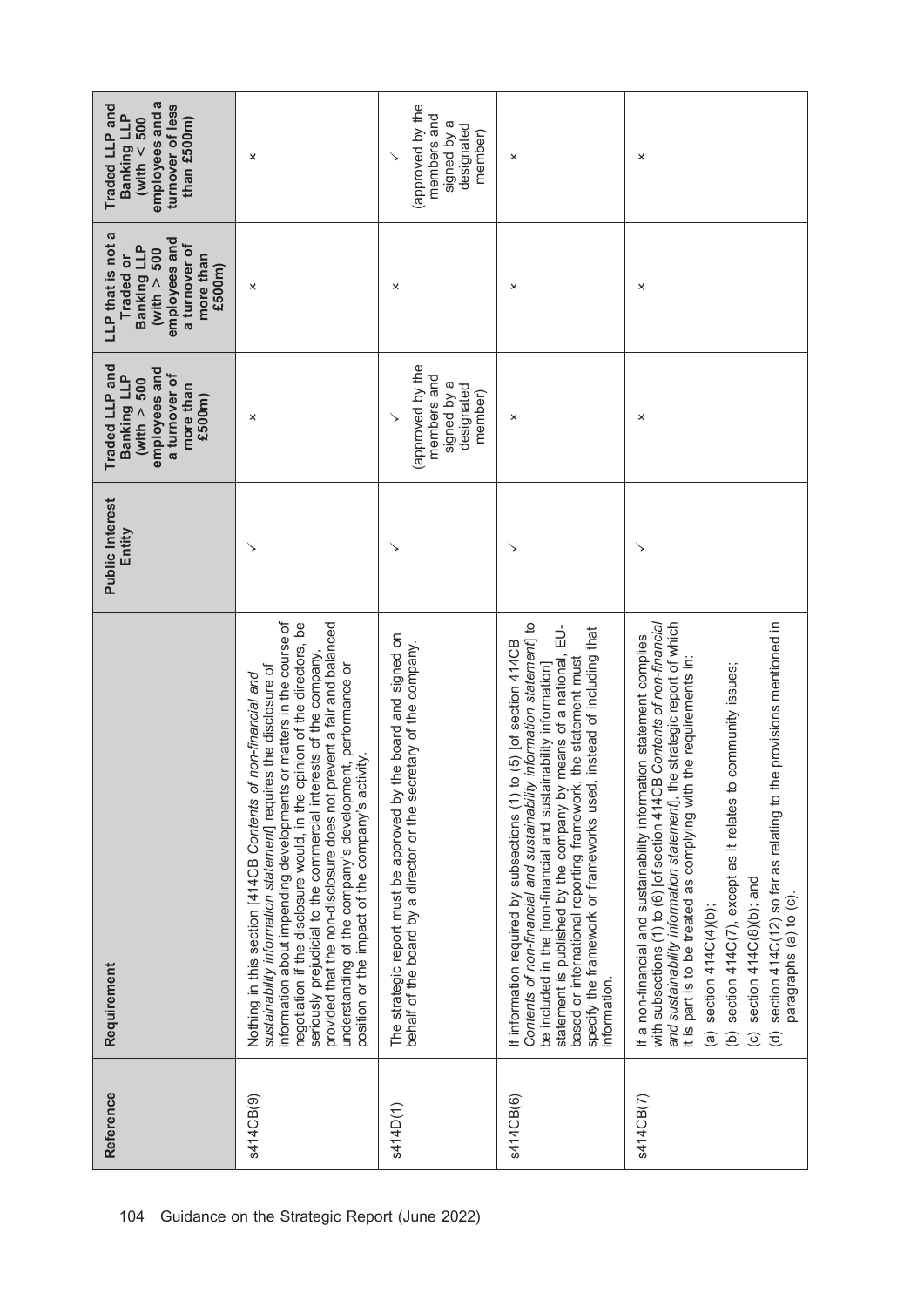| Reference | Requirement | Public Interest Entity | Traded LLP and Banking LLP (with > 500 employees and a turnover of more than £500m) | LLP that is not a Traded or Banking LLP (with > 500 employees and a turnover of more than £500m) | Traded LLP and Banking LLP (with < 500 employees and a turnover of less than £500m) |
|---|---|---|---|---|---|
| s414CB(9) | Nothing in this section [414CB *Contents of non-financial and sustainability information statement*] requires the disclosure of information about impending developments or matters in the course of negotiation if the disclosure would, in the opinion of the directors, be seriously prejudicial to the commercial interests of the company, provided that the non-disclosure does not prevent a fair and balanced understanding of the company's development, performance or position or the impact of the company's activity. | ✓ | × | × | × |
| s414D(1) | The strategic report must be approved by the board and signed on behalf of the board by a director or the secretary of the company. | ✓ | ✓ (approved by the members and signed by a designated member) | × | ✓ (approved by the members and signed by a designated member) |
| s414CB(6) | If information required by subsections (1) to (5) [of section 414CB *Contents of non-financial and sustainability information statement*] to be included in the [non-financial and sustainability information] statement is published by the company by means of a national, EU-based or international reporting framework, the statement must specify the framework or frameworks used, instead of including that information. | ✓ | × | × | × |
| s414CB(7) | If a non-financial and sustainability information statement complies with subsections (1) to (6) [of section 414CB *Contents of non-financial and sustainability information statement*], the strategic report of which it is part is to be treated as complying with the requirements in:<br>(a) section 414C(4)(b);<br>(b) section 414C(7), except as it relates to community issues;<br>(c) section 414C(8)(b); and<br>(d) section 414C(12) so far as relating to the provisions mentioned in paragraphs (a) to (c). | ✓ | × | × | × |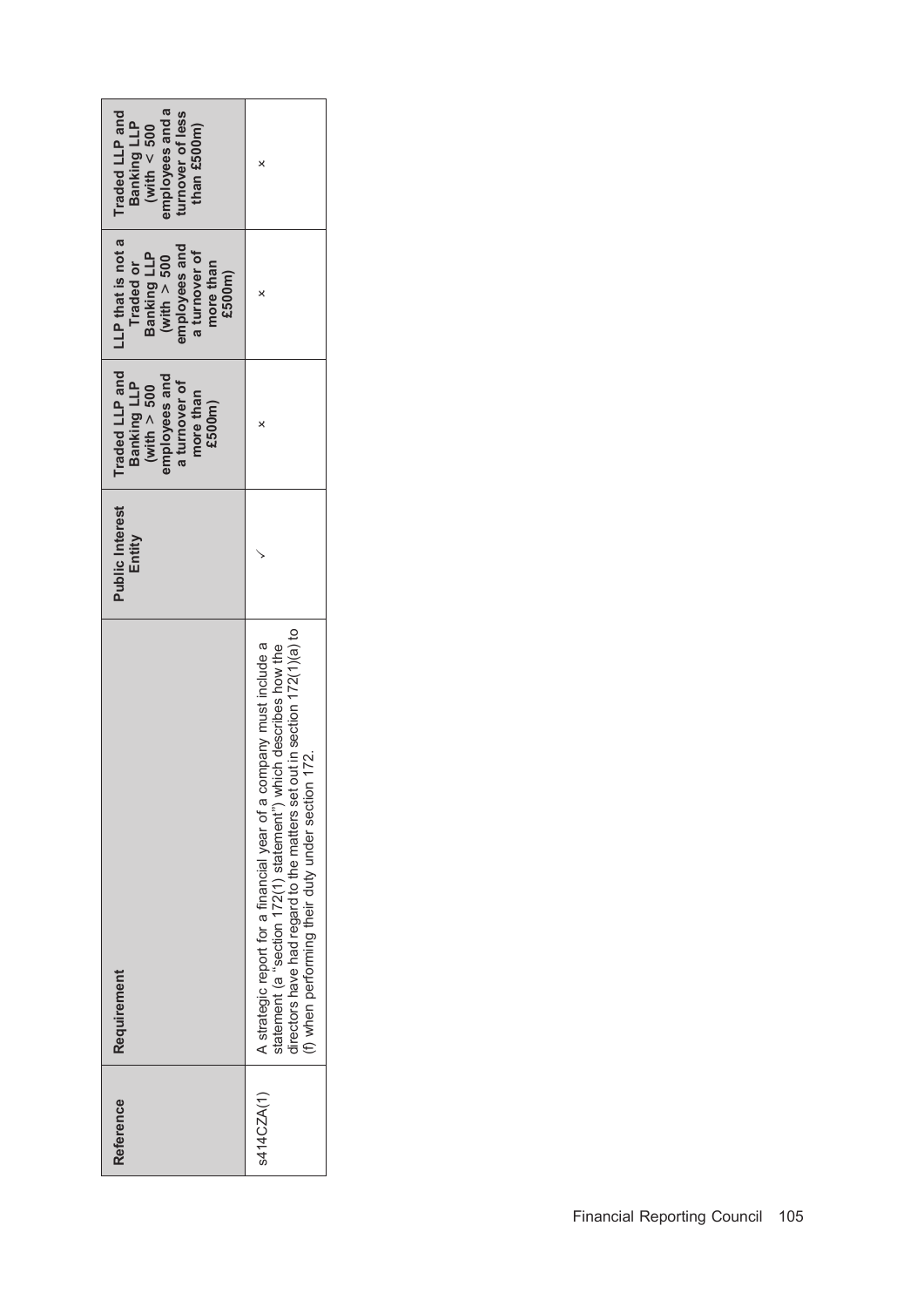| Reference | Requirement | Public Interest Entity | Traded LLP and Banking LLP (with > 500 employees and a turnover of more than £500m) | LLP that is not a Traded or Banking LLP (with > 500 employees and a turnover of more than £500m) | Traded LLP and Banking LLP (with < 500 employees and a turnover of less than £500m) |
|---|---|---|---|---|---|
| s414CZA(1) | A strategic report for a financial year of a company must include a statement (a "section 172(1) statement") which describes how the directors have had regard to the matters set out in section 172(1)(a) to (f) when performing their duty under section 172. | ✓ | × | × | × |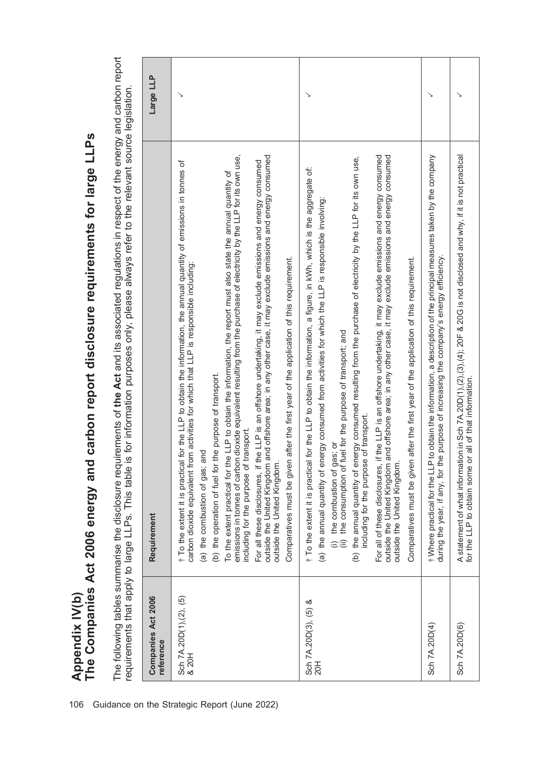# Appendix IV(b)

## The Companies Act 2006 energy and carbon report disclosure requirements for large LLPs

The following tables summarise the disclosure requirements of **the Act** and its associated regulations in respect of the energy and carbon report requirements that apply to large LLPs. This table is for information purposes only, please always refer to the relevant source legislation.

| Companies Act 2006 reference | Requirement | Large LLP |
|---|---|---|
| Sch 7A.20D(1),(2), (5) & 20H | † To the extent it is practical for the LLP to obtain the information, the annual quantity of emissions in tonnes of carbon dioxide equivalent from activities for which that LLP is responsible including:<br>(a) the combustion of gas; and<br>(b) the operation of fuel for the purpose of transport.<br>To the extent practical for the LLP to obtain the information, the report must also state the annual quantity of emissions in tonnes of carbon dioxide equivalent resulting from the purchase of electricity by the LLP for its own use, including for the purpose of transport.<br>For all these disclosures, if the LLP is an offshore undertaking, it may exclude emissions and energy consumed outside the United Kingdom and offshore area; in any other case, it may exclude emissions and energy consumed outside the United Kingdom.<br>Comparatives must be given after the first year of the application of this requirement. | ✓ |
| Sch 7A.20D(3), (5) & 20H | † To the extent it is practical for the LLP to obtain the information, a figure, in kWh, which is the aggregate of:<br>(a) the annual quantity of energy consumed from activities for which the LLP is responsible involving:<br>(i) the combustion of gas; or<br>(ii) the consumption of fuel for the purpose of transport; and<br>(b) the annual quantity of energy consumed resulting from the purchase of electricity by the LLP for its own use, including for the purpose of transport.<br>For all of these disclosures, if the LLP is an offshore undertaking, it may exclude emissions and energy consumed outside the United Kingdom and offshore area; in any other case, it may exclude emissions and energy consumed outside the United Kingdom.<br>Comparatives must be given after the first year of the application of this requirement. | ✓ |
| Sch 7A.20D(4) | † Where practical for the LLP to obtain the information, a description of the principal measures taken by the company during the year, if any, for the purpose of increasing the company's energy efficiency. | ✓ |
| Sch 7A.20D(6) | A statement of what information in Sch 7A.20D(1),(2),(3),(4); 20F & 20G is not disclosed and why, if it is not practical for the LLP to obtain some or all of that information. | ✓ |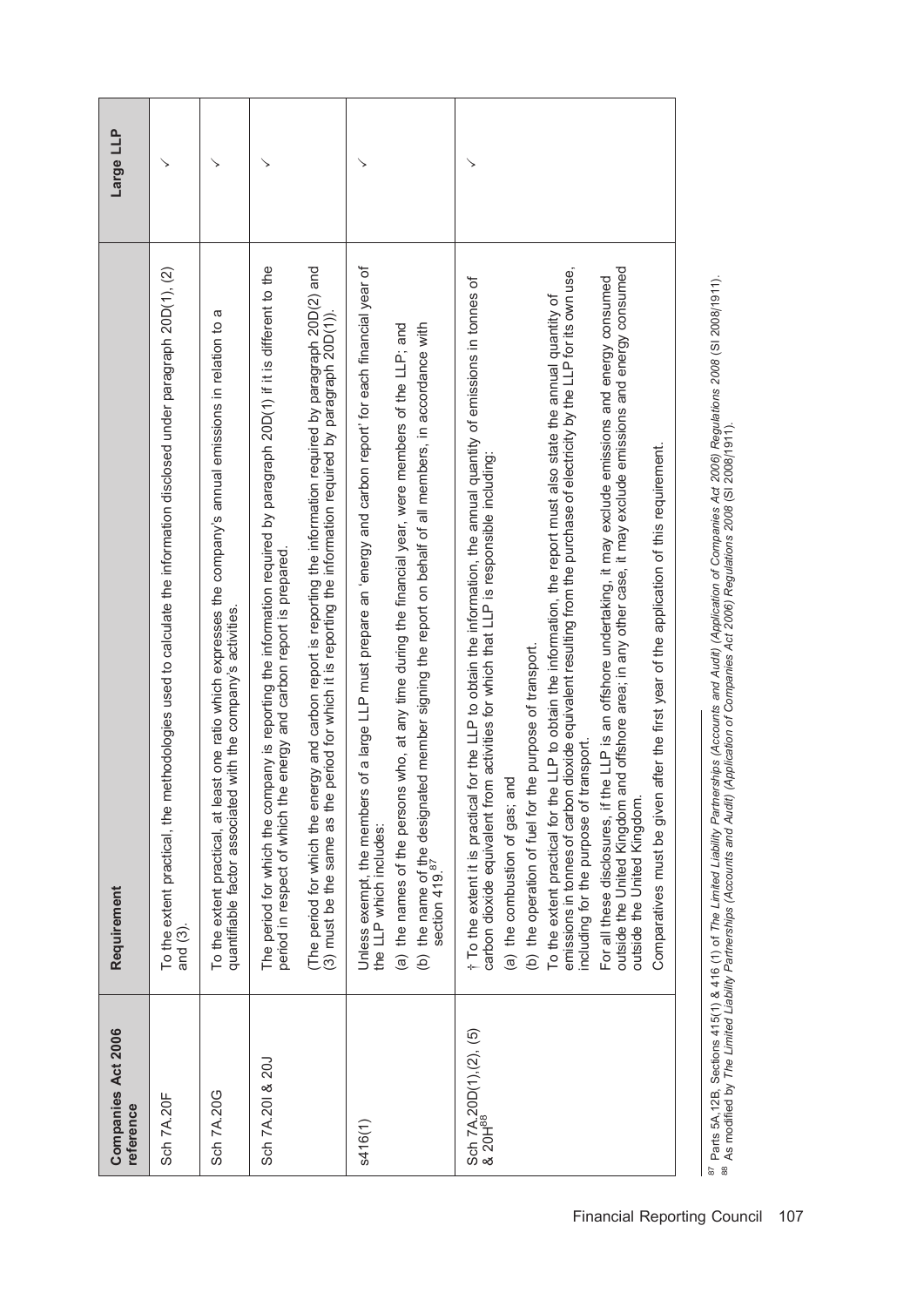| Companies Act 2006 reference | Requirement | Large LLP |
|---|---|---|
| Sch 7A.20F | To the extent practical, the methodologies used to calculate the information disclosed under paragraph 20D(1), (2) and (3). | ✓ |
| Sch 7A.20G | To the extent practical, at least one ratio which expresses the company's annual emissions in relation to a quantifiable factor associated with the company's activities. | ✓ |
| Sch 7A.20I & 20J | The period for which the company is reporting the information required by paragraph 20D(1) if it is different to the period in respect of which the energy and carbon report is prepared.<br><br>(The period for which the energy and carbon report is reporting the information required by paragraph 20D(2) and (3) must be the same as the period for which it is reporting the information required by paragraph 20D(1)). | ✓ |
| s416(1) | Unless exempt, the members of a large LLP must prepare an 'energy and carbon report' for each financial year of the LLP which includes:<br><br>(a) the names of the persons who, at any time during the financial year, were members of the LLP; and<br><br>(b) the name of the designated member signing the report on behalf of all members, in accordance with section 419.[87] | ✓ |
| Sch 7A.20D(1),(2), (5) & 20H[88] | † To the extent it is practical for the LLP to obtain the information, the annual quantity of emissions in tonnes of carbon dioxide equivalent from activities for which that LLP is responsible including:<br><br>(a) the combustion of gas; and<br><br>(b) the operation of fuel for the purpose of transport.<br><br>To the extent practical for the LLP to obtain the information, the report must also state the annual quantity of emissions in tonnes of carbon dioxide equivalent resulting from the purchase of electricity by the LLP for its own use, including for the purpose of transport.<br><br>For all these disclosures, if the LLP is an offshore undertaking, it may exclude emissions and energy consumed outside the United Kingdom and offshore area; in any other case, it may exclude emissions and energy consumed outside the United Kingdom.<br><br>Comparatives must be given after the first year of the application of this requirement. | ✓ |

[87] Parts 5A,12B, Sections 415(1) & 416 (1) of *The Limited Liability Partnerships (Accounts and Audit) (Application of Companies Act 2006) Regulations 2008* (SI 2008/1911).
[88] As modified by *The Limited Liability Partnerships (Accounts and Audit) (Application of Companies Act 2006) Regulations 2008* (SI 2008/1911).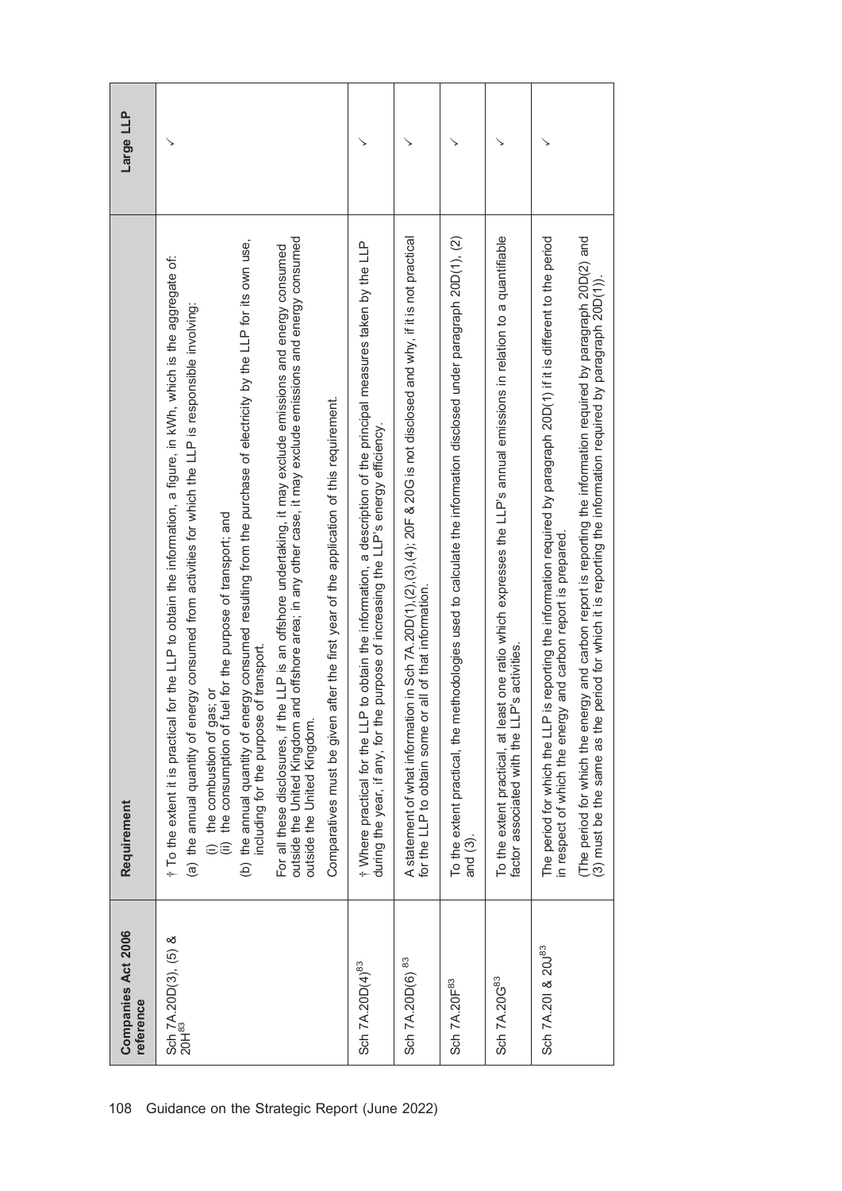| Companies Act 2006 reference | Requirement | Large LLP |
| --- | --- | --- |
| Sch 7A.20D(3), (5) & 20H[83] | † To the extent it is practical for the LLP to obtain the information, a figure, in kWh, which is the aggregate of:<br>(a) the annual quantity of energy consumed from activities for which the LLP is responsible involving:<br>(i) the combustion of gas; or<br>(ii) the consumption of fuel for the purpose of transport; and<br>(b) the annual quantity of energy consumed resulting from the purchase of electricity by the LLP for its own use, including for the purpose of transport.<br>For all these disclosures, if the LLP is an offshore undertaking, it may exclude emissions and energy consumed outside the United Kingdom and offshore area; in any other case, it may exclude emissions and energy consumed outside the United Kingdom.<br>Comparatives must be given after the first year of the application of this requirement. | ✓ |
| Sch 7A.20D(4)[83] | † Where practical for the LLP to obtain the information, a description of the principal measures taken by the LLP during the year, if any, for the purpose of increasing the LLP's energy efficiency. | ✓ |
| Sch 7A.20D(6) [83] | A statement of what information in Sch 7A.20D(1),(2),(3),(4); 20F & 20G is not disclosed and why, if it is not practical for the LLP to obtain some or all of that information. | ✓ |
| Sch 7A.20F[83] | To the extent practical, the methodologies used to calculate the information disclosed under paragraph 20D(1), (2) and (3). | ✓ |
| Sch 7A.20G[83] | To the extent practical, at least one ratio which expresses the LLP's annual emissions in relation to a quantifiable factor associated with the LLP's activities. | ✓ |
| Sch 7A.20I & 20J[83] | The period for which the LLP is reporting the information required by paragraph 20D(1) if it is different to the period in respect of which the energy and carbon report is prepared.<br>(The period for which the energy and carbon report is reporting the information required by paragraph 20D(2) and (3) must be the same as the period for which it is reporting the information required by paragraph 20D(1)). | ✓ |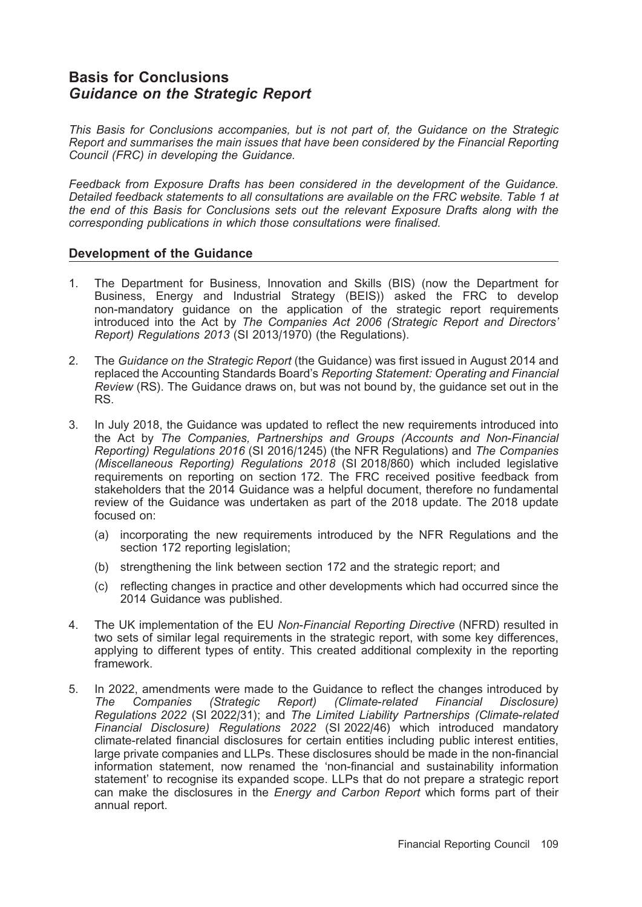# Basis for Conclusions
## *Guidance on the Strategic Report*

*This Basis for Conclusions accompanies, but is not part of, the Guidance on the Strategic Report and summarises the main issues that have been considered by the Financial Reporting Council (FRC) in developing the Guidance.*

*Feedback from Exposure Drafts has been considered in the development of the Guidance. Detailed feedback statements to all consultations are available on the FRC website. Table 1 at the end of this Basis for Conclusions sets out the relevant Exposure Drafts along with the corresponding publications in which those consultations were finalised.*

### Development of the Guidance

1. The Department for Business, Innovation and Skills (BIS) (now the Department for Business, Energy and Industrial Strategy (BEIS)) asked the FRC to develop non-mandatory guidance on the application of the strategic report requirements introduced into the Act by *The Companies Act 2006 (Strategic Report and Directors' Report) Regulations 2013* (SI 2013/1970) (the Regulations).

2. The *Guidance on the Strategic Report* (the Guidance) was first issued in August 2014 and replaced the Accounting Standards Board's *Reporting Statement: Operating and Financial Review* (RS). The Guidance draws on, but was not bound by, the guidance set out in the RS.

3. In July 2018, the Guidance was updated to reflect the new requirements introduced into the Act by *The Companies, Partnerships and Groups (Accounts and Non-Financial Reporting) Regulations 2016* (SI 2016/1245) (the NFR Regulations) and *The Companies (Miscellaneous Reporting) Regulations 2018* (SI 2018/860) which included legislative requirements on reporting on section 172. The FRC received positive feedback from stakeholders that the 2014 Guidance was a helpful document, therefore no fundamental review of the Guidance was undertaken as part of the 2018 update. The 2018 update focused on:

   (a) incorporating the new requirements introduced by the NFR Regulations and the section 172 reporting legislation;

   (b) strengthening the link between section 172 and the strategic report; and

   (c) reflecting changes in practice and other developments which had occurred since the 2014 Guidance was published.

4. The UK implementation of the EU *Non-Financial Reporting Directive* (NFRD) resulted in two sets of similar legal requirements in the strategic report, with some key differences, applying to different types of entity. This created additional complexity in the reporting framework.

5. In 2022, amendments were made to the Guidance to reflect the changes introduced by *The Companies (Strategic Report) (Climate-related Financial Disclosure) Regulations 2022* (SI 2022/31); and *The Limited Liability Partnerships (Climate-related Financial Disclosure) Regulations 2022* (SI 2022/46) which introduced mandatory climate-related financial disclosures for certain entities including public interest entities, large private companies and LLPs. These disclosures should be made in the non-financial information statement, now renamed the 'non-financial and sustainability information statement' to recognise its expanded scope. LLPs that do not prepare a strategic report can make the disclosures in the *Energy and Carbon Report* which forms part of their annual report.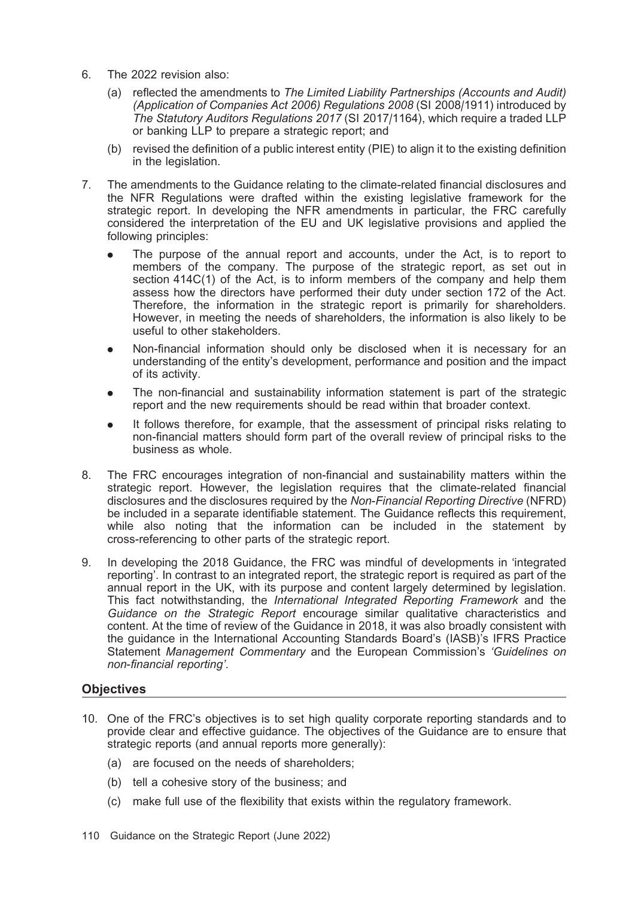6. The 2022 revision also:

   (a) reflected the amendments to *The Limited Liability Partnerships (Accounts and Audit) (Application of Companies Act 2006) Regulations 2008* (SI 2008/1911) introduced by *The Statutory Auditors Regulations 2017* (SI 2017/1164), which require a traded LLP or banking LLP to prepare a strategic report; and

   (b) revised the definition of a public interest entity (PIE) to align it to the existing definition in the legislation.

7. The amendments to the Guidance relating to the climate-related financial disclosures and the NFR Regulations were drafted within the existing legislative framework for the strategic report. In developing the NFR amendments in particular, the FRC carefully considered the interpretation of the EU and UK legislative provisions and applied the following principles:

   - The purpose of the annual report and accounts, under the Act, is to report to members of the company. The purpose of the strategic report, as set out in section 414C(1) of the Act, is to inform members of the company and help them assess how the directors have performed their duty under section 172 of the Act. Therefore, the information in the strategic report is primarily for shareholders. However, in meeting the needs of shareholders, the information is also likely to be useful to other stakeholders.
   - Non-financial information should only be disclosed when it is necessary for an understanding of the entity's development, performance and position and the impact of its activity.
   - The non-financial and sustainability information statement is part of the strategic report and the new requirements should be read within that broader context.
   - It follows therefore, for example, that the assessment of principal risks relating to non-financial matters should form part of the overall review of principal risks to the business as whole.

8. The FRC encourages integration of non-financial and sustainability matters within the strategic report. However, the legislation requires that the climate-related financial disclosures and the disclosures required by the *Non-Financial Reporting Directive* (NFRD) be included in a separate identifiable statement. The Guidance reflects this requirement, while also noting that the information can be included in the statement by cross-referencing to other parts of the strategic report.

9. In developing the 2018 Guidance, the FRC was mindful of developments in 'integrated reporting'. In contrast to an integrated report, the strategic report is required as part of the annual report in the UK, with its purpose and content largely determined by legislation. This fact notwithstanding, the *International Integrated Reporting Framework* and the *Guidance on the Strategic Report* encourage similar qualitative characteristics and content. At the time of review of the Guidance in 2018, it was also broadly consistent with the guidance in the International Accounting Standards Board's (IASB)'s IFRS Practice Statement *Management Commentary* and the European Commission's *'Guidelines on non-financial reporting'*.

## Objectives

10. One of the FRC's objectives is to set high quality corporate reporting standards and to provide clear and effective guidance. The objectives of the Guidance are to ensure that strategic reports (and annual reports more generally):

    (a) are focused on the needs of shareholders;

    (b) tell a cohesive story of the business; and

    (c) make full use of the flexibility that exists within the regulatory framework.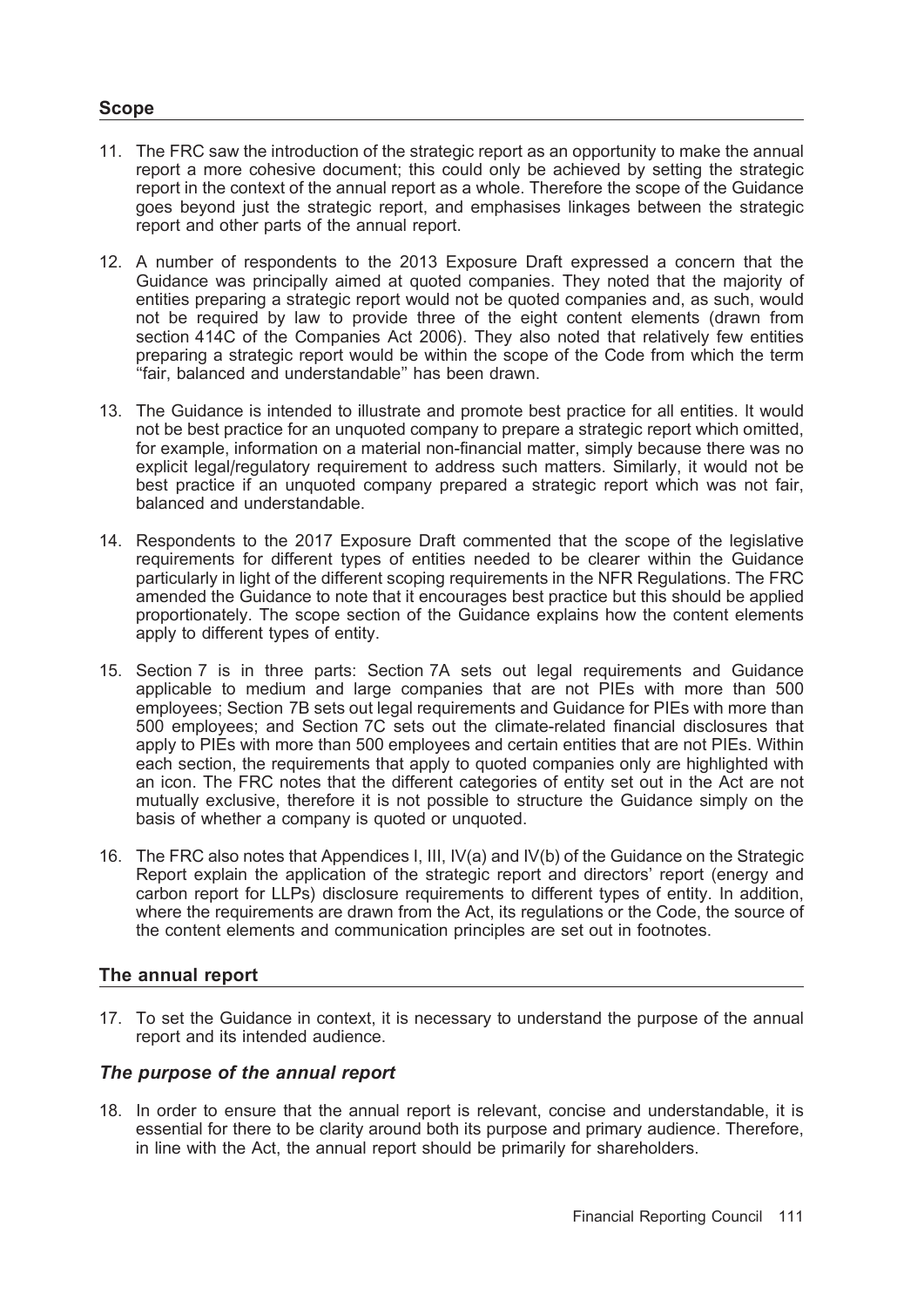## Scope

11. The FRC saw the introduction of the strategic report as an opportunity to make the annual report a more cohesive document; this could only be achieved by setting the strategic report in the context of the annual report as a whole. Therefore the scope of the Guidance goes beyond just the strategic report, and emphasises linkages between the strategic report and other parts of the annual report.

12. A number of respondents to the 2013 Exposure Draft expressed a concern that the Guidance was principally aimed at quoted companies. They noted that the majority of entities preparing a strategic report would not be quoted companies and, as such, would not be required by law to provide three of the eight content elements (drawn from section 414C of the Companies Act 2006). They also noted that relatively few entities preparing a strategic report would be within the scope of the Code from which the term "fair, balanced and understandable" has been drawn.

13. The Guidance is intended to illustrate and promote best practice for all entities. It would not be best practice for an unquoted company to prepare a strategic report which omitted, for example, information on a material non-financial matter, simply because there was no explicit legal/regulatory requirement to address such matters. Similarly, it would not be best practice if an unquoted company prepared a strategic report which was not fair, balanced and understandable.

14. Respondents to the 2017 Exposure Draft commented that the scope of the legislative requirements for different types of entities needed to be clearer within the Guidance particularly in light of the different scoping requirements in the NFR Regulations. The FRC amended the Guidance to note that it encourages best practice but this should be applied proportionately. The scope section of the Guidance explains how the content elements apply to different types of entity.

15. Section 7 is in three parts: Section 7A sets out legal requirements and Guidance applicable to medium and large companies that are not PIEs with more than 500 employees; Section 7B sets out legal requirements and Guidance for PIEs with more than 500 employees; and Section 7C sets out the climate-related financial disclosures that apply to PIEs with more than 500 employees and certain entities that are not PIEs. Within each section, the requirements that apply to quoted companies only are highlighted with an icon. The FRC notes that the different categories of entity set out in the Act are not mutually exclusive, therefore it is not possible to structure the Guidance simply on the basis of whether a company is quoted or unquoted.

16. The FRC also notes that Appendices I, III, IV(a) and IV(b) of the Guidance on the Strategic Report explain the application of the strategic report and directors' report (energy and carbon report for LLPs) disclosure requirements to different types of entity. In addition, where the requirements are drawn from the Act, its regulations or the Code, the source of the content elements and communication principles are set out in footnotes.

## The annual report

17. To set the Guidance in context, it is necessary to understand the purpose of the annual report and its intended audience.

### *The purpose of the annual report*

18. In order to ensure that the annual report is relevant, concise and understandable, it is essential for there to be clarity around both its purpose and primary audience. Therefore, in line with the Act, the annual report should be primarily for shareholders.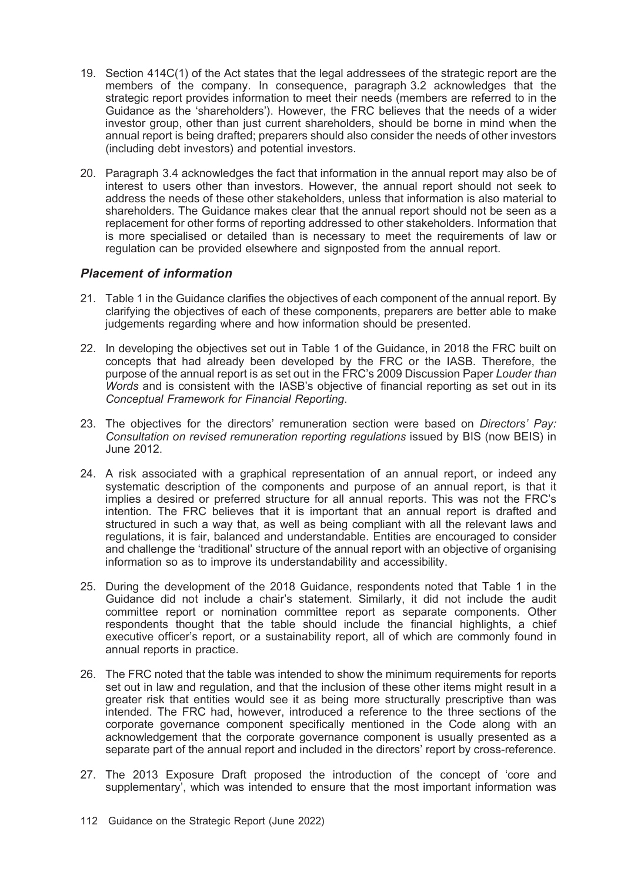19. Section 414C(1) of the Act states that the legal addressees of the strategic report are the members of the company. In consequence, paragraph 3.2 acknowledges that the strategic report provides information to meet their needs (members are referred to in the Guidance as the 'shareholders'). However, the FRC believes that the needs of a wider investor group, other than just current shareholders, should be borne in mind when the annual report is being drafted; preparers should also consider the needs of other investors (including debt investors) and potential investors.

20. Paragraph 3.4 acknowledges the fact that information in the annual report may also be of interest to users other than investors. However, the annual report should not seek to address the needs of these other stakeholders, unless that information is also material to shareholders. The Guidance makes clear that the annual report should not be seen as a replacement for other forms of reporting addressed to other stakeholders. Information that is more specialised or detailed than is necessary to meet the requirements of law or regulation can be provided elsewhere and signposted from the annual report.

### *Placement of information*

21. Table 1 in the Guidance clarifies the objectives of each component of the annual report. By clarifying the objectives of each of these components, preparers are better able to make judgements regarding where and how information should be presented.

22. In developing the objectives set out in Table 1 of the Guidance, in 2018 the FRC built on concepts that had already been developed by the FRC or the IASB. Therefore, the purpose of the annual report is as set out in the FRC's 2009 Discussion Paper *Louder than Words* and is consistent with the IASB's objective of financial reporting as set out in its *Conceptual Framework for Financial Reporting*.

23. The objectives for the directors' remuneration section were based on *Directors' Pay: Consultation on revised remuneration reporting regulations* issued by BIS (now BEIS) in June 2012.

24. A risk associated with a graphical representation of an annual report, or indeed any systematic description of the components and purpose of an annual report, is that it implies a desired or preferred structure for all annual reports. This was not the FRC's intention. The FRC believes that it is important that an annual report is drafted and structured in such a way that, as well as being compliant with all the relevant laws and regulations, it is fair, balanced and understandable. Entities are encouraged to consider and challenge the 'traditional' structure of the annual report with an objective of organising information so as to improve its understandability and accessibility.

25. During the development of the 2018 Guidance, respondents noted that Table 1 in the Guidance did not include a chair's statement. Similarly, it did not include the audit committee report or nomination committee report as separate components. Other respondents thought that the table should include the financial highlights, a chief executive officer's report, or a sustainability report, all of which are commonly found in annual reports in practice.

26. The FRC noted that the table was intended to show the minimum requirements for reports set out in law and regulation, and that the inclusion of these other items might result in a greater risk that entities would see it as being more structurally prescriptive than was intended. The FRC had, however, introduced a reference to the three sections of the corporate governance component specifically mentioned in the Code along with an acknowledgement that the corporate governance component is usually presented as a separate part of the annual report and included in the directors' report by cross-reference.

27. The 2013 Exposure Draft proposed the introduction of the concept of 'core and supplementary', which was intended to ensure that the most important information was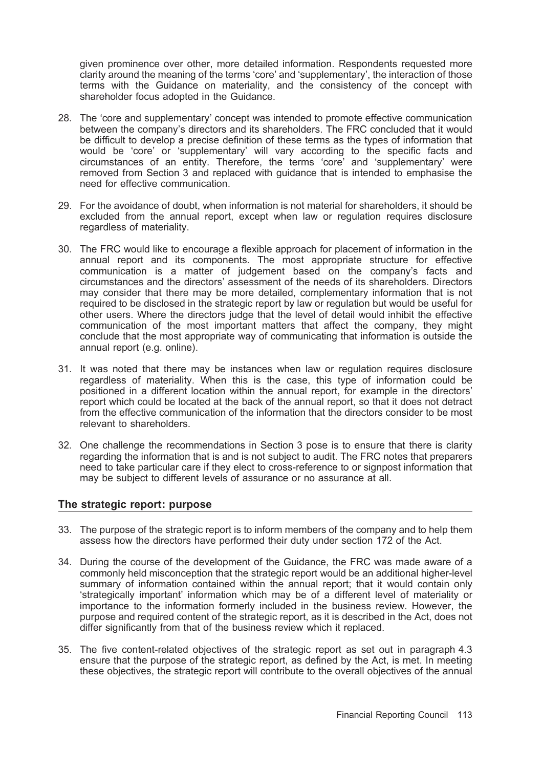given prominence over other, more detailed information. Respondents requested more clarity around the meaning of the terms 'core' and 'supplementary', the interaction of those terms with the Guidance on materiality, and the consistency of the concept with shareholder focus adopted in the Guidance.

28. The 'core and supplementary' concept was intended to promote effective communication between the company's directors and its shareholders. The FRC concluded that it would be difficult to develop a precise definition of these terms as the types of information that would be 'core' or 'supplementary' will vary according to the specific facts and circumstances of an entity. Therefore, the terms 'core' and 'supplementary' were removed from Section 3 and replaced with guidance that is intended to emphasise the need for effective communication.

29. For the avoidance of doubt, when information is not material for shareholders, it should be excluded from the annual report, except when law or regulation requires disclosure regardless of materiality.

30. The FRC would like to encourage a flexible approach for placement of information in the annual report and its components. The most appropriate structure for effective communication is a matter of judgement based on the company's facts and circumstances and the directors' assessment of the needs of its shareholders. Directors may consider that there may be more detailed, complementary information that is not required to be disclosed in the strategic report by law or regulation but would be useful for other users. Where the directors judge that the level of detail would inhibit the effective communication of the most important matters that affect the company, they might conclude that the most appropriate way of communicating that information is outside the annual report (e.g. online).

31. It was noted that there may be instances when law or regulation requires disclosure regardless of materiality. When this is the case, this type of information could be positioned in a different location within the annual report, for example in the directors' report which could be located at the back of the annual report, so that it does not detract from the effective communication of the information that the directors consider to be most relevant to shareholders.

32. One challenge the recommendations in Section 3 pose is to ensure that there is clarity regarding the information that is and is not subject to audit. The FRC notes that preparers need to take particular care if they elect to cross-reference to or signpost information that may be subject to different levels of assurance or no assurance at all.

## The strategic report: purpose

33. The purpose of the strategic report is to inform members of the company and to help them assess how the directors have performed their duty under section 172 of the Act.

34. During the course of the development of the Guidance, the FRC was made aware of a commonly held misconception that the strategic report would be an additional higher-level summary of information contained within the annual report; that it would contain only 'strategically important' information which may be of a different level of materiality or importance to the information formerly included in the business review. However, the purpose and required content of the strategic report, as it is described in the Act, does not differ significantly from that of the business review which it replaced.

35. The five content-related objectives of the strategic report as set out in paragraph 4.3 ensure that the purpose of the strategic report, as defined by the Act, is met. In meeting these objectives, the strategic report will contribute to the overall objectives of the annual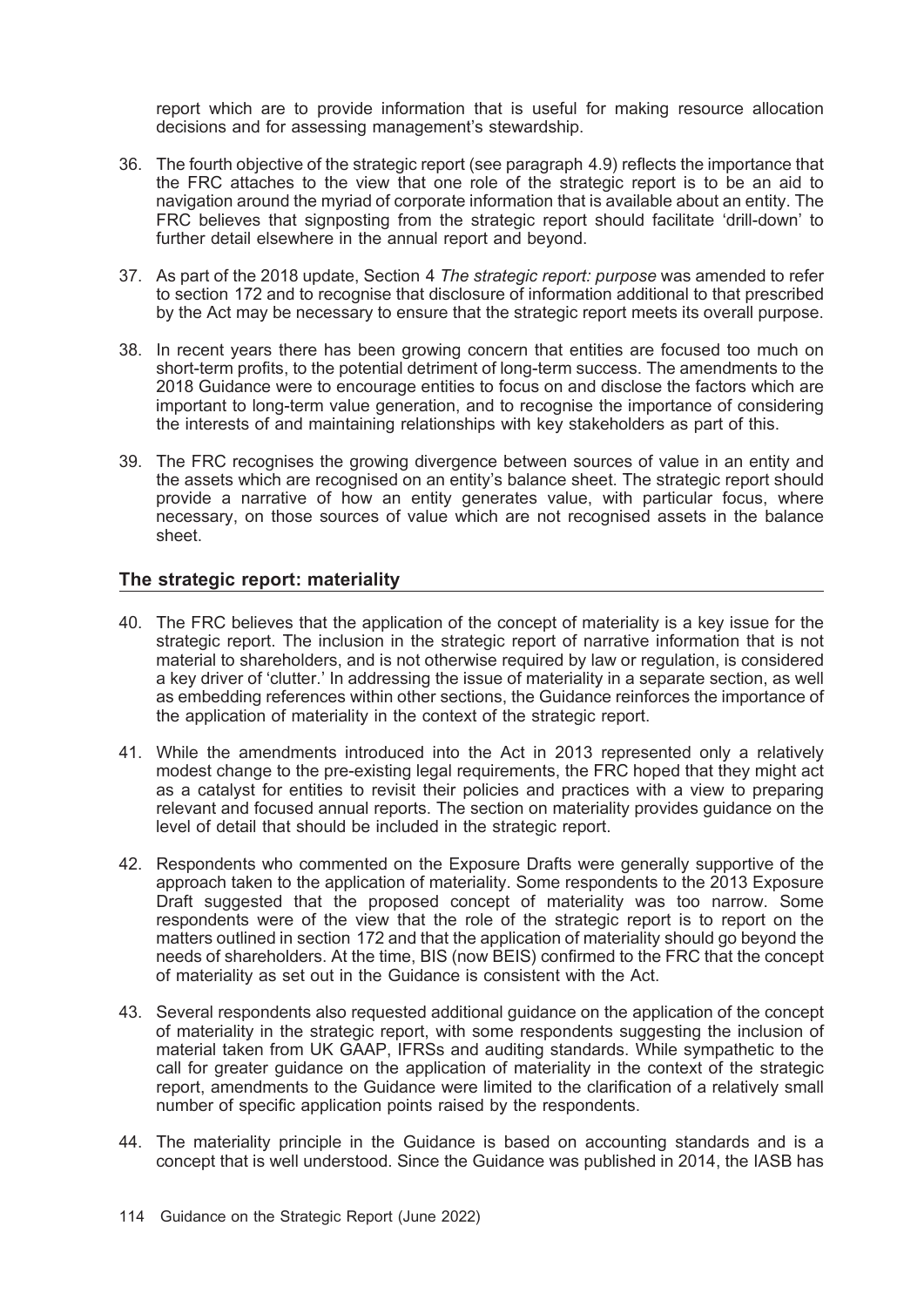report which are to provide information that is useful for making resource allocation decisions and for assessing management's stewardship.

36. The fourth objective of the strategic report (see paragraph 4.9) reflects the importance that the FRC attaches to the view that one role of the strategic report is to be an aid to navigation around the myriad of corporate information that is available about an entity. The FRC believes that signposting from the strategic report should facilitate 'drill-down' to further detail elsewhere in the annual report and beyond.

37. As part of the 2018 update, Section 4 *The strategic report: purpose* was amended to refer to section 172 and to recognise that disclosure of information additional to that prescribed by the Act may be necessary to ensure that the strategic report meets its overall purpose.

38. In recent years there has been growing concern that entities are focused too much on short-term profits, to the potential detriment of long-term success. The amendments to the 2018 Guidance were to encourage entities to focus on and disclose the factors which are important to long-term value generation, and to recognise the importance of considering the interests of and maintaining relationships with key stakeholders as part of this.

39. The FRC recognises the growing divergence between sources of value in an entity and the assets which are recognised on an entity's balance sheet. The strategic report should provide a narrative of how an entity generates value, with particular focus, where necessary, on those sources of value which are not recognised assets in the balance sheet.

## The strategic report: materiality

40. The FRC believes that the application of the concept of materiality is a key issue for the strategic report. The inclusion in the strategic report of narrative information that is not material to shareholders, and is not otherwise required by law or regulation, is considered a key driver of 'clutter.' In addressing the issue of materiality in a separate section, as well as embedding references within other sections, the Guidance reinforces the importance of the application of materiality in the context of the strategic report.

41. While the amendments introduced into the Act in 2013 represented only a relatively modest change to the pre-existing legal requirements, the FRC hoped that they might act as a catalyst for entities to revisit their policies and practices with a view to preparing relevant and focused annual reports. The section on materiality provides guidance on the level of detail that should be included in the strategic report.

42. Respondents who commented on the Exposure Drafts were generally supportive of the approach taken to the application of materiality. Some respondents to the 2013 Exposure Draft suggested that the proposed concept of materiality was too narrow. Some respondents were of the view that the role of the strategic report is to report on the matters outlined in section 172 and that the application of materiality should go beyond the needs of shareholders. At the time, BIS (now BEIS) confirmed to the FRC that the concept of materiality as set out in the Guidance is consistent with the Act.

43. Several respondents also requested additional guidance on the application of the concept of materiality in the strategic report, with some respondents suggesting the inclusion of material taken from UK GAAP, IFRSs and auditing standards. While sympathetic to the call for greater guidance on the application of materiality in the context of the strategic report, amendments to the Guidance were limited to the clarification of a relatively small number of specific application points raised by the respondents.

44. The materiality principle in the Guidance is based on accounting standards and is a concept that is well understood. Since the Guidance was published in 2014, the IASB has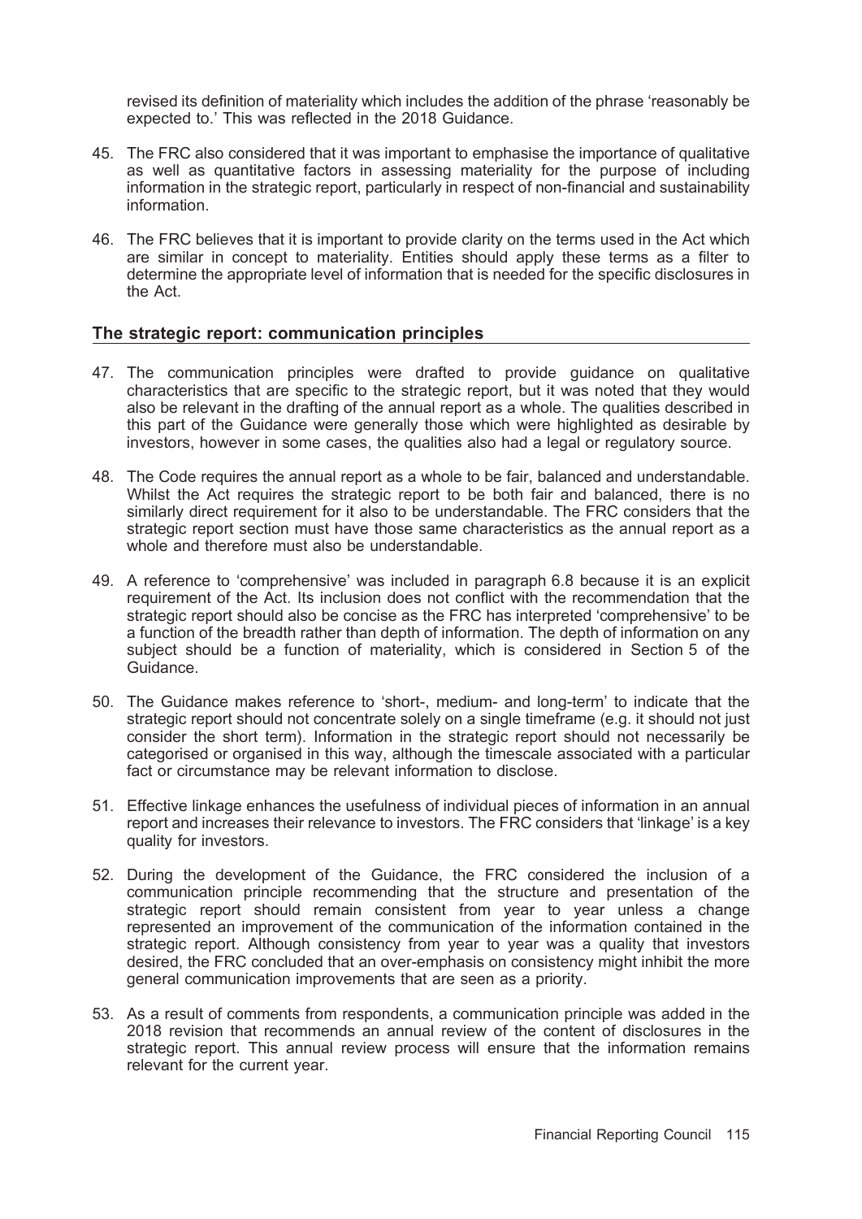revised its definition of materiality which includes the addition of the phrase 'reasonably be expected to.' This was reflected in the 2018 Guidance.

45. The FRC also considered that it was important to emphasise the importance of qualitative as well as quantitative factors in assessing materiality for the purpose of including information in the strategic report, particularly in respect of non-financial and sustainability information.

46. The FRC believes that it is important to provide clarity on the terms used in the Act which are similar in concept to materiality. Entities should apply these terms as a filter to determine the appropriate level of information that is needed for the specific disclosures in the Act.

## The strategic report: communication principles

47. The communication principles were drafted to provide guidance on qualitative characteristics that are specific to the strategic report, but it was noted that they would also be relevant in the drafting of the annual report as a whole. The qualities described in this part of the Guidance were generally those which were highlighted as desirable by investors, however in some cases, the qualities also had a legal or regulatory source.

48. The Code requires the annual report as a whole to be fair, balanced and understandable. Whilst the Act requires the strategic report to be both fair and balanced, there is no similarly direct requirement for it also to be understandable. The FRC considers that the strategic report section must have those same characteristics as the annual report as a whole and therefore must also be understandable.

49. A reference to 'comprehensive' was included in paragraph 6.8 because it is an explicit requirement of the Act. Its inclusion does not conflict with the recommendation that the strategic report should also be concise as the FRC has interpreted 'comprehensive' to be a function of the breadth rather than depth of information. The depth of information on any subject should be a function of materiality, which is considered in Section 5 of the Guidance.

50. The Guidance makes reference to 'short-, medium- and long-term' to indicate that the strategic report should not concentrate solely on a single timeframe (e.g. it should not just consider the short term). Information in the strategic report should not necessarily be categorised or organised in this way, although the timescale associated with a particular fact or circumstance may be relevant information to disclose.

51. Effective linkage enhances the usefulness of individual pieces of information in an annual report and increases their relevance to investors. The FRC considers that 'linkage' is a key quality for investors.

52. During the development of the Guidance, the FRC considered the inclusion of a communication principle recommending that the structure and presentation of the strategic report should remain consistent from year to year unless a change represented an improvement of the communication of the information contained in the strategic report. Although consistency from year to year was a quality that investors desired, the FRC concluded that an over-emphasis on consistency might inhibit the more general communication improvements that are seen as a priority.

53. As a result of comments from respondents, a communication principle was added in the 2018 revision that recommends an annual review of the content of disclosures in the strategic report. This annual review process will ensure that the information remains relevant for the current year.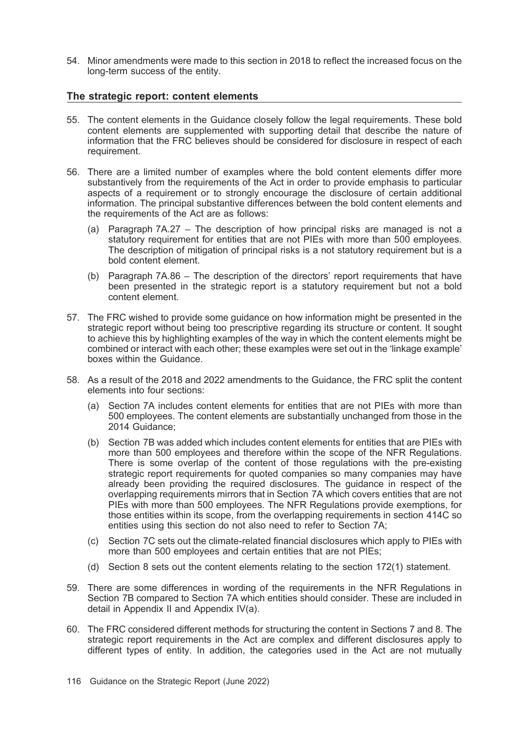54. Minor amendments were made to this section in 2018 to reflect the increased focus on the long-term success of the entity.

## The strategic report: content elements

55. The content elements in the Guidance closely follow the legal requirements. These bold content elements are supplemented with supporting detail that describe the nature of information that the FRC believes should be considered for disclosure in respect of each requirement.

56. There are a limited number of examples where the bold content elements differ more substantively from the requirements of the Act in order to provide emphasis to particular aspects of a requirement or to strongly encourage the disclosure of certain additional information. The principal substantive differences between the bold content elements and the requirements of the Act are as follows:

    (a) Paragraph 7A.27 – The description of how principal risks are managed is not a statutory requirement for entities that are not PIEs with more than 500 employees. The description of mitigation of principal risks is a not statutory requirement but is a bold content element.

    (b) Paragraph 7A.86 – The description of the directors' report requirements that have been presented in the strategic report is a statutory requirement but not a bold content element.

57. The FRC wished to provide some guidance on how information might be presented in the strategic report without being too prescriptive regarding its structure or content. It sought to achieve this by highlighting examples of the way in which the content elements might be combined or interact with each other; these examples were set out in the 'linkage example' boxes within the Guidance.

58. As a result of the 2018 and 2022 amendments to the Guidance, the FRC split the content elements into four sections:

    (a) Section 7A includes content elements for entities that are not PIEs with more than 500 employees. The content elements are substantially unchanged from those in the 2014 Guidance;

    (b) Section 7B was added which includes content elements for entities that are PIEs with more than 500 employees and therefore within the scope of the NFR Regulations. There is some overlap of the content of those regulations with the pre-existing strategic report requirements for quoted companies so many companies may have already been providing the required disclosures. The guidance in respect of the overlapping requirements mirrors that in Section 7A which covers entities that are not PIEs with more than 500 employees. The NFR Regulations provide exemptions, for those entities within its scope, from the overlapping requirements in section 414C so entities using this section do not also need to refer to Section 7A;

    (c) Section 7C sets out the climate-related financial disclosures which apply to PIEs with more than 500 employees and certain entities that are not PIEs;

    (d) Section 8 sets out the content elements relating to the section 172(1) statement.

59. There are some differences in wording of the requirements in the NFR Regulations in Section 7B compared to Section 7A which entities should consider. These are included in detail in Appendix II and Appendix IV(a).

60. The FRC considered different methods for structuring the content in Sections 7 and 8. The strategic report requirements in the Act are complex and different disclosures apply to different types of entity. In addition, the categories used in the Act are not mutually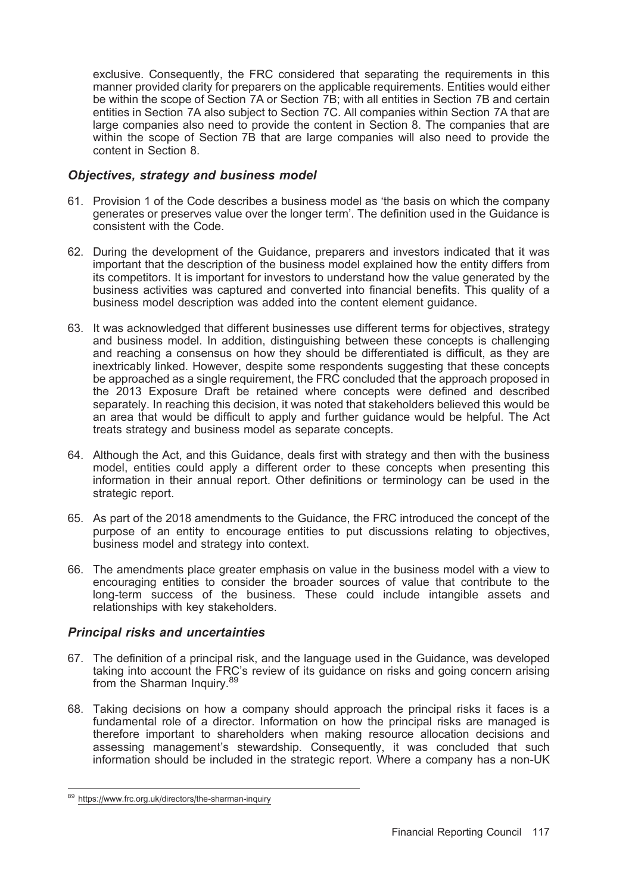exclusive. Consequently, the FRC considered that separating the requirements in this manner provided clarity for preparers on the applicable requirements. Entities would either be within the scope of Section 7A or Section 7B; with all entities in Section 7B and certain entities in Section 7A also subject to Section 7C. All companies within Section 7A that are large companies also need to provide the content in Section 8. The companies that are within the scope of Section 7B that are large companies will also need to provide the content in Section 8.

### *Objectives, strategy and business model*

61. Provision 1 of the Code describes a business model as 'the basis on which the company generates or preserves value over the longer term'. The definition used in the Guidance is consistent with the Code.

62. During the development of the Guidance, preparers and investors indicated that it was important that the description of the business model explained how the entity differs from its competitors. It is important for investors to understand how the value generated by the business activities was captured and converted into financial benefits. This quality of a business model description was added into the content element guidance.

63. It was acknowledged that different businesses use different terms for objectives, strategy and business model. In addition, distinguishing between these concepts is challenging and reaching a consensus on how they should be differentiated is difficult, as they are inextricably linked. However, despite some respondents suggesting that these concepts be approached as a single requirement, the FRC concluded that the approach proposed in the 2013 Exposure Draft be retained where concepts were defined and described separately. In reaching this decision, it was noted that stakeholders believed this would be an area that would be difficult to apply and further guidance would be helpful. The Act treats strategy and business model as separate concepts.

64. Although the Act, and this Guidance, deals first with strategy and then with the business model, entities could apply a different order to these concepts when presenting this information in their annual report. Other definitions or terminology can be used in the strategic report.

65. As part of the 2018 amendments to the Guidance, the FRC introduced the concept of the purpose of an entity to encourage entities to put discussions relating to objectives, business model and strategy into context.

66. The amendments place greater emphasis on value in the business model with a view to encouraging entities to consider the broader sources of value that contribute to the long-term success of the business. These could include intangible assets and relationships with key stakeholders.

### *Principal risks and uncertainties*

67. The definition of a principal risk, and the language used in the Guidance, was developed taking into account the FRC's review of its guidance on risks and going concern arising from the Sharman Inquiry.[89]

68. Taking decisions on how a company should approach the principal risks it faces is a fundamental role of a director. Information on how the principal risks are managed is therefore important to shareholders when making resource allocation decisions and assessing management's stewardship. Consequently, it was concluded that such information should be included in the strategic report. Where a company has a non-UK

---

[89] https://www.frc.org.uk/directors/the-sharman-inquiry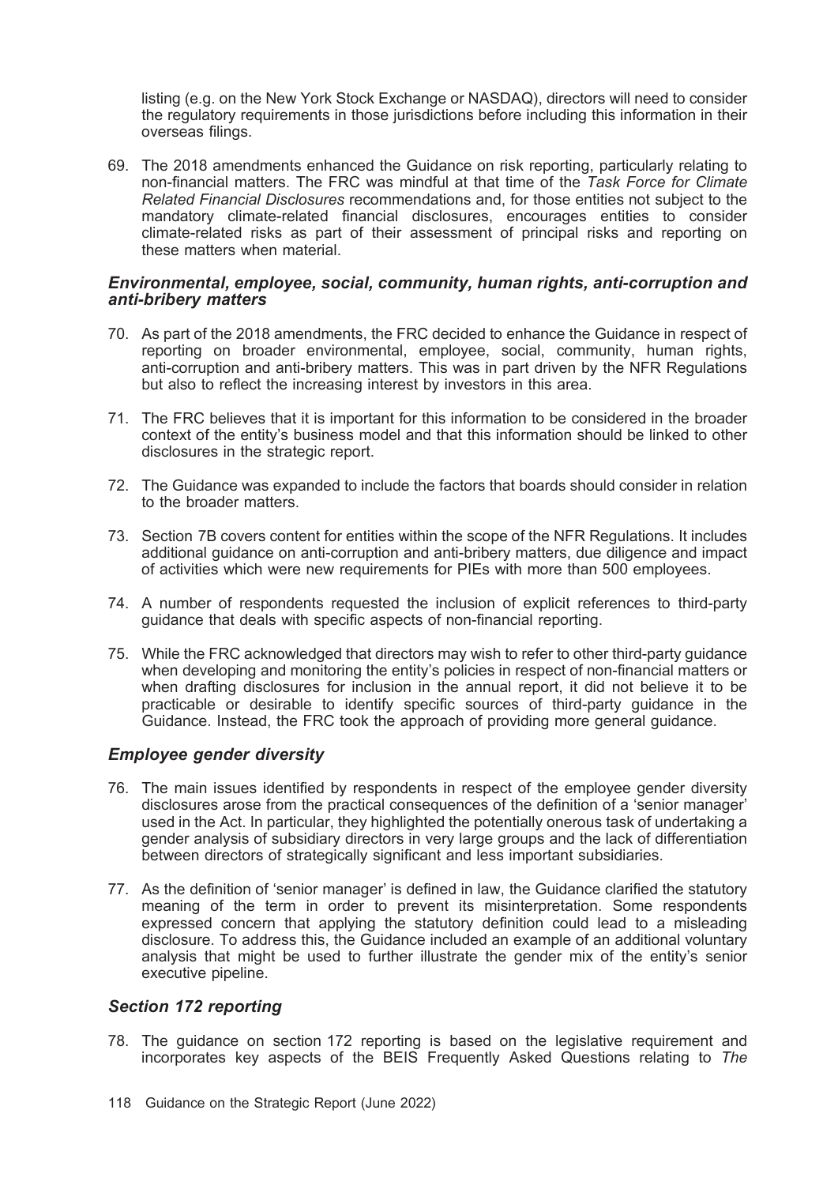listing (e.g. on the New York Stock Exchange or NASDAQ), directors will need to consider the regulatory requirements in those jurisdictions before including this information in their overseas filings.

69. The 2018 amendments enhanced the Guidance on risk reporting, particularly relating to non-financial matters. The FRC was mindful at that time of the *Task Force for Climate Related Financial Disclosures* recommendations and, for those entities not subject to the mandatory climate-related financial disclosures, encourages entities to consider climate-related risks as part of their assessment of principal risks and reporting on these matters when material.

### *Environmental, employee, social, community, human rights, anti-corruption and anti-bribery matters*

70. As part of the 2018 amendments, the FRC decided to enhance the Guidance in respect of reporting on broader environmental, employee, social, community, human rights, anti-corruption and anti-bribery matters. This was in part driven by the NFR Regulations but also to reflect the increasing interest by investors in this area.

71. The FRC believes that it is important for this information to be considered in the broader context of the entity's business model and that this information should be linked to other disclosures in the strategic report.

72. The Guidance was expanded to include the factors that boards should consider in relation to the broader matters.

73. Section 7B covers content for entities within the scope of the NFR Regulations. It includes additional guidance on anti-corruption and anti-bribery matters, due diligence and impact of activities which were new requirements for PIEs with more than 500 employees.

74. A number of respondents requested the inclusion of explicit references to third-party guidance that deals with specific aspects of non-financial reporting.

75. While the FRC acknowledged that directors may wish to refer to other third-party guidance when developing and monitoring the entity's policies in respect of non-financial matters or when drafting disclosures for inclusion in the annual report, it did not believe it to be practicable or desirable to identify specific sources of third-party guidance in the Guidance. Instead, the FRC took the approach of providing more general guidance.

### *Employee gender diversity*

76. The main issues identified by respondents in respect of the employee gender diversity disclosures arose from the practical consequences of the definition of a 'senior manager' used in the Act. In particular, they highlighted the potentially onerous task of undertaking a gender analysis of subsidiary directors in very large groups and the lack of differentiation between directors of strategically significant and less important subsidiaries.

77. As the definition of 'senior manager' is defined in law, the Guidance clarified the statutory meaning of the term in order to prevent its misinterpretation. Some respondents expressed concern that applying the statutory definition could lead to a misleading disclosure. To address this, the Guidance included an example of an additional voluntary analysis that might be used to further illustrate the gender mix of the entity's senior executive pipeline.

### *Section 172 reporting*

78. The guidance on section 172 reporting is based on the legislative requirement and incorporates key aspects of the BEIS Frequently Asked Questions relating to *The*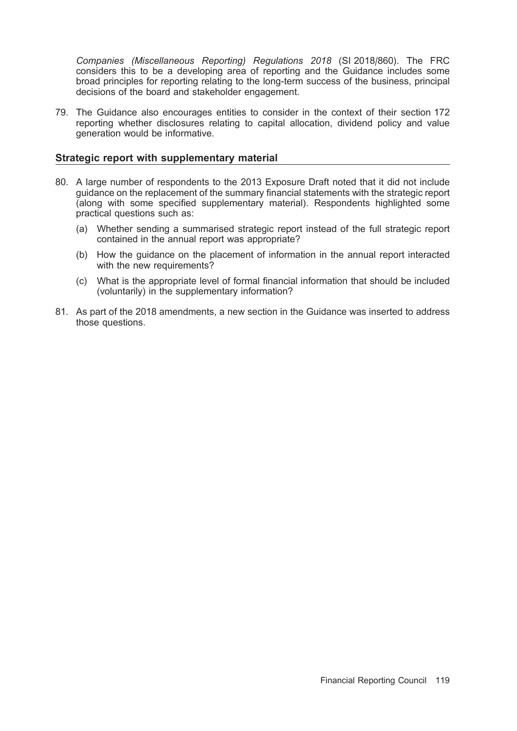*Companies (Miscellaneous Reporting) Regulations 2018* (SI 2018/860). The FRC considers this to be a developing area of reporting and the Guidance includes some broad principles for reporting relating to the long-term success of the business, principal decisions of the board and stakeholder engagement.

79. The Guidance also encourages entities to consider in the context of their section 172 reporting whether disclosures relating to capital allocation, dividend policy and value generation would be informative.

## Strategic report with supplementary material

80. A large number of respondents to the 2013 Exposure Draft noted that it did not include guidance on the replacement of the summary financial statements with the strategic report (along with some specified supplementary material). Respondents highlighted some practical questions such as:

    (a) Whether sending a summarised strategic report instead of the full strategic report contained in the annual report was appropriate?

    (b) How the guidance on the placement of information in the annual report interacted with the new requirements?

    (c) What is the appropriate level of formal financial information that should be included (voluntarily) in the supplementary information?

81. As part of the 2018 amendments, a new section in the Guidance was inserted to address those questions.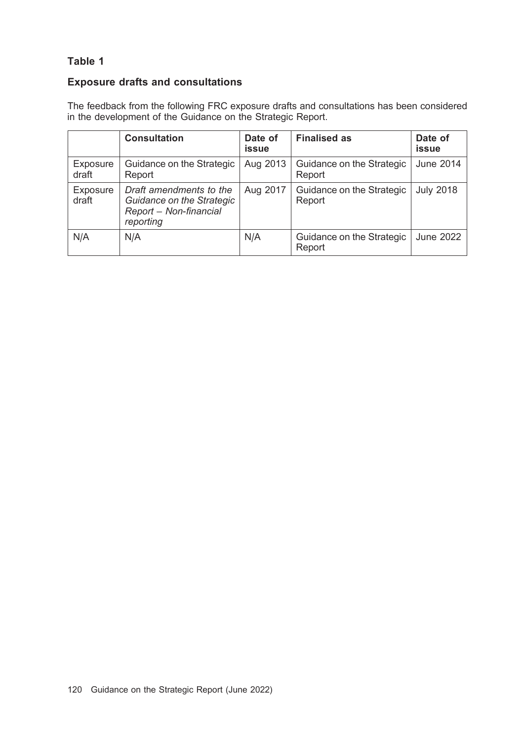## Table 1

### Exposure drafts and consultations

The feedback from the following FRC exposure drafts and consultations has been considered in the development of the Guidance on the Strategic Report.

| | Consultation | Date of issue | Finalised as | Date of issue |
|---|---|---|---|---|
| Exposure draft | Guidance on the Strategic Report | Aug 2013 | Guidance on the Strategic Report | June 2014 |
| Exposure draft | *Draft amendments to the Guidance on the Strategic Report – Non-financial reporting* | Aug 2017 | Guidance on the Strategic Report | July 2018 |
| N/A | N/A | N/A | Guidance on the Strategic Report | June 2022 |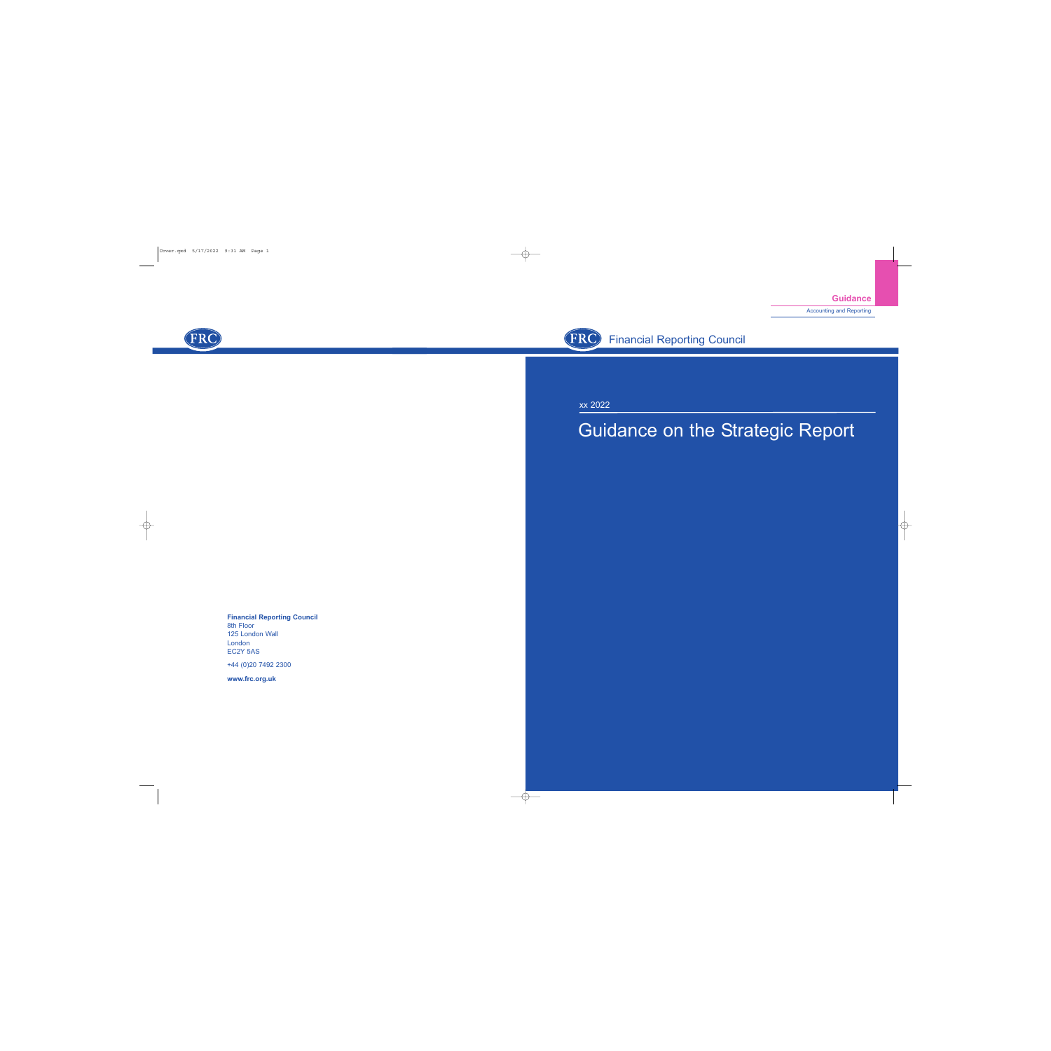Guidance

Accounting and Reporting

FRC

FRC Financial Reporting Council

xx 2022

# Guidance on the Strategic Report

**Financial Reporting Council**
8th Floor
125 London Wall
London
EC2Y 5AS

+44 (0)20 7492 2300

**www.frc.org.uk**